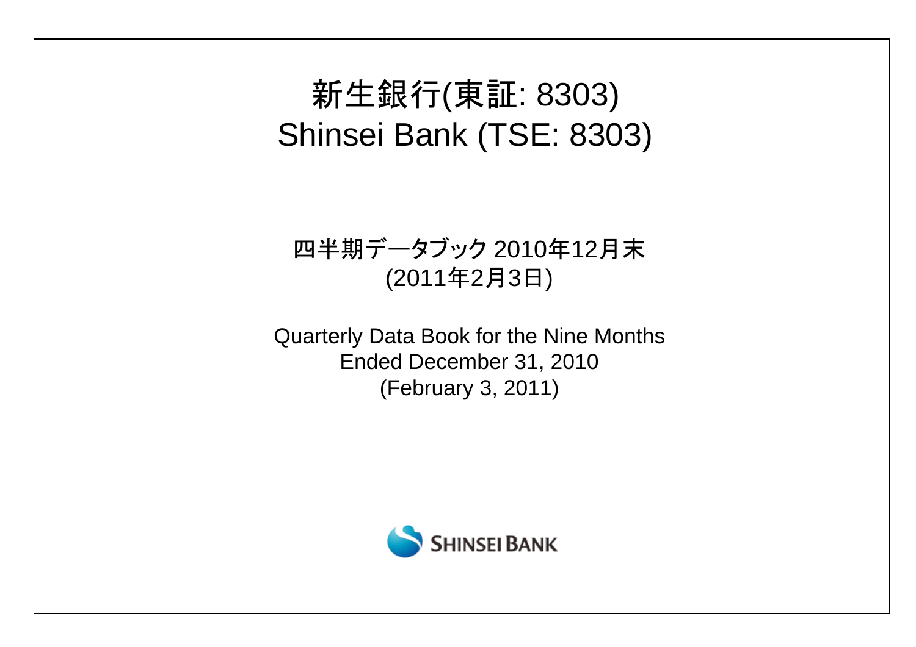# 新生銀行(東証: 8303)
# Shinsei Bank (TSE: 8303)

四半期データブック 2010年12月末
(2011年2月3日)

Quarterly Data Book for the Nine Months
Ended December 31, 2010
(February 3, 2011)

SHINSEI BANK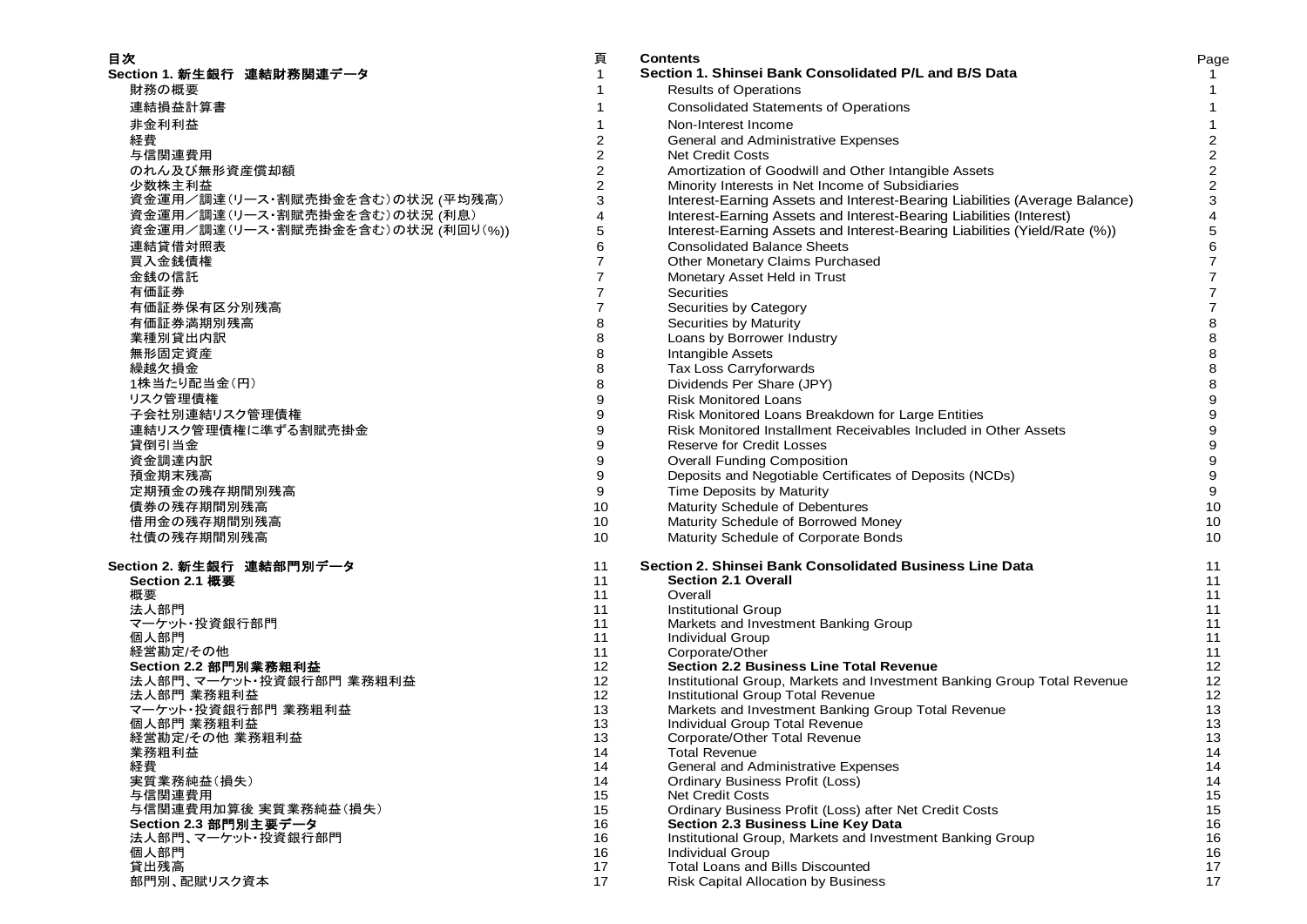| 目次 | 頁 | Contents | Page |
|---|---|---|---|
| **Section 1. 新生銀行　連結財務関連データ** | 1 | **Section 1. Shinsei Bank Consolidated P/L and B/S Data** | 1 |
| 財務の概要 | 1 | Results of Operations | 1 |
| 連結損益計算書 | 1 | Consolidated Statements of Operations | 1 |
| 非金利利益 | 1 | Non-Interest Income | 1 |
| 経費 | 2 | General and Administrative Expenses | 2 |
| 与信関連費用 | 2 | Net Credit Costs | 2 |
| のれん及び無形資産償却額 | 2 | Amortization of Goodwill and Other Intangible Assets | 2 |
| 少数株主利益 | 2 | Minority Interests in Net Income of Subsidiaries | 2 |
| 資金運用／調達(リース・割賦売掛金を含む)の状況 (平均残高) | 3 | Interest-Earning Assets and Interest-Bearing Liabilities (Average Balance) | 3 |
| 資金運用／調達(リース・割賦売掛金を含む)の状況 (利息) | 4 | Interest-Earning Assets and Interest-Bearing Liabilities (Interest) | 4 |
| 資金運用／調達(リース・割賦売掛金を含む)の状況 (利回り(%)) | 5 | Interest-Earning Assets and Interest-Bearing Liabilities (Yield/Rate (%)) | 5 |
| 連結貸借対照表 | 6 | Consolidated Balance Sheets | 6 |
| 買入金銭債権 | 7 | Other Monetary Claims Purchased | 7 |
| 金銭の信託 | 7 | Monetary Asset Held in Trust | 7 |
| 有価証券 | 7 | Securities | 7 |
| 有価証券保有区分別残高 | 7 | Securities by Category | 7 |
| 有価証券満期別残高 | 8 | Securities by Maturity | 8 |
| 業種別貸出内訳 | 8 | Loans by Borrower Industry | 8 |
| 無形固定資産 | 8 | Intangible Assets | 8 |
| 繰越欠損金 | 8 | Tax Loss Carryforwards | 8 |
| 1株当たり配当金(円) | 8 | Dividends Per Share (JPY) | 8 |
| リスク管理債権 | 9 | Risk Monitored Loans | 9 |
| 子会社別連結リスク管理債権 | 9 | Risk Monitored Loans Breakdown for Large Entities | 9 |
| 連結リスク管理債権に準ずる割賦売掛金 | 9 | Risk Monitored Installment Receivables Included in Other Assets | 9 |
| 貸倒引当金 | 9 | Reserve for Credit Losses | 9 |
| 資金調達内訳 | 9 | Overall Funding Composition | 9 |
| 預金期末残高 | 9 | Deposits and Negotiable Certificates of Deposits (NCDs) | 9 |
| 定期預金の残存期間別残高 | 9 | Time Deposits by Maturity | 9 |
| 債券の残存期間別残高 | 10 | Maturity Schedule of Debentures | 10 |
| 借用金の残存期間別残高 | 10 | Maturity Schedule of Borrowed Money | 10 |
| 社債の残存期間別残高 | 10 | Maturity Schedule of Corporate Bonds | 10 |
| | | | |
| **Section 2. 新生銀行　連結部門別データ** | 11 | **Section 2. Shinsei Bank Consolidated Business Line Data** | 11 |
| **Section 2.1 概要** | 11 | **Section 2.1 Overall** | 11 |
| 概要 | 11 | Overall | 11 |
| 法人部門 | 11 | Institutional Group | 11 |
| マーケット・投資銀行部門 | 11 | Markets and Investment Banking Group | 11 |
| 個人部門 | 11 | Individual Group | 11 |
| 経営勘定/その他 | 11 | Corporate/Other | 11 |
| **Section 2.2 部門別業務粗利益** | 12 | **Section 2.2 Business Line Total Revenue** | 12 |
| 法人部門、マーケット・投資銀行部門 業務粗利益 | 12 | Institutional Group, Markets and Investment Banking Group Total Revenue | 12 |
| 法人部門 業務粗利益 | 12 | Institutional Group Total Revenue | 12 |
| マーケット・投資銀行部門 業務粗利益 | 13 | Markets and Investment Banking Group Total Revenue | 13 |
| 個人部門 業務粗利益 | 13 | Individual Group Total Revenue | 13 |
| 経営勘定/その他 業務粗利益 | 13 | Corporate/Other Total Revenue | 13 |
| 業務粗利益 | 14 | Total Revenue | 14 |
| 経費 | 14 | General and Administrative Expenses | 14 |
| 実質業務純益(損失) | 14 | Ordinary Business Profit (Loss) | 14 |
| 与信関連費用 | 15 | Net Credit Costs | 15 |
| 与信関連費用加算後 実質業務純益(損失) | 15 | Ordinary Business Profit (Loss) after Net Credit Costs | 15 |
| **Section 2.3 部門別主要データ** | 16 | **Section 2.3 Business Line Key Data** | 16 |
| 法人部門、マーケット・投資銀行部門 | 16 | Institutional Group, Markets and Investment Banking Group | 16 |
| 個人部門 | 16 | Individual Group | 16 |
| 貸出残高 | 17 | Total Loans and Bills Discounted | 17 |
| 部門別、配賦リスク資本 | 17 | Risk Capital Allocation by Business | 17 |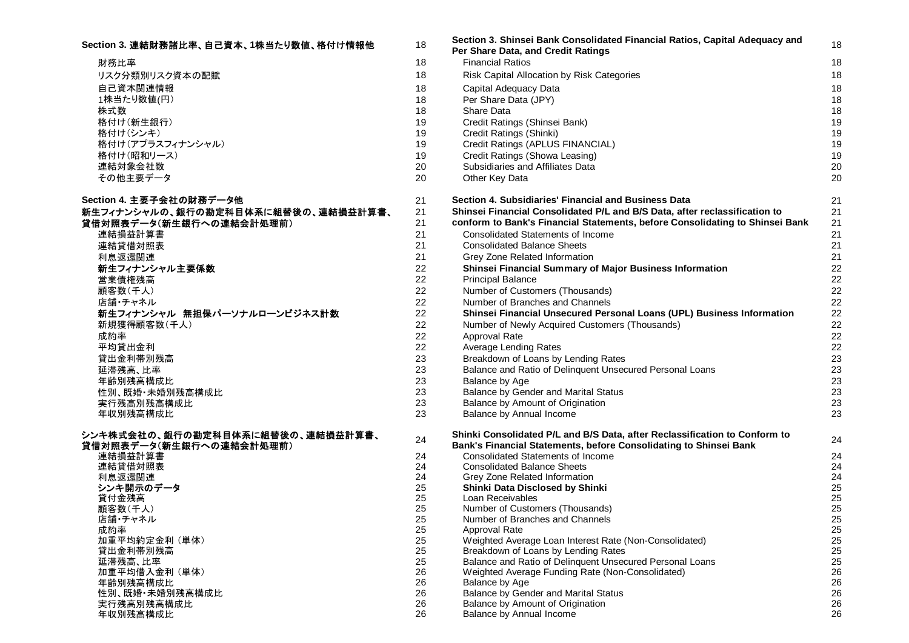| Section 3. 連結財務諸比率、自己資本、1株当たり数値、格付け情報他 | 18 | Section 3. Shinsei Bank Consolidated Financial Ratios, Capital Adequacy and Per Share Data, and Credit Ratings | 18 |
|---|---|---|---|
| 財務比率 | 18 | Financial Ratios | 18 |
| リスク分類別リスク資本の配賦 | 18 | Risk Capital Allocation by Risk Categories | 18 |
| 自己資本関連情報 | 18 | Capital Adequacy Data | 18 |
| 1株当たり数値(円) | 18 | Per Share Data (JPY) | 18 |
| 株式数 | 18 | Share Data | 18 |
| 格付け(新生銀行) | 19 | Credit Ratings (Shinsei Bank) | 19 |
| 格付け(シンキ) | 19 | Credit Ratings (Shinki) | 19 |
| 格付け(アプラスフィナンシャル) | 19 | Credit Ratings (APLUS FINANCIAL) | 19 |
| 格付け(昭和リース) | 19 | Credit Ratings (Showa Leasing) | 19 |
| 連結対象会社数 | 20 | Subsidiaries and Affiliates Data | 20 |
| その他主要データ | 20 | Other Key Data | 20 |
| | | | |
| **Section 4. 主要子会社の財務データ他** | 21 | **Section 4. Subsidiaries' Financial and Business Data** | 21 |
| **新生フィナンシャルの、銀行の勘定科目体系に組替後の、連結損益計算書、貸借対照表データ(新生銀行への連結会計処理前)** | 21 | **Shinsei Financial Consolidated P/L and B/S Data, after reclassification to conform to Bank's Financial Statements, before Consolidating to Shinsei Bank** | 21 |
| 連結損益計算書 | 21 | Consolidated Statements of Income | 21 |
| 連結貸借対照表 | 21 | Consolidated Balance Sheets | 21 |
| 利息返還関連 | 21 | Grey Zone Related Information | 21 |
| **新生フィナンシャル主要係数** | 22 | **Shinsei Financial Summary of Major Business Information** | 22 |
| 営業債権残高 | 22 | Principal Balance | 22 |
| 顧客数(千人) | 22 | Number of Customers (Thousands) | 22 |
| 店舗・チャネル | 22 | Number of Branches and Channels | 22 |
| **新生フィナンシャル　無担保パーソナルローンビジネス計数** | 22 | **Shinsei Financial Unsecured Personal Loans (UPL) Business Information** | 22 |
| 新規獲得顧客数(千人) | 22 | Number of Newly Acquired Customers (Thousands) | 22 |
| 成約率 | 22 | Approval Rate | 22 |
| 平均貸出金利 | 22 | Average Lending Rates | 22 |
| 貸出金利帯別残高 | 23 | Breakdown of Loans by Lending Rates | 23 |
| 延滞残高、比率 | 23 | Balance and Ratio of Delinquent Unsecured Personal Loans | 23 |
| 年齢別残高構成比 | 23 | Balance by Age | 23 |
| 性別、既婚・未婚別残高構成比 | 23 | Balance by Gender and Marital Status | 23 |
| 実行残高別残高構成比 | 23 | Balance by Amount of Origination | 23 |
| 年収別残高構成比 | 23 | Balance by Annual Income | 23 |
| | | | |
| **シンキ株式会社の、銀行の勘定科目体系に組替後の、連結損益計算書、貸借対照表データ(新生銀行への連結会計処理前)** | 24 | **Shinki Consolidated P/L and B/S Data, after Reclassification to Conform to Bank's Financial Statements, before Consolidating to Shinsei Bank** | 24 |
| 連結損益計算書 | 24 | Consolidated Statements of Income | 24 |
| 連結貸借対照表 | 24 | Consolidated Balance Sheets | 24 |
| 利息返還関連 | 24 | Grey Zone Related Information | 24 |
| **シンキ開示のデータ** | 25 | **Shinki Data Disclosed by Shinki** | 25 |
| 貸付金残高 | 25 | Loan Receivables | 25 |
| 顧客数(千人) | 25 | Number of Customers (Thousands) | 25 |
| 店舗・チャネル | 25 | Number of Branches and Channels | 25 |
| 成約率 | 25 | Approval Rate | 25 |
| 加重平均約定金利 (単体) | 25 | Weighted Average Loan Interest Rate (Non-Consolidated) | 25 |
| 貸出金利帯別残高 | 25 | Breakdown of Loans by Lending Rates | 25 |
| 延滞残高、比率 | 25 | Balance and Ratio of Delinquent Unsecured Personal Loans | 25 |
| 加重平均借入金利 (単体) | 26 | Weighted Average Funding Rate (Non-Consolidated) | 26 |
| 年齢別残高構成比 | 26 | Balance by Age | 26 |
| 性別、既婚・未婚別残高構成比 | 26 | Balance by Gender and Marital Status | 26 |
| 実行残高別残高構成比 | 26 | Balance by Amount of Origination | 26 |
| 年収別残高構成比 | 26 | Balance by Annual Income | 26 |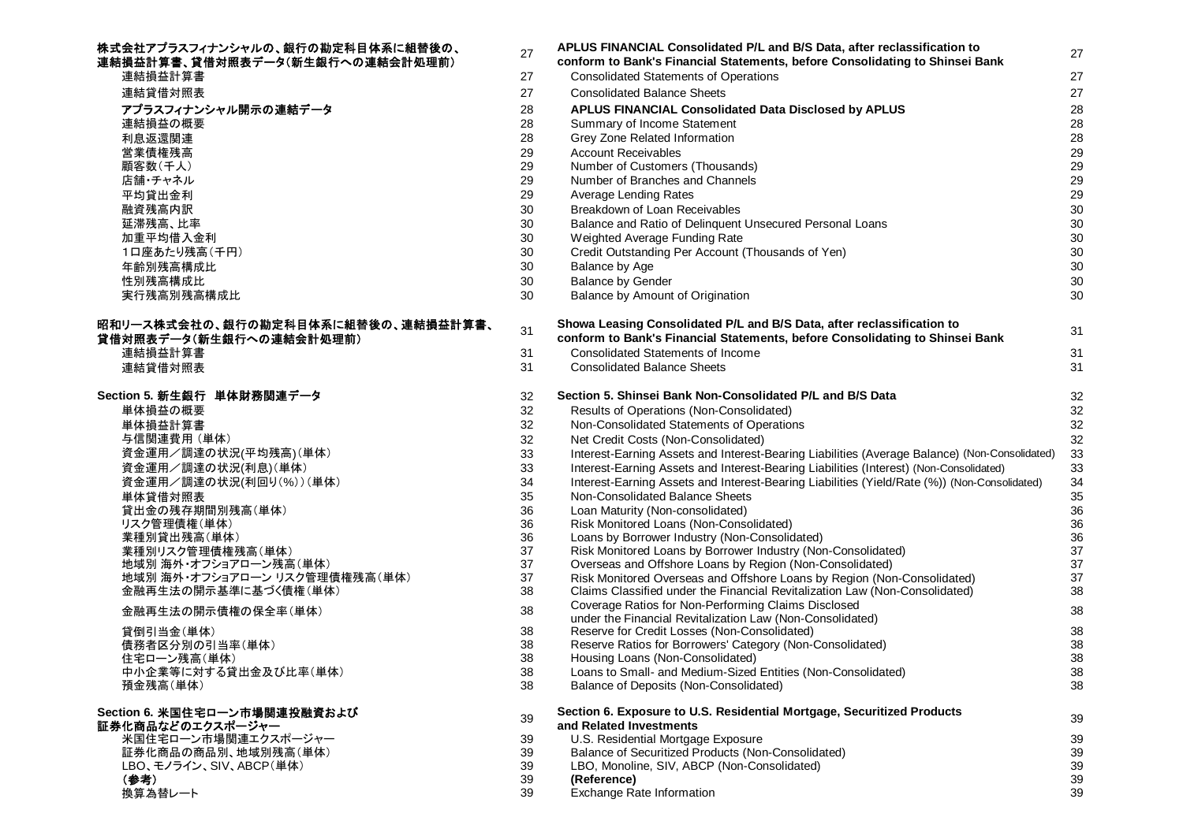| | | | |
|---|---|---|---|
| **株式会社アプラスフィナンシャルの、銀行の勘定科目体系に組替後の、連結損益計算書、貸借対照表データ(新生銀行への連結会計処理前)** | 27 | **APLUS FINANCIAL Consolidated P/L and B/S Data, after reclassification to conform to Bank's Financial Statements, before Consolidating to Shinsei Bank** | 27 |
| 連結損益計算書 | 27 | Consolidated Statements of Operations | 27 |
| 連結貸借対照表 | 27 | Consolidated Balance Sheets | 27 |
| **アプラスフィナンシャル開示の連結データ** | 28 | **APLUS FINANCIAL Consolidated Data Disclosed by APLUS** | 28 |
| 連結損益の概要 | 28 | Summary of Income Statement | 28 |
| 利息返還関連 | 28 | Grey Zone Related Information | 28 |
| 営業債権残高 | 29 | Account Receivables | 29 |
| 顧客数(千人) | 29 | Number of Customers (Thousands) | 29 |
| 店舗･チャネル | 29 | Number of Branches and Channels | 29 |
| 平均貸出金利 | 29 | Average Lending Rates | 29 |
| 融資残高内訳 | 30 | Breakdown of Loan Receivables | 30 |
| 延滞残高、比率 | 30 | Balance and Ratio of Delinquent Unsecured Personal Loans | 30 |
| 加重平均借入金利 | 30 | Weighted Average Funding Rate | 30 |
| 1口座あたり残高(千円) | 30 | Credit Outstanding Per Account (Thousands of Yen) | 30 |
| 年齢別残高構成比 | 30 | Balance by Age | 30 |
| 性別残高構成比 | 30 | Balance by Gender | 30 |
| 実行残高別残高構成比 | 30 | Balance by Amount of Origination | 30 |
| **昭和リース株式会社の、銀行の勘定科目体系に組替後の、連結損益計算書、貸借対照表データ(新生銀行への連結会計処理前)** | 31 | **Showa Leasing Consolidated P/L and B/S Data, after reclassification to conform to Bank's Financial Statements, before Consolidating to Shinsei Bank** | 31 |
| 連結損益計算書 | 31 | Consolidated Statements of Income | 31 |
| 連結貸借対照表 | 31 | Consolidated Balance Sheets | 31 |
| **Section 5. 新生銀行　単体財務関連データ** | 32 | **Section 5. Shinsei Bank Non-Consolidated P/L and B/S Data** | 32 |
| 単体損益の概要 | 32 | Results of Operations (Non-Consolidated) | 32 |
| 単体損益計算書 | 32 | Non-Consolidated Statements of Operations | 32 |
| 与信関連費用 (単体) | 32 | Net Credit Costs (Non-Consolidated) | 32 |
| 資金運用／調達の状況(平均残高)(単体) | 33 | Interest-Earning Assets and Interest-Bearing Liabilities (Average Balance) (Non-Consolidated) | 33 |
| 資金運用／調達の状況(利息)(単体) | 33 | Interest-Earning Assets and Interest-Bearing Liabilities (Interest) (Non-Consolidated) | 33 |
| 資金運用／調達の状況(利回り(%))(単体) | 34 | Interest-Earning Assets and Interest-Bearing Liabilities (Yield/Rate (%)) (Non-Consolidated) | 34 |
| 単体貸借対照表 | 35 | Non-Consolidated Balance Sheets | 35 |
| 貸出金の残存期間別残高(単体) | 36 | Loan Maturity (Non-consolidated) | 36 |
| リスク管理債権(単体) | 36 | Risk Monitored Loans (Non-Consolidated) | 36 |
| 業種別貸出残高(単体) | 36 | Loans by Borrower Industry (Non-Consolidated) | 36 |
| 業種別リスク管理債権残高(単体) | 37 | Risk Monitored Loans by Borrower Industry (Non-Consolidated) | 37 |
| 地域別 海外･オフショアローン残高(単体) | 37 | Overseas and Offshore Loans by Region (Non-Consolidated) | 37 |
| 地域別 海外･オフショアローン リスク管理債権残高(単体) | 37 | Risk Monitored Overseas and Offshore Loans by Region (Non-Consolidated) | 37 |
| 金融再生法の開示基準に基づく債権(単体) | 38 | Claims Classified under the Financial Revitalization Law (Non-Consolidated) | 38 |
| 金融再生法の開示債権の保全率(単体) | 38 | Coverage Ratios for Non-Performing Claims Disclosed under the Financial Revitalization Law (Non-Consolidated) | 38 |
| 貸倒引当金(単体) | 38 | Reserve for Credit Losses (Non-Consolidated) | 38 |
| 債務者区分別の引当率(単体) | 38 | Reserve Ratios for Borrowers' Category (Non-Consolidated) | 38 |
| 住宅ローン残高(単体) | 38 | Housing Loans (Non-Consolidated) | 38 |
| 中小企業等に対する貸出金及び比率(単体) | 38 | Loans to Small- and Medium-Sized Entities (Non-Consolidated) | 38 |
| 預金残高(単体) | 38 | Balance of Deposits (Non-Consolidated) | 38 |
| **Section 6. 米国住宅ローン市場関連投融資および証券化商品などのエクスポージャー** | 39 | **Section 6. Exposure to U.S. Residential Mortgage, Securitized Products and Related Investments** | 39 |
| 米国住宅ローン市場関連エクスポージャー | 39 | U.S. Residential Mortgage Exposure | 39 |
| 証券化商品の商品別、地域別残高(単体) | 39 | Balance of Securitized Products (Non-Consolidated) | 39 |
| LBO、モノライン、SIV、ABCP(単体) | 39 | LBO, Monoline, SIV, ABCP (Non-Consolidated) | 39 |
| **(参考)** | 39 | **(Reference)** | 39 |
| 換算為替レート | 39 | Exchange Rate Information | 39 |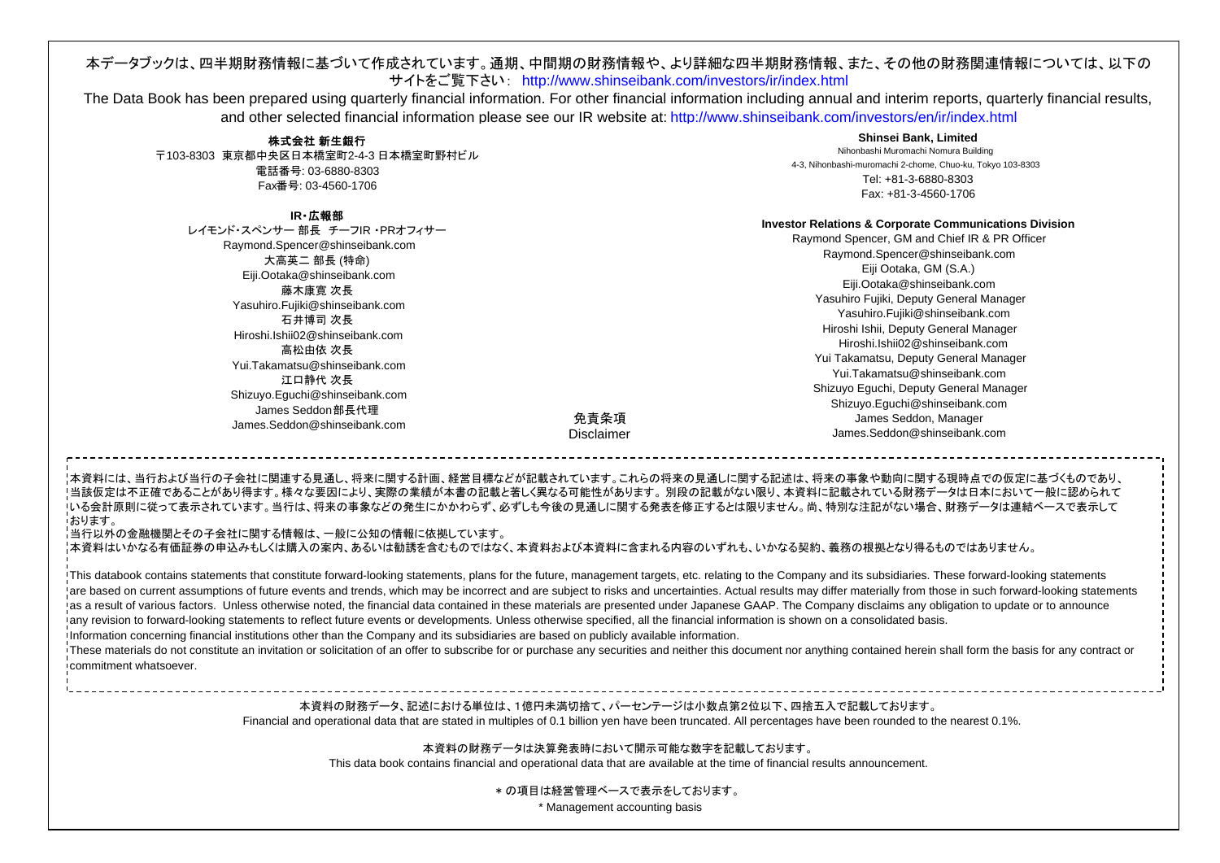本データブックは、四半期財務情報に基づいて作成されています。通期、中間期の財務情報や、より詳細な四半期財務情報、また、その他の財務関連情報については、以下のサイトをご覧下さい： http://www.shinseibank.com/investors/ir/index.html

The Data Book has been prepared using quarterly financial information. For other financial information including annual and interim reports, quarterly financial results, and other selected financial information please see our IR website at: http://www.shinseibank.com/investors/en/ir/index.html

**株式会社 新生銀行**

〒103-8303 東京都中央区日本橋室町2-4-3 日本橋室町野村ビル

電話番号: 03-6880-8303

Fax番号: 03-4560-1706

**IR・広報部**

レイモンド・スペンサー 部長 チーフIR・PRオフィサー
Raymond.Spencer@shinseibank.com

大高英二 部長 (特命)
Eiji.Ootaka@shinseibank.com

藤木康寛 次長
Yasuhiro.Fujiki@shinseibank.com

石井博司 次長
Hiroshi.Ishii02@shinseibank.com

高松由依 次長
Yui.Takamatsu@shinseibank.com

江口静代 次長
Shizuyo.Eguchi@shinseibank.com

James Seddon部長代理
James.Seddon@shinseibank.com

**Shinsei Bank, Limited**

Nihonbashi Muromachi Nomura Building

4-3, Nihonbashi-muromachi 2-chome, Chuo-ku, Tokyo 103-8303

Tel: +81-3-6880-8303

Fax: +81-3-4560-1706

**Investor Relations & Corporate Communications Division**

Raymond Spencer, GM and Chief IR & PR Officer
Raymond.Spencer@shinseibank.com

Eiji Ootaka, GM (S.A.)
Eiji.Ootaka@shinseibank.com

Yasuhiro Fujiki, Deputy General Manager
Yasuhiro.Fujiki@shinseibank.com

Hiroshi Ishii, Deputy General Manager
Hiroshi.Ishii02@shinseibank.com

Yui Takamatsu, Deputy General Manager
Yui.Takamatsu@shinseibank.com

Shizuyo Eguchi, Deputy General Manager
Shizuyo.Eguchi@shinseibank.com

James Seddon, Manager
James.Seddon@shinseibank.com

## 免責条項
## Disclaimer

本資料には、当行および当行の子会社に関連する見通し、将来に関する計画、経営目標などが記載されています。これらの将来の見通しに関する記述は、将来の事象や動向に関する現時点での仮定に基づくものであり、当該仮定は不正確であることがあり得ます。様々な要因により、実際の業績が本書の記載と著しく異なる可能性があります。別段の記載がない限り、本資料に記載されている財務データは日本において一般に認められている会計原則に従って表示されています。当行は、将来の事象などの発生にかかわらず、必ずしも今後の見通しに関する発表を修正するとは限りません。尚、特別な注記がない場合、財務データは連結ベースで表示しております。

当行以外の金融機関とその子会社に関する情報は、一般に公知の情報に依拠しています。

本資料はいかなる有価証券の申込みもしくは購入の案内、あるいは勧誘を含むものではなく、本資料および本資料に含まれる内容のいずれも、いかなる契約、義務の根拠となり得るものではありません。

This databook contains statements that constitute forward-looking statements, plans for the future, management targets, etc. relating to the Company and its subsidiaries. These forward-looking statements are based on current assumptions of future events and trends, which may be incorrect and are subject to risks and uncertainties. Actual results may differ materially from those in such forward-looking statements as a result of various factors. Unless otherwise noted, the financial data contained in these materials are presented under Japanese GAAP. The Company disclaims any obligation to update or to announce any revision to forward-looking statements to reflect future events or developments. Unless otherwise specified, all the financial information is shown on a consolidated basis.

Information concerning financial institutions other than the Company and its subsidiaries are based on publicly available information.

These materials do not constitute an invitation or solicitation of an offer to subscribe for or purchase any securities and neither this document nor anything contained herein shall form the basis for any contract or commitment whatsoever.

本資料の財務データ、記述における単位は、1億円未満切捨て、パーセンテージは小数点第2位以下、四捨五入で記載しております。

Financial and operational data that are stated in multiples of 0.1 billion yen have been truncated. All percentages have been rounded to the nearest 0.1%.

本資料の財務データは決算発表時において開示可能な数字を記載しております。

This data book contains financial and operational data that are available at the time of financial results announcement.

＊の項目は経営管理ベースで表示をしております。

* Management accounting basis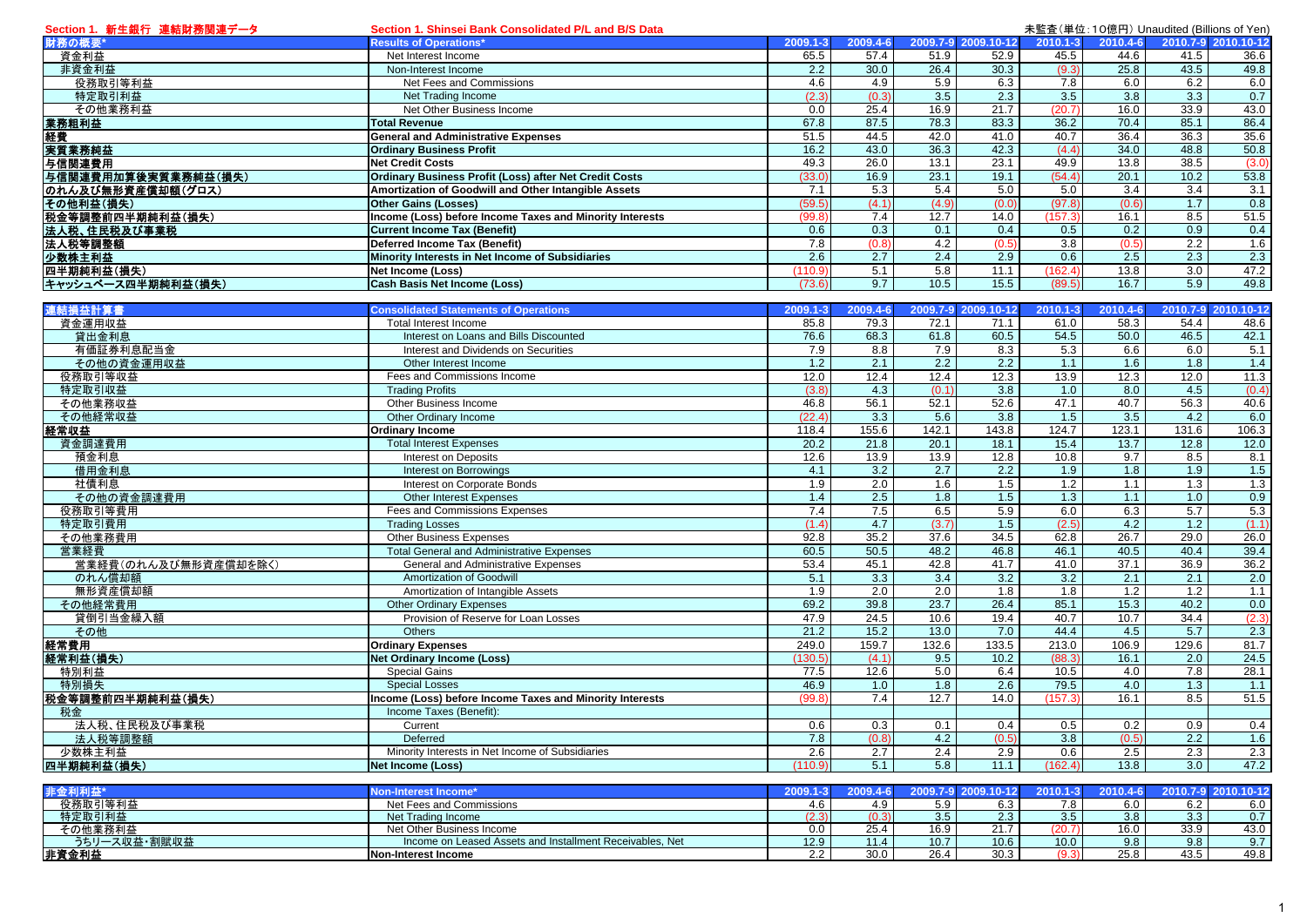## Section 1. 新生銀行 連結財務関連データ Section 1. Shinsei Bank Consolidated P/L and B/S Data

未監査（単位：10億円） Unaudited (Billions of Yen)

| 財務の概要* | Results of Operations* | 2009.1-3 | 2009.4-6 | 2009.7-9 | 2009.10-12 | 2010.1-3 | 2010.4-6 | 2010.7-9 | 2010.10-12 |
|---|---|---|---|---|---|---|---|---|---|
| 資金利益 | Net Interest Income | 65.5 | 57.4 | 51.9 | 52.9 | 45.5 | 44.6 | 41.5 | 36.6 |
| 非資金利益 | Non-Interest Income | 2.2 | 30.0 | 26.4 | 30.3 | (9.3) | 25.8 | 43.5 | 49.8 |
| 役務取引等利益 | Net Fees and Commissions | 4.6 | 4.9 | 5.9 | 6.3 | 7.8 | 6.0 | 6.2 | 6.0 |
| 特定取引利益 | Net Trading Income | (2.3) | (0.3) | 3.5 | 2.3 | 3.5 | 3.8 | 3.3 | 0.7 |
| その他業務利益 | Net Other Business Income | 0.0 | 25.4 | 16.9 | 21.7 | (20.7) | 16.0 | 33.9 | 43.0 |
| **業務粗利益** | **Total Revenue** | 67.8 | 87.5 | 78.3 | 83.3 | 36.2 | 70.4 | 85.1 | 86.4 |
| **経費** | **General and Administrative Expenses** | 51.5 | 44.5 | 42.0 | 41.0 | 40.7 | 36.4 | 36.3 | 35.6 |
| **実質業務純益** | **Ordinary Business Profit** | 16.2 | 43.0 | 36.3 | 42.3 | (4.4) | 34.0 | 48.8 | 50.8 |
| **与信関連費用** | **Net Credit Costs** | 49.3 | 26.0 | 13.1 | 23.1 | 49.9 | 13.8 | 38.5 | (3.0) |
| **与信関連費用加算後実質業務純益（損失）** | **Ordinary Business Profit (Loss) after Net Credit Costs** | (33.0) | 16.9 | 23.1 | 19.1 | (54.4) | 20.1 | 10.2 | 53.8 |
| **のれん及び無形資産償却額（グロス）** | **Amortization of Goodwill and Other Intangible Assets** | 7.1 | 5.3 | 5.4 | 5.0 | 5.0 | 3.4 | 3.4 | 3.1 |
| **その他利益（損失）** | **Other Gains (Losses)** | (59.5) | (4.1) | (4.9) | (0.0) | (97.8) | (0.6) | 1.7 | 0.8 |
| **税金等調整前四半期純利益（損失）** | **Income (Loss) before Income Taxes and Minority Interests** | (99.8) | 7.4 | 12.7 | 14.0 | (157.3) | 16.1 | 8.5 | 51.5 |
| **法人税、住民税及び事業税** | **Current Income Tax (Benefit)** | 0.6 | 0.3 | 0.1 | 0.4 | 0.5 | 0.2 | 0.9 | 0.4 |
| **法人税等調整額** | **Deferred Income Tax (Benefit)** | 7.8 | (0.8) | 4.2 | (0.5) | 3.8 | (0.5) | 2.2 | 1.6 |
| **少数株主利益** | **Minority Interests in Net Income of Subsidiaries** | 2.6 | 2.7 | 2.4 | 2.9 | 0.6 | 2.5 | 2.3 | 2.3 |
| **四半期純利益（損失）** | **Net Income (Loss)** | (110.9) | 5.1 | 5.8 | 11.1 | (162.4) | 13.8 | 3.0 | 47.2 |
| **キャッシュベース四半期純利益（損失）** | **Cash Basis Net Income (Loss)** | (73.6) | 9.7 | 10.5 | 15.5 | (89.5) | 16.7 | 5.9 | 49.8 |

| 連結損益計算書 | Consolidated Statements of Operations | 2009.1-3 | 2009.4-6 | 2009.7-9 | 2009.10-12 | 2010.1-3 | 2010.4-6 | 2010.7-9 | 2010.10-12 |
|---|---|---|---|---|---|---|---|---|---|
| 資金運用収益 | Total Interest Income | 85.8 | 79.3 | 72.1 | 71.1 | 61.0 | 58.3 | 54.4 | 48.6 |
| 貸出金利息 | Interest on Loans and Bills Discounted | 76.6 | 68.3 | 61.8 | 60.5 | 54.5 | 50.0 | 46.5 | 42.1 |
| 有価証券利息配当金 | Interest and Dividends on Securities | 7.9 | 8.8 | 7.9 | 8.3 | 5.3 | 6.6 | 6.0 | 5.1 |
| その他の資金運用収益 | Other Interest Income | 1.2 | 2.1 | 2.2 | 2.2 | 1.1 | 1.6 | 1.8 | 1.4 |
| 役務取引等収益 | Fees and Commissions Income | 12.0 | 12.4 | 12.4 | 12.3 | 13.9 | 12.3 | 12.0 | 11.3 |
| 特定取引収益 | Trading Profits | (3.8) | 4.3 | (0.1) | 3.8 | 1.0 | 8.0 | 4.5 | (0.4) |
| その他業務収益 | Other Business Income | 46.8 | 56.1 | 52.1 | 52.6 | 47.1 | 40.7 | 56.3 | 40.6 |
| その他経常収益 | Other Ordinary Income | (22.4) | 3.3 | 5.6 | 3.8 | 1.5 | 3.5 | 4.2 | 6.0 |
| **経常収益** | **Ordinary Income** | 118.4 | 155.6 | 142.1 | 143.8 | 124.7 | 123.1 | 131.6 | 106.3 |
| 資金調達費用 | Total Interest Expenses | 20.2 | 21.8 | 20.1 | 18.1 | 15.4 | 13.7 | 12.8 | 12.0 |
| 預金利息 | Interest on Deposits | 12.6 | 13.9 | 13.9 | 12.8 | 10.8 | 9.7 | 8.5 | 8.1 |
| 借用金利息 | Interest on Borrowings | 4.1 | 3.2 | 2.7 | 2.2 | 1.9 | 1.8 | 1.9 | 1.5 |
| 社債利息 | Interest on Corporate Bonds | 1.9 | 2.0 | 1.6 | 1.5 | 1.2 | 1.1 | 1.3 | 1.3 |
| その他の資金調達費用 | Other Interest Expenses | 1.4 | 2.5 | 1.8 | 1.5 | 1.3 | 1.1 | 1.0 | 0.9 |
| 役務取引等費用 | Fees and Commissions Expenses | 7.4 | 7.5 | 6.5 | 5.9 | 6.0 | 6.3 | 5.7 | 5.3 |
| 特定取引費用 | Trading Losses | (1.4) | 4.7 | (3.7) | 1.5 | (2.5) | 4.2 | 1.2 | (1.1) |
| その他業務費用 | Other Business Expenses | 92.8 | 35.2 | 37.6 | 34.5 | 62.8 | 26.7 | 29.0 | 26.0 |
| 営業経費 | Total General and Administrative Expenses | 60.5 | 50.5 | 48.2 | 46.8 | 46.1 | 40.5 | 40.4 | 39.4 |
| 営業経費（のれん及び無形資産償却を除く） | General and Administrative Expenses | 53.4 | 45.1 | 42.8 | 41.7 | 41.0 | 37.1 | 36.9 | 36.2 |
| のれん償却額 | Amortization of Goodwill | 5.1 | 3.3 | 3.4 | 3.2 | 3.2 | 2.1 | 2.1 | 2.0 |
| 無形資産償却額 | Amortization of Intangible Assets | 1.9 | 2.0 | 2.0 | 1.8 | 1.8 | 1.2 | 1.2 | 1.1 |
| その他経常費用 | Other Ordinary Expenses | 69.2 | 39.8 | 23.7 | 26.4 | 85.1 | 15.3 | 40.2 | 0.0 |
| 貸倒引当金繰入額 | Provision of Reserve for Loan Losses | 47.9 | 24.5 | 10.6 | 19.4 | 40.7 | 10.7 | 34.4 | (2.3) |
| その他 | Others | 21.2 | 15.2 | 13.0 | 7.0 | 44.4 | 4.5 | 5.7 | 2.3 |
| **経常費用** | **Ordinary Expenses** | 249.0 | 159.7 | 132.6 | 133.5 | 213.0 | 106.9 | 129.6 | 81.7 |
| **経常利益（損失）** | **Net Ordinary Income (Loss)** | (130.5) | (4.1) | 9.5 | 10.2 | (88.3) | 16.1 | 2.0 | 24.5 |
| 特別利益 | Special Gains | 77.5 | 12.6 | 5.0 | 6.4 | 10.5 | 4.0 | 7.8 | 28.1 |
| 特別損失 | Special Losses | 46.9 | 1.0 | 1.8 | 2.6 | 79.5 | 4.0 | 1.3 | 1.1 |
| **税金等調整前四半期純利益（損失）** | **Income (Loss) before Income Taxes and Minority Interests** | (99.8) | 7.4 | 12.7 | 14.0 | (157.3) | 16.1 | 8.5 | 51.5 |
| 税金 | Income Taxes (Benefit): | | | | | | | | |
| 法人税、住民税及び事業税 | Current | 0.6 | 0.3 | 0.1 | 0.4 | 0.5 | 0.2 | 0.9 | 0.4 |
| 法人税等調整額 | Deferred | 7.8 | (0.8) | 4.2 | (0.5) | 3.8 | (0.5) | 2.2 | 1.6 |
| 少数株主利益 | Minority Interests in Net Income of Subsidiaries | 2.6 | 2.7 | 2.4 | 2.9 | 0.6 | 2.5 | 2.3 | 2.3 |
| **四半期純利益（損失）** | **Net Income (Loss)** | (110.9) | 5.1 | 5.8 | 11.1 | (162.4) | 13.8 | 3.0 | 47.2 |

| 非金利利益* | Non-Interest Income* | 2009.1-3 | 2009.4-6 | 2009.7-9 | 2009.10-12 | 2010.1-3 | 2010.4-6 | 2010.7-9 | 2010.10-12 |
|---|---|---|---|---|---|---|---|---|---|
| 役務取引等利益 | Net Fees and Commissions | 4.6 | 4.9 | 5.9 | 6.3 | 7.8 | 6.0 | 6.2 | 6.0 |
| 特定取引利益 | Net Trading Income | (2.3) | (0.3) | 3.5 | 2.3 | 3.5 | 3.8 | 3.3 | 0.7 |
| その他業務利益 | Net Other Business Income | 0.0 | 25.4 | 16.9 | 21.7 | (20.7) | 16.0 | 33.9 | 43.0 |
| うちリース収益・割賦収益 | Income on Leased Assets and Installment Receivables, Net | 12.9 | 11.4 | 10.7 | 10.6 | 10.0 | 9.8 | 9.8 | 9.7 |
| **非資金利益** | **Non-Interest Income** | 2.2 | 30.0 | 26.4 | 30.3 | (9.3) | 25.8 | 43.5 | 49.8 |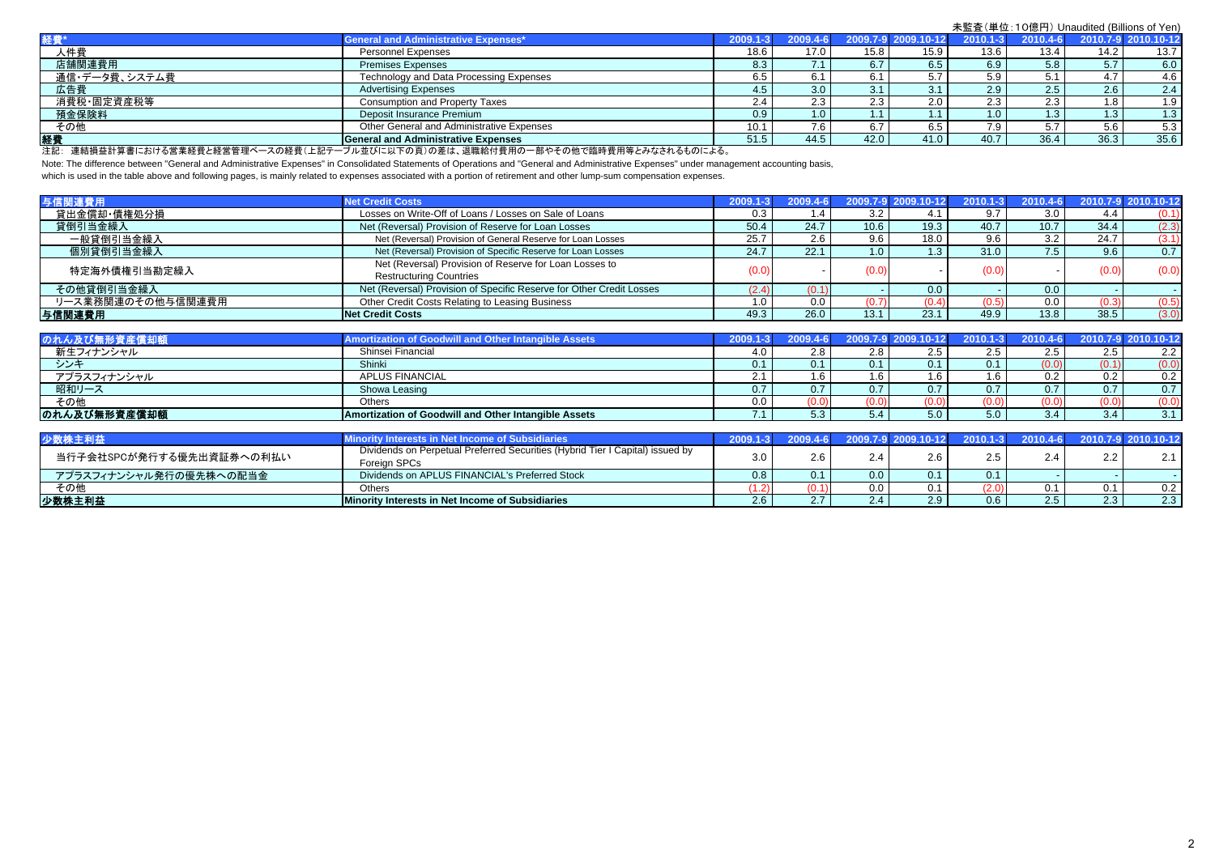未監査（単位：10億円）Unaudited (Billions of Yen)

| 経費* | General and Administrative Expenses* | 2009.1-3 | 2009.4-6 | 2009.7-9 | 2009.10-12 | 2010.1-3 | 2010.4-6 | 2010.7-9 | 2010.10-12 |
|---|---|---|---|---|---|---|---|---|---|
| 人件費 | Personnel Expenses | 18.6 | 17.0 | 15.8 | 15.9 | 13.6 | 13.4 | 14.2 | 13.7 |
| 店舗関連費用 | Premises Expenses | 8.3 | 7.1 | 6.7 | 6.5 | 6.9 | 5.8 | 5.7 | 6.0 |
| 通信・データ費、システム費 | Technology and Data Processing Expenses | 6.5 | 6.1 | 6.1 | 5.7 | 5.9 | 5.1 | 4.7 | 4.6 |
| 広告費 | Advertising Expenses | 4.5 | 3.0 | 3.1 | 3.1 | 2.9 | 2.5 | 2.6 | 2.4 |
| 消費税・固定資産税等 | Consumption and Property Taxes | 2.4 | 2.3 | 2.3 | 2.0 | 2.3 | 2.3 | 1.8 | 1.9 |
| 預金保険料 | Deposit Insurance Premium | 0.9 | 1.0 | 1.1 | 1.1 | 1.0 | 1.3 | 1.3 | 1.3 |
| その他 | Other General and Administrative Expenses | 10.1 | 7.6 | 6.7 | 6.5 | 7.9 | 5.7 | 5.6 | 5.3 |
| **経費** | **General and Administrative Expenses** | 51.5 | 44.5 | 42.0 | 41.0 | 40.7 | 36.4 | 36.3 | 35.6 |

注記: 連結損益計算書における営業経費と経営管理ベースの経費（上記テーブル並びに以下の頁）の差は、退職給付費用の一部やその他で臨時費用等とみなされるものによる。

Note: The difference between "General and Administrative Expenses" in Consolidated Statements of Operations and "General and Administrative Expenses" under management accounting basis, which is used in the table above and following pages, is mainly related to expenses associated with a portion of retirement and other lump-sum compensation expenses.

| 与信関連費用 | Net Credit Costs | 2009.1-3 | 2009.4-6 | 2009.7-9 | 2009.10-12 | 2010.1-3 | 2010.4-6 | 2010.7-9 | 2010.10-12 |
|---|---|---|---|---|---|---|---|---|---|
| 貸出金償却・債権処分損 | Losses on Write-Off of Loans / Losses on Sale of Loans | 0.3 | 1.4 | 3.2 | 4.1 | 9.7 | 3.0 | 4.4 | (0.1) |
| 貸倒引当金繰入 | Net (Reversal) Provision of Reserve for Loan Losses | 50.4 | 24.7 | 10.6 | 19.3 | 40.7 | 10.7 | 34.4 | (2.3) |
| 一般貸倒引当金繰入 | Net (Reversal) Provision of General Reserve for Loan Losses | 25.7 | 2.6 | 9.6 | 18.0 | 9.6 | 3.2 | 24.7 | (3.1) |
| 個別貸倒引当金繰入 | Net (Reversal) Provision of Specific Reserve for Loan Losses | 24.7 | 22.1 | 1.0 | 1.3 | 31.0 | 7.5 | 9.6 | 0.7 |
| 特定海外債権引当勘定繰入 | Net (Reversal) Provision of Reserve for Loan Losses to Restructuring Countries | (0.0) | - | (0.0) | - | (0.0) | - | (0.0) | (0.0) |
| その他貸倒引当金繰入 | Net (Reversal) Provision of Specific Reserve for Other Credit Losses | (2.4) | (0.1) | - | 0.0 | - | 0.0 | - | - |
| リース業務関連のその他与信関連費用 | Other Credit Costs Relating to Leasing Business | 1.0 | 0.0 | (0.7) | (0.4) | (0.5) | 0.0 | (0.3) | (0.5) |
| **与信関連費用** | **Net Credit Costs** | 49.3 | 26.0 | 13.1 | 23.1 | 49.9 | 13.8 | 38.5 | (3.0) |

| のれん及び無形資産償却額 | Amortization of Goodwill and Other Intangible Assets | 2009.1-3 | 2009.4-6 | 2009.7-9 | 2009.10-12 | 2010.1-3 | 2010.4-6 | 2010.7-9 | 2010.10-12 |
|---|---|---|---|---|---|---|---|---|---|
| 新生フィナンシャル | Shinsei Financial | 4.0 | 2.8 | 2.8 | 2.5 | 2.5 | 2.5 | 2.5 | 2.2 |
| シンキ | Shinki | 0.1 | 0.1 | 0.1 | 0.1 | 0.1 | (0.0) | (0.1) | (0.0) |
| アプラスフィナンシャル | APLUS FINANCIAL | 2.1 | 1.6 | 1.6 | 1.6 | 1.6 | 0.2 | 0.2 | 0.2 |
| 昭和リース | Showa Leasing | 0.7 | 0.7 | 0.7 | 0.7 | 0.7 | 0.7 | 0.7 | 0.7 |
| その他 | Others | 0.0 | (0.0) | (0.0) | (0.0) | (0.0) | (0.0) | (0.0) | (0.0) |
| **のれん及び無形資産償却額** | **Amortization of Goodwill and Other Intangible Assets** | 7.1 | 5.3 | 5.4 | 5.0 | 5.0 | 3.4 | 3.4 | 3.1 |

| 少数株主利益 | Minority Interests in Net Income of Subsidiaries | 2009.1-3 | 2009.4-6 | 2009.7-9 | 2009.10-12 | 2010.1-3 | 2010.4-6 | 2010.7-9 | 2010.10-12 |
|---|---|---|---|---|---|---|---|---|---|
| 当行子会社SPCが発行する優先出資証券への利払い | Dividends on Perpetual Preferred Securities (Hybrid Tier I Capital) issued by Foreign SPCs | 3.0 | 2.6 | 2.4 | 2.6 | 2.5 | 2.4 | 2.2 | 2.1 |
| アプラスフィナンシャル発行の優先株への配当金 | Dividends on APLUS FINANCIAL's Preferred Stock | 0.8 | 0.1 | 0.0 | 0.1 | 0.1 | - | - | - |
| その他 | Others | (1.2) | (0.1) | 0.0 | 0.1 | (2.0) | 0.1 | 0.1 | 0.2 |
| **少数株主利益** | **Minority Interests in Net Income of Subsidiaries** | 2.6 | 2.7 | 2.4 | 2.9 | 0.6 | 2.5 | 2.3 | 2.3 |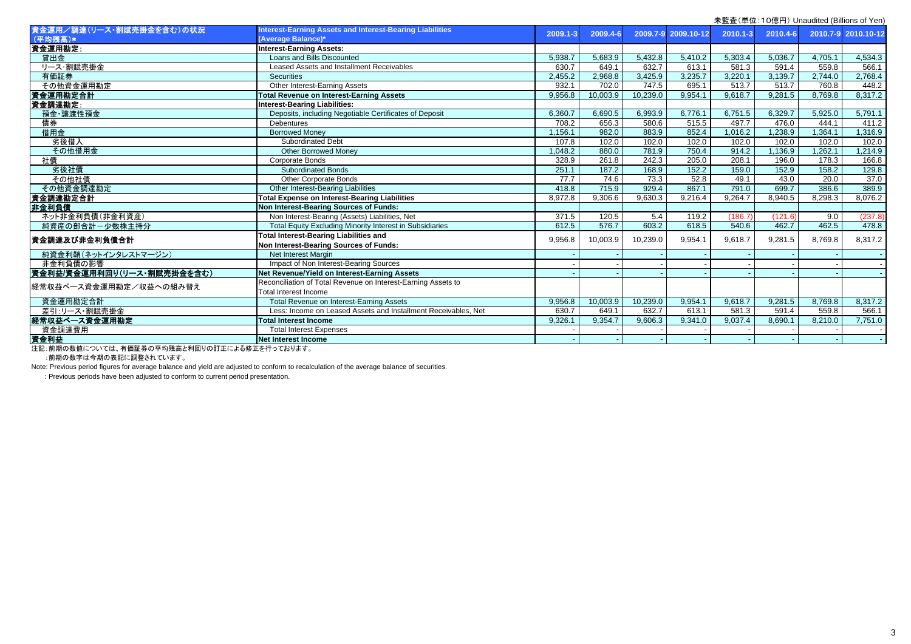未監査（単位：10億円）Unaudited (Billions of Yen)

| 資金運用／調達（リース・割賦売掛金を含む）の状況（平均残高）* | Interest-Earning Assets and Interest-Bearing Liabilities (Average Balance)* | 2009.1-3 | 2009.4-6 | 2009.7-9 | 2009.10-12 | 2010.1-3 | 2010.4-6 | 2010.7-9 | 2010.10-12 |
|---|---|---|---|---|---|---|---|---|---|
| **資金運用勘定:** | **Interest-Earning Assets:** | | | | | | | | |
| 貸出金 | Loans and Bills Discounted | 5,938.7 | 5,683.9 | 5,432.8 | 5,410.2 | 5,303.4 | 5,036.7 | 4,705.1 | 4,534.3 |
| リース・割賦売掛金 | Leased Assets and Installment Receivables | 630.7 | 649.1 | 632.7 | 613.1 | 581.3 | 591.4 | 559.8 | 566.1 |
| 有価証券 | Securities | 2,455.2 | 2,968.8 | 3,425.9 | 3,235.7 | 3,220.1 | 3,139.7 | 2,744.0 | 2,768.4 |
| その他資金運用勘定 | Other Interest-Earning Assets | 932.1 | 702.0 | 747.5 | 695.1 | 513.7 | 513.7 | 760.8 | 448.2 |
| **資金運用勘定合計** | **Total Revenue on Interest-Earning Assets** | 9,956.8 | 10,003.9 | 10,239.0 | 9,954.1 | 9,618.7 | 9,281.5 | 8,769.8 | 8,317.2 |
| **資金調達勘定:** | **Interest-Bearing Liabilities:** | | | | | | | | |
| 預金・譲渡性預金 | Deposits, including Negotiable Certificates of Deposit | 6,360.7 | 6,690.5 | 6,993.9 | 6,776.1 | 6,751.5 | 6,329.7 | 5,925.0 | 5,791.1 |
| 債券 | Debentures | 708.2 | 656.3 | 580.6 | 515.5 | 497.7 | 476.0 | 444.1 | 411.2 |
| 借用金 | Borrowed Money | 1,156.1 | 982.0 | 883.9 | 852.4 | 1,016.2 | 1,238.9 | 1,364.1 | 1,316.9 |
| 劣後借入 | Subordinated Debt | 107.8 | 102.0 | 102.0 | 102.0 | 102.0 | 102.0 | 102.0 | 102.0 |
| その他借用金 | Other Borrowed Money | 1,048.2 | 880.0 | 781.9 | 750.4 | 914.2 | 1,136.9 | 1,262.1 | 1,214.9 |
| 社債 | Corporate Bonds | 328.9 | 261.8 | 242.3 | 205.0 | 208.1 | 196.0 | 178.3 | 166.8 |
| 劣後社債 | Subordinated Bonds | 251.1 | 187.2 | 168.9 | 152.2 | 159.0 | 152.9 | 158.2 | 129.8 |
| その他社債 | Other Corporate Bonds | 77.7 | 74.6 | 73.3 | 52.8 | 49.1 | 43.0 | 20.0 | 37.0 |
| その他資金調達勘定 | Other Interest-Bearing Liabilities | 418.8 | 715.9 | 929.4 | 867.1 | 791.0 | 699.7 | 386.6 | 389.9 |
| **資金調達勘定合計** | **Total Expense on Interest-Bearing Liabilities** | 8,972.8 | 9,306.6 | 9,630.3 | 9,216.4 | 9,264.7 | 8,940.5 | 8,298.3 | 8,076.2 |
| **非金利負債** | **Non Interest-Bearing Sources of Funds:** | | | | | | | | |
| ネット非金利負債（非金利資産） | Non Interest-Bearing (Assets) Liabilities, Net | 371.5 | 120.5 | 5.4 | 119.2 | (186.7) | (121.6) | 9.0 | (237.8) |
| 純資産の部合計－少数株主持分 | Total Equity Excluding Minority Interest in Subsidiaries | 612.5 | 576.7 | 603.2 | 618.5 | 540.6 | 462.7 | 462.5 | 478.8 |
| **資金調達及び非金利負債合計** | **Total Interest-Bearing Liabilities and Non Interest-Bearing Sources of Funds:** | 9,956.8 | 10,003.9 | 10,239.0 | 9,954.1 | 9,618.7 | 9,281.5 | 8,769.8 | 8,317.2 |
| 純資金利鞘（ネットインタレストマージン） | Net Interest Margin | - | - | - | - | - | - | - | - |
| 非金利負債の影響 | Impact of Non Interest-Bearing Sources | - | - | - | - | - | - | - | - |
| **資金利益/資金運用利回り（リース・割賦売掛金を含む）** | **Net Revenue/Yield on Interest-Earning Assets** | - | - | - | - | - | - | - | - |
| 経常収益ベース資金運用勘定／収益への組み替え | Reconciliation of Total Revenue on Interest-Earning Assets to Total Interest Income | | | | | | | | |
| 資金運用勘定合計 | Total Revenue on Interest-Earning Assets | 9,956.8 | 10,003.9 | 10,239.0 | 9,954.1 | 9,618.7 | 9,281.5 | 8,769.8 | 8,317.2 |
| 差引:リース・割賦売掛金 | Less: Income on Leased Assets and Installment Receivables, Net | 630.7 | 649.1 | 632.7 | 613.1 | 581.3 | 591.4 | 559.8 | 566.1 |
| **経常収益ベース資金運用勘定** | **Total Interest Income** | 9,326.1 | 9,354.7 | 9,606.3 | 9,341.0 | 9,037.4 | 8,690.1 | 8,210.0 | 7,751.0 |
| 資金調達費用 | Total Interest Expenses | - | - | - | - | - | - | - | - |
| **資金利益** | **Net Interest Income** | - | - | - | - | - | - | - | - |

注記:前期の数値については、有価証券の平均残高と利回りの訂正による修正を行っております。

:前期の数字は今期の表記に調整されています。

Note: Previous period figures for average balance and yield are adjusted to conform to recalculation of the average balance of securities.

: Previous periods have been adjusted to conform to current period presentation.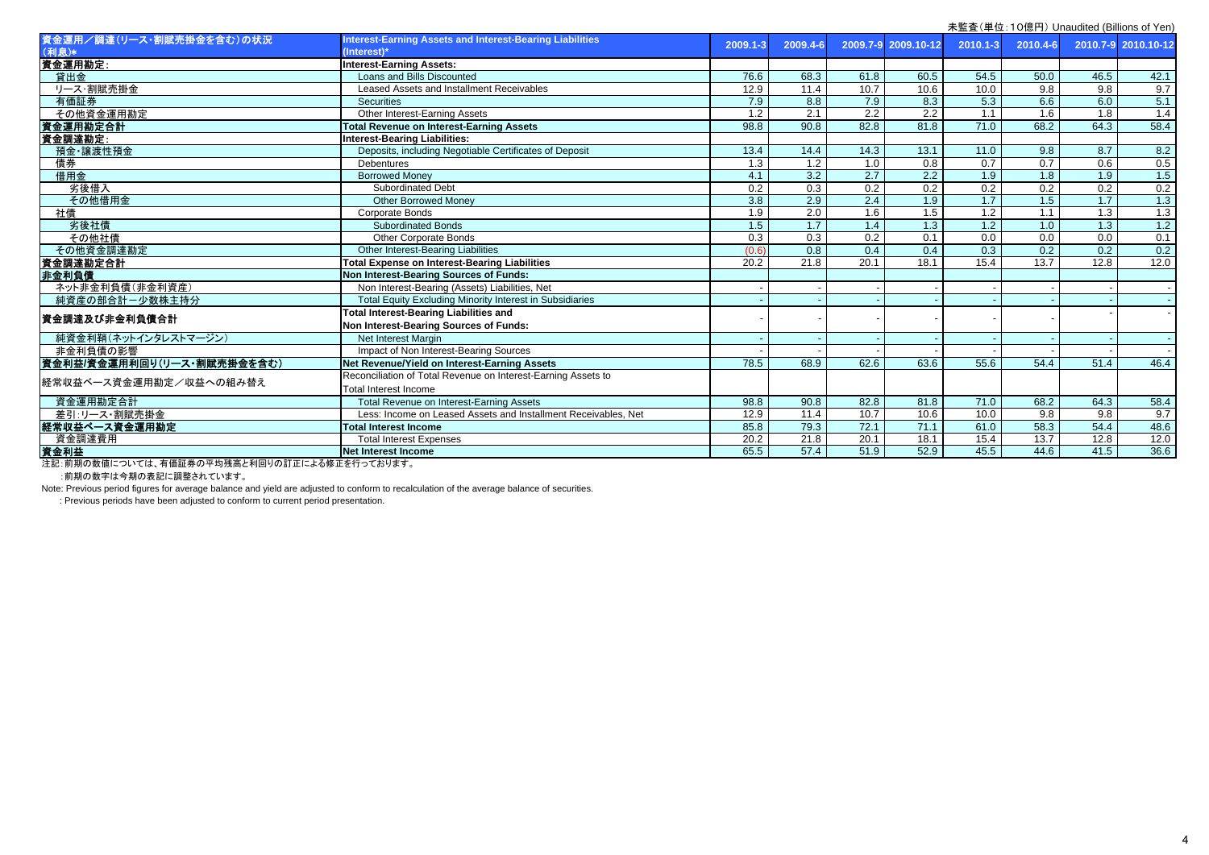未監査（単位：10億円）Unaudited (Billions of Yen)

| 資金運用／調達(リース・割賦売掛金を含む)の状況 (利息)* | Interest-Earning Assets and Interest-Bearing Liabilities (Interest)* | 2009.1-3 | 2009.4-6 | 2009.7-9 | 2009.10-12 | 2010.1-3 | 2010.4-6 | 2010.7-9 | 2010.10-12 |
|---|---|---|---|---|---|---|---|---|---|
| 資金運用勘定: | Interest-Earning Assets: | | | | | | | | |
| 貸出金 | Loans and Bills Discounted | 76.6 | 68.3 | 61.8 | 60.5 | 54.5 | 50.0 | 46.5 | 42.1 |
| リース･割賦売掛金 | Leased Assets and Installment Receivables | 12.9 | 11.4 | 10.7 | 10.6 | 10.0 | 9.8 | 9.8 | 9.7 |
| 有価証券 | Securities | 7.9 | 8.8 | 7.9 | 8.3 | 5.3 | 6.6 | 6.0 | 5.1 |
| その他資金運用勘定 | Other Interest-Earning Assets | 1.2 | 2.1 | 2.2 | 2.2 | 1.1 | 1.6 | 1.8 | 1.4 |
| 資金運用勘定合計 | Total Revenue on Interest-Earning Assets | 98.8 | 90.8 | 82.8 | 81.8 | 71.0 | 68.2 | 64.3 | 58.4 |
| 資金調達勘定: | Interest-Bearing Liabilities: | | | | | | | | |
| 預金・譲渡性預金 | Deposits, including Negotiable Certificates of Deposit | 13.4 | 14.4 | 14.3 | 13.1 | 11.0 | 9.8 | 8.7 | 8.2 |
| 債券 | Debentures | 1.3 | 1.2 | 1.0 | 0.8 | 0.7 | 0.7 | 0.6 | 0.5 |
| 借用金 | Borrowed Money | 4.1 | 3.2 | 2.7 | 2.2 | 1.9 | 1.8 | 1.9 | 1.5 |
| 劣後借入 | Subordinated Debt | 0.2 | 0.3 | 0.2 | 0.2 | 0.2 | 0.2 | 0.2 | 0.2 |
| その他借用金 | Other Borrowed Money | 3.8 | 2.9 | 2.4 | 1.9 | 1.7 | 1.5 | 1.7 | 1.3 |
| 社債 | Corporate Bonds | 1.9 | 2.0 | 1.6 | 1.5 | 1.2 | 1.1 | 1.3 | 1.3 |
| 劣後社債 | Subordinated Bonds | 1.5 | 1.7 | 1.4 | 1.3 | 1.2 | 1.0 | 1.3 | 1.2 |
| その他社債 | Other Corporate Bonds | 0.3 | 0.3 | 0.2 | 0.1 | 0.0 | 0.0 | 0.0 | 0.1 |
| その他資金調達勘定 | Other Interest-Bearing Liabilities | (0.6) | 0.8 | 0.4 | 0.4 | 0.3 | 0.2 | 0.2 | 0.2 |
| 資金調達勘定合計 | Total Expense on Interest-Bearing Liabilities | 20.2 | 21.8 | 20.1 | 18.1 | 15.4 | 13.7 | 12.8 | 12.0 |
| 非金利負債 | Non Interest-Bearing Sources of Funds: | | | | | | | | |
| ネット非金利負債(非金利資産) | Non Interest-Bearing (Assets) Liabilities, Net | - | - | - | - | - | - | - | - |
| 純資産の部合計ー少数株主持分 | Total Equity Excluding Minority Interest in Subsidiaries | - | - | - | - | - | - | - | - |
| 資金調達及び非金利負債合計 | Total Interest-Bearing Liabilities and Non Interest-Bearing Sources of Funds: | - | - | - | - | - | - | - | - |
| 純資金利鞘(ネットインタレストマージン) | Net Interest Margin | - | - | - | - | - | - | - | - |
| 非金利負債の影響 | Impact of Non Interest-Bearing Sources | - | - | - | - | - | - | - | - |
| 資金利益/資金運用利回り(リース・割賦売掛金を含む) | Net Revenue/Yield on Interest-Earning Assets | 78.5 | 68.9 | 62.6 | 63.6 | 55.6 | 54.4 | 51.4 | 46.4 |
| 経常収益ベース資金運用勘定／収益への組み替え | Reconciliation of Total Revenue on Interest-Earning Assets to Total Interest Income | | | | | | | | |
| 資金運用勘定合計 | Total Revenue on Interest-Earning Assets | 98.8 | 90.8 | 82.8 | 81.8 | 71.0 | 68.2 | 64.3 | 58.4 |
| 差引:リース・割賦売掛金 | Less: Income on Leased Assets and Installment Receivables, Net | 12.9 | 11.4 | 10.7 | 10.6 | 10.0 | 9.8 | 9.8 | 9.7 |
| 経常収益ベース資金運用勘定 | Total Interest Income | 85.8 | 79.3 | 72.1 | 71.1 | 61.0 | 58.3 | 54.4 | 48.6 |
| 資金調達費用 | Total Interest Expenses | 20.2 | 21.8 | 20.1 | 18.1 | 15.4 | 13.7 | 12.8 | 12.0 |
| 資金利益 | Net Interest Income | 65.5 | 57.4 | 51.9 | 52.9 | 45.5 | 44.6 | 41.5 | 36.6 |

注記：前期の数値については、有価証券の平均残高と利回りの訂正による修正を行っております。

：前期の数字は今期の表記に調整されています。

Note: Previous period figures for average balance and yield are adjusted to conform to recalculation of the average balance of securities.

: Previous periods have been adjusted to conform to current period presentation.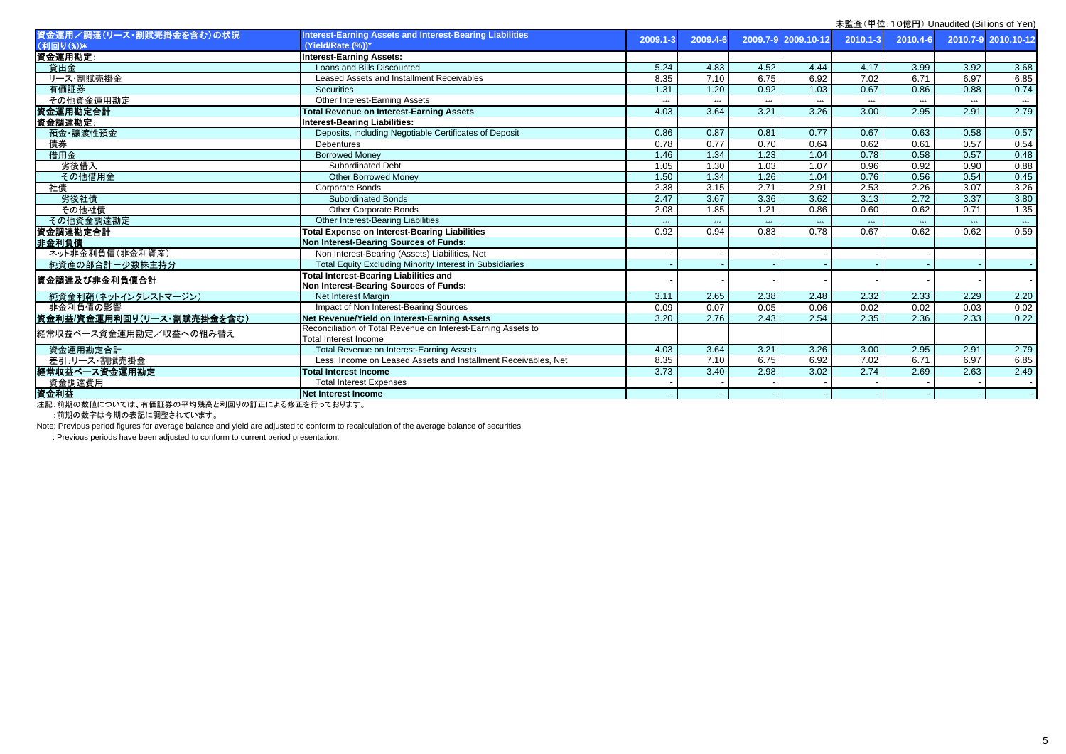未監査（単位：10億円）Unaudited (Billions of Yen)

| 資金運用／調達（リース・割賦売掛金を含む）の状況（利回り(%)）* | Interest-Earning Assets and Interest-Bearing Liabilities (Yield/Rate (%))* | 2009.1-3 | 2009.4-6 | 2009.7-9 | 2009.10-12 | 2010.1-3 | 2010.4-6 | 2010.7-9 | 2010.10-12 |
|---|---|---|---|---|---|---|---|---|---|
| **資金運用勘定:** | **Interest-Earning Assets:** | | | | | | | | |
| 貸出金 | Loans and Bills Discounted | 5.24 | 4.83 | 4.52 | 4.44 | 4.17 | 3.99 | 3.92 | 3.68 |
| リース・割賦売掛金 | Leased Assets and Installment Receivables | 8.35 | 7.10 | 6.75 | 6.92 | 7.02 | 6.71 | 6.97 | 6.85 |
| 有価証券 | Securities | 1.31 | 1.20 | 0.92 | 1.03 | 0.67 | 0.86 | 0.88 | 0.74 |
| その他資金運用勘定 | Other Interest-Earning Assets | *** | *** | *** | *** | *** | *** | *** | *** |
| **資金運用勘定合計** | **Total Revenue on Interest-Earning Assets** | 4.03 | 3.64 | 3.21 | 3.26 | 3.00 | 2.95 | 2.91 | 2.79 |
| **資金調達勘定:** | **Interest-Bearing Liabilities:** | | | | | | | | |
| 預金・譲渡性預金 | Deposits, including Negotiable Certificates of Deposit | 0.86 | 0.87 | 0.81 | 0.77 | 0.67 | 0.63 | 0.58 | 0.57 |
| 債券 | Debentures | 0.78 | 0.77 | 0.70 | 0.64 | 0.62 | 0.61 | 0.57 | 0.54 |
| 借用金 | Borrowed Money | 1.46 | 1.34 | 1.23 | 1.04 | 0.78 | 0.58 | 0.57 | 0.48 |
| 劣後借入 | Subordinated Debt | 1.05 | 1.30 | 1.03 | 1.07 | 0.96 | 0.92 | 0.90 | 0.88 |
| その他借用金 | Other Borrowed Money | 1.50 | 1.34 | 1.26 | 1.04 | 0.76 | 0.56 | 0.54 | 0.45 |
| 社債 | Corporate Bonds | 2.38 | 3.15 | 2.71 | 2.91 | 2.53 | 2.26 | 3.07 | 3.26 |
| 劣後社債 | Subordinated Bonds | 2.47 | 3.67 | 3.36 | 3.62 | 3.13 | 2.72 | 3.37 | 3.80 |
| その他社債 | Other Corporate Bonds | 2.08 | 1.85 | 1.21 | 0.86 | 0.60 | 0.62 | 0.71 | 1.35 |
| その他資金調達勘定 | Other Interest-Bearing Liabilities | *** | *** | *** | *** | *** | *** | *** | *** |
| **資金調達勘定合計** | **Total Expense on Interest-Bearing Liabilities** | 0.92 | 0.94 | 0.83 | 0.78 | 0.67 | 0.62 | 0.62 | 0.59 |
| **非金利負債** | **Non Interest-Bearing Sources of Funds:** | | | | | | | | |
| ネット非金利負債（非金利資産） | Non Interest-Bearing (Assets) Liabilities, Net | - | - | - | - | - | - | - | - |
| 純資産の部合計ー少数株主持分 | Total Equity Excluding Minority Interest in Subsidiaries | - | - | - | - | - | - | - | - |
| **資金調達及び非金利負債合計** | **Total Interest-Bearing Liabilities and Non Interest-Bearing Sources of Funds:** | - | - | - | - | - | - | - | - |
| 純資金利鞘（ネットインタレストマージン） | Net Interest Margin | 3.11 | 2.65 | 2.38 | 2.48 | 2.32 | 2.33 | 2.29 | 2.20 |
| 非金利負債の影響 | Impact of Non Interest-Bearing Sources | 0.09 | 0.07 | 0.05 | 0.06 | 0.02 | 0.02 | 0.03 | 0.02 |
| **資金利益/資金運用利回り（リース・割賦売掛金を含む）** | **Net Revenue/Yield on Interest-Earning Assets** | 3.20 | 2.76 | 2.43 | 2.54 | 2.35 | 2.36 | 2.33 | 0.22 |
| 経常収益ベース資金運用勘定／収益への組み替え | Reconciliation of Total Revenue on Interest-Earning Assets to Total Interest Income | | | | | | | | |
| 資金運用勘定合計 | Total Revenue on Interest-Earning Assets | 4.03 | 3.64 | 3.21 | 3.26 | 3.00 | 2.95 | 2.91 | 2.79 |
| 差引：リース・割賦売掛金 | Less: Income on Leased Assets and Installment Receivables, Net | 8.35 | 7.10 | 6.75 | 6.92 | 7.02 | 6.71 | 6.97 | 6.85 |
| **経常収益ベース資金運用勘定** | **Total Interest Income** | 3.73 | 3.40 | 2.98 | 3.02 | 2.74 | 2.69 | 2.63 | 2.49 |
| 資金調達費用 | Total Interest Expenses | - | - | - | - | - | - | - | - |
| **資金利益** | **Net Interest Income** | - | - | - | - | - | - | - | - |

注記：前期の数値については、有価証券の平均残高と利回りの訂正による修正を行っております。

：前期の数字は今期の表記に調整されています。

Note: Previous period figures for average balance and yield are adjusted to conform to recalculation of the average balance of securities.

: Previous periods have been adjusted to conform to current period presentation.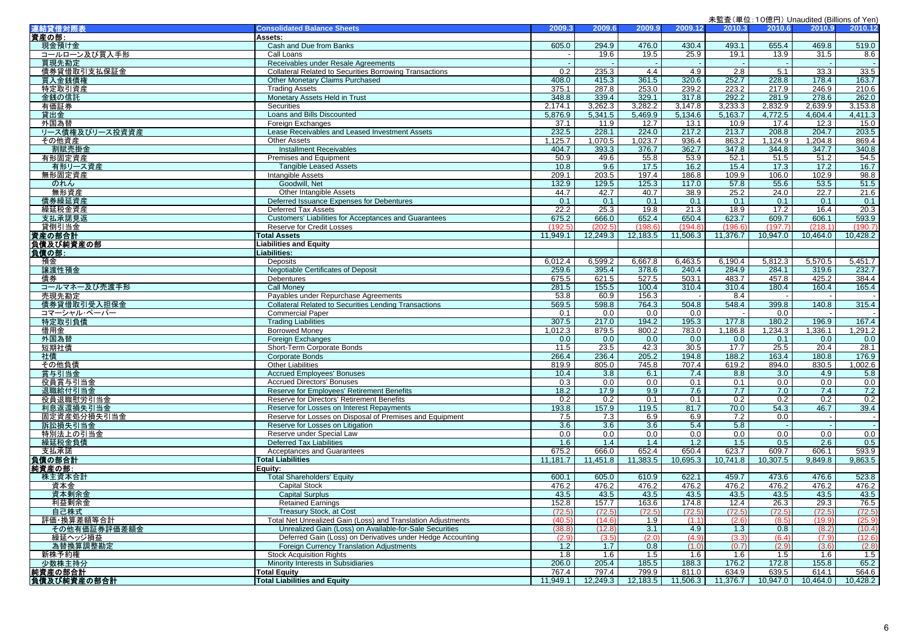未監査（単位：10億円）Unaudited (Billions of Yen)

| 連結貸借対照表 | Consolidated Balance Sheets | 2009.3 | 2009.6 | 2009.9 | 2009.12 | 2010.3 | 2010.6 | 2010.9 | 2010.12 |
|---|---|---|---|---|---|---|---|---|---|
| 資産の部: | Assets: | | | | | | | | |
| 現金預け金 | Cash and Due from Banks | 605.0 | 294.9 | 476.0 | 430.4 | 493.1 | 655.4 | 469.8 | 519.0 |
| コールローン及び買入手形 | Call Loans | - | 19.6 | 19.5 | 25.9 | 19.1 | 13.9 | 31.5 | 8.6 |
| 買現先勘定 | Receivables under Resale Agreements | - | - | - | - | - | - | - | - |
| 債券貸借取引支払保証金 | Collateral Related to Securities Borrowing Transactions | 0.2 | 235.3 | 4.4 | 4.9 | 2.8 | 5.1 | 33.3 | 33.5 |
| 買入金銭債権 | Other Monetary Claims Purchased | 408.0 | 415.3 | 361.5 | 320.6 | 252.7 | 228.8 | 178.4 | 163.7 |
| 特定取引資産 | Trading Assets | 375.1 | 287.8 | 253.0 | 239.2 | 223.2 | 217.9 | 246.9 | 210.6 |
| 金銭の信託 | Monetary Assets Held in Trust | 348.8 | 339.4 | 329.1 | 317.8 | 292.2 | 281.9 | 278.6 | 262.0 |
| 有価証券 | Securities | 2,174.1 | 3,262.3 | 3,282.2 | 3,147.8 | 3,233.3 | 2,832.9 | 2,639.9 | 3,153.8 |
| 貸出金 | Loans and Bills Discounted | 5,876.9 | 5,341.5 | 5,469.9 | 5,134.6 | 5,163.7 | 4,772.5 | 4,604.4 | 4,411.3 |
| 外国為替 | Foreign Exchanges | 37.1 | 11.9 | 12.7 | 13.1 | 10.9 | 17.4 | 12.3 | 15.0 |
| リース債権及びリース投資資産 | Lease Receivables and Leased Investment Assets | 232.5 | 228.1 | 224.0 | 217.2 | 213.7 | 208.8 | 204.7 | 203.5 |
| その他資産 | Other Assets | 1,125.7 | 1,070.5 | 1,023.7 | 936.4 | 863.2 | 1,124.9 | 1,204.8 | 869.4 |
| 割賦売掛金 | Installment Receivables | 404.7 | 393.3 | 376.7 | 362.7 | 347.8 | 344.8 | 347.7 | 340.8 |
| 有形固定資産 | Premises and Equipment | 50.9 | 49.6 | 55.8 | 53.9 | 52.1 | 51.5 | 51.2 | 54.5 |
| 有形リース資産 | Tangible Leased Assets | 10.8 | 9.6 | 17.5 | 16.2 | 15.4 | 17.3 | 17.2 | 16.7 |
| 無形固定資産 | Intangible Assets | 209.1 | 203.5 | 197.4 | 186.8 | 109.9 | 106.0 | 102.9 | 98.8 |
| のれん | Goodwill, Net | 132.9 | 129.5 | 125.3 | 117.0 | 57.8 | 55.6 | 53.5 | 51.5 |
| 無形資産 | Other Intangible Assets | 44.7 | 42.7 | 40.7 | 38.9 | 25.2 | 24.0 | 22.7 | 21.6 |
| 債券繰延資産 | Deferred Issuance Expenses for Debentures | 0.1 | 0.1 | 0.1 | 0.1 | 0.1 | 0.1 | 0.1 | 0.1 |
| 繰延税金資産 | Deferred Tax Assets | 22.2 | 25.3 | 19.8 | 21.3 | 18.9 | 17.2 | 16.4 | 20.3 |
| 支払承諾見返 | Customers' Liabilities for Acceptances and Guarantees | 675.2 | 666.0 | 652.4 | 650.4 | 623.7 | 609.7 | 606.1 | 593.9 |
| 貸倒引当金 | Reserve for Credit Losses | (192.5) | (202.5) | (198.6) | (194.8) | (196.6) | (197.7) | (218.1) | (190.7) |
| 資産の部合計 | Total Assets | 11,949.1 | 12,249.3 | 12,183.5 | 11,506.3 | 11,376.7 | 10,947.0 | 10,464.0 | 10,428.2 |
| 負債及び純資産の部 | Liabilities and Equity | | | | | | | | |
| 負債の部: | Liabilities: | | | | | | | | |
| 預金 | Deposits | 6,012.4 | 6,599.2 | 6,667.8 | 6,463.5 | 6,190.4 | 5,812.3 | 5,570.5 | 5,451.7 |
| 譲渡性預金 | Negotiable Certificates of Deposit | 259.6 | 395.4 | 378.6 | 240.4 | 284.9 | 284.1 | 319.6 | 232.7 |
| 債券 | Debentures | 675.5 | 621.5 | 527.5 | 503.1 | 483.7 | 457.8 | 425.2 | 384.4 |
| コールマネー及び売渡手形 | Call Money | 281.5 | 155.5 | 100.4 | 310.4 | 310.4 | 180.4 | 160.4 | 165.4 |
| 売現先勘定 | Payables under Repurchase Agreements | 53.8 | 60.9 | 156.3 | - | 8.4 | - | - | - |
| 債券貸借取引受入担保金 | Collateral Related to Securities Lending Transactions | 569.5 | 598.8 | 764.3 | 504.8 | 548.4 | 399.8 | 140.8 | 315.4 |
| コマーシャル・ペーパー | Commercial Paper | 0.1 | 0.0 | 0.0 | 0.0 | - | 0.0 | - | - |
| 特定取引負債 | Trading Liabilities | 307.5 | 217.0 | 194.2 | 195.3 | 177.8 | 180.2 | 196.9 | 167.4 |
| 借用金 | Borrowed Money | 1,012.3 | 879.5 | 800.2 | 783.0 | 1,186.8 | 1,234.3 | 1,336.1 | 1,291.2 |
| 外国為替 | Foreign Exchanges | 0.0 | 0.0 | 0.0 | 0.0 | 0.0 | 0.1 | 0.0 | 0.0 |
| 短期社債 | Short-Term Corporate Bonds | 11.5 | 23.5 | 42.3 | 30.5 | 17.7 | 25.5 | 20.4 | 28.1 |
| 社債 | Corporate Bonds | 266.4 | 236.4 | 205.2 | 194.8 | 188.2 | 163.4 | 180.8 | 176.9 |
| その他負債 | Other Liabilities | 819.9 | 805.0 | 745.8 | 707.4 | 619.2 | 894.0 | 830.5 | 1,002.6 |
| 賞与引当金 | Accrued Employees' Bonuses | 10.4 | 3.8 | 6.1 | 7.4 | 8.8 | 3.0 | 4.9 | 5.8 |
| 役員賞与引当金 | Accrued Directors' Bonuses | 0.3 | 0.0 | 0.0 | 0.1 | 0.1 | 0.0 | 0.0 | 0.0 |
| 退職給付引当金 | Reserve for Employees' Retirement Benefits | 18.2 | 17.9 | 9.9 | 7.6 | 7.7 | 7.0 | 7.4 | 7.2 |
| 役員退職慰労引当金 | Reserve for Directors' Retirement Benefits | 0.2 | 0.2 | 0.1 | 0.1 | 0.2 | 0.2 | 0.2 | 0.2 |
| 利息返還損失引当金 | Reserve for Losses on Interest Repayments | 193.8 | 157.9 | 119.5 | 81.7 | 70.0 | 54.3 | 46.7 | 39.4 |
| 固定資産処分損失引当金 | Reserve for Losses on Disposal of Premises and Equipment | 7.5 | 7.3 | 6.9 | 6.9 | 7.2 | 0.0 | - | - |
| 訴訟損失引当金 | Reserve for Losses on Litigation | 3.6 | 3.6 | 3.6 | 5.4 | 5.8 | - | - | - |
| 特別法上の引当金 | Reserve under Special Law | 0.0 | 0.0 | 0.0 | 0.0 | 0.0 | 0.0 | 0.0 | 0.0 |
| 繰延税金負債 | Deferred Tax Liabilities | 1.6 | 1.4 | 1.4 | 1.2 | 1.5 | 0.5 | 2.6 | 0.5 |
| 支払承諾 | Acceptances and Guarantees | 675.2 | 666.0 | 652.4 | 650.4 | 623.7 | 609.7 | 606.1 | 593.9 |
| 負債の部合計 | Total Liabilities | 11,181.7 | 11,451.8 | 11,383.5 | 10,695.3 | 10,741.8 | 10,307.5 | 9,849.8 | 9,863.5 |
| 純資産の部: | Equity: | | | | | | | | |
| 株主資本合計 | Total Shareholders' Equity | 600.1 | 605.0 | 610.9 | 622.1 | 459.7 | 473.6 | 476.6 | 523.8 |
| 資本金 | Capital Stock | 476.2 | 476.2 | 476.2 | 476.2 | 476.2 | 476.2 | 476.2 | 476.2 |
| 資本剰余金 | Capital Surplus | 43.5 | 43.5 | 43.5 | 43.5 | 43.5 | 43.5 | 43.5 | 43.5 |
| 利益剰余金 | Retained Earnings | 152.8 | 157.7 | 163.6 | 174.8 | 12.4 | 26.3 | 29.3 | 76.5 |
| 自己株式 | Treasury Stock, at Cost | (72.5) | (72.5) | (72.5) | (72.5) | (72.5) | (72.5) | (72.5) | (72.5) |
| 評価・換算差額等合計 | Total Net Unrealized Gain (Loss) and Translation Adjustments | (40.5) | (14.6) | 1.9 | (1.1) | (2.6) | (8.5) | (19.9) | (25.9) |
| その他有価証券評価差額金 | Unrealized Gain (Loss) on Available-for-Sale Securities | (38.8) | (12.8) | 3.1 | 4.9 | 1.3 | 0.8 | (8.2) | (10.4) |
| 繰延ヘッジ損益 | Deferred Gain (Loss) on Derivatives under Hedge Accounting | (2.9) | (3.5) | (2.0) | (4.9) | (3.3) | (6.4) | (7.9) | (12.6) |
| 為替換算調整勘定 | Foreign Currency Translation Adjustments | 1.2 | 1.7 | 0.8 | (1.0) | (0.7) | (2.9) | (3.6) | (2.8) |
| 新株予約権 | Stock Acquisition Rights | 1.8 | 1.6 | 1.5 | 1.6 | 1.6 | 1.5 | 1.6 | 1.5 |
| 少数株主持分 | Minority Interests in Subsidiaries | 206.0 | 205.4 | 185.5 | 188.3 | 176.2 | 172.8 | 155.8 | 65.2 |
| 純資産の部合計 | Total Equity | 767.4 | 797.4 | 799.9 | 811.0 | 634.9 | 639.5 | 614.1 | 564.6 |
| 負債及び純資産の部合計 | Total Liabilities and Equity | 11,949.1 | 12,249.3 | 12,183.5 | 11,506.3 | 11,376.7 | 10,947.0 | 10,464.0 | 10,428.2 |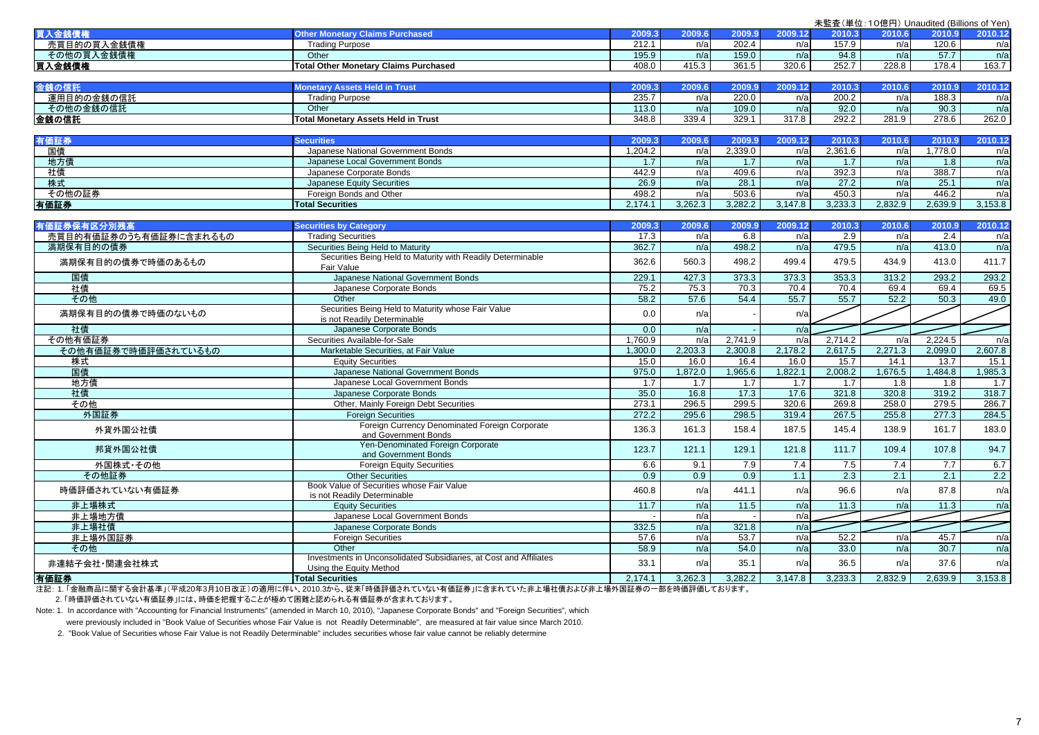未監査（単位：10億円）Unaudited (Billions of Yen)

| 買入金銭債権 | Other Monetary Claims Purchased | 2009.3 | 2009.6 | 2009.9 | 2009.12 | 2010.3 | 2010.6 | 2010.9 | 2010.12 |
|---|---|---|---|---|---|---|---|---|---|
| 売買目的の買入金銭債権 | Trading Purpose | 212.1 | n/a | 202.4 | n/a | 157.9 | n/a | 120.6 | n/a |
| その他の買入金銭債権 | Other | 195.9 | n/a | 159.0 | n/a | 94.8 | n/a | 57.7 | n/a |
| 買入金銭債権 | Total Other Monetary Claims Purchased | 408.0 | 415.3 | 361.5 | 320.6 | 252.7 | 228.8 | 178.4 | 163.7 |

| 金銭の信託 | Monetary Assets Held in Trust | 2009.3 | 2009.6 | 2009.9 | 2009.12 | 2010.3 | 2010.6 | 2010.9 | 2010.12 |
|---|---|---|---|---|---|---|---|---|---|
| 運用目的の金銭の信託 | Trading Purpose | 235.7 | n/a | 220.0 | n/a | 200.2 | n/a | 188.3 | n/a |
| その他の金銭の信託 | Other | 113.0 | n/a | 109.0 | n/a | 92.0 | n/a | 90.3 | n/a |
| 金銭の信託 | Total Monetary Assets Held in Trust | 348.8 | 339.4 | 329.1 | 317.8 | 292.2 | 281.9 | 278.6 | 262.0 |

| 有価証券 | Securities | 2009.3 | 2009.6 | 2009.9 | 2009.12 | 2010.3 | 2010.6 | 2010.9 | 2010.12 |
|---|---|---|---|---|---|---|---|---|---|
| 国債 | Japanese National Government Bonds | 1,204.2 | n/a | 2,339.0 | n/a | 2,361.6 | n/a | 1,778.0 | n/a |
| 地方債 | Japanese Local Government Bonds | 1.7 | n/a | 1.7 | n/a | 1.7 | n/a | 1.8 | n/a |
| 社債 | Japanese Corporate Bonds | 442.9 | n/a | 409.6 | n/a | 392.3 | n/a | 388.7 | n/a |
| 株式 | Japanese Equity Securities | 26.9 | n/a | 28.1 | n/a | 27.2 | n/a | 25.1 | n/a |
| その他の証券 | Foreign Bonds and Other | 498.2 | n/a | 503.6 | n/a | 450.3 | n/a | 446.2 | n/a |
| 有価証券 | Total Securities | 2,174.1 | 3,262.3 | 3,282.2 | 3,147.8 | 3,233.3 | 2,832.9 | 2,639.9 | 3,153.8 |

| 有価証券保有区分別残高 | Securities by Category | 2009.3 | 2009.6 | 2009.9 | 2009.12 | 2010.3 | 2010.6 | 2010.9 | 2010.12 |
|---|---|---|---|---|---|---|---|---|---|
| 売買目的有価証券のうち有価証券に含まれるもの | Trading Securities | 17.3 | n/a | 6.8 | n/a | 2.9 | n/a | 2.4 | n/a |
| 満期保有目的の債券 | Securities Being Held to Maturity | 362.7 | n/a | 498.2 | n/a | 479.5 | n/a | 413.0 | n/a |
| 満期保有目的の債券で時価のあるもの | Securities Being Held to Maturity with Readily Determinable Fair Value | 362.6 | 560.3 | 498.2 | 499.4 | 479.5 | 434.9 | 413.0 | 411.7 |
| 国債 | Japanese National Government Bonds | 229.1 | 427.3 | 373.3 | 373.3 | 353.3 | 313.2 | 293.2 | 293.2 |
| 社債 | Japanese Corporate Bonds | 75.2 | 75.3 | 70.3 | 70.4 | 70.4 | 69.4 | 69.4 | 69.5 |
| その他 | Other | 58.2 | 57.6 | 54.4 | 55.7 | 55.7 | 52.2 | 50.3 | 49.0 |
| 満期保有目的の債券で時価のないもの | Securities Being Held to Maturity whose Fair Value is not Readily Determinable | 0.0 | n/a | - | n/a | | | | |
| 社債 | Japanese Corporate Bonds | 0.0 | n/a | - | n/a | | | | |
| その他有価証券 | Securities Available-for-Sale | 1,760.9 | n/a | 2,741.9 | n/a | 2,714.2 | n/a | 2,224.5 | n/a |
| その他有価証券で時価評価されているもの | Marketable Securities, at Fair Value | 1,300.0 | 2,203.3 | 2,300.8 | 2,178.2 | 2,617.5 | 2,271.3 | 2,099.0 | 2,607.8 |
| 株式 | Equity Securities | 15.0 | 16.0 | 16.4 | 16.0 | 15.7 | 14.1 | 13.7 | 15.1 |
| 国債 | Japanese National Government Bonds | 975.0 | 1,872.0 | 1,965.6 | 1,822.1 | 2,008.2 | 1,676.5 | 1,484.8 | 1,985.3 |
| 地方債 | Japanese Local Government Bonds | 1.7 | 1.7 | 1.7 | 1.7 | 1.7 | 1.8 | 1.8 | 1.7 |
| 社債 | Japanese Corporate Bonds | 35.0 | 16.8 | 17.3 | 17.6 | 321.8 | 320.8 | 319.2 | 318.7 |
| その他 | Other, Mainly Foreign Debt Securities | 273.1 | 296.5 | 299.5 | 320.6 | 269.8 | 258.0 | 279.5 | 286.7 |
| 外国証券 | Foreign Securities | 272.2 | 295.6 | 298.5 | 319.4 | 267.5 | 255.8 | 277.3 | 284.5 |
| 外貨外国公社債 | Foreign Currency Denominated Foreign Corporate and Government Bonds | 136.3 | 161.3 | 158.4 | 187.5 | 145.4 | 138.9 | 161.7 | 183.0 |
| 邦貨外国公社債 | Yen-Denominated Foreign Corporate and Government Bonds | 123.7 | 121.1 | 129.1 | 121.8 | 111.7 | 109.4 | 107.8 | 94.7 |
| 外国株式・その他 | Foreign Equity Securities | 6.6 | 9.1 | 7.9 | 7.4 | 7.5 | 7.4 | 7.7 | 6.7 |
| その他証券 | Other Securities | 0.9 | 0.9 | 0.9 | 1.1 | 2.3 | 2.1 | 2.1 | 2.2 |
| 時価評価されていない有価証券 | Book Value of Securities whose Fair Value is not Readily Determinable | 460.8 | n/a | 441.1 | n/a | 96.6 | n/a | 87.8 | n/a |
| 非上場株式 | Equity Securities | 11.7 | n/a | 11.5 | n/a | 11.3 | n/a | 11.3 | n/a |
| 非上場地方債 | Japanese Local Government Bonds | - | n/a | - | n/a | | | | |
| 非上場社債 | Japanese Corporate Bonds | 332.5 | n/a | 321.8 | n/a | | | | |
| 非上場外国証券 | Foreign Securities | 57.6 | n/a | 53.7 | n/a | 52.2 | n/a | 45.7 | n/a |
| その他 | Other | 58.9 | n/a | 54.0 | n/a | 33.0 | n/a | 30.7 | n/a |
| 非連結子会社・関連会社株式 | Investments in Unconsolidated Subsidiaries, at Cost and Affiliates Using the Equity Method | 33.1 | n/a | 35.1 | n/a | 36.5 | n/a | 37.6 | n/a |
| 有価証券 | Total Securities | 2,174.1 | 3,262.3 | 3,282.2 | 3,147.8 | 3,233.3 | 2,832.9 | 2,639.9 | 3,153.8 |

注記：1.「金融商品に関する会計基準」（平成20年3月10日改正）の適用に伴い、2010.3から、従来「時価評価されていない有価証券」に含まれていた非上場社債および非上場外国証券の一部を時価評価しております。
2.「時価評価されていない有価証券」には、時価を把握することが極めて困難と認められる有価証券が含まれております。

Note: 1. In accordance with "Accounting for Financial Instruments" (amended in March 10, 2010), "Japanese Corporate Bonds" and "Foreign Securities", which were previously included in "Book Value of Securities whose Fair Value is not Readily Determinable", are measured at fair value since March 2010.
2. "Book Value of Securities whose Fair Value is not Readily Determinable" includes securities whose fair value cannot be reliably determine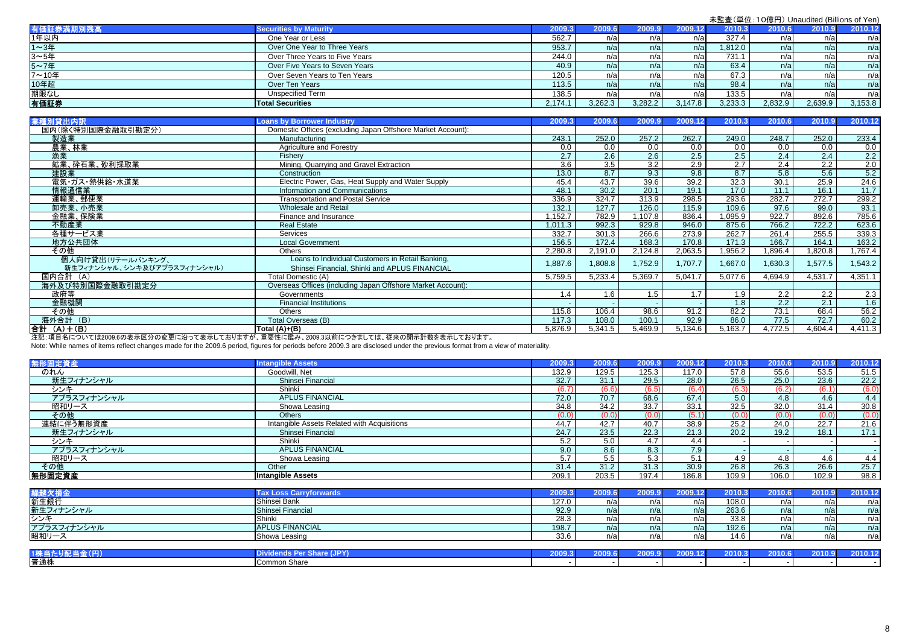未監査（単位：10億円）Unaudited (Billions of Yen)

| 有価証券満期別残高 | Securities by Maturity | 2009.3 | 2009.6 | 2009.9 | 2009.12 | 2010.3 | 2010.6 | 2010.9 | 2010.12 |
|---|---|---|---|---|---|---|---|---|---|
| 1年以内 | One Year or Less | 562.7 | n/a | n/a | n/a | 327.4 | n/a | n/a | n/a |
| 1～3年 | Over One Year to Three Years | 953.7 | n/a | n/a | n/a | 1,812.0 | n/a | n/a | n/a |
| 3～5年 | Over Three Years to Five Years | 244.0 | n/a | n/a | n/a | 731.1 | n/a | n/a | n/a |
| 5～7年 | Over Five Years to Seven Years | 40.9 | n/a | n/a | n/a | 63.4 | n/a | n/a | n/a |
| 7～10年 | Over Seven Years to Ten Years | 120.5 | n/a | n/a | n/a | 67.3 | n/a | n/a | n/a |
| 10年超 | Over Ten Years | 113.5 | n/a | n/a | n/a | 98.4 | n/a | n/a | n/a |
| 期限なし | Unspecified Term | 138.5 | n/a | n/a | n/a | 133.5 | n/a | n/a | n/a |
| 有価証券 | Total Securities | 2,174.1 | 3,262.3 | 3,282.2 | 3,147.8 | 3,233.3 | 2,832.9 | 2,639.9 | 3,153.8 |

| 業種別貸出内訳 | Loans by Borrower Industry | 2009.3 | 2009.6 | 2009.9 | 2009.12 | 2010.3 | 2010.6 | 2010.9 | 2010.12 |
|---|---|---|---|---|---|---|---|---|---|
| 国内（除く特別国際金融取引勘定分） | Domestic Offices (excluding Japan Offshore Market Account): | | | | | | | | |
| 製造業 | Manufacturing | 243.1 | 252.0 | 257.2 | 262.7 | 249.0 | 248.7 | 252.0 | 233.4 |
| 農業、林業 | Agriculture and Forestry | 0.0 | 0.0 | 0.0 | 0.0 | 0.0 | 0.0 | 0.0 | 0.0 |
| 漁業 | Fishery | 2.7 | 2.6 | 2.6 | 2.5 | 2.5 | 2.4 | 2.4 | 2.2 |
| 鉱業、砕石業、砂利採取業 | Mining, Quarrying and Gravel Extraction | 3.6 | 3.5 | 3.2 | 2.9 | 2.7 | 2.4 | 2.2 | 2.0 |
| 建設業 | Construction | 13.0 | 8.7 | 9.3 | 9.8 | 8.7 | 5.8 | 5.6 | 5.2 |
| 電気・ガス・熱供給・水道業 | Electric Power, Gas, Heat Supply and Water Supply | 45.4 | 43.7 | 39.6 | 39.2 | 32.3 | 30.1 | 25.9 | 24.6 |
| 情報通信業 | Information and Communications | 48.1 | 30.2 | 20.1 | 19.1 | 17.0 | 11.1 | 16.1 | 11.7 |
| 運輸業、郵便業 | Transportation and Postal Service | 336.9 | 324.7 | 313.9 | 298.5 | 293.6 | 282.7 | 272.7 | 299.2 |
| 卸売業、小売業 | Wholesale and Retail | 132.1 | 127.7 | 126.0 | 115.9 | 109.6 | 97.6 | 99.0 | 93.1 |
| 金融業、保険業 | Finance and Insurance | 1,152.7 | 782.9 | 1,107.8 | 836.4 | 1,095.9 | 922.7 | 892.6 | 785.6 |
| 不動産業 | Real Estate | 1,011.3 | 992.3 | 929.8 | 946.0 | 875.6 | 766.2 | 722.2 | 623.6 |
| 各種サービス業 | Services | 332.7 | 301.3 | 266.6 | 273.9 | 262.7 | 261.4 | 255.5 | 339.3 |
| 地方公共団体 | Local Government | 156.5 | 172.4 | 168.3 | 170.8 | 171.3 | 166.7 | 164.1 | 163.2 |
| その他 | Others | 2,280.8 | 2,191.0 | 2,124.8 | 2,063.5 | 1,956.2 | 1,896.4 | 1,820.8 | 1,767.4 |
| 個人向け貸出(リテールバンキング、新生フィナンシャル、シンキ及びアプラスフィナンシャル) | Loans to Individual Customers in Retail Banking, Shinsei Financial, Shinki and APLUS FINANCIAL | 1,887.6 | 1,808.8 | 1,752.9 | 1,707.7 | 1,667.0 | 1,630.3 | 1,577.5 | 1,543.2 |
| 国内合計 (A) | Total Domestic (A) | 5,759.5 | 5,233.4 | 5,369.7 | 5,041.7 | 5,077.6 | 4,694.9 | 4,531.7 | 4,351.1 |
| 海外及び特別国際金融取引勘定分 | Overseas Offices (including Japan Offshore Market Account): | | | | | | | | |
| 政府等 | Governments | 1.4 | 1.6 | 1.5 | 1.7 | 1.9 | 2.2 | 2.2 | 2.3 |
| 金融機関 | Financial Institutions | - | - | - | - | 1.8 | 2.2 | 2.1 | 1.6 |
| その他 | Others | 115.8 | 106.4 | 98.6 | 91.2 | 82.2 | 73.1 | 68.4 | 56.2 |
| 海外合計 (B) | Total Overseas (B) | 117.3 | 108.0 | 100.1 | 92.9 | 86.0 | 77.5 | 72.7 | 60.2 |
| 合計 (A)＋(B) | Total (A)+(B) | 5,876.9 | 5,341.5 | 5,469.9 | 5,134.6 | 5,163.7 | 4,772.5 | 4,604.4 | 4,411.3 |

注記：項目名については2009.6の表示区分の変更に沿って表示しておりますが、重要性に鑑み、2009.3以前につきましては、従来の開示計数を表示しております。

Note: While names of items reflect changes made for the 2009.6 period, figures for periods before 2009.3 are disclosed under the previous format from a view of materiality.

| 無形固定資産 | Intangible Assets | 2009.3 | 2009.6 | 2009.9 | 2009.12 | 2010.3 | 2010.6 | 2010.9 | 2010.12 |
|---|---|---|---|---|---|---|---|---|---|
| のれん | Goodwill, Net | 132.9 | 129.5 | 125.3 | 117.0 | 57.8 | 55.6 | 53.5 | 51.5 |
| 新生フィナンシャル | Shinsei Financial | 32.7 | 31.1 | 29.5 | 28.0 | 26.5 | 25.0 | 23.6 | 22.2 |
| シンキ | Shinki | (6.7) | (6.6) | (6.5) | (6.4) | (6.3) | (6.2) | (6.1) | (6.0) |
| アプラスフィナンシャル | APLUS FINANCIAL | 72.0 | 70.7 | 68.6 | 67.4 | 5.0 | 4.8 | 4.6 | 4.4 |
| 昭和リース | Showa Leasing | 34.8 | 34.2 | 33.7 | 33.1 | 32.5 | 32.0 | 31.4 | 30.8 |
| その他 | Others | (0.0) | (0.0) | (0.0) | (5.1) | (0.0) | (0.0) | (0.0) | (0.0) |
| 連結に伴う無形資産 | Intangible Assets Related with Acquisitions | 44.7 | 42.7 | 40.7 | 38.9 | 25.2 | 24.0 | 22.7 | 21.6 |
| 新生フィナンシャル | Shinsei Financial | 24.7 | 23.5 | 22.3 | 21.3 | 20.2 | 19.2 | 18.1 | 17.1 |
| シンキ | Shinki | 5.2 | 5.0 | 4.7 | 4.4 | - | - | - | - |
| アプラスフィナンシャル | APLUS FINANCIAL | 9.0 | 8.6 | 8.3 | 7.9 | - | - | - | - |
| 昭和リース | Showa Leasing | 5.7 | 5.5 | 5.3 | 5.1 | 4.9 | 4.8 | 4.6 | 4.4 |
| その他 | Other | 31.4 | 31.2 | 31.3 | 30.9 | 26.8 | 26.3 | 26.6 | 25.7 |
| 無形固定資産 | Intangible Assets | 209.1 | 203.5 | 197.4 | 186.8 | 109.9 | 106.0 | 102.9 | 98.8 |

| 繰越欠損金 | Tax Loss Carryforwards | 2009.3 | 2009.6 | 2009.9 | 2009.12 | 2010.3 | 2010.6 | 2010.9 | 2010.12 |
|---|---|---|---|---|---|---|---|---|---|
| 新生銀行 | Shinsei Bank | 127.0 | n/a | n/a | n/a | 108.0 | n/a | n/a | n/a |
| 新生フィナンシャル | Shinsei Financial | 92.9 | n/a | n/a | n/a | 263.6 | n/a | n/a | n/a |
| シンキ | Shinki | 28.3 | n/a | n/a | n/a | 33.8 | n/a | n/a | n/a |
| アプラスフィナンシャル | APLUS FINANCIAL | 198.7 | n/a | n/a | n/a | 192.6 | n/a | n/a | n/a |
| 昭和リース | Showa Leasing | 33.6 | n/a | n/a | n/a | 14.6 | n/a | n/a | n/a |

| 1株当たり配当金(円) | Dividends Per Share (JPY) | 2009.3 | 2009.6 | 2009.9 | 2009.12 | 2010.3 | 2010.6 | 2010.9 | 2010.12 |
|---|---|---|---|---|---|---|---|---|---|
| 普通株 | Common Share | - | - | - | - | - | - | - | - |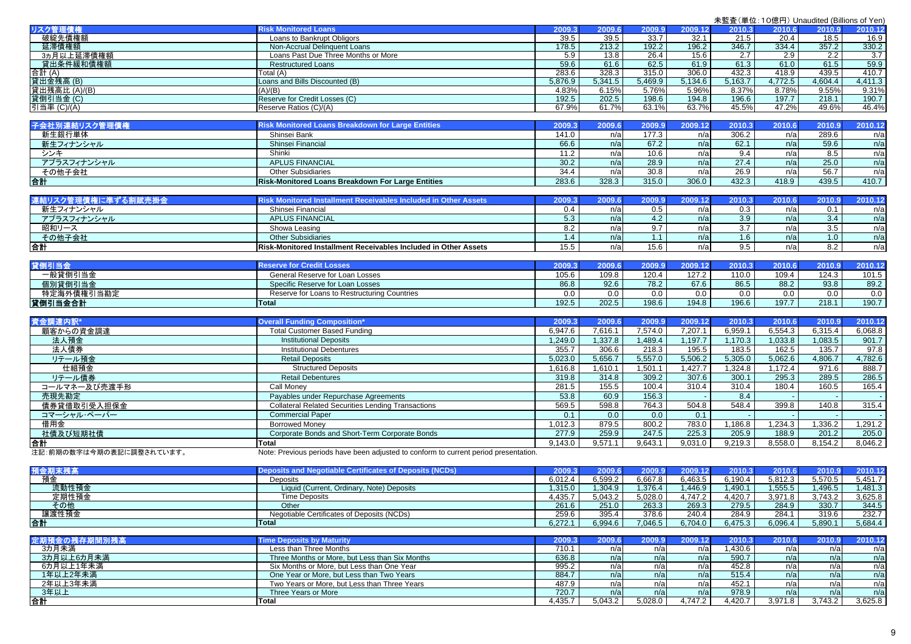未監査（単位：10億円）Unaudited (Billions of Yen)

| リスク管理債権 | Risk Monitored Loans | 2009.3 | 2009.6 | 2009.9 | 2009.12 | 2010.3 | 2010.6 | 2010.9 | 2010.12 |
|---|---|---|---|---|---|---|---|---|---|
| 破綻先債権額 | Loans to Bankrupt Obligors | 39.5 | 39.5 | 33.7 | 32.1 | 21.5 | 20.4 | 18.5 | 16.9 |
| 延滞債権額 | Non-Accrual Delinquent Loans | 178.5 | 213.2 | 192.2 | 196.2 | 346.7 | 334.4 | 357.2 | 330.2 |
| 3カ月以上延滞債権額 | Loans Past Due Three Months or More | 5.9 | 13.8 | 26.4 | 15.6 | 2.7 | 2.9 | 2.2 | 3.7 |
| 貸出条件緩和債権額 | Restructured Loans | 59.6 | 61.6 | 62.5 | 61.9 | 61.3 | 61.0 | 61.5 | 59.9 |
| 合計 (A) | Total (A) | 283.6 | 328.3 | 315.0 | 306.0 | 432.3 | 418.9 | 439.5 | 410.7 |
| 貸出金残高 (B) | Loans and Bills Discounted (B) | 5,876.9 | 5,341.5 | 5,469.9 | 5,134.6 | 5,163.7 | 4,772.5 | 4,604.4 | 4,411.3 |
| 貸出残高比 (A)/(B) | (A)/(B) | 4.83% | 6.15% | 5.76% | 5.96% | 8.37% | 8.78% | 9.55% | 9.31% |
| 貸倒引当金 (C) | Reserve for Credit Losses (C) | 192.5 | 202.5 | 198.6 | 194.8 | 196.6 | 197.7 | 218.1 | 190.7 |
| 引当率 (C)/(A) | Reserve Ratios (C)/(A) | 67.9% | 61.7% | 63.1% | 63.7% | 45.5% | 47.2% | 49.6% | 46.4% |

| 子会社別連結リスク管理債権 | Risk Monitored Loans Breakdown for Large Entities | 2009.3 | 2009.6 | 2009.9 | 2009.12 | 2010.3 | 2010.6 | 2010.9 | 2010.12 |
|---|---|---|---|---|---|---|---|---|---|
| 新生銀行単体 | Shinsei Bank | 141.0 | n/a | 177.3 | n/a | 306.2 | n/a | 289.6 | n/a |
| 新生フィナンシャル | Shinsei Financial | 66.6 | n/a | 67.2 | n/a | 62.1 | n/a | 59.6 | n/a |
| シンキ | Shinki | 11.2 | n/a | 10.6 | n/a | 9.4 | n/a | 8.5 | n/a |
| アプラスフィナンシャル | APLUS FINANCIAL | 30.2 | n/a | 28.9 | n/a | 27.4 | n/a | 25.0 | n/a |
| その他子会社 | Other Subsidiaries | 34.4 | n/a | 30.8 | n/a | 26.9 | n/a | 56.7 | n/a |
| 合計 | Risk-Monitored Loans Breakdown For Large Entities | 283.6 | 328.3 | 315.0 | 306.0 | 432.3 | 418.9 | 439.5 | 410.7 |

| 連結リスク管理債権に準ずる割賦売掛金 | Risk Monitored Installment Receivables Included in Other Assets | 2009.3 | 2009.6 | 2009.9 | 2009.12 | 2010.3 | 2010.6 | 2010.9 | 2010.12 |
|---|---|---|---|---|---|---|---|---|---|
| 新生フィナンシャル | Shinsei Financial | 0.4 | n/a | 0.5 | n/a | 0.3 | n/a | 0.1 | n/a |
| アプラスフィナンシャル | APLUS FINANCIAL | 5.3 | n/a | 4.2 | n/a | 3.9 | n/a | 3.4 | n/a |
| 昭和リース | Showa Leasing | 8.2 | n/a | 9.7 | n/a | 3.7 | n/a | 3.5 | n/a |
| その他子会社 | Other Subsidiaries | 1.4 | n/a | 1.1 | n/a | 1.6 | n/a | 1.0 | n/a |
| 合計 | Risk-Monitored Installment Receivables Included in Other Assets | 15.5 | n/a | 15.6 | n/a | 9.5 | n/a | 8.2 | n/a |

| 貸倒引当金 | Reserve for Credit Losses | 2009.3 | 2009.6 | 2009.9 | 2009.12 | 2010.3 | 2010.6 | 2010.9 | 2010.12 |
|---|---|---|---|---|---|---|---|---|---|
| 一般貸倒引当金 | General Reserve for Loan Losses | 105.6 | 109.8 | 120.4 | 127.2 | 110.0 | 109.4 | 124.3 | 101.5 |
| 個別貸倒引当金 | Specific Reserve for Loan Losses | 86.8 | 92.6 | 78.2 | 67.6 | 86.5 | 88.2 | 93.8 | 89.2 |
| 特定海外債権引当勘定 | Reserve for Loans to Restructuring Countries | 0.0 | 0.0 | 0.0 | 0.0 | 0.0 | 0.0 | 0.0 | 0.0 |
| 貸倒引当金合計 | Total | 192.5 | 202.5 | 198.6 | 194.8 | 196.6 | 197.7 | 218.1 | 190.7 |

| 資金調達内訳* | Overall Funding Composition* | 2009.3 | 2009.6 | 2009.9 | 2009.12 | 2010.3 | 2010.6 | 2010.9 | 2010.12 |
|---|---|---|---|---|---|---|---|---|---|
| 顧客からの資金調達 | Total Customer Based Funding | 6,947.6 | 7,616.1 | 7,574.0 | 7,207.1 | 6,959.1 | 6,554.3 | 6,315.4 | 6,068.8 |
| 法人預金 | Institutional Deposits | 1,249.0 | 1,337.8 | 1,489.4 | 1,197.7 | 1,170.3 | 1,033.8 | 1,083.5 | 901.7 |
| 法人債券 | Institutional Debentures | 355.7 | 306.6 | 218.3 | 195.5 | 183.5 | 162.5 | 135.7 | 97.8 |
| リテール預金 | Retail Deposits | 5,023.0 | 5,656.7 | 5,557.0 | 5,506.2 | 5,305.0 | 5,062.6 | 4,806.7 | 4,782.6 |
| 仕組預金 | Structured Deposits | 1,616.8 | 1,610.1 | 1,501.1 | 1,427.7 | 1,324.8 | 1,172.4 | 971.6 | 888.7 |
| リテール債券 | Retail Debentures | 319.8 | 314.8 | 309.2 | 307.6 | 300.1 | 295.3 | 289.5 | 286.5 |
| コールマネー及び売渡手形 | Call Money | 281.5 | 155.5 | 100.4 | 310.4 | 310.4 | 180.4 | 160.5 | 165.4 |
| 売現先勘定 | Payables under Repurchase Agreements | 53.8 | 60.9 | 156.3 | - | 8.4 | - | - | - |
| 債券貸借取引受入担保金 | Collateral Related Securities Lending Transactions | 569.5 | 598.8 | 764.3 | 504.8 | 548.4 | 399.8 | 140.8 | 315.4 |
| コマーシャル・ペーパー | Commercial Paper | 0.1 | 0.0 | 0.0 | 0.1 | - | - | - | - |
| 借用金 | Borrowed Money | 1,012.3 | 879.5 | 800.2 | 783.0 | 1,186.8 | 1,234.3 | 1,336.2 | 1,291.2 |
| 社債及び短期社債 | Corporate Bonds and Short-Term Corporate Bonds | 277.9 | 259.9 | 247.5 | 225.3 | 205.9 | 188.9 | 201.2 | 205.0 |
| 合計 | Total | 9,143.0 | 9,571.1 | 9,643.1 | 9,031.0 | 9,219.3 | 8,558.0 | 8,154.2 | 8,046.2 |

注記：前期の数字は今期の表記に調整されています。　Note: Previous periods have been adjusted to conform to current period presentation.

| 預金期末残高 | Deposits and Negotiable Certificates of Deposits (NCDs) | 2009.3 | 2009.6 | 2009.9 | 2009.12 | 2010.3 | 2010.6 | 2010.9 | 2010.12 |
|---|---|---|---|---|---|---|---|---|---|
| 預金 | Deposits | 6,012.4 | 6,599.2 | 6,667.8 | 6,463.5 | 6,190.4 | 5,812.3 | 5,570.5 | 5,451.7 |
| 流動性預金 | Liquid (Current, Ordinary, Note) Deposits | 1,315.0 | 1,304.9 | 1,376.4 | 1,446.9 | 1,490.1 | 1,555.5 | 1,496.5 | 1,481.3 |
| 定期性預金 | Time Deposits | 4,435.7 | 5,043.2 | 5,028.0 | 4,747.2 | 4,420.7 | 3,971.8 | 3,743.2 | 3,625.8 |
| その他 | Other | 261.6 | 251.0 | 263.3 | 269.3 | 279.5 | 284.9 | 330.7 | 344.5 |
| 譲渡性預金 | Negotiable Certificates of Deposits (NCDs) | 259.6 | 395.4 | 378.6 | 240.4 | 284.9 | 284.1 | 319.6 | 232.7 |
| 合計 | Total | 6,272.1 | 6,994.6 | 7,046.5 | 6,704.0 | 6,475.3 | 6,096.4 | 5,890.1 | 5,684.4 |

| 定期預金の残存期間別残高 | Time Deposits by Maturity | 2009.3 | 2009.6 | 2009.9 | 2009.12 | 2010.3 | 2010.6 | 2010.9 | 2010.12 |
|---|---|---|---|---|---|---|---|---|---|
| 3カ月未満 | Less than Three Months | 710.1 | n/a | n/a | n/a | 1,430.6 | n/a | n/a | n/a |
| 3カ月以上6カ月未満 | Three Months or More, but Less than Six Months | 636.8 | n/a | n/a | n/a | 590.7 | n/a | n/a | n/a |
| 6カ月以上1年未満 | Six Months or More, but Less than One Year | 995.2 | n/a | n/a | n/a | 452.8 | n/a | n/a | n/a |
| 1年以上2年未満 | One Year or More, but Less than Two Years | 884.7 | n/a | n/a | n/a | 515.4 | n/a | n/a | n/a |
| 2年以上3年未満 | Two Years or More, but Less than Three Years | 487.9 | n/a | n/a | n/a | 452.1 | n/a | n/a | n/a |
| 3年以上 | Three Years or More | 720.7 | n/a | n/a | n/a | 978.9 | n/a | n/a | n/a |
| 合計 | Total | 4,435.7 | 5,043.2 | 5,028.0 | 4,747.2 | 4,420.7 | 3,971.8 | 3,743.2 | 3,625.8 |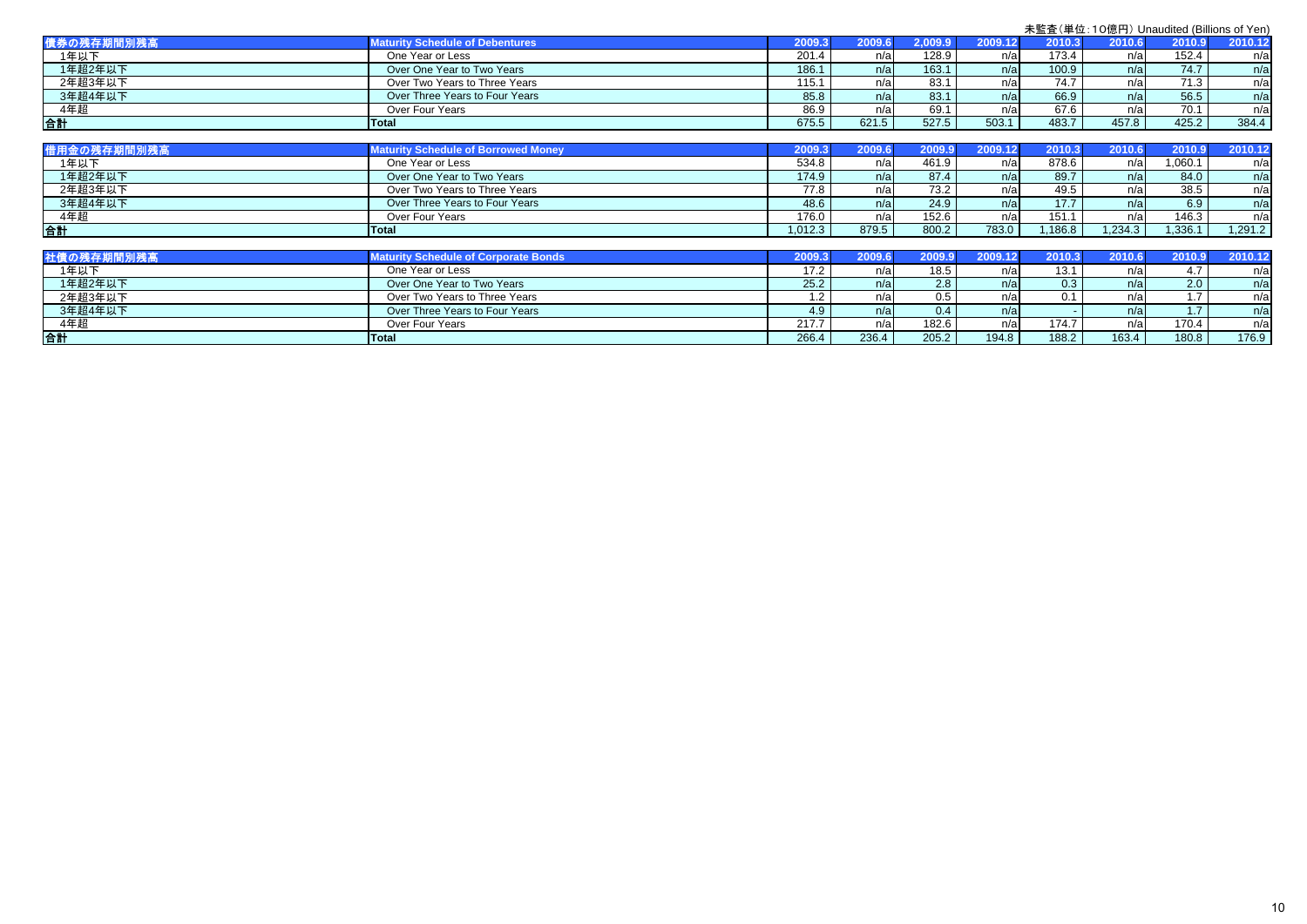未監査(単位:10億円) Unaudited (Billions of Yen)

| 債券の残存期間別残高 | Maturity Schedule of Debentures | 2009.3 | 2009.6 | 2,009.9 | 2009.12 | 2010.3 | 2010.6 | 2010.9 | 2010.12 |
|---|---|---|---|---|---|---|---|---|---|
| 1年以下 | One Year or Less | 201.4 | n/a | 128.9 | n/a | 173.4 | n/a | 152.4 | n/a |
| 1年超2年以下 | Over One Year to Two Years | 186.1 | n/a | 163.1 | n/a | 100.9 | n/a | 74.7 | n/a |
| 2年超3年以下 | Over Two Years to Three Years | 115.1 | n/a | 83.1 | n/a | 74.7 | n/a | 71.3 | n/a |
| 3年超4年以下 | Over Three Years to Four Years | 85.8 | n/a | 83.1 | n/a | 66.9 | n/a | 56.5 | n/a |
| 4年超 | Over Four Years | 86.9 | n/a | 69.1 | n/a | 67.6 | n/a | 70.1 | n/a |
| **合計** | **Total** | 675.5 | 621.5 | 527.5 | 503.1 | 483.7 | 457.8 | 425.2 | 384.4 |

| 借用金の残存期間別残高 | Maturity Schedule of Borrowed Money | 2009.3 | 2009.6 | 2009.9 | 2009.12 | 2010.3 | 2010.6 | 2010.9 | 2010.12 |
|---|---|---|---|---|---|---|---|---|---|
| 1年以下 | One Year or Less | 534.8 | n/a | 461.9 | n/a | 878.6 | n/a | 1,060.1 | n/a |
| 1年超2年以下 | Over One Year to Two Years | 174.9 | n/a | 87.4 | n/a | 89.7 | n/a | 84.0 | n/a |
| 2年超3年以下 | Over Two Years to Three Years | 77.8 | n/a | 73.2 | n/a | 49.5 | n/a | 38.5 | n/a |
| 3年超4年以下 | Over Three Years to Four Years | 48.6 | n/a | 24.9 | n/a | 17.7 | n/a | 6.9 | n/a |
| 4年超 | Over Four Years | 176.0 | n/a | 152.6 | n/a | 151.1 | n/a | 146.3 | n/a |
| **合計** | **Total** | 1,012.3 | 879.5 | 800.2 | 783.0 | 1,186.8 | 1,234.3 | 1,336.1 | 1,291.2 |

| 社債の残存期間別残高 | Maturity Schedule of Corporate Bonds | 2009.3 | 2009.6 | 2009.9 | 2009.12 | 2010.3 | 2010.6 | 2010.9 | 2010.12 |
|---|---|---|---|---|---|---|---|---|---|
| 1年以下 | One Year or Less | 17.2 | n/a | 18.5 | n/a | 13.1 | n/a | 4.7 | n/a |
| 1年超2年以下 | Over One Year to Two Years | 25.2 | n/a | 2.8 | n/a | 0.3 | n/a | 2.0 | n/a |
| 2年超3年以下 | Over Two Years to Three Years | 1.2 | n/a | 0.5 | n/a | 0.1 | n/a | 1.7 | n/a |
| 3年超4年以下 | Over Three Years to Four Years | 4.9 | n/a | 0.4 | n/a | - | n/a | 1.7 | n/a |
| 4年超 | Over Four Years | 217.7 | n/a | 182.6 | n/a | 174.7 | n/a | 170.4 | n/a |
| **合計** | **Total** | 266.4 | 236.4 | 205.2 | 194.8 | 188.2 | 163.4 | 180.8 | 176.9 |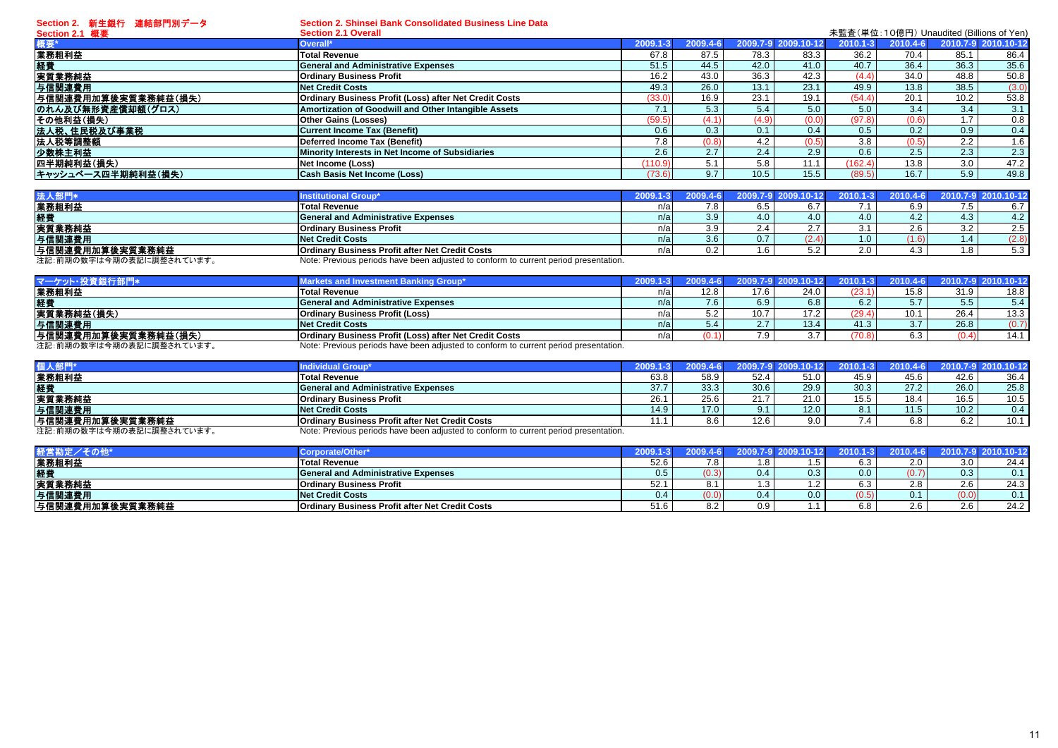## Section 2. 新生銀行　連結部門別データ / Section 2. Shinsei Bank Consolidated Business Line Data

### Section 2.1 概要 / Section 2.1 Overall

未監査（単位：10億円） Unaudited (Billions of Yen)

| 概要* | Overall* | 2009.1-3 | 2009.4-6 | 2009.7-9 | 2009.10-12 | 2010.1-3 | 2010.4-6 | 2010.7-9 | 2010.10-12 |
|---|---|---|---|---|---|---|---|---|---|
| 業務粗利益 | Total Revenue | 67.8 | 87.5 | 78.3 | 83.3 | 36.2 | 70.4 | 85.1 | 86.4 |
| 経費 | General and Administrative Expenses | 51.5 | 44.5 | 42.0 | 41.0 | 40.7 | 36.4 | 36.3 | 35.6 |
| 実質業務純益 | Ordinary Business Profit | 16.2 | 43.0 | 36.3 | 42.3 | (4.4) | 34.0 | 48.8 | 50.8 |
| 与信関連費用 | Net Credit Costs | 49.3 | 26.0 | 13.1 | 23.1 | 49.9 | 13.8 | 38.5 | (3.0) |
| 与信関連費用加算後実質業務純益(損失) | Ordinary Business Profit (Loss) after Net Credit Costs | (33.0) | 16.9 | 23.1 | 19.1 | (54.4) | 20.1 | 10.2 | 53.8 |
| のれん及び無形資産償却額(グロス) | Amortization of Goodwill and Other Intangible Assets | 7.1 | 5.3 | 5.4 | 5.0 | 5.0 | 3.4 | 3.4 | 3.1 |
| その他利益(損失) | Other Gains (Losses) | (59.5) | (4.1) | (4.9) | (0.0) | (97.8) | (0.6) | 1.7 | 0.8 |
| 法人税、住民税及び事業税 | Current Income Tax (Benefit) | 0.6 | 0.3 | 0.1 | 0.4 | 0.5 | 0.2 | 0.9 | 0.4 |
| 法人税等調整額 | Deferred Income Tax (Benefit) | 7.8 | (0.8) | 4.2 | (0.5) | 3.8 | (0.5) | 2.2 | 1.6 |
| 少数株主利益 | Minority Interests in Net Income of Subsidiaries | 2.6 | 2.7 | 2.4 | 2.9 | 0.6 | 2.5 | 2.3 | 2.3 |
| 四半期純利益(損失) | Net Income (Loss) | (110.9) | 5.1 | 5.8 | 11.1 | (162.4) | 13.8 | 3.0 | 47.2 |
| キャッシュベース四半期純利益(損失) | Cash Basis Net Income (Loss) | (73.6) | 9.7 | 10.5 | 15.5 | (89.5) | 16.7 | 5.9 | 49.8 |

| 法人部門* | Institutional Group* | 2009.1-3 | 2009.4-6 | 2009.7-9 | 2009.10-12 | 2010.1-3 | 2010.4-6 | 2010.7-9 | 2010.10-12 |
|---|---|---|---|---|---|---|---|---|---|
| 業務粗利益 | Total Revenue | n/a | 7.8 | 6.5 | 6.7 | 7.1 | 6.9 | 7.5 | 6.7 |
| 経費 | General and Administrative Expenses | n/a | 3.9 | 4.0 | 4.0 | 4.0 | 4.2 | 4.3 | 4.2 |
| 実質業務純益 | Ordinary Business Profit | n/a | 3.9 | 2.4 | 2.7 | 3.1 | 2.6 | 3.2 | 2.5 |
| 与信関連費用 | Net Credit Costs | n/a | 3.6 | 0.7 | (2.4) | 1.0 | (1.6) | 1.4 | (2.8) |
| 与信関連費用加算後実質業務純益 | Ordinary Business Profit after Net Credit Costs | n/a | 0.2 | 1.6 | 5.2 | 2.0 | 4.3 | 1.8 | 5.3 |

注記：前期の数字は今期の表記に調整されています。 Note: Previous periods have been adjusted to conform to current period presentation.

| マーケット・投資銀行部門* | Markets and Investment Banking Group* | 2009.1-3 | 2009.4-6 | 2009.7-9 | 2009.10-12 | 2010.1-3 | 2010.4-6 | 2010.7-9 | 2010.10-12 |
|---|---|---|---|---|---|---|---|---|---|
| 業務粗利益 | Total Revenue | n/a | 12.8 | 17.6 | 24.0 | (23.1) | 15.8 | 31.9 | 18.8 |
| 経費 | General and Administrative Expenses | n/a | 7.6 | 6.9 | 6.8 | 6.2 | 5.7 | 5.5 | 5.4 |
| 実質業務純益(損失) | Ordinary Business Profit (Loss) | n/a | 5.2 | 10.7 | 17.2 | (29.4) | 10.1 | 26.4 | 13.3 |
| 与信関連費用 | Net Credit Costs | n/a | 5.4 | 2.7 | 13.4 | 41.3 | 3.7 | 26.8 | (0.7) |
| 与信関連費用加算後実質業務純益(損失) | Ordinary Business Profit (Loss) after Net Credit Costs | n/a | (0.1) | 7.9 | 3.7 | (70.8) | 6.3 | (0.4) | 14.1 |

注記：前期の数字は今期の表記に調整されています。 Note: Previous periods have been adjusted to conform to current period presentation.

| 個人部門* | Individual Group* | 2009.1-3 | 2009.4-6 | 2009.7-9 | 2009.10-12 | 2010.1-3 | 2010.4-6 | 2010.7-9 | 2010.10-12 |
|---|---|---|---|---|---|---|---|---|---|
| 業務粗利益 | Total Revenue | 63.8 | 58.9 | 52.4 | 51.0 | 45.9 | 45.6 | 42.6 | 36.4 |
| 経費 | General and Administrative Expenses | 37.7 | 33.3 | 30.6 | 29.9 | 30.3 | 27.2 | 26.0 | 25.8 |
| 実質業務純益 | Ordinary Business Profit | 26.1 | 25.6 | 21.7 | 21.0 | 15.5 | 18.4 | 16.5 | 10.5 |
| 与信関連費用 | Net Credit Costs | 14.9 | 17.0 | 9.1 | 12.0 | 8.1 | 11.5 | 10.2 | 0.4 |
| 与信関連費用加算後実質業務純益 | Ordinary Business Profit after Net Credit Costs | 11.1 | 8.6 | 12.6 | 9.0 | 7.4 | 6.8 | 6.2 | 10.1 |

注記：前期の数字は今期の表記に調整されています。 Note: Previous periods have been adjusted to conform to current period presentation.

| 経営勘定／その他* | Corporate/Other* | 2009.1-3 | 2009.4-6 | 2009.7-9 | 2009.10-12 | 2010.1-3 | 2010.4-6 | 2010.7-9 | 2010.10-12 |
|---|---|---|---|---|---|---|---|---|---|
| 業務粗利益 | Total Revenue | 52.6 | 7.8 | 1.8 | 1.5 | 6.3 | 2.0 | 3.0 | 24.4 |
| 経費 | General and Administrative Expenses | 0.5 | (0.3) | 0.4 | 0.3 | 0.0 | (0.7) | 0.3 | 0.1 |
| 実質業務純益 | Ordinary Business Profit | 52.1 | 8.1 | 1.3 | 1.2 | 6.3 | 2.8 | 2.6 | 24.3 |
| 与信関連費用 | Net Credit Costs | 0.4 | (0.0) | 0.4 | 0.0 | (0.5) | 0.1 | (0.0) | 0.1 |
| 与信関連費用加算後実質業務純益 | Ordinary Business Profit after Net Credit Costs | 51.6 | 8.2 | 0.9 | 1.1 | 6.8 | 2.6 | 2.6 | 24.2 |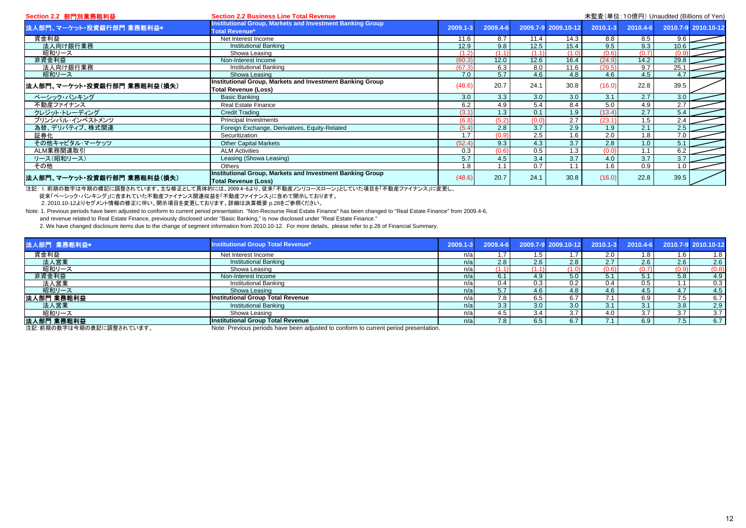Section 2.2 部門別業務粗利益 / Section 2.2 Business Line Total Revenue

未監査(単位:10億円) Unaudited (Billions of Yen)

| 法人部門、マーケット・投資銀行部門 業務粗利益* | Institutional Group, Markets and Investment Banking Group Total Revenue* | 2009.1-3 | 2009.4-6 | 2009.7-9 | 2009.10-12 | 2010.1-3 | 2010.4-6 | 2010.7-9 | 2010.10-12 |
|---|---|---|---|---|---|---|---|---|---|
| 資金利益 | Net Interest Income | 11.6 | 8.7 | 11.4 | 14.3 | 8.8 | 8.5 | 9.6 | |
| 法人向け銀行業務 | Institutional Banking | 12.9 | 9.8 | 12.5 | 15.4 | 9.5 | 9.3 | 10.6 | |
| 昭和リース | Showa Leasing | (1.2) | (1.1) | (1.1) | (1.0) | (0.6) | (0.7) | (0.9) | |
| 非資金利益 | Non-Interest Income | (60.3) | 12.0 | 12.6 | 16.4 | (24.9) | 14.2 | 29.8 | |
| 法人向け銀行業務 | Institutional Banking | (67.3) | 6.3 | 8.0 | 11.6 | (29.5) | 9.7 | 25.1 | |
| 昭和リース | Showa Leasing | 7.0 | 5.7 | 4.6 | 4.8 | 4.6 | 4.5 | 4.7 | |
| 法人部門、マーケット・投資銀行部門 業務粗利益(損失) | Institutional Group, Markets and Investment Banking Group Total Revenue (Loss) | (48.6) | 20.7 | 24.1 | 30.8 | (16.0) | 22.8 | 39.5 | |
| ベーシック・バンキング | Basic Banking | 3.0 | 3.3 | 3.0 | 3.0 | 3.1 | 2.7 | 3.0 | |
| 不動産ファイナンス | Real Estate Finance | 6.2 | 4.9 | 5.4 | 8.4 | 5.0 | 4.9 | 2.7 | |
| クレジット・トレーディング | Credit Trading | (3.1) | 1.3 | 0.1 | 1.9 | (13.4) | 2.7 | 5.4 | |
| プリンシパル・インベストメンツ | Principal Investments | (6.8) | (5.2) | (0.0) | 2.7 | (23.1) | 1.5 | 2.4 | |
| 為替、デリバティブ、株式関連 | Foreign Exchange, Derivatives, Equity-Related | (5.4) | 2.8 | 3.7 | 2.9 | 1.9 | 2.1 | 2.5 | |
| 証券化 | Securitization | 1.7 | (0.9) | 2.5 | 1.6 | 2.0 | 1.8 | 7.0 | |
| その他キャピタル・マーケッツ | Other Capital Markets | (52.4) | 9.3 | 4.3 | 3.7 | 2.8 | 1.0 | 5.1 | |
| ALM業務関連取引 | ALM Activities | 0.3 | (0.6) | 0.5 | 1.3 | (0.0) | 1.1 | 6.2 | |
| リース(昭和リース) | Leasing (Showa Leasing) | 5.7 | 4.5 | 3.4 | 3.7 | 4.0 | 3.7 | 3.7 | |
| その他 | Others | 1.8 | 1.1 | 0.7 | 1.1 | 1.6 | 0.9 | 1.0 | |
| 法人部門、マーケット・投資銀行部門 業務粗利益(損失) | Institutional Group, Markets and Investment Banking Group Total Revenue (Loss) | (48.6) | 20.7 | 24.1 | 30.8 | (16.0) | 22.8 | 39.5 | |

注記: 1. 前期の数字は今期の標記に調整されています。主な修正として具体的には、2009.4~6より、従来「不動産ノンリコースローン」としていた項目を「不動産ファイナンス」に変更し、
従来「ベーシック・バンキング」に含まれていた不動産ファイナンス関連収益を「不動産ファイナンス」に含めて開示しております。
2. 2010.10-12よりセグメント情報の修正に伴い、開示項目を変更しております。詳細は決算概要 p.28をご参照ください。

Note: 1. Previous periods have been adjusted to conform to current period presentation. "Non-Recourse Real Estate Finance" has been changed to "Real Estate Finance" from 2009.4-6,
and revenue related to Real Estate Finance, previously disclosed under "Basic Banking," is now disclosed under "Real Estate Finance."
2. We have changed disclosure items due to the change of segment information from 2010.10-12. For more details, please refer to p.28 of Financial Summary.

| 法人部門 業務粗利益* | Institutional Group Total Revenue* | 2009.1-3 | 2009.4-6 | 2009.7-9 | 2009.10-12 | 2010.1-3 | 2010.4-6 | 2010.7-9 | 2010.10-12 |
|---|---|---|---|---|---|---|---|---|---|
| 資金利益 | Net Interest Income | n/a | 1.7 | 1.5 | 1.7 | 2.0 | 1.8 | 1.6 | 1.8 |
| 法人営業 | Institutional Banking | n/a | 2.8 | 2.6 | 2.8 | 2.7 | 2.6 | 2.6 | 2.6 |
| 昭和リース | Showa Leasing | n/a | (1.1) | (1.1) | (1.0) | (0.6) | (0.7) | (0.9) | (0.8) |
| 非資金利益 | Non-Interest Income | n/a | 6.1 | 4.9 | 5.0 | 5.1 | 5.1 | 5.8 | 4.9 |
| 法人営業 | Institutional Banking | n/a | 0.4 | 0.3 | 0.2 | 0.4 | 0.5 | 1.1 | 0.3 |
| 昭和リース | Showa Leasing | n/a | 5.7 | 4.6 | 4.8 | 4.6 | 4.5 | 4.7 | 4.5 |
| **法人部門 業務粗利益** | **Institutional Group Total Revenue** | n/a | 7.8 | 6.5 | 6.7 | 7.1 | 6.9 | 7.5 | 6.7 |
| 法人営業 | Institutional Banking | n/a | 3.3 | 3.0 | 3.0 | 3.1 | 3.1 | 3.8 | 2.9 |
| 昭和リース | Showa Leasing | n/a | 4.5 | 3.4 | 3.7 | 4.0 | 3.7 | 3.7 | 3.7 |
| **法人部門 業務粗利益** | **Institutional Group Total Revenue** | n/a | 7.8 | 6.5 | 6.7 | 7.1 | 6.9 | 7.5 | 6.7 |

注記:前期の数字は今期の表記に調整されています。

Note: Previous periods have been adjusted to conform to current period presentation.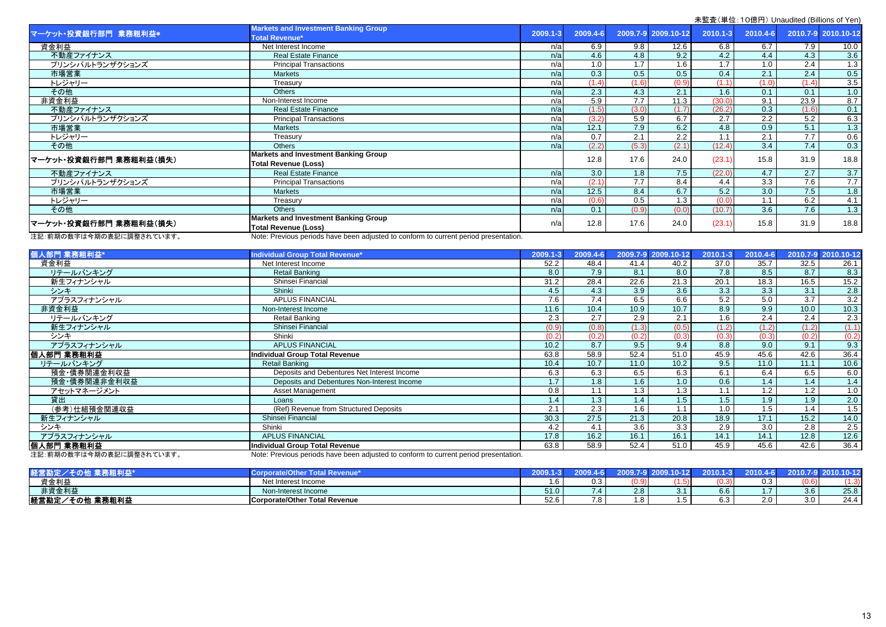未監査（単位：10億円）Unaudited (Billions of Yen)

| マーケット・投資銀行部門 業務粗利益* | Markets and Investment Banking Group Total Revenue* | 2009.1-3 | 2009.4-6 | 2009.7-9 | 2009.10-12 | 2010.1-3 | 2010.4-6 | 2010.7-9 | 2010.10-12 |
|---|---|---|---|---|---|---|---|---|---|
| 資金利益 | Net Interest Income | n/a | 6.9 | 9.8 | 12.6 | 6.8 | 6.7 | 7.9 | 10.0 |
| 不動産ファイナンス | Real Estate Finance | n/a | 4.6 | 4.8 | 9.2 | 4.2 | 4.4 | 4.3 | 3.6 |
| プリンシパルトランザクションズ | Principal Transactions | n/a | 1.0 | 1.7 | 1.6 | 1.7 | 1.0 | 2.4 | 1.3 |
| 市場営業 | Markets | n/a | 0.3 | 0.5 | 0.5 | 0.4 | 2.1 | 2.4 | 0.5 |
| トレジャリー | Treasury | n/a | (1.4) | (1.6) | (0.9) | (1.1) | (1.0) | (1.4) | 3.5 |
| その他 | Others | n/a | 2.3 | 4.3 | 2.1 | 1.6 | 0.1 | 0.1 | 1.0 |
| 非資金利益 | Non-Interest Income | n/a | 5.9 | 7.7 | 11.3 | (30.0) | 9.1 | 23.9 | 8.7 |
| 不動産ファイナンス | Real Estate Finance | n/a | (1.5) | (3.0) | (1.7) | (26.2) | 0.3 | (1.6) | 0.1 |
| プリンシパルトランザクションズ | Principal Transactions | n/a | (3.2) | 5.9 | 6.7 | 2.7 | 2.2 | 5.2 | 6.3 |
| 市場営業 | Markets | n/a | 12.1 | 7.9 | 6.2 | 4.8 | 0.9 | 5.1 | 1.3 |
| トレジャリー | Treasury | n/a | 0.7 | 2.1 | 2.2 | 1.1 | 2.1 | 7.7 | 0.6 |
| その他 | Others | n/a | (2.2) | (5.3) | (2.1) | (12.4) | 3.4 | 7.4 | 0.3 |
| マーケット・投資銀行部門 業務粗利益(損失) | Markets and Investment Banking Group Total Revenue (Loss) | | 12.8 | 17.6 | 24.0 | (23.1) | 15.8 | 31.9 | 18.8 |
| 不動産ファイナンス | Real Estate Finance | n/a | 3.0 | 1.8 | 7.5 | (22.0) | 4.7 | 2.7 | 3.7 |
| プリンシパルトランザクションズ | Principal Transactions | n/a | (2.1) | 7.7 | 8.4 | 4.4 | 3.3 | 7.6 | 7.7 |
| 市場営業 | Markets | n/a | 12.5 | 8.4 | 6.7 | 5.2 | 3.0 | 7.5 | 1.8 |
| トレジャリー | Treasury | n/a | (0.6) | 0.5 | 1.3 | (0.0) | 1.1 | 6.2 | 4.1 |
| その他 | Others | n/a | 0.1 | (0.9) | (0.0) | (10.7) | 3.6 | 7.6 | 1.3 |
| マーケット・投資銀行部門 業務粗利益(損失) | Markets and Investment Banking Group Total Revenue (Loss) | n/a | 12.8 | 17.6 | 24.0 | (23.1) | 15.8 | 31.9 | 18.8 |

注記：前期の数字は今期の表記に調整されています。 Note: Previous periods have been adjusted to conform to current period presentation.

| 個人部門 業務粗利益* | Individual Group Total Revenue* | 2009.1-3 | 2009.4-6 | 2009.7-9 | 2009.10-12 | 2010.1-3 | 2010.4-6 | 2010.7-9 | 2010.10-12 |
|---|---|---|---|---|---|---|---|---|---|
| 資金利益 | Net Interest Income | 52.2 | 48.4 | 41.4 | 40.2 | 37.0 | 35.7 | 32.5 | 26.1 |
| リテールバンキング | Retail Banking | 8.0 | 7.9 | 8.1 | 8.0 | 7.8 | 8.5 | 8.7 | 8.3 |
| 新生フィナンシャル | Shinsei Financial | 31.2 | 28.4 | 22.6 | 21.3 | 20.1 | 18.3 | 16.5 | 15.2 |
| シンキ | Shinki | 4.5 | 4.3 | 3.9 | 3.6 | 3.3 | 3.3 | 3.1 | 2.8 |
| アプラスフィナンシャル | APLUS FINANCIAL | 7.6 | 7.4 | 6.5 | 6.6 | 5.2 | 5.0 | 3.7 | 3.2 |
| 非資金利益 | Non-Interest Income | 11.6 | 10.4 | 10.9 | 10.7 | 8.9 | 9.9 | 10.0 | 10.3 |
| リテールバンキング | Retail Banking | 2.3 | 2.7 | 2.9 | 2.1 | 1.6 | 2.4 | 2.4 | 2.3 |
| 新生フィナンシャル | Shinsei Financial | (0.9) | (0.8) | (1.3) | (0.5) | (1.2) | (1.2) | (1.2) | (1.1) |
| シンキ | Shinki | (0.2) | (0.2) | (0.2) | (0.3) | (0.3) | (0.3) | (0.2) | (0.2) |
| アプラスフィナンシャル | APLUS FINANCIAL | 10.2 | 8.7 | 9.5 | 9.4 | 8.8 | 9.0 | 9.1 | 9.3 |
| **個人部門 業務粗利益** | **Individual Group Total Revenue** | 63.8 | 58.9 | 52.4 | 51.0 | 45.9 | 45.6 | 42.6 | 36.4 |
| リテールバンキング | Retail Banking | 10.4 | 10.7 | 11.0 | 10.2 | 9.5 | 11.0 | 11.1 | 10.6 |
| 預金・債券関連金利収益 | Deposits and Debentures Net Interest Income | 6.3 | 6.3 | 6.5 | 6.3 | 6.1 | 6.4 | 6.5 | 6.0 |
| 預金・債券関連非金利収益 | Deposits and Debentures Non-Interest Income | 1.7 | 1.8 | 1.6 | 1.0 | 0.6 | 1.4 | 1.4 | 1.4 |
| アセットマネージメント | Asset Management | 0.8 | 1.1 | 1.3 | 1.3 | 1.1 | 1.2 | 1.2 | 1.0 |
| 貸出 | Loans | 1.4 | 1.3 | 1.4 | 1.5 | 1.5 | 1.9 | 1.9 | 2.0 |
| （参考）仕組預金関連収益 | (Ref) Revenue from Structured Deposits | 2.1 | 2.3 | 1.6 | 1.1 | 1.0 | 1.5 | 1.4 | 1.5 |
| 新生フィナンシャル | Shinsei Financial | 30.3 | 27.5 | 21.3 | 20.8 | 18.9 | 17.1 | 15.2 | 14.0 |
| シンキ | Shinki | 4.2 | 4.1 | 3.6 | 3.3 | 2.9 | 3.0 | 2.8 | 2.5 |
| アプラスフィナンシャル | APLUS FINANCIAL | 17.8 | 16.2 | 16.1 | 16.1 | 14.1 | 14.1 | 12.8 | 12.6 |
| **個人部門 業務粗利益** | **Individual Group Total Revenue** | 63.8 | 58.9 | 52.4 | 51.0 | 45.9 | 45.6 | 42.6 | 36.4 |

注記：前期の数字は今期の表記に調整されています。 Note: Previous periods have been adjusted to conform to current period presentation.

| 経営勘定／その他 業務粗利益* | Corporate/Other Total Revenue* | 2009.1-3 | 2009.4-6 | 2009.7-9 | 2009.10-12 | 2010.1-3 | 2010.4-6 | 2010.7-9 | 2010.10-12 |
|---|---|---|---|---|---|---|---|---|---|
| 資金利益 | Net Interest Income | 1.6 | 0.3 | (0.9) | (1.5) | (0.3) | 0.3 | (0.6) | (1.3) |
| 非資金利益 | Non-Interest Income | 51.0 | 7.4 | 2.8 | 3.1 | 6.6 | 1.7 | 3.6 | 25.8 |
| **経営勘定／その他 業務粗利益** | **Corporate/Other Total Revenue** | 52.6 | 7.8 | 1.8 | 1.5 | 6.3 | 2.0 | 3.0 | 24.4 |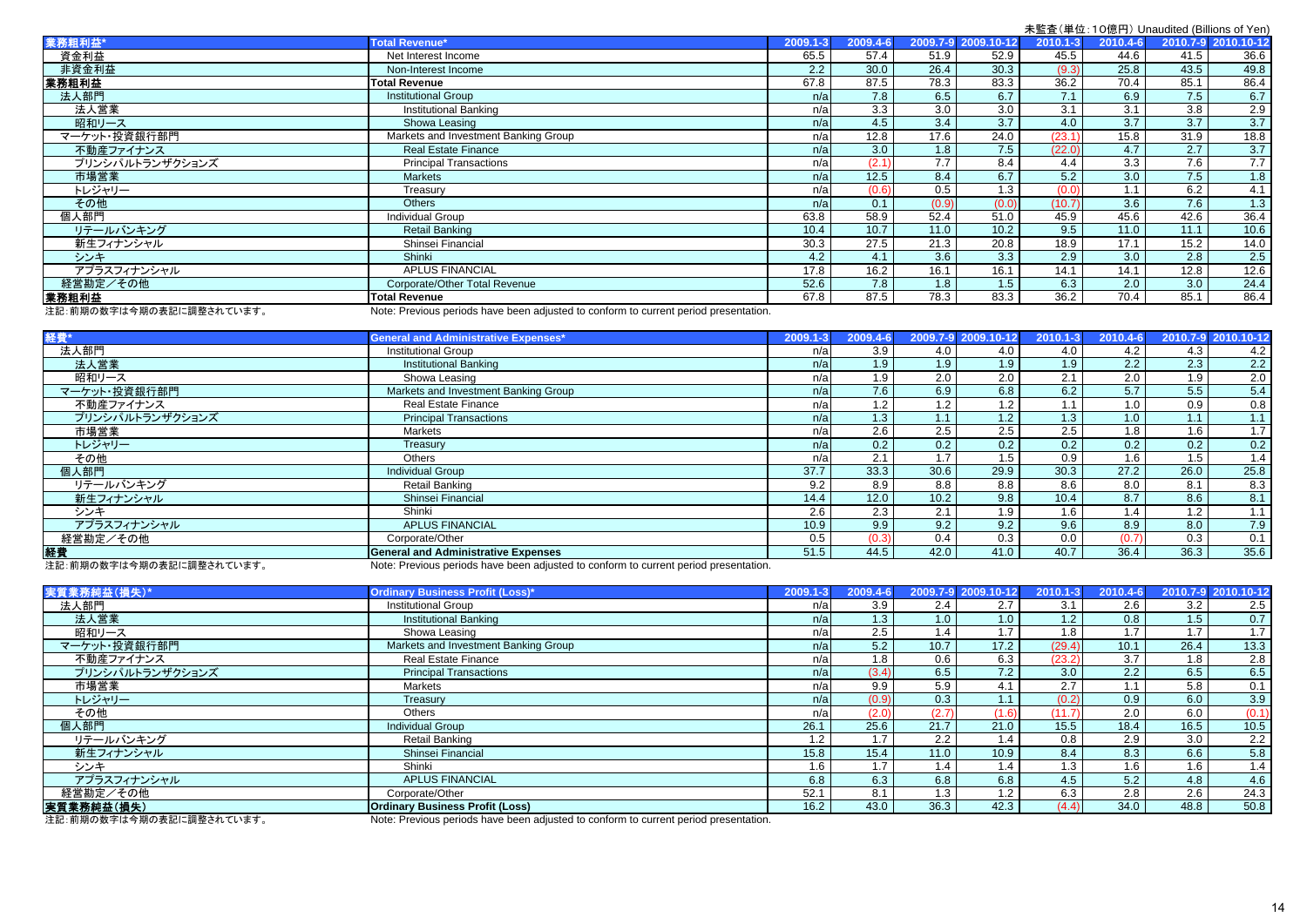未監査（単位：10億円）Unaudited (Billions of Yen)

| 業務粗利益* | Total Revenue* | 2009.1-3 | 2009.4-6 | 2009.7-9 | 2009.10-12 | 2010.1-3 | 2010.4-6 | 2010.7-9 | 2010.10-12 |
|---|---|---|---|---|---|---|---|---|---|
| 資金利益 | Net Interest Income | 65.5 | 57.4 | 51.9 | 52.9 | 45.5 | 44.6 | 41.5 | 36.6 |
| 非資金利益 | Non-Interest Income | 2.2 | 30.0 | 26.4 | 30.3 | (9.3) | 25.8 | 43.5 | 49.8 |
| **業務粗利益** | **Total Revenue** | 67.8 | 87.5 | 78.3 | 83.3 | 36.2 | 70.4 | 85.1 | 86.4 |
| 法人部門 | Institutional Group | n/a | 7.8 | 6.5 | 6.7 | 7.1 | 6.9 | 7.5 | 6.7 |
| 法人営業 | Institutional Banking | n/a | 3.3 | 3.0 | 3.0 | 3.1 | 3.1 | 3.8 | 2.9 |
| 昭和リース | Showa Leasing | n/a | 4.5 | 3.4 | 3.7 | 4.0 | 3.7 | 3.7 | 3.7 |
| マーケット・投資銀行部門 | Markets and Investment Banking Group | n/a | 12.8 | 17.6 | 24.0 | (23.1) | 15.8 | 31.9 | 18.8 |
| 不動産ファイナンス | Real Estate Finance | n/a | 3.0 | 1.8 | 7.5 | (22.0) | 4.7 | 2.7 | 3.7 |
| プリンシパルトランザクションズ | Principal Transactions | n/a | (2.1) | 7.7 | 8.4 | 4.4 | 3.3 | 7.6 | 7.7 |
| 市場営業 | Markets | n/a | 12.5 | 8.4 | 6.7 | 5.2 | 3.0 | 7.5 | 1.8 |
| トレジャリー | Treasury | n/a | (0.6) | 0.5 | 1.3 | (0.0) | 1.1 | 6.2 | 4.1 |
| その他 | Others | n/a | 0.1 | (0.9) | (0.0) | (10.7) | 3.6 | 7.6 | 1.3 |
| 個人部門 | Individual Group | 63.8 | 58.9 | 52.4 | 51.0 | 45.9 | 45.6 | 42.6 | 36.4 |
| リテールバンキング | Retail Banking | 10.4 | 10.7 | 11.0 | 10.2 | 9.5 | 11.0 | 11.1 | 10.6 |
| 新生フィナンシャル | Shinsei Financial | 30.3 | 27.5 | 21.3 | 20.8 | 18.9 | 17.1 | 15.2 | 14.0 |
| シンキ | Shinki | 4.2 | 4.1 | 3.6 | 3.3 | 2.9 | 3.0 | 2.8 | 2.5 |
| アプラスフィナンシャル | APLUS FINANCIAL | 17.8 | 16.2 | 16.1 | 16.1 | 14.1 | 14.1 | 12.8 | 12.6 |
| 経営勘定／その他 | Corporate/Other Total Revenue | 52.6 | 7.8 | 1.8 | 1.5 | 6.3 | 2.0 | 3.0 | 24.4 |
| **業務粗利益** | **Total Revenue** | 67.8 | 87.5 | 78.3 | 83.3 | 36.2 | 70.4 | 85.1 | 86.4 |

注記：前期の数字は今期の表記に調整されています。　Note: Previous periods have been adjusted to conform to current period presentation.

| 経費* | General and Administrative Expenses* | 2009.1-3 | 2009.4-6 | 2009.7-9 | 2009.10-12 | 2010.1-3 | 2010.4-6 | 2010.7-9 | 2010.10-12 |
|---|---|---|---|---|---|---|---|---|---|
| 法人部門 | Institutional Group | n/a | 3.9 | 4.0 | 4.0 | 4.0 | 4.2 | 4.3 | 4.2 |
| 法人営業 | Institutional Banking | n/a | 1.9 | 1.9 | 1.9 | 1.9 | 2.2 | 2.3 | 2.2 |
| 昭和リース | Showa Leasing | n/a | 1.9 | 2.0 | 2.0 | 2.1 | 2.0 | 1.9 | 2.0 |
| マーケット・投資銀行部門 | Markets and Investment Banking Group | n/a | 7.6 | 6.9 | 6.8 | 6.2 | 5.7 | 5.5 | 5.4 |
| 不動産ファイナンス | Real Estate Finance | n/a | 1.2 | 1.2 | 1.2 | 1.1 | 1.0 | 0.9 | 0.8 |
| プリンシパルトランザクションズ | Principal Transactions | n/a | 1.3 | 1.1 | 1.2 | 1.3 | 1.0 | 1.1 | 1.1 |
| 市場営業 | Markets | n/a | 2.6 | 2.5 | 2.5 | 2.5 | 1.8 | 1.6 | 1.7 |
| トレジャリー | Treasury | n/a | 0.2 | 0.2 | 0.2 | 0.2 | 0.2 | 0.2 | 0.2 |
| その他 | Others | n/a | 2.1 | 1.7 | 1.5 | 0.9 | 1.6 | 1.5 | 1.4 |
| 個人部門 | Individual Group | 37.7 | 33.3 | 30.6 | 29.9 | 30.3 | 27.2 | 26.0 | 25.8 |
| リテールバンキング | Retail Banking | 9.2 | 8.9 | 8.8 | 8.8 | 8.6 | 8.0 | 8.1 | 8.3 |
| 新生フィナンシャル | Shinsei Financial | 14.4 | 12.0 | 10.2 | 9.8 | 10.4 | 8.7 | 8.6 | 8.1 |
| シンキ | Shinki | 2.6 | 2.3 | 2.1 | 1.9 | 1.6 | 1.4 | 1.2 | 1.1 |
| アプラスフィナンシャル | APLUS FINANCIAL | 10.9 | 9.9 | 9.2 | 9.2 | 9.6 | 8.9 | 8.0 | 7.9 |
| 経営勘定／その他 | Corporate/Other | 0.5 | (0.3) | 0.4 | 0.3 | 0.0 | (0.7) | 0.3 | 0.1 |
| **経費** | **General and Administrative Expenses** | 51.5 | 44.5 | 42.0 | 41.0 | 40.7 | 36.4 | 36.3 | 35.6 |

注記：前期の数字は今期の表記に調整されています。　Note: Previous periods have been adjusted to conform to current period presentation.

| 実質業務純益(損失)* | Ordinary Business Profit (Loss)* | 2009.1-3 | 2009.4-6 | 2009.7-9 | 2009.10-12 | 2010.1-3 | 2010.4-6 | 2010.7-9 | 2010.10-12 |
|---|---|---|---|---|---|---|---|---|---|
| 法人部門 | Institutional Group | n/a | 3.9 | 2.4 | 2.7 | 3.1 | 2.6 | 3.2 | 2.5 |
| 法人営業 | Institutional Banking | n/a | 1.3 | 1.0 | 1.0 | 1.2 | 0.8 | 1.5 | 0.7 |
| 昭和リース | Showa Leasing | n/a | 2.5 | 1.4 | 1.7 | 1.8 | 1.7 | 1.7 | 1.7 |
| マーケット・投資銀行部門 | Markets and Investment Banking Group | n/a | 5.2 | 10.7 | 17.2 | (29.4) | 10.1 | 26.4 | 13.3 |
| 不動産ファイナンス | Real Estate Finance | n/a | 1.8 | 0.6 | 6.3 | (23.2) | 3.7 | 1.8 | 2.8 |
| プリンシパルトランザクションズ | Principal Transactions | n/a | (3.4) | 6.5 | 7.2 | 3.0 | 2.2 | 6.5 | 6.5 |
| 市場営業 | Markets | n/a | 9.9 | 5.9 | 4.1 | 2.7 | 1.1 | 5.8 | 0.1 |
| トレジャリー | Treasury | n/a | (0.9) | 0.3 | 1.1 | (0.2) | 0.9 | 6.0 | 3.9 |
| その他 | Others | n/a | (2.0) | (2.7) | (1.6) | (11.7) | 2.0 | 6.0 | (0.1) |
| 個人部門 | Individual Group | 26.1 | 25.6 | 21.7 | 21.0 | 15.5 | 18.4 | 16.5 | 10.5 |
| リテールバンキング | Retail Banking | 1.2 | 1.7 | 2.2 | 1.4 | 0.8 | 2.9 | 3.0 | 2.2 |
| 新生フィナンシャル | Shinsei Financial | 15.8 | 15.4 | 11.0 | 10.9 | 8.4 | 8.3 | 6.6 | 5.8 |
| シンキ | Shinki | 1.6 | 1.7 | 1.4 | 1.4 | 1.3 | 1.6 | 1.6 | 1.4 |
| アプラスフィナンシャル | APLUS FINANCIAL | 6.8 | 6.3 | 6.8 | 6.8 | 4.5 | 5.2 | 4.8 | 4.6 |
| 経営勘定／その他 | Corporate/Other | 52.1 | 8.1 | 1.3 | 1.2 | 6.3 | 2.8 | 2.6 | 24.3 |
| **実質業務純益(損失)** | **Ordinary Business Profit (Loss)** | 16.2 | 43.0 | 36.3 | 42.3 | (4.4) | 34.0 | 48.8 | 50.8 |

注記：前期の数字は今期の表記に調整されています。　Note: Previous periods have been adjusted to conform to current period presentation.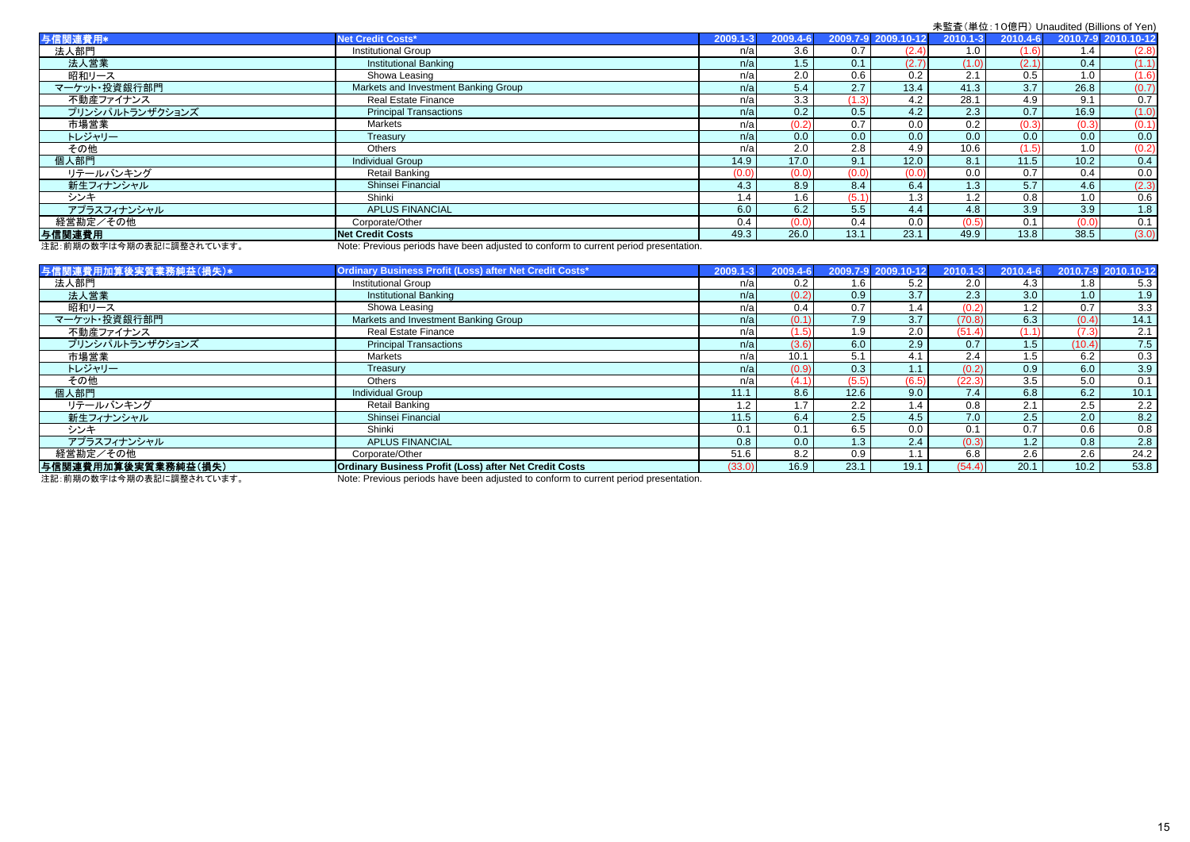未監査（単位：10億円）Unaudited (Billions of Yen)

| 与信関連費用* | Net Credit Costs* | 2009.1-3 | 2009.4-6 | 2009.7-9 | 2009.10-12 | 2010.1-3 | 2010.4-6 | 2010.7-9 | 2010.10-12 |
|---|---|---|---|---|---|---|---|---|---|
| 法人部門 | Institutional Group | n/a | 3.6 | 0.7 | (2.4) | 1.0 | (1.6) | 1.4 | (2.8) |
| 法人営業 | Institutional Banking | n/a | 1.5 | 0.1 | (2.7) | (1.0) | (2.1) | 0.4 | (1.1) |
| 昭和リース | Showa Leasing | n/a | 2.0 | 0.6 | 0.2 | 2.1 | 0.5 | 1.0 | (1.6) |
| マーケット・投資銀行部門 | Markets and Investment Banking Group | n/a | 5.4 | 2.7 | 13.4 | 41.3 | 3.7 | 26.8 | (0.7) |
| 不動産ファイナンス | Real Estate Finance | n/a | 3.3 | (1.3) | 4.2 | 28.1 | 4.9 | 9.1 | 0.7 |
| プリンシパルトランザクションズ | Principal Transactions | n/a | 0.2 | 0.5 | 4.2 | 2.3 | 0.7 | 16.9 | (1.0) |
| 市場営業 | Markets | n/a | (0.2) | 0.7 | 0.0 | 0.2 | (0.3) | (0.3) | (0.1) |
| トレジャリー | Treasury | n/a | 0.0 | 0.0 | 0.0 | 0.0 | 0.0 | 0.0 | 0.0 |
| その他 | Others | n/a | 2.0 | 2.8 | 4.9 | 10.6 | (1.5) | 1.0 | (0.2) |
| 個人部門 | Individual Group | 14.9 | 17.0 | 9.1 | 12.0 | 8.1 | 11.5 | 10.2 | 0.4 |
| リテールバンキング | Retail Banking | (0.0) | (0.0) | (0.0) | (0.0) | 0.0 | 0.7 | 0.4 | 0.0 |
| 新生フィナンシャル | Shinsei Financial | 4.3 | 8.9 | 8.4 | 6.4 | 1.3 | 5.7 | 4.6 | (2.3) |
| シンキ | Shinki | 1.4 | 1.6 | (5.1) | 1.3 | 1.2 | 0.8 | 1.0 | 0.6 |
| アプラスフィナンシャル | APLUS FINANCIAL | 6.0 | 6.2 | 5.5 | 4.4 | 4.8 | 3.9 | 3.9 | 1.8 |
| 経営勘定／その他 | Corporate/Other | 0.4 | (0.0) | 0.4 | 0.0 | (0.5) | 0.1 | (0.0) | 0.1 |
| **与信関連費用** | **Net Credit Costs** | 49.3 | 26.0 | 13.1 | 23.1 | 49.9 | 13.8 | 38.5 | (3.0) |

注記：前期の数字は今期の表記に調整されています。　Note: Previous periods have been adjusted to conform to current period presentation.

| 与信関連費用加算後実質業務純益（損失）* | Ordinary Business Profit (Loss) after Net Credit Costs* | 2009.1-3 | 2009.4-6 | 2009.7-9 | 2009.10-12 | 2010.1-3 | 2010.4-6 | 2010.7-9 | 2010.10-12 |
|---|---|---|---|---|---|---|---|---|---|
| 法人部門 | Institutional Group | n/a | 0.2 | 1.6 | 5.2 | 2.0 | 4.3 | 1.8 | 5.3 |
| 法人営業 | Institutional Banking | n/a | (0.2) | 0.9 | 3.7 | 2.3 | 3.0 | 1.0 | 1.9 |
| 昭和リース | Showa Leasing | n/a | 0.4 | 0.7 | 1.4 | (0.2) | 1.2 | 0.7 | 3.3 |
| マーケット・投資銀行部門 | Markets and Investment Banking Group | n/a | (0.1) | 7.9 | 3.7 | (70.8) | 6.3 | (0.4) | 14.1 |
| 不動産ファイナンス | Real Estate Finance | n/a | (1.5) | 1.9 | 2.0 | (51.4) | (1.1) | (7.3) | 2.1 |
| プリンシパルトランザクションズ | Principal Transactions | n/a | (3.6) | 6.0 | 2.9 | 0.7 | 1.5 | (10.4) | 7.5 |
| 市場営業 | Markets | n/a | 10.1 | 5.1 | 4.1 | 2.4 | 1.5 | 6.2 | 0.3 |
| トレジャリー | Treasury | n/a | (0.9) | 0.3 | 1.1 | (0.2) | 0.9 | 6.0 | 3.9 |
| その他 | Others | n/a | (4.1) | (5.5) | (6.5) | (22.3) | 3.5 | 5.0 | 0.1 |
| 個人部門 | Individual Group | 11.1 | 8.6 | 12.6 | 9.0 | 7.4 | 6.8 | 6.2 | 10.1 |
| リテールバンキング | Retail Banking | 1.2 | 1.7 | 2.2 | 1.4 | 0.8 | 2.1 | 2.5 | 2.2 |
| 新生フィナンシャル | Shinsei Financial | 11.5 | 6.4 | 2.5 | 4.5 | 7.0 | 2.5 | 2.0 | 8.2 |
| シンキ | Shinki | 0.1 | 0.1 | 6.5 | 0.0 | 0.1 | 0.7 | 0.6 | 0.8 |
| アプラスフィナンシャル | APLUS FINANCIAL | 0.8 | 0.0 | 1.3 | 2.4 | (0.3) | 1.2 | 0.8 | 2.8 |
| 経営勘定／その他 | Corporate/Other | 51.6 | 8.2 | 0.9 | 1.1 | 6.8 | 2.6 | 2.6 | 24.2 |
| **与信関連費用加算後実質業務純益（損失）** | **Ordinary Business Profit (Loss) after Net Credit Costs** | (33.0) | 16.9 | 23.1 | 19.1 | (54.4) | 20.1 | 10.2 | 53.8 |

注記：前期の数字は今期の表記に調整されています。　Note: Previous periods have been adjusted to conform to current period presentation.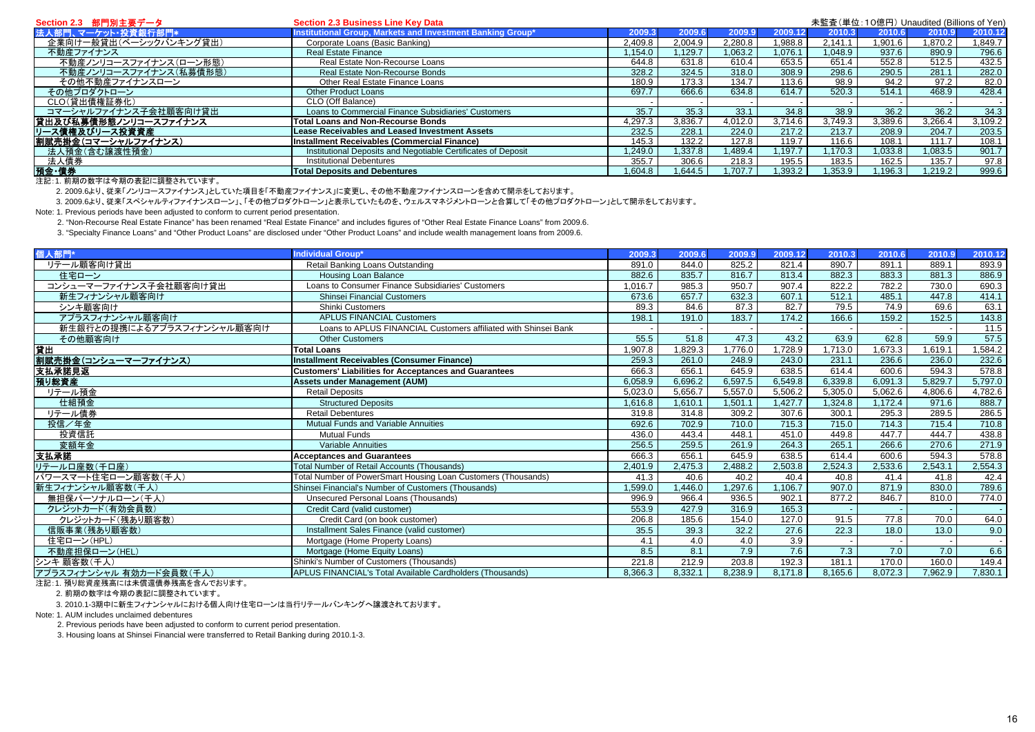## Section 2.3 部門別主要データ / Section 2.3 Business Line Key Data

未監査(単位:10億円) Unaudited (Billions of Yen)

| 法人部門、マーケット・投資銀行部門* | Institutional Group, Markets and Investment Banking Group* | 2009.3 | 2009.6 | 2009.9 | 2009.12 | 2010.3 | 2010.6 | 2010.9 | 2010.12 |
|---|---|---|---|---|---|---|---|---|---|
| 企業向け一般貸出(ベーシックバンキング貸出) | Corporate Loans (Basic Banking) | 2,409.8 | 2,004.9 | 2,280.8 | 1,988.8 | 2,141.1 | 1,901.6 | 1,870.2 | 1,849.7 |
| 不動産ファイナンス | Real Estate Finance | 1,154.0 | 1,129.7 | 1,063.2 | 1,076.1 | 1,048.9 | 937.6 | 890.9 | 796.6 |
| 不動産ノンリコースファイナンス(ローン形態) | Real Estate Non-Recourse Loans | 644.8 | 631.8 | 610.4 | 653.5 | 651.4 | 552.8 | 512.5 | 432.5 |
| 不動産ノンリコースファイナンス(私募債形態) | Real Estate Non-Recourse Bonds | 328.2 | 324.5 | 318.0 | 308.9 | 298.6 | 290.5 | 281.1 | 282.0 |
| その他不動産ファイナンスローン | Other Real Estate Finance Loans | 180.9 | 173.3 | 134.7 | 113.6 | 98.9 | 94.2 | 97.2 | 82.0 |
| その他プロダクトローン | Other Product Loans | 697.7 | 666.6 | 634.8 | 614.7 | 520.3 | 514.1 | 468.9 | 428.4 |
| CLO(貸出債権証券化) | CLO (Off Balance) | - | - | - | - | - | - | - | - |
| コマーシャルファイナンス子会社顧客向け貸出 | Loans to Commercial Finance Subsidiaries' Customers | 35.7 | 35.3 | 33.1 | 34.8 | 38.9 | 36.2 | 36.2 | 34.3 |
| **貸出及び私募債形態ノンリコースファイナンス** | **Total Loans and Non-Recourse Bonds** | 4,297.3 | 3,836.7 | 4,012.0 | 3,714.6 | 3,749.3 | 3,389.6 | 3,266.4 | 3,109.2 |
| **リース債権及びリース投資資産** | **Lease Receivables and Leased Investment Assets** | 232.5 | 228.1 | 224.0 | 217.2 | 213.7 | 208.9 | 204.7 | 203.5 |
| **割賦売掛金(コマーシャルファイナンス)** | **Installment Receivables (Commercial Finance)** | 145.3 | 132.2 | 127.8 | 119.7 | 116.6 | 108.1 | 111.7 | 108.1 |
| 法人預金(含む譲渡性預金) | Institutional Deposits and Negotiable Certificates of Deposit | 1,249.0 | 1,337.8 | 1,489.4 | 1,197.7 | 1,170.3 | 1,033.8 | 1,083.5 | 901.7 |
| 法人債券 | Institutional Debentures | 355.7 | 306.6 | 218.3 | 195.5 | 183.5 | 162.5 | 135.7 | 97.8 |
| **預金・債券** | **Total Deposits and Debentures** | 1,604.8 | 1,644.5 | 1,707.7 | 1,393.2 | 1,353.9 | 1,196.3 | 1,219.2 | 999.6 |

注記:1. 前期の数字は今期の表記に調整されています。

2. 2009.6より、従来「ノンリコースファイナンス」としていた項目を「不動産ファイナンス」に変更し、その他不動産ファイナンスローンを含めて開示をしております。

3. 2009.6より、従来「スペシャルティファイナンスローン」、「その他プロダクトローン」と表示していたものを、ウェルスマネジメントローンと合算して「その他プロダクトローン」として開示をしております。

Note: 1. Previous periods have been adjusted to conform to current period presentation.

2. "Non-Recourse Real Estate Finance" has been renamed "Real Estate Finance" and includes figures of "Other Real Estate Finance Loans" from 2009.6.

3. "Specialty Finance Loans" and "Other Product Loans" are disclosed under "Other Product Loans" and include wealth management loans from 2009.6.

| 個人部門* | Individual Group* | 2009.3 | 2009.6 | 2009.9 | 2009.12 | 2010.3 | 2010.6 | 2010.9 | 2010.12 |
|---|---|---|---|---|---|---|---|---|---|
| リテール顧客向け貸出 | Retail Banking Loans Outstanding | 891.0 | 844.0 | 825.2 | 821.4 | 890.7 | 891.1 | 889.1 | 893.9 |
| 住宅ローン | Housing Loan Balance | 882.6 | 835.7 | 816.7 | 813.4 | 882.3 | 883.3 | 881.3 | 886.9 |
| コンシューマーファイナンス子会社顧客向け貸出 | Loans to Consumer Finance Subsidiaries' Customers | 1,016.7 | 985.3 | 950.7 | 907.4 | 822.2 | 782.2 | 730.0 | 690.3 |
| 新生フィナンシャル顧客向け | Shinsei Financial Customers | 673.6 | 657.7 | 632.3 | 607.1 | 512.1 | 485.1 | 447.8 | 414.1 |
| シンキ顧客向け | Shinki Customers | 89.3 | 84.6 | 87.3 | 82.7 | 79.5 | 74.9 | 69.6 | 63.1 |
| アプラスフィナンシャル顧客向け | APLUS FINANCIAL Customers | 198.1 | 191.0 | 183.7 | 174.2 | 166.6 | 159.2 | 152.5 | 143.8 |
| 新生銀行との提携によるアプラスフィナンシャル顧客向け | Loans to APLUS FINANCIAL Customers affiliated with Shinsei Bank | - | - | - | - | - | - | - | 11.5 |
| その他顧客向け | Other Customers | 55.5 | 51.8 | 47.3 | 43.2 | 63.9 | 62.8 | 59.9 | 57.5 |
| **貸出** | **Total Loans** | 1,907.8 | 1,829.3 | 1,776.0 | 1,728.9 | 1,713.0 | 1,673.3 | 1,619.1 | 1,584.2 |
| **割賦売掛金(コンシューマーファイナンス)** | **Installment Receivables (Consumer Finance)** | 259.3 | 261.0 | 248.9 | 243.0 | 231.1 | 236.6 | 236.0 | 232.6 |
| **支払承諾見返** | **Customers' Liabilities for Acceptances and Guarantees** | 666.3 | 656.1 | 645.9 | 638.5 | 614.4 | 600.6 | 594.3 | 578.8 |
| **預り総資産** | **Assets under Management (AUM)** | 6,058.9 | 6,696.2 | 6,597.5 | 6,549.8 | 6,339.8 | 6,091.3 | 5,829.7 | 5,797.0 |
| リテール預金 | Retail Deposits | 5,023.0 | 5,656.7 | 5,557.0 | 5,506.2 | 5,305.0 | 5,062.6 | 4,806.6 | 4,782.6 |
| 仕組預金 | Structured Deposits | 1,616.8 | 1,610.1 | 1,501.1 | 1,427.7 | 1,324.8 | 1,172.4 | 971.6 | 888.7 |
| リテール債券 | Retail Debentures | 319.8 | 314.8 | 309.2 | 307.6 | 300.1 | 295.3 | 289.5 | 286.5 |
| 投信/年金 | Mutual Funds and Variable Annuities | 692.6 | 702.9 | 710.0 | 715.3 | 715.0 | 714.3 | 715.4 | 710.8 |
| 投資信託 | Mutual Funds | 436.0 | 443.4 | 448.1 | 451.0 | 449.8 | 447.7 | 444.7 | 438.8 |
| 変額年金 | Variable Annuities | 256.5 | 259.5 | 261.9 | 264.3 | 265.1 | 266.6 | 270.6 | 271.9 |
| **支払承諾** | **Acceptances and Guarantees** | 666.3 | 656.1 | 645.9 | 638.5 | 614.4 | 600.6 | 594.3 | 578.8 |
| リテール口座数(千口座) | Total Number of Retail Accounts (Thousands) | 2,401.9 | 2,475.3 | 2,488.2 | 2,503.8 | 2,524.3 | 2,533.6 | 2,543.1 | 2,554.3 |
| パワースマート住宅ローン顧客数(千人) | Total Number of PowerSmart Housing Loan Customers (Thousands) | 41.3 | 40.6 | 40.2 | 40.4 | 40.8 | 41.4 | 41.8 | 42.4 |
| 新生フィナンシャル顧客数(千人) | Shinsei Financial's Number of Customers (Thousands) | 1,599.0 | 1,446.0 | 1,297.6 | 1,106.7 | 907.0 | 871.9 | 830.0 | 789.6 |
| 無担保パーソナルローン(千人) | Unsecured Personal Loans (Thousands) | 996.9 | 966.4 | 936.5 | 902.1 | 877.2 | 846.7 | 810.0 | 774.0 |
| クレジットカード(有効会員数) | Credit Card (valid customer) | 553.9 | 427.9 | 316.9 | 165.3 | - | - | - | - |
| クレジットカード(残あり顧客数) | Credit Card (on book customer) | 206.8 | 185.6 | 154.0 | 127.0 | 91.5 | 77.8 | 70.0 | 64.0 |
| 信販事業(残あり顧客数) | Installment Sales Finance (valid customer) | 35.5 | 39.3 | 32.2 | 27.6 | 22.3 | 18.0 | 13.0 | 9.0 |
| 住宅ローン(HPL) | Mortgage (Home Property Loans) | 4.1 | 4.0 | 4.0 | 3.9 | - | - | - | - |
| 不動産担保ローン(HEL) | Mortgage (Home Equity Loans) | 8.5 | 8.1 | 7.9 | 7.6 | 7.3 | 7.0 | 7.0 | 6.6 |
| シンキ 顧客数(千人) | Shinki's Number of Customers (Thousands) | 221.8 | 212.9 | 203.8 | 192.3 | 181.1 | 170.0 | 160.0 | 149.4 |
| アプラスフィナンシャル 有効カード会員数(千人) | APLUS FINANCIAL's Total Available Cardholders (Thousands) | 8,366.3 | 8,332.1 | 8,238.9 | 8,171.8 | 8,165.6 | 8,072.3 | 7,962.9 | 7,830.1 |

注記:1. 預り総資産残高には未償還債券残高を含んでおります。

2. 前期の数字は今期の表記に調整されています。

3. 2010.1-3期中に新生フィナンシャルにおける個人向け住宅ローンは当行リテールバンキングへ譲渡されております。

Note: 1. AUM includes unclaimed debentures

2. Previous periods have been adjusted to conform to current period presentation.

3. Housing loans at Shinsei Financial were transferred to Retail Banking during 2010.1-3.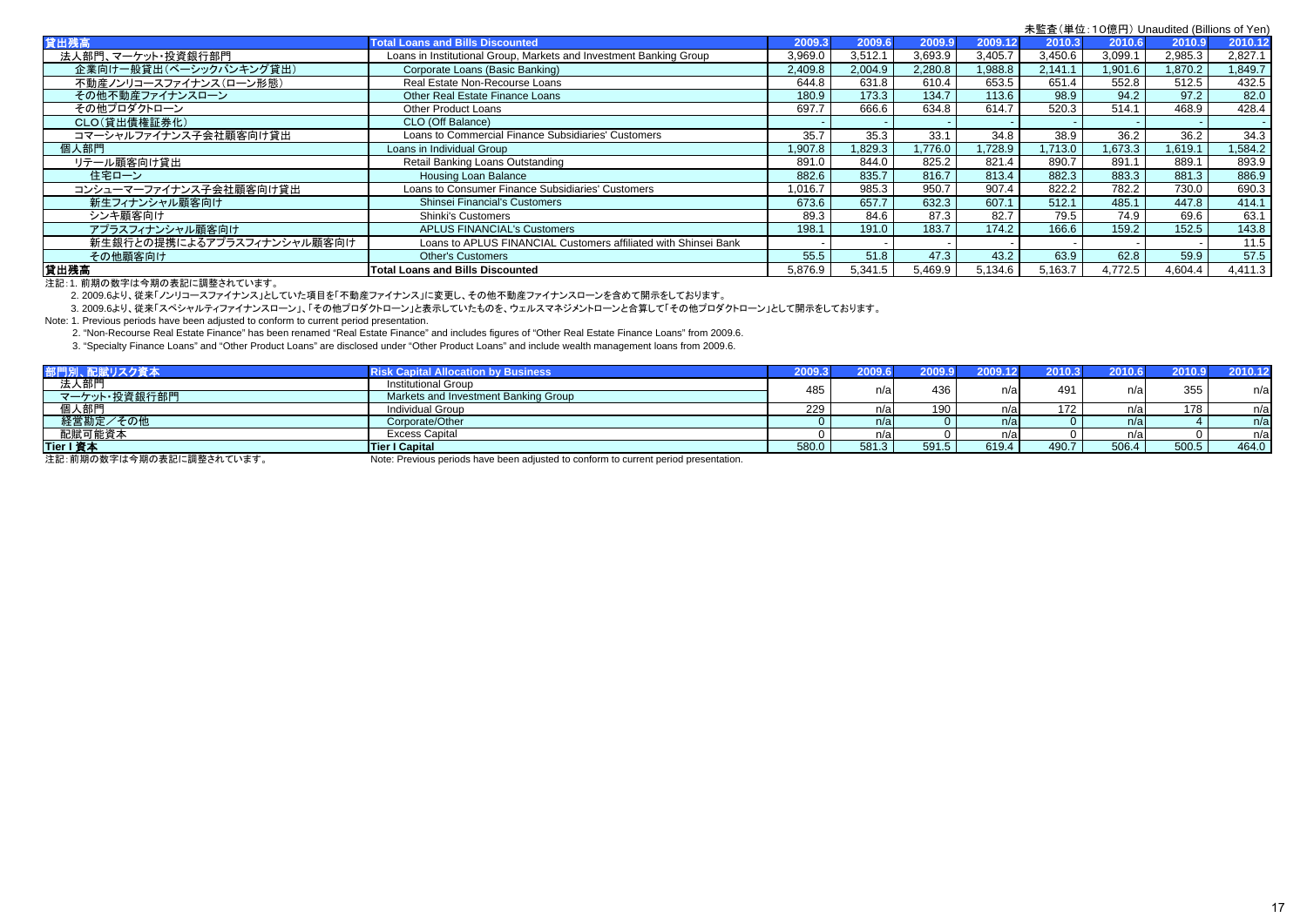未監査（単位：10億円）Unaudited (Billions of Yen)

| 貸出残高 | Total Loans and Bills Discounted | 2009.3 | 2009.6 | 2009.9 | 2009.12 | 2010.3 | 2010.6 | 2010.9 | 2010.12 |
|---|---|---|---|---|---|---|---|---|---|
| 法人部門、マーケット・投資銀行部門 | Loans in Institutional Group, Markets and Investment Banking Group | 3,969.0 | 3,512.1 | 3,693.9 | 3,405.7 | 3,450.6 | 3,099.1 | 2,985.3 | 2,827.1 |
| 企業向け一般貸出(ベーシックバンキング貸出) | Corporate Loans (Basic Banking) | 2,409.8 | 2,004.9 | 2,280.8 | 1,988.8 | 2,141.1 | 1,901.6 | 1,870.2 | 1,849.7 |
| 不動産ノンリコースファイナンス(ローン形態) | Real Estate Non-Recourse Loans | 644.8 | 631.8 | 610.4 | 653.5 | 651.4 | 552.8 | 512.5 | 432.5 |
| その他不動産ファイナンスローン | Other Real Estate Finance Loans | 180.9 | 173.3 | 134.7 | 113.6 | 98.9 | 94.2 | 97.2 | 82.0 |
| その他プロダクトローン | Other Product Loans | 697.7 | 666.6 | 634.8 | 614.7 | 520.3 | 514.1 | 468.9 | 428.4 |
| CLO(貸出債権証券化) | CLO (Off Balance) | - | - | - | - | - | - | - | - |
| コマーシャルファイナンス子会社顧客向け貸出 | Loans to Commercial Finance Subsidiaries' Customers | 35.7 | 35.3 | 33.1 | 34.8 | 38.9 | 36.2 | 36.2 | 34.3 |
| 個人部門 | Loans in Individual Group | 1,907.8 | 1,829.3 | 1,776.0 | 1,728.9 | 1,713.0 | 1,673.3 | 1,619.1 | 1,584.2 |
| リテール顧客向け貸出 | Retail Banking Loans Outstanding | 891.0 | 844.0 | 825.2 | 821.4 | 890.7 | 891.1 | 889.1 | 893.9 |
| 住宅ローン | Housing Loan Balance | 882.6 | 835.7 | 816.7 | 813.4 | 882.3 | 883.3 | 881.3 | 886.9 |
| コンシューマーファイナンス子会社顧客向け貸出 | Loans to Consumer Finance Subsidiaries' Customers | 1,016.7 | 985.3 | 950.7 | 907.4 | 822.2 | 782.2 | 730.0 | 690.3 |
| 新生フィナンシャル顧客向け | Shinsei Financial's Customers | 673.6 | 657.7 | 632.3 | 607.1 | 512.1 | 485.1 | 447.8 | 414.1 |
| シンキ顧客向け | Shinki's Customers | 89.3 | 84.6 | 87.3 | 82.7 | 79.5 | 74.9 | 69.6 | 63.1 |
| アプラスフィナンシャル顧客向け | APLUS FINANCIAL's Customers | 198.1 | 191.0 | 183.7 | 174.2 | 166.6 | 159.2 | 152.5 | 143.8 |
| 新生銀行との提携によるアプラスフィナンシャル顧客向け | Loans to APLUS FINANCIAL Customers affiliated with Shinsei Bank | - | - | - | - | - | - | - | 11.5 |
| その他顧客向け | Other's Customers | 55.5 | 51.8 | 47.3 | 43.2 | 63.9 | 62.8 | 59.9 | 57.5 |
| **貸出残高** | **Total Loans and Bills Discounted** | 5,876.9 | 5,341.5 | 5,469.9 | 5,134.6 | 5,163.7 | 4,772.5 | 4,604.4 | 4,411.3 |

注記：1. 前期の数字は今期の表記に調整されています。

2. 2009.6より、従来「ノンリコースファイナンス」としていた項目を「不動産ファイナンス」に変更し、その他不動産ファイナンスローンを含めて開示をしております。

3. 2009.6より、従来「スペシャルティファイナンスローン」、「その他プロダクトローン」と表示していたものを、ウェルスマネジメントローンと合算して「その他プロダクトローン」として開示をしております。

Note: 1. Previous periods have been adjusted to conform to current period presentation.

2. "Non-Recourse Real Estate Finance" has been renamed "Real Estate Finance" and includes figures of "Other Real Estate Finance Loans" from 2009.6.

3. "Specialty Finance Loans" and "Other Product Loans" are disclosed under "Other Product Loans" and include wealth management loans from 2009.6.

| 部門別、配賦リスク資本 | Risk Capital Allocation by Business | 2009.3 | 2009.6 | 2009.9 | 2009.12 | 2010.3 | 2010.6 | 2010.9 | 2010.12 |
|---|---|---|---|---|---|---|---|---|---|
| 法人部門<br>マーケット・投資銀行部門 | Institutional Group<br>Markets and Investment Banking Group | 485 | n/a | 436 | n/a | 491 | n/a | 355 | n/a |
| 個人部門 | Individual Group | 229 | n/a | 190 | n/a | 172 | n/a | 178 | n/a |
| 経営勘定／その他 | Corporate/Other | 0 | n/a | 0 | n/a | 0 | n/a | 4 | n/a |
| 配賦可能資本 | Excess Capital | 0 | n/a | 0 | n/a | 0 | n/a | 0 | n/a |
| **Tier I 資本** | **Tier I Capital** | 580.0 | 581.3 | 591.5 | 619.4 | 490.7 | 506.4 | 500.5 | 464.0 |

注記：前期の数字は今期の表記に調整されています。 Note: Previous periods have been adjusted to conform to current period presentation.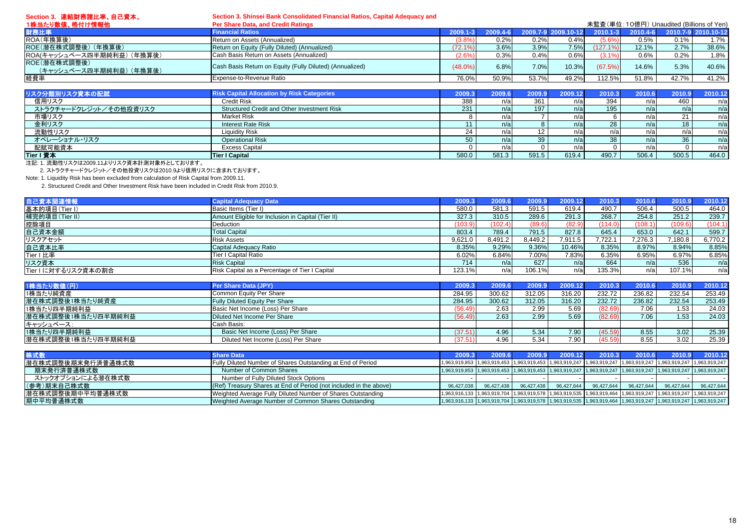## Section 3. 連結財務諸比率、自己資本、1株当たり数値、格付け情報他

## Section 3. Shinsei Bank Consolidated Financial Ratios, Capital Adequacy and Per Share Data, and Credit Ratings

未監査(単位:10億円) Unaudited (Billions of Yen)

| 財務比率 | Financial Ratios | 2009.1-3 | 2009.4-6 | 2009.7-9 | 2009.10-12 | 2010.1-3 | 2010.4-6 | 2010.7-9 | 2010.10-12 |
|---|---|---|---|---|---|---|---|---|---|
| ROA(年換算後) | Return on Assets (Annualized) | (3.8%) | 0.2% | 0.2% | 0.4% | (5.6%) | 0.5% | 0.1% | 1.7% |
| ROE(潜在株式調整後)(年換算後) | Return on Equity (Fully Diluted) (Annualized) | (72.1%) | 3.6% | 3.9% | 7.5% | (127.1%) | 12.1% | 2.7% | 38.6% |
| ROA(キャッシュベース四半期純利益)(年換算後) | Cash Basis Return on Assets (Annualized) | (2.6%) | 0.3% | 0.4% | 0.6% | (3.1%) | 0.6% | 0.2% | 1.8% |
| ROE(潜在株式調整後)(キャッシュベース四半期純利益)(年換算後) | Cash Basis Return on Equity (Fully Diluted) (Annualized) | (48.0%) | 6.8% | 7.0% | 10.3% | (67.5%) | 14.6% | 5.3% | 40.6% |
| 経費率 | Expense-to-Revenue Ratio | 76.0% | 50.9% | 53.7% | 49.2% | 112.5% | 51.8% | 42.7% | 41.2% |

| リスク分類別リスク資本の配賦 | Risk Capital Allocation by Risk Categories | 2009.3 | 2009.6 | 2009.9 | 2009.12 | 2010.3 | 2010.6 | 2010.9 | 2010.12 |
|---|---|---|---|---|---|---|---|---|---|
| 信用リスク | Credit Risk | 388 | n/a | 361 | n/a | 394 | n/a | 460 | n/a |
| ストラクチャードクレジット／その他投資リスク | Structured Credit and Other Investment Risk | 231 | n/a | 197 | n/a | 195 | n/a | n/a | n/a |
| 市場リスク | Market Risk | 8 | n/a | 7 | n/a | 6 | n/a | 21 | n/a |
| 金利リスク | Interest Rate Risk | 11 | n/a | 8 | n/a | 28 | n/a | 18 | n/a |
| 流動性リスク | Liquidity Risk | 24 | n/a | 12 | n/a | n/a | n/a | n/a | n/a |
| オペレーショナル・リスク | Operational Risk | 50 | n/a | 39 | n/a | 38 | n/a | 36 | n/a |
| 配賦可能資本 | Excess Capital | 0 | n/a | 0 | n/a | 0 | n/a | 0 | n/a |
| Tier I 資本 | Tier I Capital | 580.0 | 581.3 | 591.5 | 619.4 | 490.7 | 506.4 | 500.5 | 464.0 |

注記: 1. 流動性リスクは2009.11よりリスク資本計測対象外としております。

2. ストラクチャードクレジット／その他投資リスクは2010.9より信用リスクに含まれております。

Note: 1. Liquidity Risk has been excluded from calculation of Risk Capital from 2009.11.

2. Structured Credit and Other Investment Risk have been included in Credit Risk from 2010.9.

| 自己資本関連情報 | Capital Adequacy Data | 2009.3 | 2009.6 | 2009.9 | 2009.12 | 2010.3 | 2010.6 | 2010.9 | 2010.12 |
|---|---|---|---|---|---|---|---|---|---|
| 基本的項目(Tier I) | Basic Items (Tier I) | 580.0 | 581.3 | 591.5 | 619.4 | 490.7 | 506.4 | 500.5 | 464.0 |
| 補完的項目(Tier II) | Amount Eligible for Inclusion in Capital (Tier II) | 327.3 | 310.5 | 289.6 | 291.3 | 268.7 | 254.8 | 251.2 | 239.7 |
| 控除項目 | Deduction | (103.9) | (102.4) | (89.6) | (82.9) | (114.0) | (108.1) | (109.6) | (104.1) |
| 自己資本金額 | Total Capital | 803.4 | 789.4 | 791.5 | 827.8 | 645.4 | 653.0 | 642.1 | 599.7 |
| リスクアセット | Risk Assets | 9,621.0 | 8,491.2 | 8,449.2 | 7,911.5 | 7,722.1 | 7,276.3 | 7,180.8 | 6,770.2 |
| 自己資本比率 | Capital Adequacy Ratio | 8.35% | 9.29% | 9.36% | 10.46% | 8.35% | 8.97% | 8.94% | 8.85% |
| Tier I 比率 | Tier I Capital Ratio | 6.02% | 6.84% | 7.00% | 7.83% | 6.35% | 6.95% | 6.97% | 6.85% |
| リスク資本 | Risk Capital | 714 | n/a | 627 | n/a | 664 | n/a | 536 | n/a |
| Tier I に対するリスク資本の割合 | Risk Capital as a Percentage of Tier I Capital | 123.1% | n/a | 106.1% | n/a | 135.3% | n/a | 107.1% | n/a |

| 1株当たり数値(円) | Per Share Data (JPY) | 2009.3 | 2009.6 | 2009.9 | 2009.12 | 2010.3 | 2010.6 | 2010.9 | 2010.12 |
|---|---|---|---|---|---|---|---|---|---|
| 1株当たり純資産 | Common Equity Per Share | 284.95 | 300.62 | 312.05 | 316.20 | 232.72 | 236.82 | 232.54 | 253.49 |
| 潜在株式調整後1株当たり純資産 | Fully Diluted Equity Per Share | 284.95 | 300.62 | 312.05 | 316.20 | 232.72 | 236.82 | 232.54 | 253.49 |
| 1株当たり四半期純利益 | Basic Net Income (Loss) Per Share | (56.49) | 2.63 | 2.99 | 5.69 | (82.69) | 7.06 | 1.53 | 24.03 |
| 潜在株式調整後1株当たり四半期純利益 | Diluted Net Income Per Share | (56.49) | 2.63 | 2.99 | 5.69 | (82.69) | 7.06 | 1.53 | 24.03 |
| キャッシュベース: | Cash Basis: | | | | | | | | |
| 1株当たり四半期純利益 | Basic Net Income (Loss) Per Share | (37.51) | 4.96 | 5.34 | 7.90 | (45.59) | 8.55 | 3.02 | 25.39 |
| 潜在株式調整後1株当たり四半期純利益 | Diluted Net Income (Loss) Per Share | (37.51) | 4.96 | 5.34 | 7.90 | (45.59) | 8.55 | 3.02 | 25.39 |

| 株式数 | Share Data | 2009.3 | 2009.6 | 2009.9 | 2009.12 | 2010.3 | 2010.6 | 2010.9 | 2010.12 |
|---|---|---|---|---|---|---|---|---|---|
| 潜在株式調整後期末発行済普通株式数 | Fully Diluted Number of Shares Outstanding at End of Period | 1,963,919,853 | 1,963,919,453 | 1,963,919,453 | 1,963,919,247 | 1,963,919,247 | 1,963,919,247 | 1,963,919,247 | 1,963,919,247 |
| 期末発行済普通株式数 | Number of Common Shares | 1,963,919,853 | 1,963,919,453 | 1,963,919,453 | 1,963,919,247 | 1,963,919,247 | 1,963,919,247 | 1,963,919,247 | 1,963,919,247 |
| ストックオプションによる潜在株式数 | Number of Fully Diluted Stock Options | - | - | - | - | - | - | - | - |
| (参考)期末自己株式数 | (Ref) Treasury Shares at End of Period (not included in the above) | 96,427,038 | 96,427,438 | 96,427,438 | 96,427,644 | 96,427,644 | 96,427,644 | 96,427,644 | 96,427,644 |
| 潜在株式調整後期中平均普通株式数 | Weighted Average Fully Diluted Number of Shares Outstanding | 1,963,916,133 | 1,963,919,704 | 1,963,919,578 | 1,963,919,535 | 1,963,919,464 | 1,963,919,247 | 1,963,919,247 | 1,963,919,247 |
| 期中平均普通株式数 | Weighted Average Number of Common Shares Outstanding | 1,963,916,133 | 1,963,919,704 | 1,963,919,578 | 1,963,919,535 | 1,963,919,464 | 1,963,919,247 | 1,963,919,247 | 1,963,919,247 |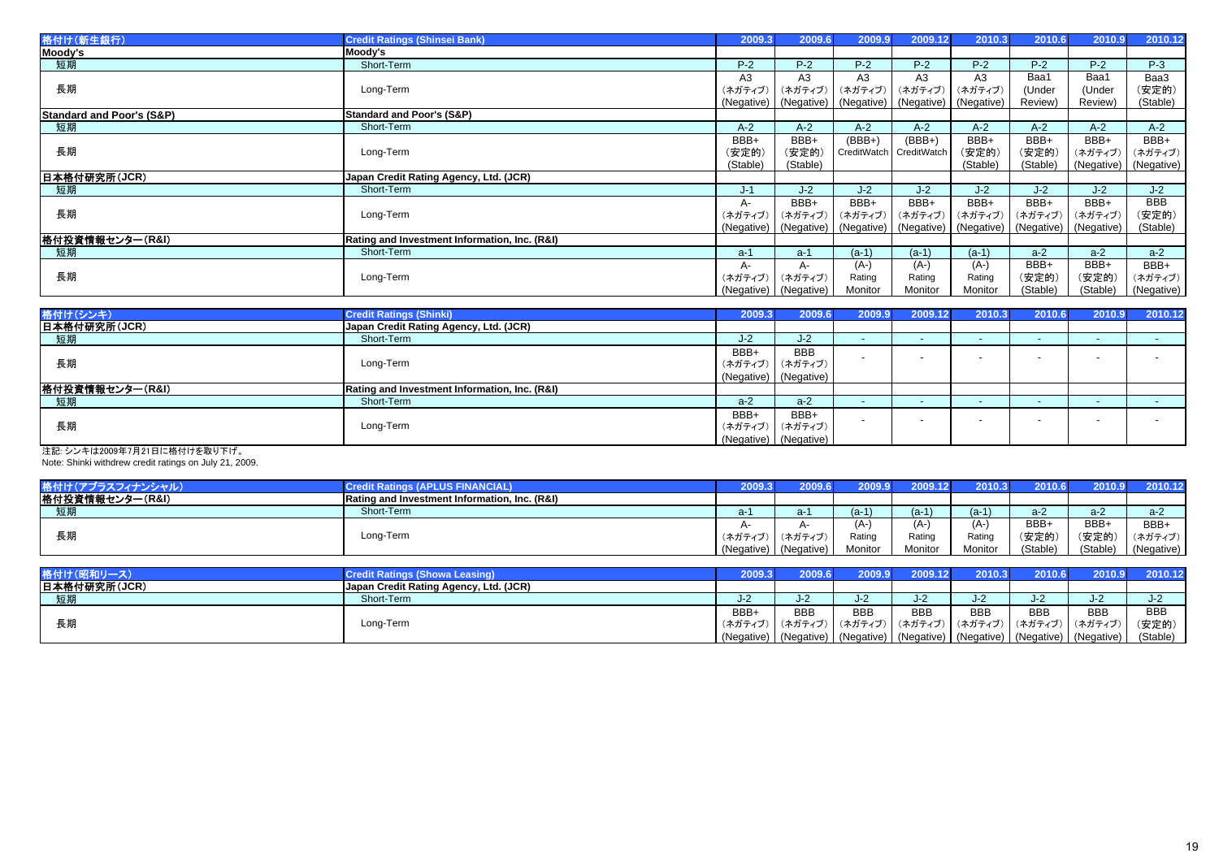| 格付け(新生銀行) | Credit Ratings (Shinsei Bank) | 2009.3 | 2009.6 | 2009.9 | 2009.12 | 2010.3 | 2010.6 | 2010.9 | 2010.12 |
|---|---|---|---|---|---|---|---|---|---|
| **Moody's** | **Moody's** | | | | | | | | |
| 短期 | Short-Term | P-2 | P-2 | P-2 | P-2 | P-2 | P-2 | P-2 | P-3 |
| 長期 | Long-Term | A3 (ネガティブ) (Negative) | A3 (ネガティブ) (Negative) | A3 (ネガティブ) (Negative) | A3 (ネガティブ) (Negative) | A3 (ネガティブ) (Negative) | Baa1 (Under Review) | Baa1 (Under Review) | Baa3 (安定的) (Stable) |
| **Standard and Poor's (S&P)** | **Standard and Poor's (S&P)** | | | | | | | | |
| 短期 | Short-Term | A-2 | A-2 | A-2 | A-2 | A-2 | A-2 | A-2 | A-2 |
| 長期 | Long-Term | BBB+ (安定的) (Stable) | BBB+ (安定的) (Stable) | (BBB+) CreditWatch | (BBB+) CreditWatch | BBB+ (安定的) (Stable) | BBB+ (安定的) (Stable) | BBB+ (ネガティブ) (Negative) | BBB+ (ネガティブ) (Negative) |
| **日本格付研究所(JCR)** | **Japan Credit Rating Agency, Ltd. (JCR)** | | | | | | | | |
| 短期 | Short-Term | J-1 | J-2 | J-2 | J-2 | J-2 | J-2 | J-2 | J-2 |
| 長期 | Long-Term | A- (ネガティブ) (Negative) | BBB+ (ネガティブ) (Negative) | BBB+ (ネガティブ) (Negative) | BBB+ (ネガティブ) (Negative) | BBB+ (ネガティブ) (Negative) | BBB+ (ネガティブ) (Negative) | BBB+ (ネガティブ) (Negative) | BBB (安定的) (Stable) |
| **格付投資情報センター(R&I)** | **Rating and Investment Information, Inc. (R&I)** | | | | | | | | |
| 短期 | Short-Term | a-1 | a-1 | (a-1) | (a-1) | (a-1) | a-2 | a-2 | a-2 |
| 長期 | Long-Term | A- (ネガティブ) (Negative) | A- (ネガティブ) (Negative) | (A-) Rating Monitor | (A-) Rating Monitor | (A-) Rating Monitor | BBB+ (安定的) (Stable) | BBB+ (安定的) (Stable) | BBB+ (ネガティブ) (Negative) |

| 格付け(シンキ) | Credit Ratings (Shinki) | 2009.3 | 2009.6 | 2009.9 | 2009.12 | 2010.3 | 2010.6 | 2010.9 | 2010.12 |
|---|---|---|---|---|---|---|---|---|---|
| **日本格付研究所(JCR)** | **Japan Credit Rating Agency, Ltd. (JCR)** | | | | | | | | |
| 短期 | Short-Term | J-2 | J-2 | - | - | - | - | - | - |
| 長期 | Long-Term | BBB+ (ネガティブ) (Negative) | BBB (ネガティブ) (Negative) | - | - | - | - | - | - |
| **格付投資情報センター(R&I)** | **Rating and Investment Information, Inc. (R&I)** | | | | | | | | |
| 短期 | Short-Term | a-2 | a-2 | - | - | - | - | - | - |
| 長期 | Long-Term | BBB+ (ネガティブ) (Negative) | BBB+ (ネガティブ) (Negative) | - | - | - | - | - | - |

注記: シンキは2009年7月21日に格付けを取り下げ。
Note: Shinki withdrew credit ratings on July 21, 2009.

| 格付け(アプラスフィナンシャル) | Credit Ratings (APLUS FINANCIAL) | 2009.3 | 2009.6 | 2009.9 | 2009.12 | 2010.3 | 2010.6 | 2010.9 | 2010.12 |
|---|---|---|---|---|---|---|---|---|---|
| **格付投資情報センター(R&I)** | **Rating and Investment Information, Inc. (R&I)** | | | | | | | | |
| 短期 | Short-Term | a-1 | a-1 | (a-1) | (a-1) | (a-1) | a-2 | a-2 | a-2 |
| 長期 | Long-Term | A- (ネガティブ) (Negative) | A- (ネガティブ) (Negative) | (A-) Rating Monitor | (A-) Rating Monitor | (A-) Rating Monitor | BBB+ (安定的) (Stable) | BBB+ (安定的) (Stable) | BBB+ (ネガティブ) (Negative) |

| 格付け(昭和リース) | Credit Ratings (Showa Leasing) | 2009.3 | 2009.6 | 2009.9 | 2009.12 | 2010.3 | 2010.6 | 2010.9 | 2010.12 |
|---|---|---|---|---|---|---|---|---|---|
| **日本格付研究所(JCR)** | **Japan Credit Rating Agency, Ltd. (JCR)** | | | | | | | | |
| 短期 | Short-Term | J-2 | J-2 | J-2 | J-2 | J-2 | J-2 | J-2 | J-2 |
| 長期 | Long-Term | BBB+ (ネガティブ) (Negative) | BBB (ネガティブ) (Negative) | BBB (ネガティブ) (Negative) | BBB (ネガティブ) (Negative) | BBB (ネガティブ) (Negative) | BBB (ネガティブ) (Negative) | BBB (ネガティブ) (Negative) | BBB (安定的) (Stable) |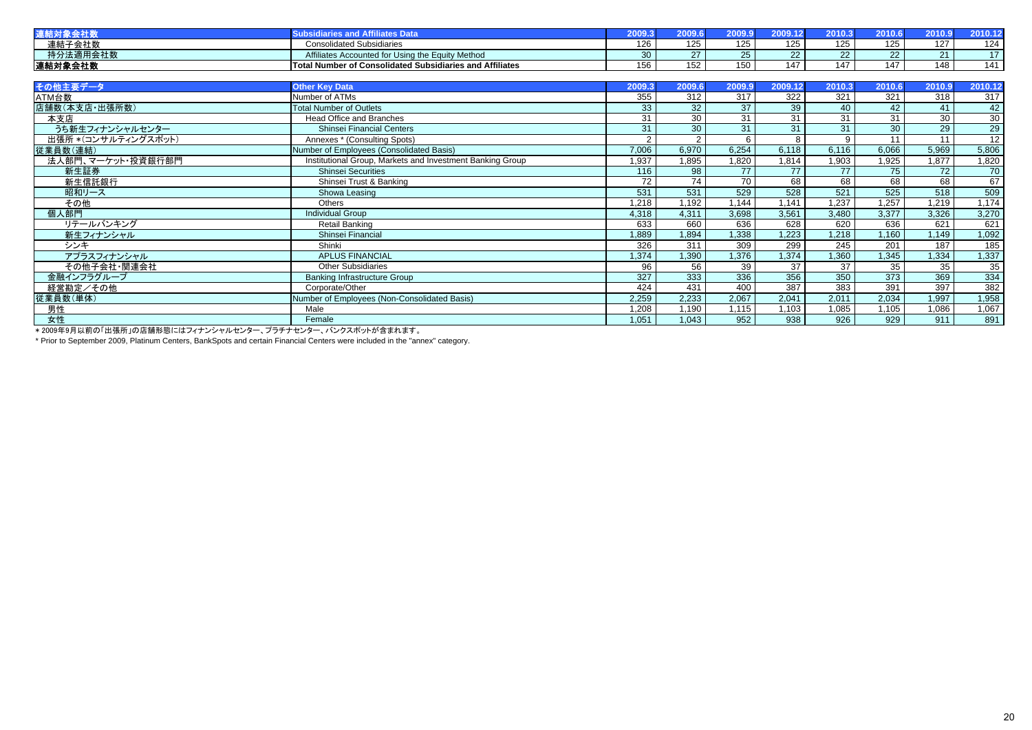| 連結対象会社数 | Subsidiaries and Affiliates Data | 2009.3 | 2009.6 | 2009.9 | 2009.12 | 2010.3 | 2010.6 | 2010.9 | 2010.12 |
|---|---|---|---|---|---|---|---|---|---|
| 連結子会社数 | Consolidated Subsidiaries | 126 | 125 | 125 | 125 | 125 | 125 | 127 | 124 |
| 持分法適用会社数 | Affiliates Accounted for Using the Equity Method | 30 | 27 | 25 | 22 | 22 | 22 | 21 | 17 |
| 連結対象会社数 | Total Number of Consolidated Subsidiaries and Affiliates | 156 | 152 | 150 | 147 | 147 | 147 | 148 | 141 |

| その他主要データ | Other Key Data | 2009.3 | 2009.6 | 2009.9 | 2009.12 | 2010.3 | 2010.6 | 2010.9 | 2010.12 |
|---|---|---|---|---|---|---|---|---|---|
| ATM台数 | Number of ATMs | 355 | 312 | 317 | 322 | 321 | 321 | 318 | 317 |
| 店舗数(本支店・出張所数) | Total Number of Outlets | 33 | 32 | 37 | 39 | 40 | 42 | 41 | 42 |
| 本支店 | Head Office and Branches | 31 | 30 | 31 | 31 | 31 | 31 | 30 | 30 |
| うち新生フィナンシャルセンター | Shinsei Financial Centers | 31 | 30 | 31 | 31 | 31 | 30 | 29 | 29 |
| 出張所 *(コンサルティングスポット) | Annexes * (Consulting Spots) | 2 | 2 | 6 | 8 | 9 | 11 | 11 | 12 |
| 従業員数(連結) | Number of Employees (Consolidated Basis) | 7,006 | 6,970 | 6,254 | 6,118 | 6,116 | 6,066 | 5,969 | 5,806 |
| 法人部門、マーケット・投資銀行部門 | Institutional Group, Markets and Investment Banking Group | 1,937 | 1,895 | 1,820 | 1,814 | 1,903 | 1,925 | 1,877 | 1,820 |
| 新生証券 | Shinsei Securities | 116 | 98 | 77 | 77 | 77 | 75 | 72 | 70 |
| 新生信託銀行 | Shinsei Trust & Banking | 72 | 74 | 70 | 68 | 68 | 68 | 68 | 67 |
| 昭和リース | Showa Leasing | 531 | 531 | 529 | 528 | 521 | 525 | 518 | 509 |
| その他 | Others | 1,218 | 1,192 | 1,144 | 1,141 | 1,237 | 1,257 | 1,219 | 1,174 |
| 個人部門 | Individual Group | 4,318 | 4,311 | 3,698 | 3,561 | 3,480 | 3,377 | 3,326 | 3,270 |
| リテールバンキング | Retail Banking | 633 | 660 | 636 | 628 | 620 | 636 | 621 | 621 |
| 新生フィナンシャル | Shinsei Financial | 1,889 | 1,894 | 1,338 | 1,223 | 1,218 | 1,160 | 1,149 | 1,092 |
| シンキ | Shinki | 326 | 311 | 309 | 299 | 245 | 201 | 187 | 185 |
| アプラスフィナンシャル | APLUS FINANCIAL | 1,374 | 1,390 | 1,376 | 1,374 | 1,360 | 1,345 | 1,334 | 1,337 |
| その他子会社・関連会社 | Other Subsidiaries | 96 | 56 | 39 | 37 | 37 | 35 | 35 | 35 |
| 金融インフラグループ | Banking Infrastructure Group | 327 | 333 | 336 | 356 | 350 | 373 | 369 | 334 |
| 経営勘定/その他 | Corporate/Other | 424 | 431 | 400 | 387 | 383 | 391 | 397 | 382 |
| 従業員数(単体) | Number of Employees (Non-Consolidated Basis) | 2,259 | 2,233 | 2,067 | 2,041 | 2,011 | 2,034 | 1,997 | 1,958 |
| 男性 | Male | 1,208 | 1,190 | 1,115 | 1,103 | 1,085 | 1,105 | 1,086 | 1,067 |
| 女性 | Female | 1,051 | 1,043 | 952 | 938 | 926 | 929 | 911 | 891 |

＊2009年9月以前の「出張所」の店舗形態にはフィナンシャルセンター、プラチナセンター、バンクスポットが含まれます。

* Prior to September 2009, Platinum Centers, BankSpots and certain Financial Centers were included in the "annex" category.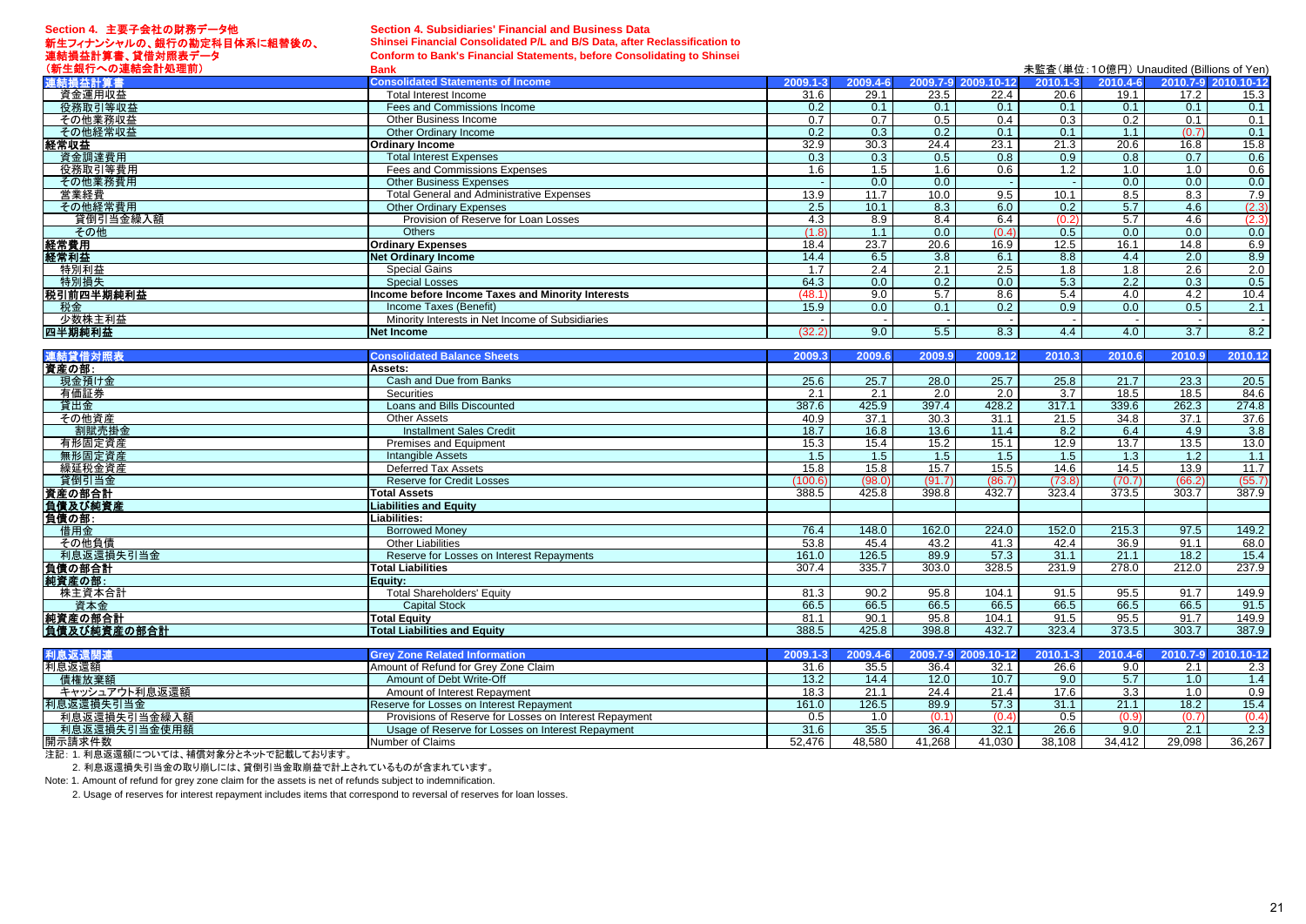**Section 4. 主要子会社の財務データ他**
**新生フィナンシャルの、銀行の勘定科目体系に組替後の、連結損益計算書、貸借対照表データ（新生銀行への連結会計処理前）**

**Section 4. Subsidiaries' Financial and Business Data**
**Shinsei Financial Consolidated P/L and B/S Data, after Reclassification to Conform to Bank's Financial Statements, before Consolidating to Shinsei Bank**

未監査（単位：10億円） Unaudited (Billions of Yen)

| 連結損益計算書 | Consolidated Statements of Income | 2009.1-3 | 2009.4-6 | 2009.7-9 | 2009.10-12 | 2010.1-3 | 2010.4-6 | 2010.7-9 | 2010.10-12 |
|---|---|---|---|---|---|---|---|---|---|
| 資金運用収益 | Total Interest Income | 31.6 | 29.1 | 23.5 | 22.4 | 20.6 | 19.1 | 17.2 | 15.3 |
| 役務取引等収益 | Fees and Commissions Income | 0.2 | 0.1 | 0.1 | 0.1 | 0.1 | 0.1 | 0.1 | 0.1 |
| その他業務収益 | Other Business Income | 0.7 | 0.7 | 0.5 | 0.4 | 0.3 | 0.2 | 0.1 | 0.1 |
| その他経常収益 | Other Ordinary Income | 0.2 | 0.3 | 0.2 | 0.1 | 0.1 | 1.1 | (0.7) | 0.1 |
| **経常収益** | **Ordinary Income** | 32.9 | 30.3 | 24.4 | 23.1 | 21.3 | 20.6 | 16.8 | 15.8 |
| 資金調達費用 | Total Interest Expenses | 0.3 | 0.3 | 0.5 | 0.8 | 0.9 | 0.8 | 0.7 | 0.6 |
| 役務取引等費用 | Fees and Commissions Expenses | 1.6 | 1.5 | 1.6 | 0.6 | 1.2 | 1.0 | 1.0 | 0.6 |
| その他業務費用 | Other Business Expenses | - | 0.0 | 0.0 | - | - | 0.0 | 0.0 | 0.0 |
| 営業経費 | Total General and Administrative Expenses | 13.9 | 11.7 | 10.0 | 9.5 | 10.1 | 8.5 | 8.3 | 7.9 |
| その他経常費用 | Other Ordinary Expenses | 2.5 | 10.1 | 8.3 | 6.0 | 0.2 | 5.7 | 4.6 | (2.3) |
| 貸倒引当金繰入額 | Provision of Reserve for Loan Losses | 4.3 | 8.9 | 8.4 | 6.4 | (0.2) | 5.7 | 4.6 | (2.3) |
| その他 | Others | (1.8) | 1.1 | 0.0 | (0.4) | 0.5 | 0.0 | 0.0 | 0.0 |
| **経常費用** | **Ordinary Expenses** | 18.4 | 23.7 | 20.6 | 16.9 | 12.5 | 16.1 | 14.8 | 6.9 |
| **経常利益** | **Net Ordinary Income** | 14.4 | 6.5 | 3.8 | 6.1 | 8.8 | 4.4 | 2.0 | 8.9 |
| 特別利益 | Special Gains | 1.7 | 2.4 | 2.1 | 2.5 | 1.8 | 1.8 | 2.6 | 2.0 |
| 特別損失 | Special Losses | 64.3 | 0.0 | 0.2 | 0.0 | 5.3 | 2.2 | 0.3 | 0.5 |
| **税引前四半期純利益** | **Income before Income Taxes and Minority Interests** | (48.1) | 9.0 | 5.7 | 8.6 | 5.4 | 4.0 | 4.2 | 10.4 |
| 税金 | Income Taxes (Benefit) | 15.9 | 0.0 | 0.1 | 0.2 | 0.9 | 0.0 | 0.5 | 2.1 |
| 少数株主利益 | Minority Interests in Net Income of Subsidiaries | - | - | - | - | - | - | - | - |
| **四半期純利益** | **Net Income** | (32.2) | 9.0 | 5.5 | 8.3 | 4.4 | 4.0 | 3.7 | 8.2 |

| 連結貸借対照表 | Consolidated Balance Sheets | 2009.3 | 2009.6 | 2009.9 | 2009.12 | 2010.3 | 2010.6 | 2010.9 | 2010.12 |
|---|---|---|---|---|---|---|---|---|---|
| **資産の部:** | **Assets:** | | | | | | | | |
| 現金預け金 | Cash and Due from Banks | 25.6 | 25.7 | 28.0 | 25.7 | 25.8 | 21.7 | 23.3 | 20.5 |
| 有価証券 | Securities | 2.1 | 2.1 | 2.0 | 2.0 | 3.7 | 18.5 | 18.5 | 84.6 |
| 貸出金 | Loans and Bills Discounted | 387.6 | 425.9 | 397.4 | 428.2 | 317.1 | 339.6 | 262.3 | 274.8 |
| その他資産 | Other Assets | 40.9 | 37.1 | 30.3 | 31.1 | 21.5 | 34.8 | 37.1 | 37.6 |
| 割賦売掛金 | Installment Sales Credit | 18.7 | 16.8 | 13.6 | 11.4 | 8.2 | 6.4 | 4.9 | 3.8 |
| 有形固定資産 | Premises and Equipment | 15.3 | 15.4 | 15.2 | 15.1 | 12.9 | 13.7 | 13.5 | 13.0 |
| 無形固定資産 | Intangible Assets | 1.5 | 1.5 | 1.5 | 1.5 | 1.5 | 1.3 | 1.2 | 1.1 |
| 繰延税金資産 | Deferred Tax Assets | 15.8 | 15.8 | 15.7 | 15.5 | 14.6 | 14.5 | 13.9 | 11.7 |
| 貸倒引当金 | Reserve for Credit Losses | (100.6) | (98.0) | (91.7) | (86.7) | (73.8) | (70.7) | (66.2) | (55.7) |
| **資産の部合計** | **Total Assets** | 388.5 | 425.8 | 398.8 | 432.7 | 323.4 | 373.5 | 303.7 | 387.9 |
| **負債及び純資産** | **Liabilities and Equity** | | | | | | | | |
| **負債の部:** | **Liabilities:** | | | | | | | | |
| 借用金 | Borrowed Money | 76.4 | 148.0 | 162.0 | 224.0 | 152.0 | 215.3 | 97.5 | 149.2 |
| その他負債 | Other Liabilities | 53.8 | 45.4 | 43.2 | 41.3 | 42.4 | 36.9 | 91.1 | 68.0 |
| 利息返還損失引当金 | Reserve for Losses on Interest Repayments | 161.0 | 126.5 | 89.9 | 57.3 | 31.1 | 21.1 | 18.2 | 15.4 |
| **負債の部合計** | **Total Liabilities** | 307.4 | 335.7 | 303.0 | 328.5 | 231.9 | 278.0 | 212.0 | 237.9 |
| **純資産の部:** | **Equity:** | | | | | | | | |
| 株主資本合計 | Total Shareholders' Equity | 81.3 | 90.2 | 95.8 | 104.1 | 91.5 | 95.5 | 91.7 | 149.9 |
| 資本金 | Capital Stock | 66.5 | 66.5 | 66.5 | 66.5 | 66.5 | 66.5 | 66.5 | 91.5 |
| **純資産の部合計** | **Total Equity** | 81.1 | 90.1 | 95.8 | 104.1 | 91.5 | 95.5 | 91.7 | 149.9 |
| **負債及び純資産の部合計** | **Total Liabilities and Equity** | 388.5 | 425.8 | 398.8 | 432.7 | 323.4 | 373.5 | 303.7 | 387.9 |

| 利息返還関連 | Grey Zone Related Information | 2009.1-3 | 2009.4-6 | 2009.7-9 | 2009.10-12 | 2010.1-3 | 2010.4-6 | 2010.7-9 | 2010.10-12 |
|---|---|---|---|---|---|---|---|---|---|
| 利息返還額 | Amount of Refund for Grey Zone Claim | 31.6 | 35.5 | 36.4 | 32.1 | 26.6 | 9.0 | 2.1 | 2.3 |
| 債権放棄額 | Amount of Debt Write-Off | 13.2 | 14.4 | 12.0 | 10.7 | 9.0 | 5.7 | 1.0 | 1.4 |
| キャッシュアウト利息返還額 | Amount of Interest Repayment | 18.3 | 21.1 | 24.4 | 21.4 | 17.6 | 3.3 | 1.0 | 0.9 |
| 利息返還損失引当金 | Reserve for Losses on Interest Repayment | 161.0 | 126.5 | 89.9 | 57.3 | 31.1 | 21.1 | 18.2 | 15.4 |
| 利息返還損失引当金繰入額 | Provisions of Reserve for Losses on Interest Repayment | 0.5 | 1.0 | (0.1) | (0.4) | 0.5 | (0.9) | (0.7) | (0.4) |
| 利息返還損失引当金使用額 | Usage of Reserve for Losses on Interest Repayment | 31.6 | 35.5 | 36.4 | 32.1 | 26.6 | 9.0 | 2.1 | 2.3 |
| 開示請求件数 | Number of Claims | 52,476 | 48,580 | 41,268 | 41,030 | 38,108 | 34,412 | 29,098 | 36,267 |

注記：1. 利息返還額については、補償対象分とネットで記載しております。

2. 利息返還損失引当金の取り崩しには、貸倒引当金取崩益で計上されているものが含まれています。

Note: 1. Amount of refund for grey zone claim for the assets is net of refunds subject to indemnification.

2. Usage of reserves for interest repayment includes items that correspond to reversal of reserves for loan losses.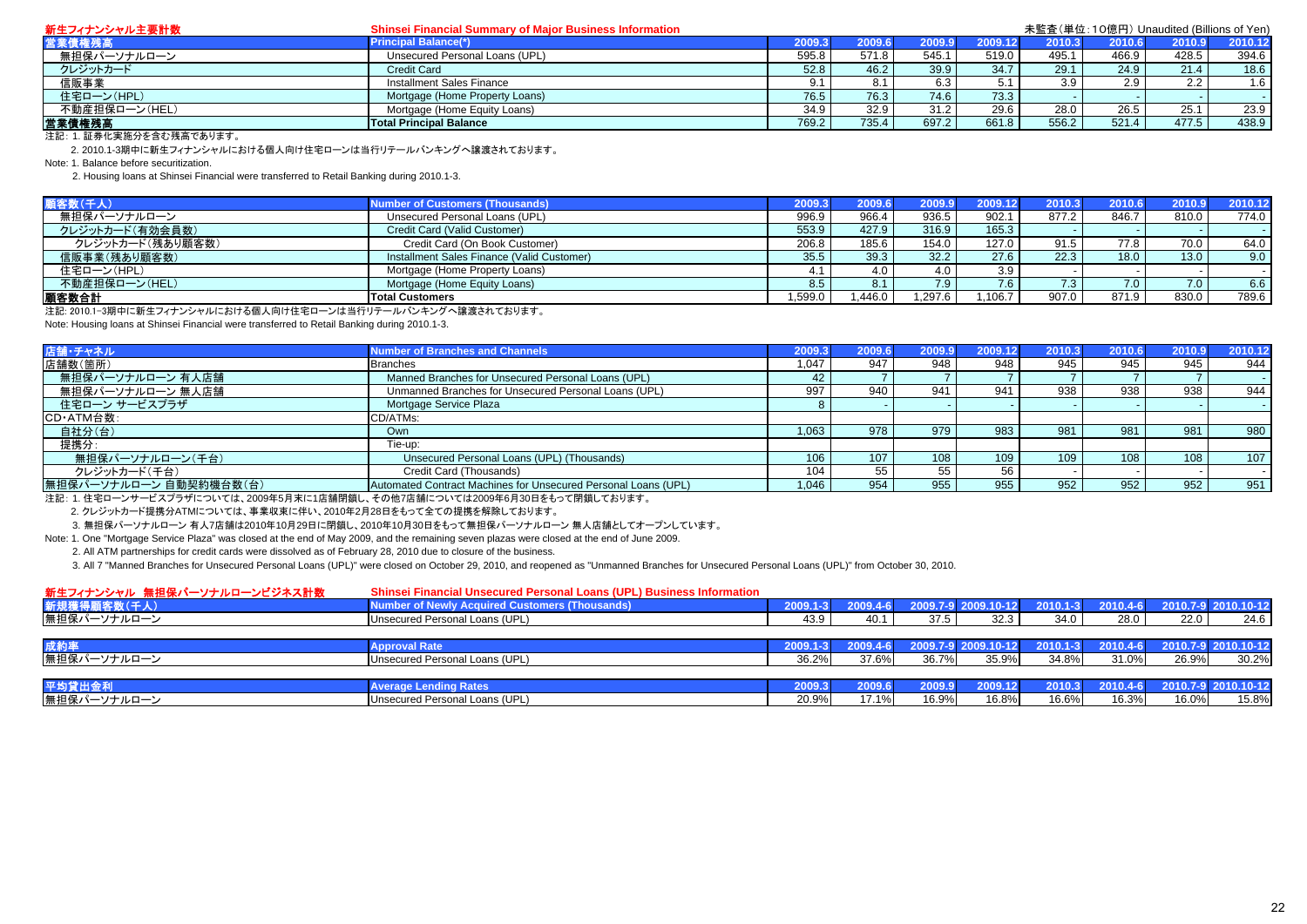## 新生フィナンシャル主要計数 / Shinsei Financial Summary of Major Business Information

未監査（単位：10億円） Unaudited (Billions of Yen)

| 営業債権残高 | Principal Balance(*) | 2009.3 | 2009.6 | 2009.9 | 2009.12 | 2010.3 | 2010.6 | 2010.9 | 2010.12 |
|---|---|---|---|---|---|---|---|---|---|
| 無担保パーソナルローン | Unsecured Personal Loans (UPL) | 595.8 | 571.8 | 545.1 | 519.0 | 495.1 | 466.9 | 428.5 | 394.6 |
| クレジットカード | Credit Card | 52.8 | 46.2 | 39.9 | 34.7 | 29.1 | 24.9 | 21.4 | 18.6 |
| 信販事業 | Installment Sales Finance | 9.1 | 8.1 | 6.3 | 5.1 | 3.9 | 2.9 | 2.2 | 1.6 |
| 住宅ローン(HPL) | Mortgage (Home Property Loans) | 76.5 | 76.3 | 74.6 | 73.3 | - | - | - | - |
| 不動産担保ローン(HEL) | Mortgage (Home Equity Loans) | 34.9 | 32.9 | 31.2 | 29.6 | 28.0 | 26.5 | 25.1 | 23.9 |
| 営業債権残高 | Total Principal Balance | 769.2 | 735.4 | 697.2 | 661.8 | 556.2 | 521.4 | 477.5 | 438.9 |

注記：1. 証券化実施分を含む残高であります。

2. 2010.1-3期中に新生フィナンシャルにおける個人向け住宅ローンは当行リテールバンキングへ譲渡されております。

Note: 1. Balance before securitization.

2. Housing loans at Shinsei Financial were transferred to Retail Banking during 2010.1-3.

| 顧客数(千人) | Number of Customers (Thousands) | 2009.3 | 2009.6 | 2009.9 | 2009.12 | 2010.3 | 2010.6 | 2010.9 | 2010.12 |
|---|---|---|---|---|---|---|---|---|---|
| 無担保パーソナルローン | Unsecured Personal Loans (UPL) | 996.9 | 966.4 | 936.5 | 902.1 | 877.2 | 846.7 | 810.0 | 774.0 |
| クレジットカード(有効会員数) | Credit Card (Valid Customer) | 553.9 | 427.9 | 316.9 | 165.3 | - | - | - | - |
| クレジットカード(残あり顧客数) | Credit Card (On Book Customer) | 206.8 | 185.6 | 154.0 | 127.0 | 91.5 | 77.8 | 70.0 | 64.0 |
| 信販事業(残あり顧客数) | Installment Sales Finance (Valid Customer) | 35.5 | 39.3 | 32.2 | 27.6 | 22.3 | 18.0 | 13.0 | 9.0 |
| 住宅ローン(HPL) | Mortgage (Home Property Loans) | 4.1 | 4.0 | 4.0 | 3.9 | - | - | - | - |
| 不動産担保ローン(HEL) | Mortgage (Home Equity Loans) | 8.5 | 8.1 | 7.9 | 7.6 | 7.3 | 7.0 | 7.0 | 6.6 |
| 顧客数合計 | Total Customers | 1,599.0 | 1,446.0 | 1,297.6 | 1,106.7 | 907.0 | 871.9 | 830.0 | 789.6 |

注記: 2010.1-3期中に新生フィナンシャルにおける個人向け住宅ローンは当行リテールバンキングへ譲渡されております。

Note: Housing loans at Shinsei Financial were transferred to Retail Banking during 2010.1-3.

| 店舗・チャネル | Number of Branches and Channels | 2009.3 | 2009.6 | 2009.9 | 2009.12 | 2010.3 | 2010.6 | 2010.9 | 2010.12 |
|---|---|---|---|---|---|---|---|---|---|
| 店舗数(箇所) | Branches | 1,047 | 947 | 948 | 948 | 945 | 945 | 945 | 944 |
| 無担保パーソナルローン 有人店舗 | Manned Branches for Unsecured Personal Loans (UPL) | 42 | 7 | 7 | 7 | 7 | 7 | 7 | - |
| 無担保パーソナルローン 無人店舗 | Unmanned Branches for Unsecured Personal Loans (UPL) | 997 | 940 | 941 | 941 | 938 | 938 | 938 | 944 |
| 住宅ローン サービスプラザ | Mortgage Service Plaza | 8 | - | - | - | - | - | - | - |
| CD・ATM台数: | CD/ATMs: | | | | | | | | |
| 自社分(台) | Own | 1,063 | 978 | 979 | 983 | 981 | 981 | 981 | 980 |
| 提携分: | Tie-up: | | | | | | | | |
| 無担保パーソナルローン(千台) | Unsecured Personal Loans (UPL) (Thousands) | 106 | 107 | 108 | 109 | 109 | 108 | 108 | 107 |
| クレジットカード(千台) | Credit Card (Thousands) | 104 | 55 | 55 | 56 | - | - | - | - |
| 無担保パーソナルローン 自動契約機台数(台) | Automated Contract Machines for Unsecured Personal Loans (UPL) | 1,046 | 954 | 955 | 955 | 952 | 952 | 952 | 951 |

注記: 1. 住宅ローンサービスプラザについては、2009年5月末に1店舗閉鎖し、その他7店舗については2009年6月30日をもって閉鎖しております。

2. クレジットカード提携分ATMについては、事業収束に伴い、2010年2月28日をもって全ての提携を解除しております。

3. 無担保パーソナルローン 有人7店舗は2010年10月29日に閉鎖し、2010年10月30日をもって無担保パーソナルローン 無人店舗としてオープンしています。

Note: 1. One "Mortgage Service Plaza" was closed at the end of May 2009, and the remaining seven plazas were closed at the end of June 2009.

2. All ATM partnerships for credit cards were dissolved as of February 28, 2010 due to closure of the business.

3. All 7 "Manned Branches for Unsecured Personal Loans (UPL)" were closed on October 29, 2010, and reopened as "Unmanned Branches for Unsecured Personal Loans (UPL)" from October 30, 2010.

## 新生フィナンシャル 無担保パーソナルローンビジネス計数 / Shinsei Financial Unsecured Personal Loans (UPL) Business Information

| 新規獲得顧客数(千人) | Number of Newly Acquired Customers (Thousands) | 2009.1-3 | 2009.4-6 | 2009.7-9 | 2009.10-12 | 2010.1-3 | 2010.4-6 | 2010.7-9 | 2010.10-12 |
|---|---|---|---|---|---|---|---|---|---|
| 無担保パーソナルローン | Unsecured Personal Loans (UPL) | 43.9 | 40.1 | 37.5 | 32.3 | 34.0 | 28.0 | 22.0 | 24.6 |

| 成約率 | Approval Rate | 2009.1-3 | 2009.4-6 | 2009.7-9 | 2009.10-12 | 2010.1-3 | 2010.4-6 | 2010.7-9 | 2010.10-12 |
|---|---|---|---|---|---|---|---|---|---|
| 無担保パーソナルローン | Unsecured Personal Loans (UPL) | 36.2% | 37.6% | 36.7% | 35.9% | 34.8% | 31.0% | 26.9% | 30.2% |

| 平均貸出金利 | Average Lending Rates | 2009.3 | 2009.6 | 2009.9 | 2009.12 | 2010.3 | 2010.4-6 | 2010.7-9 | 2010.10-12 |
|---|---|---|---|---|---|---|---|---|---|
| 無担保パーソナルローン | Unsecured Personal Loans (UPL) | 20.9% | 17.1% | 16.9% | 16.8% | 16.6% | 16.3% | 16.0% | 15.8% |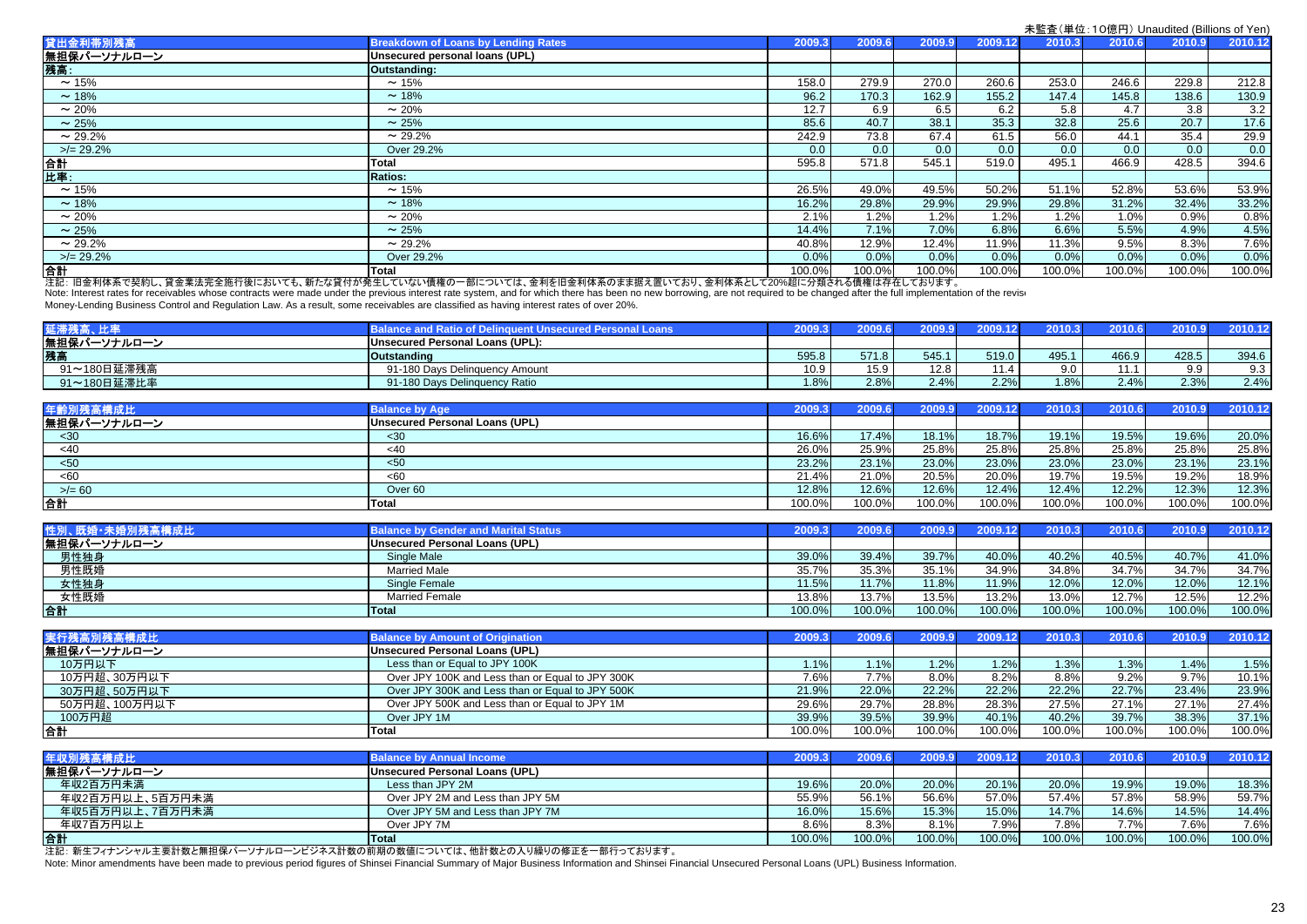未監査（単位：10億円）Unaudited (Billions of Yen)

| 貸出金利帯別残高 | Breakdown of Loans by Lending Rates | 2009.3 | 2009.6 | 2009.9 | 2009.12 | 2010.3 | 2010.6 | 2010.9 | 2010.12 |
|---|---|---|---|---|---|---|---|---|---|
| 無担保パーソナルローン | Unsecured personal loans (UPL) | | | | | | | | |
| 残高： | Outstanding: | | | | | | | | |
| ～15% | ～15% | 158.0 | 279.9 | 270.0 | 260.6 | 253.0 | 246.6 | 229.8 | 212.8 |
| ～18% | ～18% | 96.2 | 170.3 | 162.9 | 155.2 | 147.4 | 145.8 | 138.6 | 130.9 |
| ～20% | ～20% | 12.7 | 6.9 | 6.5 | 6.2 | 5.8 | 4.7 | 3.8 | 3.2 |
| ～25% | ～25% | 85.6 | 40.7 | 38.1 | 35.3 | 32.8 | 25.6 | 20.7 | 17.6 |
| ～29.2% | ～29.2% | 242.9 | 73.8 | 67.4 | 61.5 | 56.0 | 44.1 | 35.4 | 29.9 |
| >/= 29.2% | Over 29.2% | 0.0 | 0.0 | 0.0 | 0.0 | 0.0 | 0.0 | 0.0 | 0.0 |
| 合計 | Total | 595.8 | 571.8 | 545.1 | 519.0 | 495.1 | 466.9 | 428.5 | 394.6 |
| 比率： | Ratios: | | | | | | | | |
| ～15% | ～15% | 26.5% | 49.0% | 49.5% | 50.2% | 51.1% | 52.8% | 53.6% | 53.9% |
| ～18% | ～18% | 16.2% | 29.8% | 29.9% | 29.9% | 29.8% | 31.2% | 32.4% | 33.2% |
| ～20% | ～20% | 2.1% | 1.2% | 1.2% | 1.2% | 1.2% | 1.0% | 0.9% | 0.8% |
| ～25% | ～25% | 14.4% | 7.1% | 7.0% | 6.8% | 6.6% | 5.5% | 4.9% | 4.5% |
| ～29.2% | ～29.2% | 40.8% | 12.9% | 12.4% | 11.9% | 11.3% | 9.5% | 8.3% | 7.6% |
| >/= 29.2% | Over 29.2% | 0.0% | 0.0% | 0.0% | 0.0% | 0.0% | 0.0% | 0.0% | 0.0% |
| 合計 | Total | 100.0% | 100.0% | 100.0% | 100.0% | 100.0% | 100.0% | 100.0% | 100.0% |

注記：旧金利体系で契約し、貸金業法完全施行後においても、新たな貸付が発生していない債権の一部については、金利を旧金利体系のまま据え置いており、金利体系として20%超に分類される債権は存在しております。
Note: Interest rates for receivables whose contracts were made under the previous interest rate system, and for which there has been no new borrowing, are not required to be changed after the full implementation of the revised Money-Lending Business Control and Regulation Law. As a result, some receivables are classified as having interest rates of over 20%.

| 延滞残高、比率 | Balance and Ratio of Delinquent Unsecured Personal Loans | 2009.3 | 2009.6 | 2009.9 | 2009.12 | 2010.3 | 2010.6 | 2010.9 | 2010.12 |
|---|---|---|---|---|---|---|---|---|---|
| 無担保パーソナルローン | Unsecured Personal Loans (UPL): | | | | | | | | |
| 残高 | Outstanding | 595.8 | 571.8 | 545.1 | 519.0 | 495.1 | 466.9 | 428.5 | 394.6 |
| 91～180日延滞残高 | 91-180 Days Delinquency Amount | 10.9 | 15.9 | 12.8 | 11.4 | 9.0 | 11.1 | 9.9 | 9.3 |
| 91～180日延滞比率 | 91-180 Days Delinquency Ratio | 1.8% | 2.8% | 2.4% | 2.2% | 1.8% | 2.4% | 2.3% | 2.4% |

| 年齢別残高構成比 | Balance by Age | 2009.3 | 2009.6 | 2009.9 | 2009.12 | 2010.3 | 2010.6 | 2010.9 | 2010.12 |
|---|---|---|---|---|---|---|---|---|---|
| 無担保パーソナルローン | Unsecured Personal Loans (UPL) | | | | | | | | |
| <30 | <30 | 16.6% | 17.4% | 18.1% | 18.7% | 19.1% | 19.5% | 19.6% | 20.0% |
| <40 | <40 | 26.0% | 25.9% | 25.8% | 25.8% | 25.8% | 25.8% | 25.8% | 25.8% |
| <50 | <50 | 23.2% | 23.1% | 23.0% | 23.0% | 23.0% | 23.0% | 23.1% | 23.1% |
| <60 | <60 | 21.4% | 21.0% | 20.5% | 20.0% | 19.7% | 19.5% | 19.2% | 18.9% |
| >/= 60 | Over 60 | 12.8% | 12.6% | 12.6% | 12.4% | 12.4% | 12.2% | 12.3% | 12.3% |
| 合計 | Total | 100.0% | 100.0% | 100.0% | 100.0% | 100.0% | 100.0% | 100.0% | 100.0% |

| 性別、既婚・未婚別残高構成比 | Balance by Gender and Marital Status | 2009.3 | 2009.6 | 2009.9 | 2009.12 | 2010.3 | 2010.6 | 2010.9 | 2010.12 |
|---|---|---|---|---|---|---|---|---|---|
| 無担保パーソナルローン | Unsecured Personal Loans (UPL) | | | | | | | | |
| 男性独身 | Single Male | 39.0% | 39.4% | 39.7% | 40.0% | 40.2% | 40.5% | 40.7% | 41.0% |
| 男性既婚 | Married Male | 35.7% | 35.3% | 35.1% | 34.9% | 34.8% | 34.7% | 34.7% | 34.7% |
| 女性独身 | Single Female | 11.5% | 11.7% | 11.8% | 11.9% | 12.0% | 12.0% | 12.0% | 12.1% |
| 女性既婚 | Married Female | 13.8% | 13.7% | 13.5% | 13.2% | 13.0% | 12.7% | 12.5% | 12.2% |
| 合計 | Total | 100.0% | 100.0% | 100.0% | 100.0% | 100.0% | 100.0% | 100.0% | 100.0% |

| 実行残高別残高構成比 | Balance by Amount of Origination | 2009.3 | 2009.6 | 2009.9 | 2009.12 | 2010.3 | 2010.6 | 2010.9 | 2010.12 |
|---|---|---|---|---|---|---|---|---|---|
| 無担保パーソナルローン | Unsecured Personal Loans (UPL) | | | | | | | | |
| 10万円以下 | Less than or Equal to JPY 100K | 1.1% | 1.1% | 1.2% | 1.2% | 1.3% | 1.3% | 1.4% | 1.5% |
| 10万円超、30万円以下 | Over JPY 100K and Less than or Equal to JPY 300K | 7.6% | 7.7% | 8.0% | 8.2% | 8.8% | 9.2% | 9.7% | 10.1% |
| 30万円超、50万円以下 | Over JPY 300K and Less than or Equal to JPY 500K | 21.9% | 22.0% | 22.2% | 22.2% | 22.2% | 22.7% | 23.4% | 23.9% |
| 50万円超、100万円以下 | Over JPY 500K and Less than or Equal to JPY 1M | 29.6% | 29.7% | 28.8% | 28.3% | 27.5% | 27.1% | 27.1% | 27.4% |
| 100万円超 | Over JPY 1M | 39.9% | 39.5% | 39.9% | 40.1% | 40.2% | 39.7% | 38.3% | 37.1% |
| 合計 | Total | 100.0% | 100.0% | 100.0% | 100.0% | 100.0% | 100.0% | 100.0% | 100.0% |

| 年収別残高構成比 | Balance by Annual Income | 2009.3 | 2009.6 | 2009.9 | 2009.12 | 2010.3 | 2010.6 | 2010.9 | 2010.12 |
|---|---|---|---|---|---|---|---|---|---|
| 無担保パーソナルローン | Unsecured Personal Loans (UPL) | | | | | | | | |
| 年収2百万円未満 | Less than JPY 2M | 19.6% | 20.0% | 20.0% | 20.1% | 20.0% | 19.9% | 19.0% | 18.3% |
| 年収2百万円以上、5百万円未満 | Over JPY 2M and Less than JPY 5M | 55.9% | 56.1% | 56.6% | 57.0% | 57.4% | 57.8% | 58.9% | 59.7% |
| 年収5百万円以上、7百万円未満 | Over JPY 5M and Less than JPY 7M | 16.0% | 15.6% | 15.3% | 15.0% | 14.7% | 14.6% | 14.5% | 14.4% |
| 年収7百万円以上 | Over JPY 7M | 8.6% | 8.3% | 8.1% | 7.9% | 7.8% | 7.7% | 7.6% | 7.6% |
| 合計 | Total | 100.0% | 100.0% | 100.0% | 100.0% | 100.0% | 100.0% | 100.0% | 100.0% |

注記：新生フィナンシャル主要計数と無担保パーソナルローンビジネス計数の前期の数値については、他計数との入り繰りの修正を一部行っております。
Note: Minor amendments have been made to previous period figures of Shinsei Financial Summary of Major Business Information and Shinsei Financial Unsecured Personal Loans (UPL) Business Information.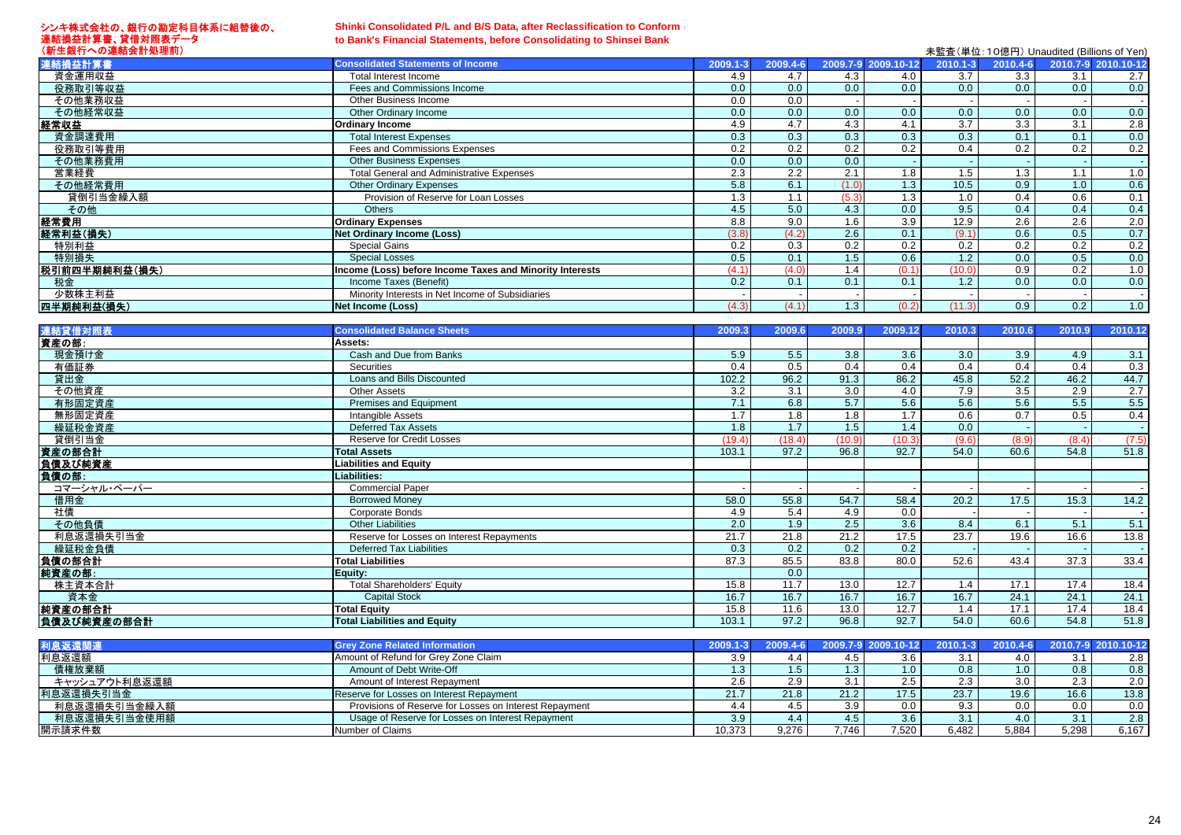# シンキ株式会社の、銀行の勘定科目体系に組替後の、連結損益計算書、貸借対照表データ（新生銀行への連結会計処理前）

## Shinki Consolidated P/L and B/S Data, after Reclassification to Conform to Bank's Financial Statements, before Consolidating to Shinsei Bank

未監査（単位：10億円）Unaudited (Billions of Yen)

| 連結損益計算書 | Consolidated Statements of Income | 2009.1-3 | 2009.4-6 | 2009.7-9 | 2009.10-12 | 2010.1-3 | 2010.4-6 | 2010.7-9 | 2010.10-12 |
|---|---|---|---|---|---|---|---|---|---|
| 資金運用収益 | Total Interest Income | 4.9 | 4.7 | 4.3 | 4.0 | 3.7 | 3.3 | 3.1 | 2.7 |
| 役務取引等収益 | Fees and Commissions Income | 0.0 | 0.0 | 0.0 | 0.0 | 0.0 | 0.0 | 0.0 | 0.0 |
| その他業務収益 | Other Business Income | 0.0 | 0.0 | - | - | - | - | - | - |
| その他経常収益 | Other Ordinary Income | 0.0 | 0.0 | 0.0 | 0.0 | 0.0 | 0.0 | 0.0 | 0.0 |
| **経常収益** | **Ordinary Income** | 4.9 | 4.7 | 4.3 | 4.1 | 3.7 | 3.3 | 3.1 | 2.8 |
| 資金調達費用 | Total Interest Expenses | 0.3 | 0.3 | 0.3 | 0.3 | 0.3 | 0.1 | 0.1 | 0.0 |
| 役務取引等費用 | Fees and Commissions Expenses | 0.2 | 0.2 | 0.2 | 0.2 | 0.4 | 0.2 | 0.2 | 0.2 |
| その他業務費用 | Other Business Expenses | 0.0 | 0.0 | 0.0 | - | - | - | - | - |
| 営業経費 | Total General and Administrative Expenses | 2.3 | 2.2 | 2.1 | 1.8 | 1.5 | 1.3 | 1.1 | 1.0 |
| その他経常費用 | Other Ordinary Expenses | 5.8 | 6.1 | (1.0) | 1.3 | 10.5 | 0.9 | 1.0 | 0.6 |
| 貸倒引当金繰入額 | Provision of Reserve for Loan Losses | 1.3 | 1.1 | (5.3) | 1.3 | 1.0 | 0.4 | 0.6 | 0.1 |
| その他 | Others | 4.5 | 5.0 | 4.3 | 0.0 | 9.5 | 0.4 | 0.4 | 0.4 |
| **経常費用** | **Ordinary Expenses** | 8.8 | 9.0 | 1.6 | 3.9 | 12.9 | 2.6 | 2.6 | 2.0 |
| **経常利益（損失）** | **Net Ordinary Income (Loss)** | (3.8) | (4.2) | 2.6 | 0.1 | (9.1) | 0.6 | 0.5 | 0.7 |
| 特別利益 | Special Gains | 0.2 | 0.3 | 0.2 | 0.2 | 0.2 | 0.2 | 0.2 | 0.2 |
| 特別損失 | Special Losses | 0.5 | 0.1 | 1.5 | 0.6 | 1.2 | 0.0 | 0.5 | 0.0 |
| **税引前四半期純利益（損失）** | **Income (Loss) before Income Taxes and Minority Interests** | (4.1) | (4.0) | 1.4 | (0.1) | (10.0) | 0.9 | 0.2 | 1.0 |
| 税金 | Income Taxes (Benefit) | 0.2 | 0.1 | 0.1 | 0.1 | 1.2 | 0.0 | 0.0 | 0.0 |
| 少数株主利益 | Minority Interests in Net Income of Subsidiaries | - | - | - | - | - | - | - | - |
| **四半期純利益（損失）** | **Net Income (Loss)** | (4.3) | (4.1) | 1.3 | (0.2) | (11.3) | 0.9 | 0.2 | 1.0 |

| 連結貸借対照表 | Consolidated Balance Sheets | 2009.3 | 2009.6 | 2009.9 | 2009.12 | 2010.3 | 2010.6 | 2010.9 | 2010.12 |
|---|---|---|---|---|---|---|---|---|---|
| **資産の部：** | **Assets:** | | | | | | | | |
| 現金預け金 | Cash and Due from Banks | 5.9 | 5.5 | 3.8 | 3.6 | 3.0 | 3.9 | 4.9 | 3.1 |
| 有価証券 | Securities | 0.4 | 0.5 | 0.4 | 0.4 | 0.4 | 0.4 | 0.4 | 0.3 |
| 貸出金 | Loans and Bills Discounted | 102.2 | 96.2 | 91.3 | 86.2 | 45.8 | 52.2 | 46.2 | 44.7 |
| その他資産 | Other Assets | 3.2 | 3.1 | 3.0 | 4.0 | 7.9 | 3.5 | 2.9 | 2.7 |
| 有形固定資産 | Premises and Equipment | 7.1 | 6.8 | 5.7 | 5.6 | 5.6 | 5.6 | 5.5 | 5.5 |
| 無形固定資産 | Intangible Assets | 1.7 | 1.8 | 1.8 | 1.7 | 0.6 | 0.7 | 0.5 | 0.4 |
| 繰延税金資産 | Deferred Tax Assets | 1.8 | 1.7 | 1.5 | 1.4 | 0.0 | - | - | - |
| 貸倒引当金 | Reserve for Credit Losses | (19.4) | (18.4) | (10.9) | (10.3) | (9.6) | (8.9) | (8.4) | (7.5) |
| **資産の部合計** | **Total Assets** | 103.1 | 97.2 | 96.8 | 92.7 | 54.0 | 60.6 | 54.8 | 51.8 |
| **負債及び純資産** | **Liabilities and Equity** | | | | | | | | |
| **負債の部：** | **Liabilities:** | | | | | | | | |
| コマーシャル・ペーパー | Commercial Paper | - | - | - | - | - | - | - | - |
| 借用金 | Borrowed Money | 58.0 | 55.8 | 54.7 | 58.4 | 20.2 | 17.5 | 15.3 | 14.2 |
| 社債 | Corporate Bonds | 4.9 | 5.4 | 4.9 | 0.0 | - | - | - | - |
| その他負債 | Other Liabilities | 2.0 | 1.9 | 2.5 | 3.6 | 8.4 | 6.1 | 5.1 | 5.1 |
| 利息返還損失引当金 | Reserve for Losses on Interest Repayments | 21.7 | 21.8 | 21.2 | 17.5 | 23.7 | 19.6 | 16.6 | 13.8 |
| 繰延税金負債 | Deferred Tax Liabilities | 0.3 | 0.2 | 0.2 | 0.2 | - | - | - | - |
| **負債の部合計** | **Total Liabilities** | 87.3 | 85.5 | 83.8 | 80.0 | 52.6 | 43.4 | 37.3 | 33.4 |
| **純資産の部：** | **Equity:** | | 0.0 | | | | | | |
| 株主資本合計 | Total Shareholders' Equity | 15.8 | 11.7 | 13.0 | 12.7 | 1.4 | 17.1 | 17.4 | 18.4 |
| 資本金 | Capital Stock | 16.7 | 16.7 | 16.7 | 16.7 | 16.7 | 24.1 | 24.1 | 24.1 |
| **純資産の部合計** | **Total Equity** | 15.8 | 11.6 | 13.0 | 12.7 | 1.4 | 17.1 | 17.4 | 18.4 |
| **負債及び純資産の部合計** | **Total Liabilities and Equity** | 103.1 | 97.2 | 96.8 | 92.7 | 54.0 | 60.6 | 54.8 | 51.8 |

| 利息返還関連 | Grey Zone Related Information | 2009.1-3 | 2009.4-6 | 2009.7-9 | 2009.10-12 | 2010.1-3 | 2010.4-6 | 2010.7-9 | 2010.10-12 |
|---|---|---|---|---|---|---|---|---|---|
| 利息返還額 | Amount of Refund for Grey Zone Claim | 3.9 | 4.4 | 4.5 | 3.6 | 3.1 | 4.0 | 3.1 | 2.8 |
| 債権放棄額 | Amount of Debt Write-Off | 1.3 | 1.5 | 1.3 | 1.0 | 0.8 | 1.0 | 0.8 | 0.8 |
| キャッシュアウト利息返還額 | Amount of Interest Repayment | 2.6 | 2.9 | 3.1 | 2.5 | 2.3 | 3.0 | 2.3 | 2.0 |
| 利息返還損失引当金 | Reserve for Losses on Interest Repayment | 21.7 | 21.8 | 21.2 | 17.5 | 23.7 | 19.6 | 16.6 | 13.8 |
| 利息返還損失引当金繰入額 | Provisions of Reserve for Losses on Interest Repayment | 4.4 | 4.5 | 3.9 | 0.0 | 9.3 | 0.0 | 0.0 | 0.0 |
| 利息返還損失引当金使用額 | Usage of Reserve for Losses on Interest Repayment | 3.9 | 4.4 | 4.5 | 3.6 | 3.1 | 4.0 | 3.1 | 2.8 |
| 開示請求件数 | Number of Claims | 10,373 | 9,276 | 7,746 | 7,520 | 6,482 | 5,884 | 5,298 | 6,167 |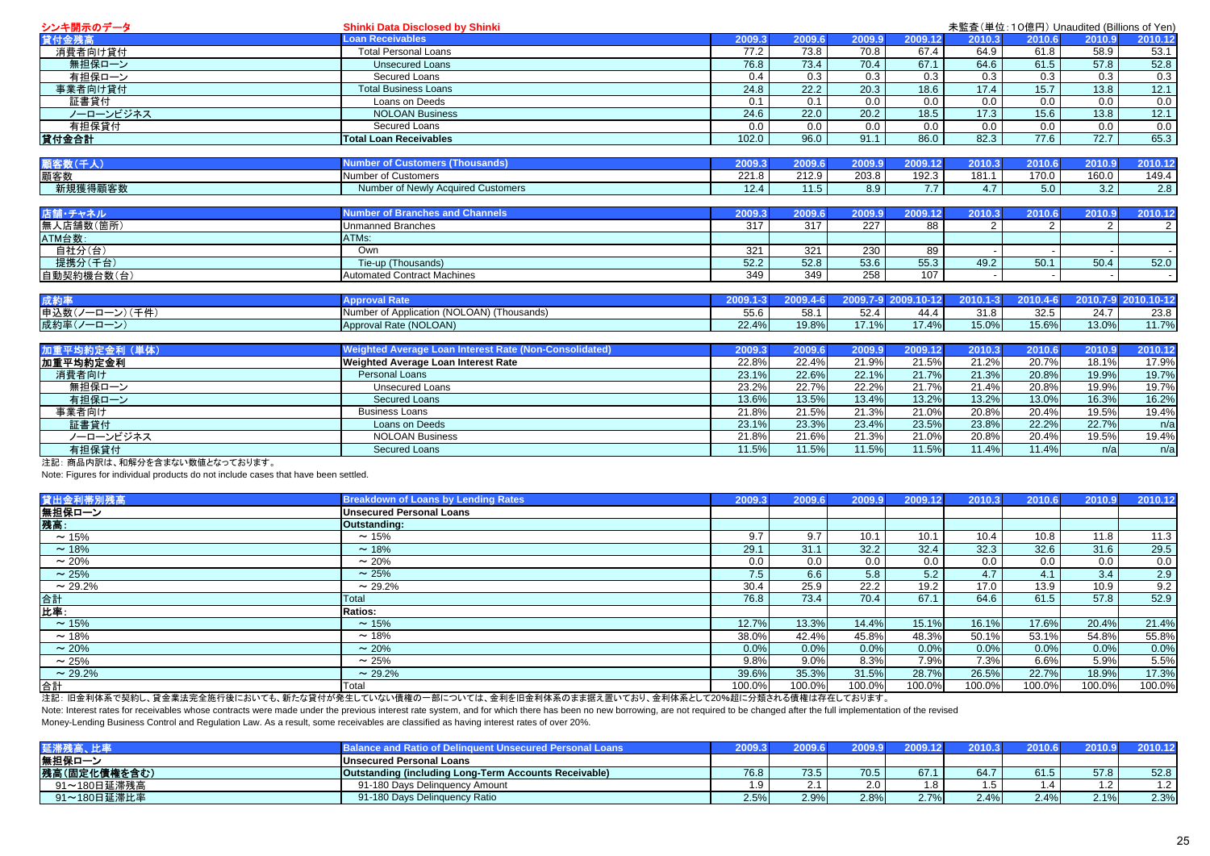## シンキ開示のデータ / Shinki Data Disclosed by Shinki

未監査（単位：10億円）Unaudited (Billions of Yen)

| 貸付金残高 | Loan Receivables | 2009.3 | 2009.6 | 2009.9 | 2009.12 | 2010.3 | 2010.6 | 2010.9 | 2010.12 |
|---|---|---|---|---|---|---|---|---|---|
| 消費者向け貸付 | Total Personal Loans | 77.2 | 73.8 | 70.8 | 67.4 | 64.9 | 61.8 | 58.9 | 53.1 |
| 無担保ローン | Unsecured Loans | 76.8 | 73.4 | 70.4 | 67.1 | 64.6 | 61.5 | 57.8 | 52.8 |
| 有担保ローン | Secured Loans | 0.4 | 0.3 | 0.3 | 0.3 | 0.3 | 0.3 | 0.3 | 0.3 |
| 事業者向け貸付 | Total Business Loans | 24.8 | 22.2 | 20.3 | 18.6 | 17.4 | 15.7 | 13.8 | 12.1 |
| 証書貸付 | Loans on Deeds | 0.1 | 0.1 | 0.0 | 0.0 | 0.0 | 0.0 | 0.0 | 0.0 |
| ノーローンビジネス | NOLOAN Business | 24.6 | 22.0 | 20.2 | 18.5 | 17.3 | 15.6 | 13.8 | 12.1 |
| 有担保貸付 | Secured Loans | 0.0 | 0.0 | 0.0 | 0.0 | 0.0 | 0.0 | 0.0 | 0.0 |
| **貸付金合計** | **Total Loan Receivables** | 102.0 | 96.0 | 91.1 | 86.0 | 82.3 | 77.6 | 72.7 | 65.3 |

| 顧客数(千人) | Number of Customers (Thousands) | 2009.3 | 2009.6 | 2009.9 | 2009.12 | 2010.3 | 2010.6 | 2010.9 | 2010.12 |
|---|---|---|---|---|---|---|---|---|---|
| 顧客数 | Number of Customers | 221.8 | 212.9 | 203.8 | 192.3 | 181.1 | 170.0 | 160.0 | 149.4 |
| 新規獲得顧客数 | Number of Newly Acquired Customers | 12.4 | 11.5 | 8.9 | 7.7 | 4.7 | 5.0 | 3.2 | 2.8 |

| 店舗・チャネル | Number of Branches and Channels | 2009.3 | 2009.6 | 2009.9 | 2009.12 | 2010.3 | 2010.6 | 2010.9 | 2010.12 |
|---|---|---|---|---|---|---|---|---|---|
| 無人店舗数(箇所) | Unmanned Branches | 317 | 317 | 227 | 88 | 2 | 2 | 2 | 2 |
| ATM台数: | ATMs: | | | | | | | | |
| 自社分(台) | Own | 321 | 321 | 230 | 89 | - | - | - | - |
| 提携分(千台) | Tie-up (Thousands) | 52.2 | 52.8 | 53.6 | 55.3 | 49.2 | 50.1 | 50.4 | 52.0 |
| 自動契約機台数(台) | Automated Contract Machines | 349 | 349 | 258 | 107 | - | - | - | - |

| 成約率 | Approval Rate | 2009.1-3 | 2009.4-6 | 2009.7-9 | 2009.10-12 | 2010.1-3 | 2010.4-6 | 2010.7-9 | 2010.10-12 |
|---|---|---|---|---|---|---|---|---|---|
| 申込数(ノーローン)(千件) | Number of Application (NOLOAN) (Thousands) | 55.6 | 58.1 | 52.4 | 44.4 | 31.8 | 32.5 | 24.7 | 23.8 |
| 成約率(ノーローン) | Approval Rate (NOLOAN) | 22.4% | 19.8% | 17.1% | 17.4% | 15.0% | 15.6% | 13.0% | 11.7% |

| 加重平均約定金利（単体） | Weighted Average Loan Interest Rate (Non-Consolidated) | 2009.3 | 2009.6 | 2009.9 | 2009.12 | 2010.3 | 2010.6 | 2010.9 | 2010.12 |
|---|---|---|---|---|---|---|---|---|---|
| **加重平均約定金利** | **Weighted Average Loan Interest Rate** | 22.8% | 22.4% | 21.9% | 21.5% | 21.2% | 20.7% | 18.1% | 17.9% |
| 消費者向け | Personal Loans | 23.1% | 22.6% | 22.1% | 21.7% | 21.3% | 20.8% | 19.9% | 19.7% |
| 無担保ローン | Unsecured Loans | 23.2% | 22.7% | 22.2% | 21.7% | 21.4% | 20.8% | 19.9% | 19.7% |
| 有担保ローン | Secured Loans | 13.6% | 13.5% | 13.4% | 13.2% | 13.2% | 13.0% | 16.3% | 16.2% |
| 事業者向け | Business Loans | 21.8% | 21.5% | 21.3% | 21.0% | 20.8% | 20.4% | 19.5% | 19.4% |
| 証書貸付 | Loans on Deeds | 23.1% | 23.3% | 23.4% | 23.5% | 23.8% | 22.2% | 22.7% | n/a |
| ノーローンビジネス | NOLOAN Business | 21.8% | 21.6% | 21.3% | 21.0% | 20.8% | 20.4% | 19.5% | 19.4% |
| 有担保貸付 | Secured Loans | 11.5% | 11.5% | 11.5% | 11.5% | 11.4% | 11.4% | n/a | n/a |

注記：商品内訳は、和解分を含まない数値となっております。

Note: Figures for individual products do not include cases that have been settled.

| 貸出金利帯別残高 | Breakdown of Loans by Lending Rates | 2009.3 | 2009.6 | 2009.9 | 2009.12 | 2010.3 | 2010.6 | 2010.9 | 2010.12 |
|---|---|---|---|---|---|---|---|---|---|
| **無担保ローン** | **Unsecured Personal Loans** | | | | | | | | |
| **残高:** | **Outstanding:** | | | | | | | | |
| ～15% | ～15% | 9.7 | 9.7 | 10.1 | 10.1 | 10.4 | 10.8 | 11.8 | 11.3 |
| ～18% | ～18% | 29.1 | 31.1 | 32.2 | 32.4 | 32.3 | 32.6 | 31.6 | 29.5 |
| ～20% | ～20% | 0.0 | 0.0 | 0.0 | 0.0 | 0.0 | 0.0 | 0.0 | 0.0 |
| ～25% | ～25% | 7.5 | 6.6 | 5.8 | 5.2 | 4.7 | 4.1 | 3.4 | 2.9 |
| ～29.2% | ～29.2% | 30.4 | 25.9 | 22.2 | 19.2 | 17.0 | 13.9 | 10.9 | 9.2 |
| 合計 | Total | 76.8 | 73.4 | 70.4 | 67.1 | 64.6 | 61.5 | 57.8 | 52.9 |
| **比率:** | **Ratios:** | | | | | | | | |
| ～15% | ～15% | 12.7% | 13.3% | 14.4% | 15.1% | 16.1% | 17.6% | 20.4% | 21.4% |
| ～18% | ～18% | 38.0% | 42.4% | 45.8% | 48.3% | 50.1% | 53.1% | 54.8% | 55.8% |
| ～20% | ～20% | 0.0% | 0.0% | 0.0% | 0.0% | 0.0% | 0.0% | 0.0% | 0.0% |
| ～25% | ～25% | 9.8% | 9.0% | 8.3% | 7.9% | 7.3% | 6.6% | 5.9% | 5.5% |
| ～29.2% | ～29.2% | 39.6% | 35.3% | 31.5% | 28.7% | 26.5% | 22.7% | 18.9% | 17.3% |
| 合計 | Total | 100.0% | 100.0% | 100.0% | 100.0% | 100.0% | 100.0% | 100.0% | 100.0% |

注記：旧金利体系で契約し、貸金業法完全施行後においても、新たな貸付が発生していない債権の一部については、金利を旧金利体系のまま据え置いており、金利体系として20%超に分類される債権は存在しております。

Note: Interest rates for receivables whose contracts were made under the previous interest rate system, and for which there has been no new borrowing, are not required to be changed after the full implementation of the revised Money-Lending Business Control and Regulation Law. As a result, some receivables are classified as having interest rates of over 20%.

| 延滞残高、比率 | Balance and Ratio of Delinquent Unsecured Personal Loans | 2009.3 | 2009.6 | 2009.9 | 2009.12 | 2010.3 | 2010.6 | 2010.9 | 2010.12 |
|---|---|---|---|---|---|---|---|---|---|
| **無担保ローン** | **Unsecured Personal Loans** | | | | | | | | |
| **残高(固定化債権を含む)** | **Outstanding (including Long-Term Accounts Receivable)** | 76.8 | 73.5 | 70.5 | 67.1 | 64.7 | 61.5 | 57.8 | 52.8 |
| 91～180日延滞残高 | 91-180 Days Delinquency Amount | 1.9 | 2.1 | 2.0 | 1.8 | 1.5 | 1.4 | 1.2 | 1.2 |
| 91～180日延滞比率 | 91-180 Days Delinquency Ratio | 2.5% | 2.9% | 2.8% | 2.7% | 2.4% | 2.4% | 2.1% | 2.3% |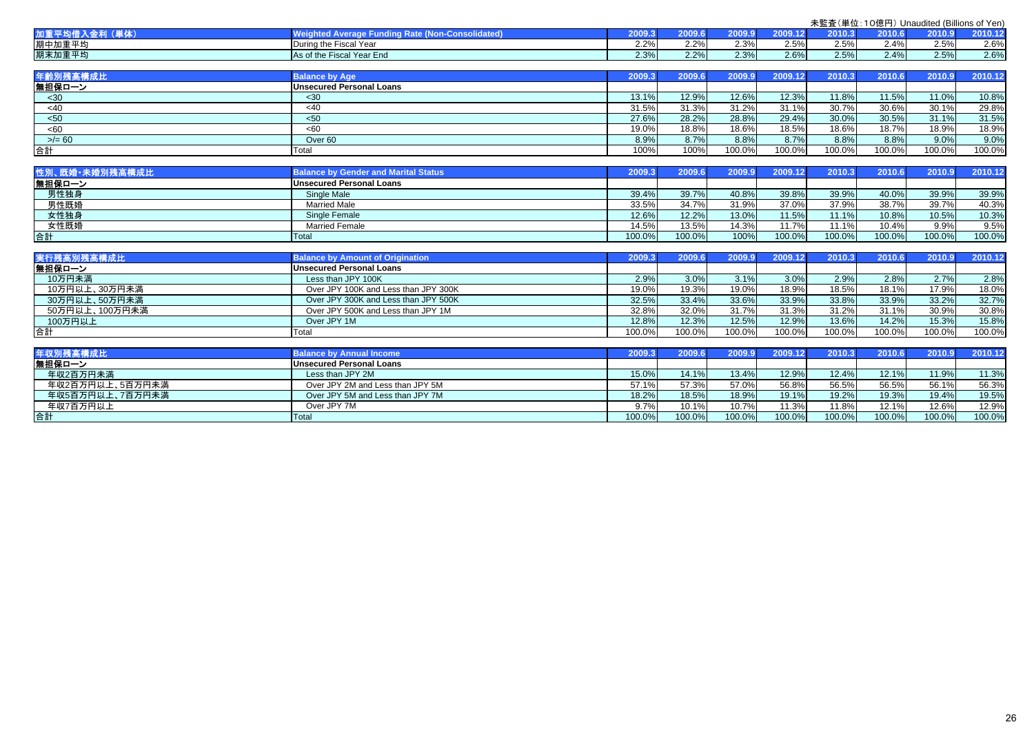未監査（単位：10億円）Unaudited (Billions of Yen)

| 加重平均借入金利（単体） | Weighted Average Funding Rate (Non-Consolidated) | 2009.3 | 2009.6 | 2009.9 | 2009.12 | 2010.3 | 2010.6 | 2010.9 | 2010.12 |
|---|---|---|---|---|---|---|---|---|---|
| 期中加重平均 | During the Fiscal Year | 2.2% | 2.2% | 2.3% | 2.5% | 2.5% | 2.4% | 2.5% | 2.6% |
| 期末加重平均 | As of the Fiscal Year End | 2.3% | 2.2% | 2.3% | 2.6% | 2.5% | 2.4% | 2.5% | 2.6% |

| 年齢別残高構成比 | Balance by Age | 2009.3 | 2009.6 | 2009.9 | 2009.12 | 2010.3 | 2010.6 | 2010.9 | 2010.12 |
|---|---|---|---|---|---|---|---|---|---|
| 無担保ローン | Unsecured Personal Loans | | | | | | | | |
| <30 | <30 | 13.1% | 12.9% | 12.6% | 12.3% | 11.8% | 11.5% | 11.0% | 10.8% |
| <40 | <40 | 31.5% | 31.3% | 31.2% | 31.1% | 30.7% | 30.6% | 30.1% | 29.8% |
| <50 | <50 | 27.6% | 28.2% | 28.8% | 29.4% | 30.0% | 30.5% | 31.1% | 31.5% |
| <60 | <60 | 19.0% | 18.8% | 18.6% | 18.5% | 18.6% | 18.7% | 18.9% | 18.9% |
| >/= 60 | Over 60 | 8.9% | 8.7% | 8.8% | 8.7% | 8.8% | 8.8% | 9.0% | 9.0% |
| 合計 | Total | 100% | 100% | 100.0% | 100.0% | 100.0% | 100.0% | 100.0% | 100.0% |

| 性別、既婚・未婚別残高構成比 | Balance by Gender and Marital Status | 2009.3 | 2009.6 | 2009.9 | 2009.12 | 2010.3 | 2010.6 | 2010.9 | 2010.12 |
|---|---|---|---|---|---|---|---|---|---|
| 無担保ローン | Unsecured Personal Loans | | | | | | | | |
| 男性独身 | Single Male | 39.4% | 39.7% | 40.8% | 39.8% | 39.9% | 40.0% | 39.9% | 39.9% |
| 男性既婚 | Married Male | 33.5% | 34.7% | 31.9% | 37.0% | 37.9% | 38.7% | 39.7% | 40.3% |
| 女性独身 | Single Female | 12.6% | 12.2% | 13.0% | 11.5% | 11.1% | 10.8% | 10.5% | 10.3% |
| 女性既婚 | Married Female | 14.5% | 13.5% | 14.3% | 11.7% | 11.1% | 10.4% | 9.9% | 9.5% |
| 合計 | Total | 100.0% | 100.0% | 100% | 100.0% | 100.0% | 100.0% | 100.0% | 100.0% |

| 実行残高別残高構成比 | Balance by Amount of Origination | 2009.3 | 2009.6 | 2009.9 | 2009.12 | 2010.3 | 2010.6 | 2010.9 | 2010.12 |
|---|---|---|---|---|---|---|---|---|---|
| 無担保ローン | Unsecured Personal Loans | | | | | | | | |
| 10万円未満 | Less than JPY 100K | 2.9% | 3.0% | 3.1% | 3.0% | 2.9% | 2.8% | 2.7% | 2.8% |
| 10万円以上、30万円未満 | Over JPY 100K and Less than JPY 300K | 19.0% | 19.3% | 19.0% | 18.9% | 18.5% | 18.1% | 17.9% | 18.0% |
| 30万円以上、50万円未満 | Over JPY 300K and Less than JPY 500K | 32.5% | 33.4% | 33.6% | 33.9% | 33.8% | 33.9% | 33.2% | 32.7% |
| 50万円以上、100万円未満 | Over JPY 500K and Less than JPY 1M | 32.8% | 32.0% | 31.7% | 31.3% | 31.2% | 31.1% | 30.9% | 30.8% |
| 100万円以上 | Over JPY 1M | 12.8% | 12.3% | 12.5% | 12.9% | 13.6% | 14.2% | 15.3% | 15.8% |
| 合計 | Total | 100.0% | 100.0% | 100.0% | 100.0% | 100.0% | 100.0% | 100.0% | 100.0% |

| 年収別残高構成比 | Balance by Annual Income | 2009.3 | 2009.6 | 2009.9 | 2009.12 | 2010.3 | 2010.6 | 2010.9 | 2010.12 |
|---|---|---|---|---|---|---|---|---|---|
| 無担保ローン | Unsecured Personal Loans | | | | | | | | |
| 年収2百万円未満 | Less than JPY 2M | 15.0% | 14.1% | 13.4% | 12.9% | 12.4% | 12.1% | 11.9% | 11.3% |
| 年収2百万円以上、5百万円未満 | Over JPY 2M and Less than JPY 5M | 57.1% | 57.3% | 57.0% | 56.8% | 56.5% | 56.5% | 56.1% | 56.3% |
| 年収5百万円以上、7百万円未満 | Over JPY 5M and Less than JPY 7M | 18.2% | 18.5% | 18.9% | 19.1% | 19.2% | 19.3% | 19.4% | 19.5% |
| 年収7百万円以上 | Over JPY 7M | 9.7% | 10.1% | 10.7% | 11.3% | 11.8% | 12.1% | 12.6% | 12.9% |
| 合計 | Total | 100.0% | 100.0% | 100.0% | 100.0% | 100.0% | 100.0% | 100.0% | 100.0% |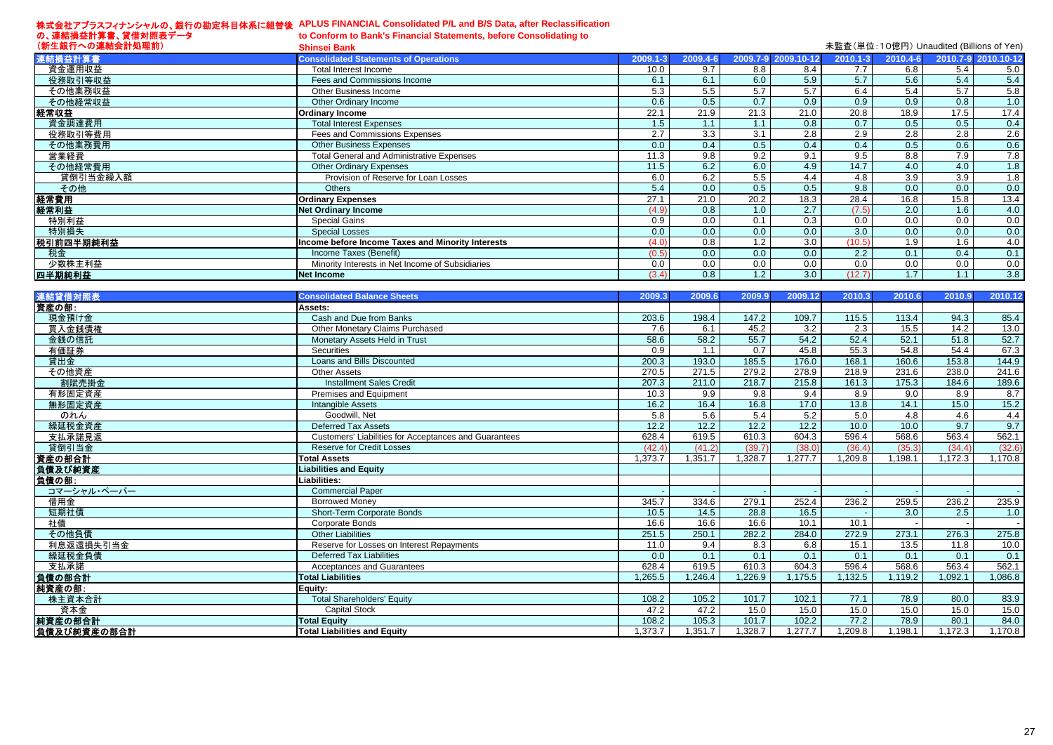# 株式会社アプラスフィナンシャルの、銀行の勘定科目体系に組替後の、連結損益計算書、貸借対照表データ（新生銀行への連結会計処理前）

# APLUS FINANCIAL Consolidated P/L and B/S Data, after Reclassification to Conform to Bank's Financial Statements, before Consolidating to Shinsei Bank

未監査（単位：10億円）Unaudited (Billions of Yen)

| 連結損益計算書 | Consolidated Statements of Operations | 2009.1-3 | 2009.4-6 | 2009.7-9 | 2009.10-12 | 2010.1-3 | 2010.4-6 | 2010.7-9 | 2010.10-12 |
|---|---|---|---|---|---|---|---|---|---|
| 資金運用収益 | Total Interest Income | 10.0 | 9.7 | 8.8 | 8.4 | 7.7 | 6.8 | 5.4 | 5.0 |
| 役務取引等収益 | Fees and Commissions Income | 6.1 | 6.1 | 6.0 | 5.9 | 5.7 | 5.6 | 5.4 | 5.4 |
| その他業務収益 | Other Business Income | 5.3 | 5.5 | 5.7 | 5.7 | 6.4 | 5.4 | 5.7 | 5.8 |
| その他経常収益 | Other Ordinary Income | 0.6 | 0.5 | 0.7 | 0.9 | 0.9 | 0.9 | 0.8 | 1.0 |
| **経常収益** | **Ordinary Income** | 22.1 | 21.9 | 21.3 | 21.0 | 20.8 | 18.9 | 17.5 | 17.4 |
| 資金調達費用 | Total Interest Expenses | 1.5 | 1.1 | 1.1 | 0.8 | 0.7 | 0.5 | 0.5 | 0.4 |
| 役務取引等費用 | Fees and Commissions Expenses | 2.7 | 3.3 | 3.1 | 2.8 | 2.9 | 2.8 | 2.8 | 2.6 |
| その他業務費用 | Other Business Expenses | 0.0 | 0.4 | 0.5 | 0.4 | 0.4 | 0.5 | 0.6 | 0.6 |
| 営業経費 | Total General and Administrative Expenses | 11.3 | 9.8 | 9.2 | 9.1 | 9.5 | 8.8 | 7.9 | 7.8 |
| その他経常費用 | Other Ordinary Expenses | 11.5 | 6.2 | 6.0 | 4.9 | 14.7 | 4.0 | 4.0 | 1.8 |
| 貸倒引当金繰入額 | Provision of Reserve for Loan Losses | 6.0 | 6.2 | 5.5 | 4.4 | 4.8 | 3.9 | 3.9 | 1.8 |
| その他 | Others | 5.4 | 0.0 | 0.5 | 0.5 | 9.8 | 0.0 | 0.0 | 0.0 |
| **経常費用** | **Ordinary Expenses** | 27.1 | 21.0 | 20.2 | 18.3 | 28.4 | 16.8 | 15.8 | 13.4 |
| **経常利益** | **Net Ordinary Income** | (4.9) | 0.8 | 1.0 | 2.7 | (7.5) | 2.0 | 1.6 | 4.0 |
| 特別利益 | Special Gains | 0.9 | 0.0 | 0.1 | 0.3 | 0.0 | 0.0 | 0.0 | 0.0 |
| 特別損失 | Special Losses | 0.0 | 0.0 | 0.0 | 0.0 | 3.0 | 0.0 | 0.0 | 0.0 |
| **税引前四半期純利益** | **Income before Income Taxes and Minority Interests** | (4.0) | 0.8 | 1.2 | 3.0 | (10.5) | 1.9 | 1.6 | 4.0 |
| 税金 | Income Taxes (Benefit) | (0.5) | 0.0 | 0.0 | 0.0 | 2.2 | 0.1 | 0.4 | 0.1 |
| 少数株主利益 | Minority Interests in Net Income of Subsidiaries | 0.0 | 0.0 | 0.0 | 0.0 | 0.0 | 0.0 | 0.0 | 0.0 |
| **四半期純利益** | **Net Income** | (3.4) | 0.8 | 1.2 | 3.0 | (12.7) | 1.7 | 1.1 | 3.8 |

| 連結貸借対照表 | Consolidated Balance Sheets | 2009.3 | 2009.6 | 2009.9 | 2009.12 | 2010.3 | 2010.6 | 2010.9 | 2010.12 |
|---|---|---|---|---|---|---|---|---|---|
| **資産の部:** | **Assets:** | | | | | | | | |
| 現金預け金 | Cash and Due from Banks | 203.6 | 198.4 | 147.2 | 109.7 | 115.5 | 113.4 | 94.3 | 85.4 |
| 買入金銭債権 | Other Monetary Claims Purchased | 7.6 | 6.1 | 45.2 | 3.2 | 2.3 | 15.5 | 14.2 | 13.0 |
| 金銭の信託 | Monetary Assets Held in Trust | 58.6 | 58.2 | 55.7 | 54.2 | 52.4 | 52.1 | 51.8 | 52.7 |
| 有価証券 | Securities | 0.9 | 1.1 | 0.7 | 45.8 | 55.3 | 54.8 | 54.4 | 67.3 |
| 貸出金 | Loans and Bills Discounted | 200.3 | 193.0 | 185.5 | 176.0 | 168.1 | 160.6 | 153.8 | 144.9 |
| その他資産 | Other Assets | 270.5 | 271.5 | 279.2 | 278.9 | 218.9 | 231.6 | 238.0 | 241.6 |
| 割賦売掛金 | Installment Sales Credit | 207.3 | 211.0 | 218.7 | 215.8 | 161.3 | 175.3 | 184.6 | 189.6 |
| 有形固定資産 | Premises and Equipment | 10.3 | 9.9 | 9.8 | 9.4 | 8.9 | 9.0 | 8.9 | 8.7 |
| 無形固定資産 | Intangible Assets | 16.2 | 16.4 | 16.8 | 17.0 | 13.8 | 14.1 | 15.0 | 15.2 |
| のれん | Goodwill, Net | 5.8 | 5.6 | 5.4 | 5.2 | 5.0 | 4.8 | 4.6 | 4.4 |
| 繰延税金資産 | Deferred Tax Assets | 12.2 | 12.2 | 12.2 | 12.2 | 10.0 | 10.0 | 9.7 | 9.7 |
| 支払承諾見返 | Customers' Liabilities for Acceptances and Guarantees | 628.4 | 619.5 | 610.3 | 604.3 | 596.4 | 568.6 | 563.4 | 562.1 |
| 貸倒引当金 | Reserve for Credit Losses | (42.4) | (41.2) | (39.7) | (38.0) | (36.4) | (35.3) | (34.4) | (32.6) |
| **資産の部合計** | **Total Assets** | 1,373.7 | 1,351.7 | 1,328.7 | 1,277.7 | 1,209.8 | 1,198.1 | 1,172.3 | 1,170.8 |
| **負債及び純資産** | **Liabilities and Equity** | | | | | | | | |
| **負債の部:** | **Liabilities:** | | | | | | | | |
| コマーシャル・ペーパー | Commercial Paper | - | - | - | - | - | - | - | - |
| 借用金 | Borrowed Money | 345.7 | 334.6 | 279.1 | 252.4 | 236.2 | 259.5 | 236.2 | 235.9 |
| 短期社債 | Short-Term Corporate Bonds | 10.5 | 14.5 | 28.8 | 16.5 | - | 3.0 | 2.5 | 1.0 |
| 社債 | Corporate Bonds | 16.6 | 16.6 | 16.6 | 10.1 | 10.1 | - | - | - |
| その他負債 | Other Liabilities | 251.5 | 250.1 | 282.2 | 284.0 | 272.9 | 273.1 | 276.3 | 275.8 |
| 利息返還損失引当金 | Reserve for Losses on Interest Repayments | 11.0 | 9.4 | 8.3 | 6.8 | 15.1 | 13.5 | 11.8 | 10.0 |
| 繰延税金負債 | Deferred Tax Liabilities | 0.0 | 0.1 | 0.1 | 0.1 | 0.1 | 0.1 | 0.1 | 0.1 |
| 支払承諾 | Acceptances and Guarantees | 628.4 | 619.5 | 610.3 | 604.3 | 596.4 | 568.6 | 563.4 | 562.1 |
| **負債の部合計** | **Total Liabilities** | 1,265.5 | 1,246.4 | 1,226.9 | 1,175.5 | 1,132.5 | 1,119.2 | 1,092.1 | 1,086.8 |
| **純資産の部:** | **Equity:** | | | | | | | | |
| 株主資本合計 | Total Shareholders' Equity | 108.2 | 105.2 | 101.7 | 102.1 | 77.1 | 78.9 | 80.0 | 83.9 |
| 資本金 | Capital Stock | 47.2 | 47.2 | 15.0 | 15.0 | 15.0 | 15.0 | 15.0 | 15.0 |
| **純資産の部合計** | **Total Equity** | 108.2 | 105.3 | 101.7 | 102.2 | 77.2 | 78.9 | 80.1 | 84.0 |
| **負債及び純資産の部合計** | **Total Liabilities and Equity** | 1,373.7 | 1,351.7 | 1,328.7 | 1,277.7 | 1,209.8 | 1,198.1 | 1,172.3 | 1,170.8 |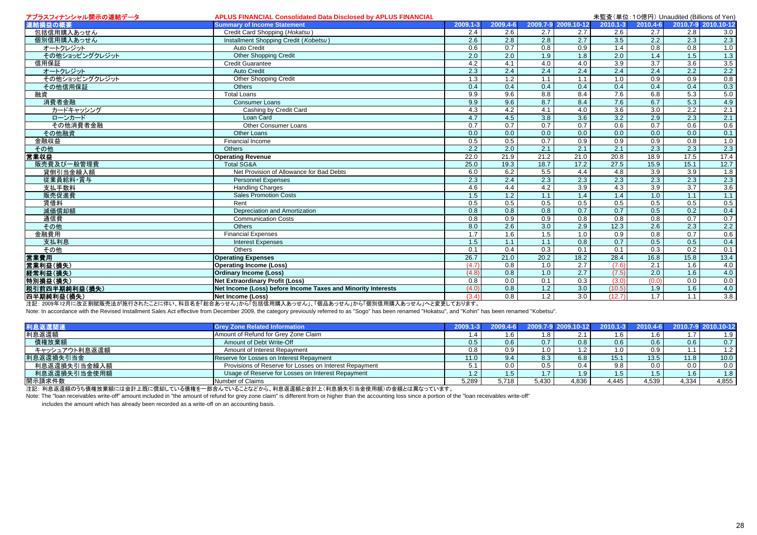アプラスフィナンシャル開示の連結データ　**APLUS FINANCIAL Consolidated Data Disclosed by APLUS FINANCIAL**

未監査（単位：10億円） Unaudited (Billions of Yen)

| 連結損益の概要 | Summary of Income Statement | 2009.1-3 | 2009.4-6 | 2009.7-9 | 2009.10-12 | 2010.1-3 | 2010.4-6 | 2010.7-9 | 2010.10-12 |
|---|---|---|---|---|---|---|---|---|---|
| 包括信用購入あっせん | Credit Card Shopping (*Hokatsu*) | 2.4 | 2.6 | 2.7 | 2.7 | 2.6 | 2.7 | 2.8 | 3.0 |
| 個別信用購入あっせん | Installment Shopping Credit (*Kobetsu*) | 2.6 | 2.8 | 2.8 | 2.7 | 3.5 | 2.2 | 2.3 | 2.3 |
| オートクレジット | Auto Credit | 0.6 | 0.7 | 0.8 | 0.9 | 1.4 | 0.8 | 0.8 | 1.0 |
| その他ショッピングクレジット | Other Shopping Credit | 2.0 | 2.0 | 1.9 | 1.8 | 2.0 | 1.4 | 1.5 | 1.3 |
| 信用保証 | Credit Guarantee | 4.2 | 4.1 | 4.0 | 4.0 | 3.9 | 3.7 | 3.6 | 3.5 |
| オートクレジット | Auto Credit | 2.3 | 2.4 | 2.4 | 2.4 | 2.4 | 2.4 | 2.2 | 2.2 |
| その他ショッピングクレジット | Other Shopping Credit | 1.3 | 1.2 | 1.1 | 1.1 | 1.0 | 0.9 | 0.9 | 0.8 |
| その他信用保証 | Others | 0.4 | 0.4 | 0.4 | 0.4 | 0.4 | 0.4 | 0.4 | 0.3 |
| 融資 | Total Loans | 9.9 | 9.6 | 8.8 | 8.4 | 7.6 | 6.8 | 5.3 | 5.0 |
| 消費者金融 | Consumer Loans | 9.9 | 9.6 | 8.7 | 8.4 | 7.6 | 6.7 | 5.3 | 4.9 |
| カードキャッシング | Cashing by Credit Card | 4.3 | 4.2 | 4.1 | 4.0 | 3.6 | 3.0 | 2.2 | 2.1 |
| ローンカード | Loan Card | 4.7 | 4.5 | 3.8 | 3.6 | 3.2 | 2.9 | 2.3 | 2.1 |
| その他消費者金融 | Other Consumer Loans | 0.7 | 0.7 | 0.7 | 0.7 | 0.6 | 0.7 | 0.6 | 0.6 |
| その他融資 | Other Loans | 0.0 | 0.0 | 0.0 | 0.0 | 0.0 | 0.0 | 0.0 | 0.1 |
| 金融収益 | Financial Income | 0.5 | 0.5 | 0.7 | 0.9 | 0.9 | 0.9 | 0.8 | 1.0 |
| その他 | Others | 2.2 | 2.0 | 2.1 | 2.1 | 2.1 | 2.3 | 2.3 | 2.3 |
| **営業収益** | **Operating Revenue** | 22.0 | 21.9 | 21.2 | 21.0 | 20.8 | 18.9 | 17.5 | 17.4 |
| 販売費及び一般管理費 | Total SG&A | 25.0 | 19.3 | 18.7 | 17.2 | 27.5 | 15.9 | 15.1 | 12.7 |
| 貸倒引当金繰入額 | Net Provision of Allowance for Bad Debts | 6.0 | 6.2 | 5.5 | 4.4 | 4.8 | 3.9 | 3.9 | 1.8 |
| 従業員給料・賞与 | Personnel Expenses | 2.3 | 2.4 | 2.3 | 2.3 | 2.3 | 2.3 | 2.3 | 2.3 |
| 支払手数料 | Handling Charges | 4.6 | 4.4 | 4.2 | 3.9 | 4.3 | 3.9 | 3.7 | 3.6 |
| 販売促進費 | Sales Promotion Costs | 1.5 | 1.2 | 1.1 | 1.4 | 1.4 | 1.0 | 1.1 | 1.1 |
| 賃借料 | Rent | 0.5 | 0.5 | 0.5 | 0.5 | 0.5 | 0.5 | 0.5 | 0.5 |
| 減価償却額 | Depreciation and Amortization | 0.8 | 0.8 | 0.8 | 0.7 | 0.7 | 0.5 | 0.2 | 0.4 |
| 通信費 | Communication Costs | 0.8 | 0.9 | 0.9 | 0.8 | 0.8 | 0.8 | 0.7 | 0.7 |
| その他 | Others | 8.0 | 2.6 | 3.0 | 2.9 | 12.3 | 2.6 | 2.3 | 2.2 |
| 金融費用 | Financial Expenses | 1.7 | 1.6 | 1.5 | 1.0 | 0.9 | 0.8 | 0.7 | 0.6 |
| 支払利息 | Interest Expenses | 1.5 | 1.1 | 1.1 | 0.8 | 0.7 | 0.5 | 0.5 | 0.4 |
| その他 | Others | 0.1 | 0.4 | 0.3 | 0.1 | 0.1 | 0.3 | 0.2 | 0.1 |
| **営業費用** | **Operating Expenses** | 26.7 | 21.0 | 20.2 | 18.2 | 28.4 | 16.8 | 15.8 | 13.4 |
| **営業利益(損失)** | **Operating Income (Loss)** | (4.7) | 0.8 | 1.0 | 2.7 | (7.6) | 2.1 | 1.6 | 4.0 |
| **経常利益(損失)** | **Ordinary Income (Loss)** | (4.8) | 0.8 | 1.0 | 2.7 | (7.5) | 2.0 | 1.6 | 4.0 |
| **特別損益(損失)** | **Net Extraordinary Profit (Loss)** | 0.8 | 0.0 | 0.1 | 0.3 | (3.0) | (0.0) | 0.0 | 0.0 |
| **税引前四半期純利益(損失)** | **Net Income (Loss) before Income Taxes and Minority Interests** | (4.0) | 0.8 | 1.2 | 3.0 | (10.5) | 1.9 | 1.6 | 4.0 |
| **四半期純利益(損失)** | **Net Income (Loss)** | (3.4) | 0.8 | 1.2 | 3.0 | (12.7) | 1.7 | 1.1 | 3.8 |

注記：2009年12月に改正割賦販売法が施行されたことに伴い、科目名を「総合あっせん」から「包括信用購入あっせん」、「個品あっせん」から「個別信用購入あっせん」へと変更しております。

Note: In accordance with the Revised Installment Sales Act effective from December 2009, the category previously referred to as "Sogo" has been renamed "Hokatsu", and "Kohin" has been renamed "Kobetsu".

| 利息返還関連 | Grey Zone Related Information | 2009.1-3 | 2009.4-6 | 2009.7-9 | 2009.10-12 | 2010.1-3 | 2010.4-6 | 2010.7-9 | 2010.10-12 |
|---|---|---|---|---|---|---|---|---|---|
| 利息返還額 | Amount of Refund for Grey Zone Claim | 1.4 | 1.6 | 1.8 | 2.1 | 1.6 | 1.6 | 1.7 | 1.9 |
| 債権放棄額 | Amount of Debt Write-Off | 0.5 | 0.6 | 0.7 | 0.8 | 0.6 | 0.6 | 0.6 | 0.7 |
| キャッシュアウト利息返還額 | Amount of Interest Repayment | 0.8 | 0.9 | 1.0 | 1.2 | 1.0 | 0.9 | 1.1 | 1.2 |
| 利息返還損失引当金 | Reserve for Losses on Interest Repayment | 11.0 | 9.4 | 8.3 | 6.8 | 15.1 | 13.5 | 11.8 | 10.0 |
| 利息返還損失引当金繰入額 | Provisions of Reserve for Losses on Interest Repayment | 5.1 | 0.0 | 0.5 | 0.4 | 9.8 | 0.0 | 0.0 | 0.0 |
| 利息返還損失引当金使用額 | Usage of Reserve for Losses on Interest Repayment | 1.2 | 1.5 | 1.7 | 1.9 | 1.5 | 1.5 | 1.6 | 1.8 |
| 開示請求件数 | Number of Claims | 5,289 | 5,718 | 5,430 | 4,836 | 4,445 | 4,539 | 4,334 | 4,855 |

注記：利息返還額のうち債権放棄額には会計上既に償却している債権を一部含んでいることなどから、利息返還額と会計上（利息損失引当金使用額）の金額とは異なっています。

Note: The "loan receivables write-off" amount included in "the amount of refund for grey zone claim" is different from or higher than the accounting loss since a portion of the "loan receivables write-off" includes the amount which has already been recorded as a write-off on an accounting basis.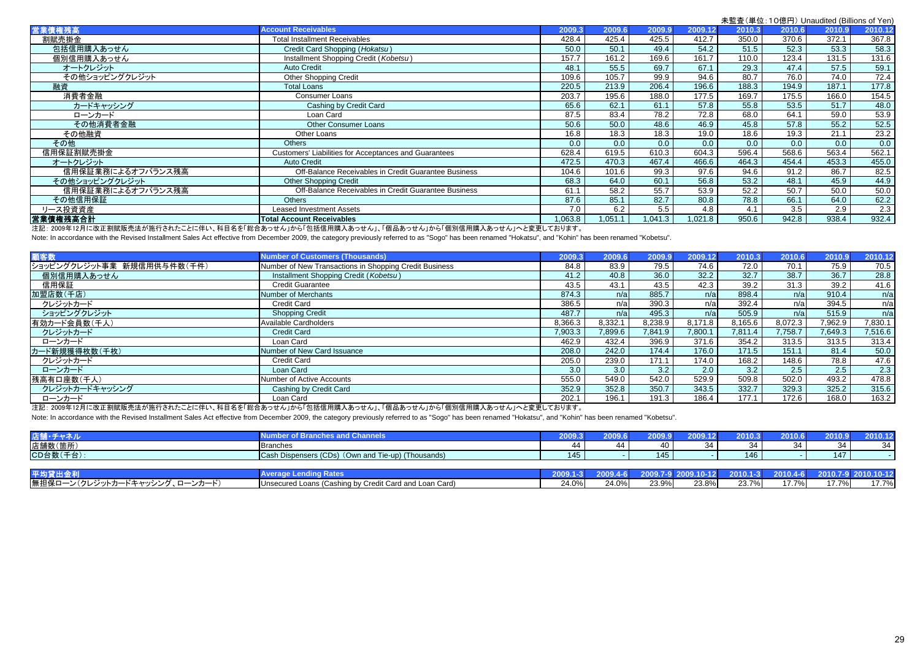未監査(単位:10億円) Unaudited (Billions of Yen)

| 営業債権残高 | Account Receivables | 2009.3 | 2009.6 | 2009.9 | 2009.12 | 2010.3 | 2010.6 | 2010.9 | 2010.12 |
|---|---|---|---|---|---|---|---|---|---|
| 割賦売掛金 | Total Installment Receivables | 428.4 | 425.4 | 425.5 | 412.7 | 350.0 | 370.6 | 372.1 | 367.8 |
| 包括信用購入あっせん | Credit Card Shopping (*Hokatsu*) | 50.0 | 50.1 | 49.4 | 54.2 | 51.5 | 52.3 | 53.3 | 58.3 |
| 個別信用購入あっせん | Installment Shopping Credit (*Kobetsu*) | 157.7 | 161.2 | 169.6 | 161.7 | 110.0 | 123.4 | 131.5 | 131.6 |
| オートクレジット | Auto Credit | 48.1 | 55.5 | 69.7 | 67.1 | 29.3 | 47.4 | 57.5 | 59.1 |
| その他ショッピングクレジット | Other Shopping Credit | 109.6 | 105.7 | 99.9 | 94.6 | 80.7 | 76.0 | 74.0 | 72.4 |
| 融資 | Total Loans | 220.5 | 213.9 | 206.4 | 196.6 | 188.3 | 194.9 | 187.1 | 177.8 |
| 消費者金融 | Consumer Loans | 203.7 | 195.6 | 188.0 | 177.5 | 169.7 | 175.5 | 166.0 | 154.5 |
| カードキャッシング | Cashing by Credit Card | 65.6 | 62.1 | 61.1 | 57.8 | 55.8 | 53.5 | 51.7 | 48.0 |
| ローンカード | Loan Card | 87.5 | 83.4 | 78.2 | 72.8 | 68.0 | 64.1 | 59.0 | 53.9 |
| その他消費者金融 | Other Consumer Loans | 50.6 | 50.0 | 48.6 | 46.9 | 45.8 | 57.8 | 55.2 | 52.5 |
| その他融資 | Other Loans | 16.8 | 18.3 | 18.3 | 19.0 | 18.6 | 19.3 | 21.1 | 23.2 |
| その他 | Others | 0.0 | 0.0 | 0.0 | 0.0 | 0.0 | 0.0 | 0.0 | 0.0 |
| 信用保証割賦売掛金 | Customers' Liabilities for Acceptances and Guarantees | 628.4 | 619.5 | 610.3 | 604.3 | 596.4 | 568.6 | 563.4 | 562.1 |
| オートクレジット | Auto Credit | 472.5 | 470.3 | 467.4 | 466.6 | 464.3 | 454.4 | 453.3 | 455.0 |
| 信用保証業務によるオフバランス残高 | Off-Balance Receivables in Credit Guarantee Business | 104.6 | 101.6 | 99.3 | 97.6 | 94.6 | 91.2 | 86.7 | 82.5 |
| その他ショッピングクレジット | Other Shopping Credit | 68.3 | 64.0 | 60.1 | 56.8 | 53.2 | 48.1 | 45.9 | 44.9 |
| 信用保証業務によるオフバランス残高 | Off-Balance Receivables in Credit Guarantee Business | 61.1 | 58.2 | 55.7 | 53.9 | 52.2 | 50.7 | 50.0 | 50.0 |
| その他信用保証 | Others | 87.6 | 85.1 | 82.7 | 80.8 | 78.8 | 66.1 | 64.0 | 62.2 |
| リース投資資産 | Leased Investment Assets | 7.0 | 6.2 | 5.5 | 4.8 | 4.1 | 3.5 | 2.9 | 2.3 |
| 営業債権残高合計 | Total Account Receivables | 1,063.8 | 1,051.1 | 1,041.3 | 1,021.8 | 950.6 | 942.8 | 938.4 | 932.4 |

注記：2009年12月に改正割賦販売法が施行されたことに伴い、科目名を「総合あっせん」から「包括信用購入あっせん」、「個品あっせん」から「個別信用購入あっせん」へと変更しております。

Note: In accordance with the Revised Installment Sales Act effective from December 2009, the category previously referred to as "Sogo" has been renamed "Hokatsu", and "Kohin" has been renamed "Kobetsu".

| 顧客数 | Number of Customers (Thousands) | 2009.3 | 2009.6 | 2009.9 | 2009.12 | 2010.3 | 2010.6 | 2010.9 | 2010.12 |
|---|---|---|---|---|---|---|---|---|---|
| ショッピングクレジット事業 新規信用供与件数(千件) | Number of New Transactions in Shopping Credit Business | 84.8 | 83.9 | 79.5 | 74.6 | 72.0 | 70.1 | 75.9 | 70.5 |
| 個別信用購入あっせん | Installment Shopping Credit (*Kobetsu*) | 41.2 | 40.8 | 36.0 | 32.2 | 32.7 | 38.7 | 36.7 | 28.8 |
| 信用保証 | Credit Guarantee | 43.5 | 43.1 | 43.5 | 42.3 | 39.2 | 31.3 | 39.2 | 41.6 |
| 加盟店数(千店) | Number of Merchants | 874.3 | n/a | 885.7 | n/a | 898.4 | n/a | 910.4 | n/a |
| クレジットカード | Credit Card | 386.5 | n/a | 390.3 | n/a | 392.4 | n/a | 394.5 | n/a |
| ショッピングクレジット | Shopping Credit | 487.7 | n/a | 495.3 | n/a | 505.9 | n/a | 515.9 | n/a |
| 有効カード会員数(千人) | Available Cardholders | 8,366.3 | 8,332.1 | 8,238.9 | 8,171.8 | 8,165.6 | 8,072.3 | 7,962.9 | 7,830.1 |
| クレジットカード | Credit Card | 7,903.3 | 7,899.6 | 7,841.9 | 7,800.1 | 7,811.4 | 7,758.7 | 7,649.3 | 7,516.6 |
| ローンカード | Loan Card | 462.9 | 432.4 | 396.9 | 371.6 | 354.2 | 313.5 | 313.5 | 313.4 |
| カード新規獲得枚数(千枚) | Number of New Card Issuance | 208.0 | 242.0 | 174.4 | 176.0 | 171.5 | 151.1 | 81.4 | 50.0 |
| クレジットカード | Credit Card | 205.0 | 239.0 | 171.1 | 174.0 | 168.2 | 148.6 | 78.8 | 47.6 |
| ローンカード | Loan Card | 3.0 | 3.0 | 3.2 | 2.0 | 3.2 | 2.5 | 2.5 | 2.3 |
| 残高有口座数(千人) | Number of Active Accounts | 555.0 | 549.0 | 542.0 | 529.9 | 509.8 | 502.0 | 493.2 | 478.8 |
| クレジットカードキャッシング | Cashing by Credit Card | 352.9 | 352.8 | 350.7 | 343.5 | 332.7 | 329.3 | 325.2 | 315.6 |
| ローンカード | Loan Card | 202.1 | 196.1 | 191.3 | 186.4 | 177.1 | 172.6 | 168.0 | 163.2 |

注記：2009年12月に改正割賦販売法が施行されたことに伴い、科目名を「総合あっせん」から「包括信用購入あっせん」、「個品あっせん」から「個別信用購入あっせん」へと変更しております。

Note: In accordance with the Revised Installment Sales Act effective from December 2009, the category previously referred to as "Sogo" has been renamed "Hokatsu", and "Kohin" has been renamed "Kobetsu".

| 店舗・チャネル | Number of Branches and Channels | 2009.3 | 2009.6 | 2009.9 | 2009.12 | 2010.3 | 2010.6 | 2010.9 | 2010.12 |
|---|---|---|---|---|---|---|---|---|---|
| 店舗数(箇所) | Branches | 44 | 44 | 40 | 34 | 34 | 34 | 34 | 34 |
| CD台数(千台) | Cash Dispensers (CDs) (Own and Tie-up) (Thousands) | 145 | - | 145 | - | 146 | - | 147 | - |

| 平均貸出金利 | Average Lending Rates | 2009.1-3 | 2009.4-6 | 2009.7-9 | 2009.10-12 | 2010.1-3 | 2010.4-6 | 2010.7-9 | 2010.10-12 |
|---|---|---|---|---|---|---|---|---|---|
| 無担保ローン(クレジットカードキャッシング、ローンカード) | Unsecured Loans (Cashing by Credit Card and Loan Card) | 24.0% | 24.0% | 23.9% | 23.8% | 23.7% | 17.7% | 17.7% | 17.7% |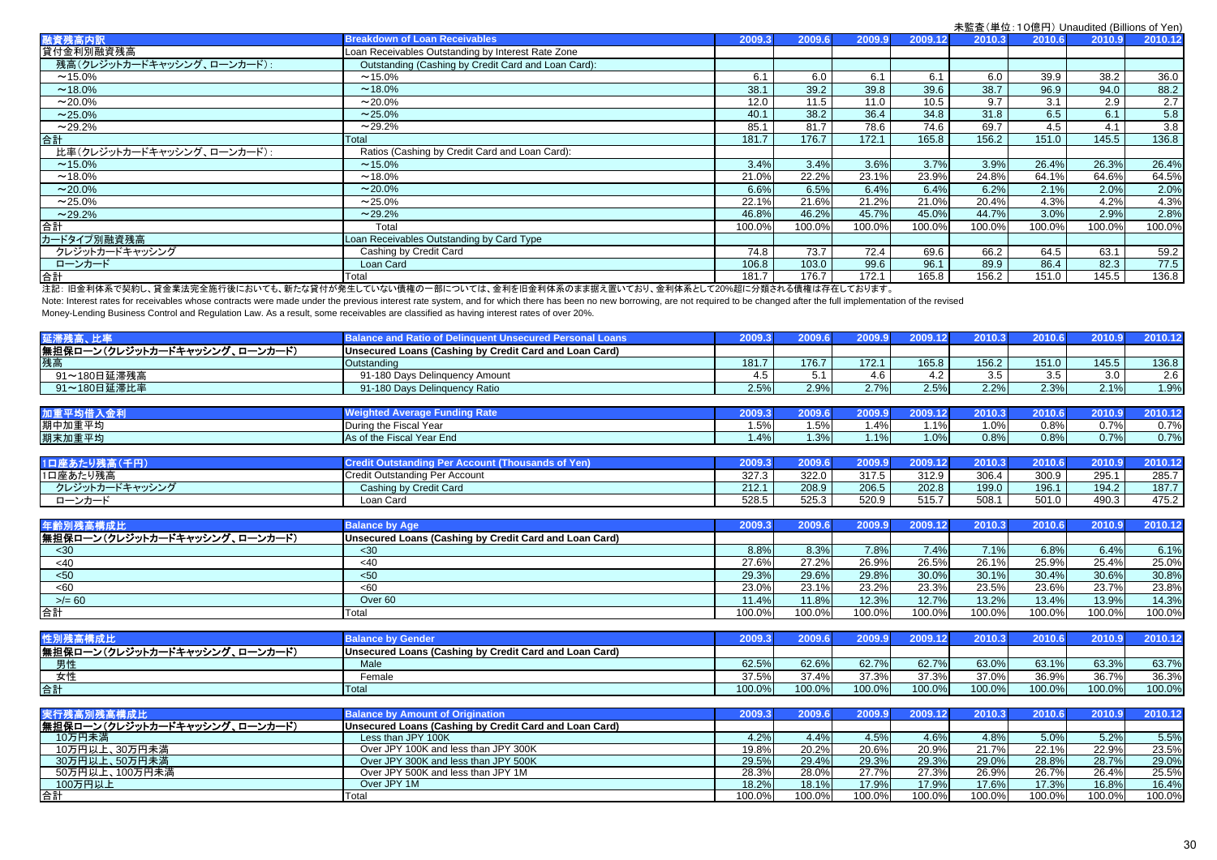未監査（単位：10億円）Unaudited (Billions of Yen)

| 融資残高内訳 | Breakdown of Loan Receivables | 2009.3 | 2009.6 | 2009.9 | 2009.12 | 2010.3 | 2010.6 | 2010.9 | 2010.12 |
|---|---|---|---|---|---|---|---|---|---|
| 貸付金利別融資残高 | Loan Receivables Outstanding by Interest Rate Zone | | | | | | | | |
| 残高（クレジットカードキャッシング、ローンカード）: | Outstanding (Cashing by Credit Card and Loan Card): | | | | | | | | |
| ～15.0% | ～15.0% | 6.1 | 6.0 | 6.1 | 6.1 | 6.0 | 39.9 | 38.2 | 36.0 |
| ～18.0% | ～18.0% | 38.1 | 39.2 | 39.8 | 39.6 | 38.7 | 96.9 | 94.0 | 88.2 |
| ～20.0% | ～20.0% | 12.0 | 11.5 | 11.0 | 10.5 | 9.7 | 3.1 | 2.9 | 2.7 |
| ～25.0% | ～25.0% | 40.1 | 38.2 | 36.4 | 34.8 | 31.8 | 6.5 | 6.1 | 5.8 |
| ～29.2% | ～29.2% | 85.1 | 81.7 | 78.6 | 74.6 | 69.7 | 4.5 | 4.1 | 3.8 |
| 合計 | Total | 181.7 | 176.7 | 172.1 | 165.8 | 156.2 | 151.0 | 145.5 | 136.8 |
| 比率（クレジットカードキャッシング、ローンカード）: | Ratios (Cashing by Credit Card and Loan Card): | | | | | | | | |
| ～15.0% | ～15.0% | 3.4% | 3.4% | 3.6% | 3.7% | 3.9% | 26.4% | 26.3% | 26.4% |
| ～18.0% | ～18.0% | 21.0% | 22.2% | 23.1% | 23.9% | 24.8% | 64.1% | 64.6% | 64.5% |
| ～20.0% | ～20.0% | 6.6% | 6.5% | 6.4% | 6.4% | 6.2% | 2.1% | 2.0% | 2.0% |
| ～25.0% | ～25.0% | 22.1% | 21.6% | 21.2% | 21.0% | 20.4% | 4.3% | 4.2% | 4.3% |
| ～29.2% | ～29.2% | 46.8% | 46.2% | 45.7% | 45.0% | 44.7% | 3.0% | 2.9% | 2.8% |
| 合計 | Total | 100.0% | 100.0% | 100.0% | 100.0% | 100.0% | 100.0% | 100.0% | 100.0% |
| カードタイプ別融資残高 | Loan Receivables Outstanding by Card Type | | | | | | | | |
| クレジットカードキャッシング | Cashing by Credit Card | 74.8 | 73.7 | 72.4 | 69.6 | 66.2 | 64.5 | 63.1 | 59.2 |
| ローンカード | Loan Card | 106.8 | 103.0 | 99.6 | 96.1 | 89.9 | 86.4 | 82.3 | 77.5 |
| 合計 | Total | 181.7 | 176.7 | 172.1 | 165.8 | 156.2 | 151.0 | 145.5 | 136.8 |

注記：旧金利体系で契約し、貸金業法完全施行後においても、新たな貸付が発生していない債権の一部については、金利を旧金利体系のまま据え置いており、金利体系として20%超に分類される債権は存在しております。

Note: Interest rates for receivables whose contracts were made under the previous interest rate system, and for which there has been no new borrowing, are not required to be changed after the full implementation of the revised Money-Lending Business Control and Regulation Law. As a result, some receivables are classified as having interest rates of over 20%.

| 延滞残高、比率 | Balance and Ratio of Delinquent Unsecured Personal Loans | 2009.3 | 2009.6 | 2009.9 | 2009.12 | 2010.3 | 2010.6 | 2010.9 | 2010.12 |
|---|---|---|---|---|---|---|---|---|---|
| 無担保ローン（クレジットカードキャッシング、ローンカード） | Unsecured Loans (Cashing by Credit Card and Loan Card) | | | | | | | | |
| 残高 | Outstanding | 181.7 | 176.7 | 172.1 | 165.8 | 156.2 | 151.0 | 145.5 | 136.8 |
| 91～180日延滞残高 | 91-180 Days Delinquency Amount | 4.5 | 5.1 | 4.6 | 4.2 | 3.5 | 3.5 | 3.0 | 2.6 |
| 91～180日延滞比率 | 91-180 Days Delinquency Ratio | 2.5% | 2.9% | 2.7% | 2.5% | 2.2% | 2.3% | 2.1% | 1.9% |

| 加重平均借入金利 | Weighted Average Funding Rate | 2009.3 | 2009.6 | 2009.9 | 2009.12 | 2010.3 | 2010.6 | 2010.9 | 2010.12 |
|---|---|---|---|---|---|---|---|---|---|
| 期中加重平均 | During the Fiscal Year | 1.5% | 1.5% | 1.4% | 1.1% | 1.0% | 0.8% | 0.7% | 0.7% |
| 期末加重平均 | As of the Fiscal Year End | 1.4% | 1.3% | 1.1% | 1.0% | 0.8% | 0.8% | 0.7% | 0.7% |

| 1口座あたり残高（千円） | Credit Outstanding Per Account (Thousands of Yen) | 2009.3 | 2009.6 | 2009.9 | 2009.12 | 2010.3 | 2010.6 | 2010.9 | 2010.12 |
|---|---|---|---|---|---|---|---|---|---|
| 1口座あたり残高 | Credit Outstanding Per Account | 327.3 | 322.0 | 317.5 | 312.9 | 306.4 | 300.9 | 295.1 | 285.7 |
| クレジットカードキャッシング | Cashing by Credit Card | 212.1 | 208.9 | 206.5 | 202.8 | 199.0 | 196.1 | 194.2 | 187.7 |
| ローンカード | Loan Card | 528.5 | 525.3 | 520.9 | 515.7 | 508.1 | 501.0 | 490.3 | 475.2 |

| 年齢別残高構成比 | Balance by Age | 2009.3 | 2009.6 | 2009.9 | 2009.12 | 2010.3 | 2010.6 | 2010.9 | 2010.12 |
|---|---|---|---|---|---|---|---|---|---|
| 無担保ローン（クレジットカードキャッシング、ローンカード） | Unsecured Loans (Cashing by Credit Card and Loan Card) | | | | | | | | |
| <30 | <30 | 8.8% | 8.3% | 7.8% | 7.4% | 7.1% | 6.8% | 6.4% | 6.1% |
| <40 | <40 | 27.6% | 27.2% | 26.9% | 26.5% | 26.1% | 25.9% | 25.4% | 25.0% |
| <50 | <50 | 29.3% | 29.6% | 29.8% | 30.0% | 30.1% | 30.4% | 30.6% | 30.8% |
| <60 | <60 | 23.0% | 23.1% | 23.2% | 23.3% | 23.5% | 23.6% | 23.7% | 23.8% |
| >/= 60 | Over 60 | 11.4% | 11.8% | 12.3% | 12.7% | 13.2% | 13.4% | 13.9% | 14.3% |
| 合計 | Total | 100.0% | 100.0% | 100.0% | 100.0% | 100.0% | 100.0% | 100.0% | 100.0% |

| 性別残高構成比 | Balance by Gender | 2009.3 | 2009.6 | 2009.9 | 2009.12 | 2010.3 | 2010.6 | 2010.9 | 2010.12 |
|---|---|---|---|---|---|---|---|---|---|
| 無担保ローン（クレジットカードキャッシング、ローンカード） | Unsecured Loans (Cashing by Credit Card and Loan Card) | | | | | | | | |
| 男性 | Male | 62.5% | 62.6% | 62.7% | 62.7% | 63.0% | 63.1% | 63.3% | 63.7% |
| 女性 | Female | 37.5% | 37.4% | 37.3% | 37.3% | 37.0% | 36.9% | 36.7% | 36.3% |
| 合計 | Total | 100.0% | 100.0% | 100.0% | 100.0% | 100.0% | 100.0% | 100.0% | 100.0% |

| 実行残高別残高構成比 | Balance by Amount of Origination | 2009.3 | 2009.6 | 2009.9 | 2009.12 | 2010.3 | 2010.6 | 2010.9 | 2010.12 |
|---|---|---|---|---|---|---|---|---|---|
| 無担保ローン（クレジットカードキャッシング、ローンカード） | Unsecured Loans (Cashing by Credit Card and Loan Card) | | | | | | | | |
| 10万円未満 | Less than JPY 100K | 4.2% | 4.4% | 4.5% | 4.6% | 4.8% | 5.0% | 5.2% | 5.5% |
| 10万円以上、30万円未満 | Over JPY 100K and less than JPY 300K | 19.8% | 20.2% | 20.6% | 20.9% | 21.7% | 22.1% | 22.9% | 23.5% |
| 30万円以上、50万円未満 | Over JPY 300K and less than JPY 500K | 29.5% | 29.4% | 29.3% | 29.3% | 29.0% | 28.8% | 28.7% | 29.0% |
| 50万円以上、100万円未満 | Over JPY 500K and less than JPY 1M | 28.3% | 28.0% | 27.7% | 27.3% | 26.9% | 26.7% | 26.4% | 25.5% |
| 100万円以上 | Over JPY 1M | 18.2% | 18.1% | 17.9% | 17.9% | 17.6% | 17.3% | 16.8% | 16.4% |
| 合計 | Total | 100.0% | 100.0% | 100.0% | 100.0% | 100.0% | 100.0% | 100.0% | 100.0% |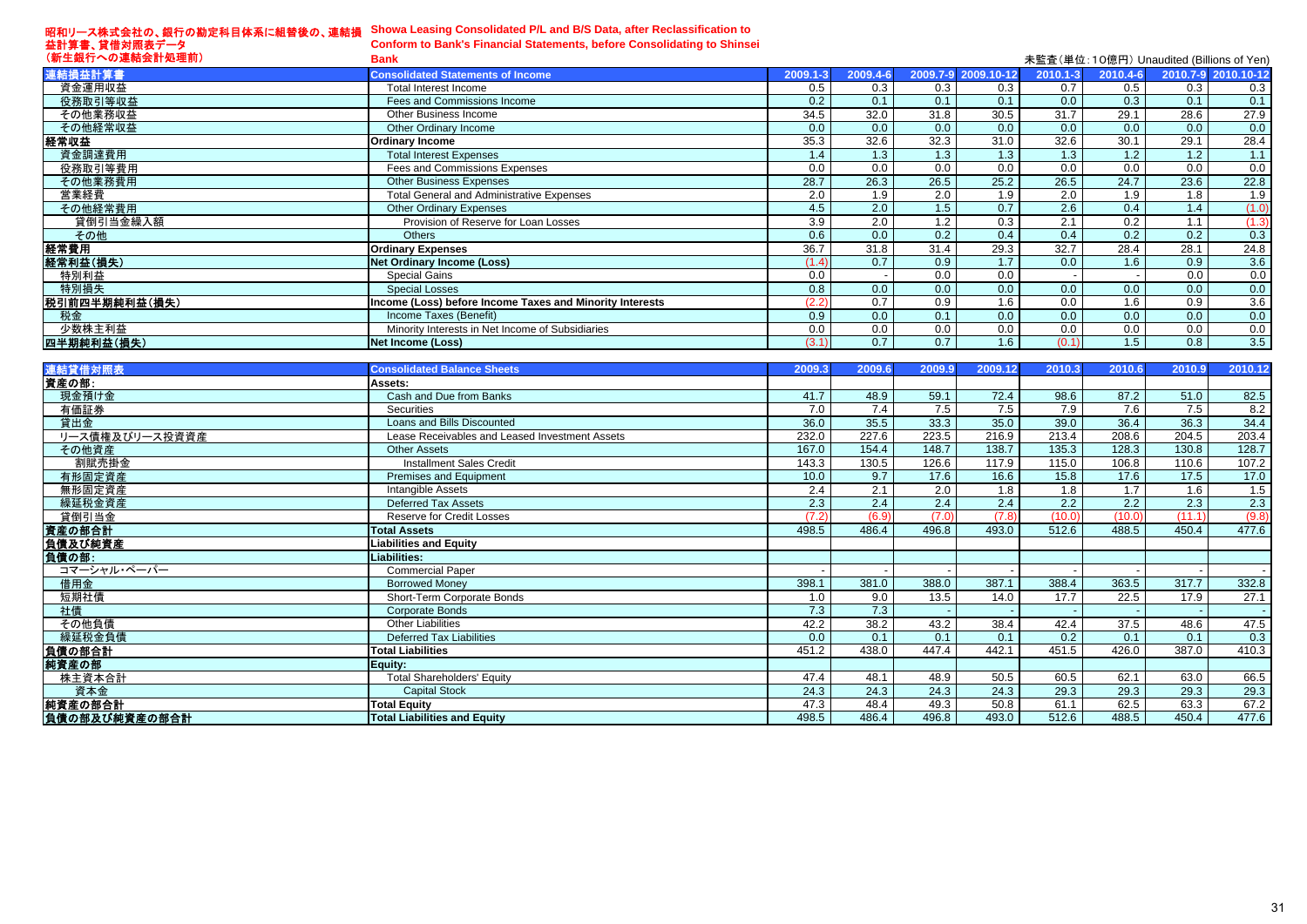# 昭和リース株式会社の、銀行の勘定科目体系に組替後の、連結損益計算書、貸借対照表データ（新生銀行への連結会計処理前）

# Showa Leasing Consolidated P/L and B/S Data, after Reclassification to Conform to Bank's Financial Statements, before Consolidating to Shinsei Bank

未監査（単位：10億円） Unaudited (Billions of Yen)

| 連結損益計算書 | Consolidated Statements of Income | 2009.1-3 | 2009.4-6 | 2009.7-9 | 2009.10-12 | 2010.1-3 | 2010.4-6 | 2010.7-9 | 2010.10-12 |
|---|---|---|---|---|---|---|---|---|---|
| 資金運用収益 | Total Interest Income | 0.5 | 0.3 | 0.3 | 0.3 | 0.7 | 0.5 | 0.3 | 0.3 |
| 役務取引等収益 | Fees and Commissions Income | 0.2 | 0.1 | 0.1 | 0.1 | 0.0 | 0.3 | 0.1 | 0.1 |
| その他業務収益 | Other Business Income | 34.5 | 32.0 | 31.8 | 30.5 | 31.7 | 29.1 | 28.6 | 27.9 |
| その他経常収益 | Other Ordinary Income | 0.0 | 0.0 | 0.0 | 0.0 | 0.0 | 0.0 | 0.0 | 0.0 |
| **経常収益** | **Ordinary Income** | 35.3 | 32.6 | 32.3 | 31.0 | 32.6 | 30.1 | 29.1 | 28.4 |
| 資金調達費用 | Total Interest Expenses | 1.4 | 1.3 | 1.3 | 1.3 | 1.3 | 1.2 | 1.2 | 1.1 |
| 役務取引等費用 | Fees and Commissions Expenses | 0.0 | 0.0 | 0.0 | 0.0 | 0.0 | 0.0 | 0.0 | 0.0 |
| その他業務費用 | Other Business Expenses | 28.7 | 26.3 | 26.5 | 25.2 | 26.5 | 24.7 | 23.6 | 22.8 |
| 営業経費 | Total General and Administrative Expenses | 2.0 | 1.9 | 2.0 | 1.9 | 2.0 | 1.9 | 1.8 | 1.9 |
| その他経常費用 | Other Ordinary Expenses | 4.5 | 2.0 | 1.5 | 0.7 | 2.6 | 0.4 | 1.4 | (1.0) |
| 貸倒引当金繰入額 | Provision of Reserve for Loan Losses | 3.9 | 2.0 | 1.2 | 0.3 | 2.1 | 0.2 | 1.1 | (1.3) |
| その他 | Others | 0.6 | 0.0 | 0.2 | 0.4 | 0.4 | 0.2 | 0.2 | 0.3 |
| **経常費用** | **Ordinary Expenses** | 36.7 | 31.8 | 31.4 | 29.3 | 32.7 | 28.4 | 28.1 | 24.8 |
| **経常利益（損失）** | **Net Ordinary Income (Loss)** | (1.4) | 0.7 | 0.9 | 1.7 | 0.0 | 1.6 | 0.9 | 3.6 |
| 特別利益 | Special Gains | 0.0 | - | 0.0 | 0.0 | - | - | 0.0 | 0.0 |
| 特別損失 | Special Losses | 0.8 | 0.0 | 0.0 | 0.0 | 0.0 | 0.0 | 0.0 | 0.0 |
| **税引前四半期純利益（損失）** | **Income (Loss) before Income Taxes and Minority Interests** | (2.2) | 0.7 | 0.9 | 1.6 | 0.0 | 1.6 | 0.9 | 3.6 |
| 税金 | Income Taxes (Benefit) | 0.9 | 0.0 | 0.1 | 0.0 | 0.0 | 0.0 | 0.0 | 0.0 |
| 少数株主利益 | Minority Interests in Net Income of Subsidiaries | 0.0 | 0.0 | 0.0 | 0.0 | 0.0 | 0.0 | 0.0 | 0.0 |
| **四半期純利益（損失）** | **Net Income (Loss)** | (3.1) | 0.7 | 0.7 | 1.6 | (0.1) | 1.5 | 0.8 | 3.5 |

| 連結貸借対照表 | Consolidated Balance Sheets | 2009.3 | 2009.6 | 2009.9 | 2009.12 | 2010.3 | 2010.6 | 2010.9 | 2010.12 |
|---|---|---|---|---|---|---|---|---|---|
| **資産の部：** | **Assets:** | | | | | | | | |
| 現金預け金 | Cash and Due from Banks | 41.7 | 48.9 | 59.1 | 72.4 | 98.6 | 87.2 | 51.0 | 82.5 |
| 有価証券 | Securities | 7.0 | 7.4 | 7.5 | 7.5 | 7.9 | 7.6 | 7.5 | 8.2 |
| 貸出金 | Loans and Bills Discounted | 36.0 | 35.5 | 33.3 | 35.0 | 39.0 | 36.4 | 36.3 | 34.4 |
| リース債権及びリース投資資産 | Lease Receivables and Leased Investment Assets | 232.0 | 227.6 | 223.5 | 216.9 | 213.4 | 208.6 | 204.5 | 203.4 |
| その他資産 | Other Assets | 167.0 | 154.4 | 148.7 | 138.7 | 135.3 | 128.3 | 130.8 | 128.7 |
| 割賦売掛金 | Installment Sales Credit | 143.3 | 130.5 | 126.6 | 117.9 | 115.0 | 106.8 | 110.6 | 107.2 |
| 有形固定資産 | Premises and Equipment | 10.0 | 9.7 | 17.6 | 16.6 | 15.8 | 17.6 | 17.5 | 17.0 |
| 無形固定資産 | Intangible Assets | 2.4 | 2.1 | 2.0 | 1.8 | 1.8 | 1.7 | 1.6 | 1.5 |
| 繰延税金資産 | Deferred Tax Assets | 2.3 | 2.4 | 2.4 | 2.4 | 2.2 | 2.2 | 2.3 | 2.3 |
| 貸倒引当金 | Reserve for Credit Losses | (7.2) | (6.9) | (7.0) | (7.8) | (10.0) | (10.0) | (11.1) | (9.8) |
| **資産の部合計** | **Total Assets** | 498.5 | 486.4 | 496.8 | 493.0 | 512.6 | 488.5 | 450.4 | 477.6 |
| **負債及び純資産** | **Liabilities and Equity** | | | | | | | | |
| **負債の部：** | **Liabilities:** | | | | | | | | |
| コマーシャル・ペーパー | Commercial Paper | - | - | - | - | - | - | - | - |
| 借用金 | Borrowed Money | 398.1 | 381.0 | 388.0 | 387.1 | 388.4 | 363.5 | 317.7 | 332.8 |
| 短期社債 | Short-Term Corporate Bonds | 1.0 | 9.0 | 13.5 | 14.0 | 17.7 | 22.5 | 17.9 | 27.1 |
| 社債 | Corporate Bonds | 7.3 | 7.3 | - | - | - | - | - | - |
| その他負債 | Other Liabilities | 42.2 | 38.2 | 43.2 | 38.4 | 42.4 | 37.5 | 48.6 | 47.5 |
| 繰延税金負債 | Deferred Tax Liabilities | 0.0 | 0.1 | 0.1 | 0.1 | 0.2 | 0.1 | 0.1 | 0.3 |
| **負債の部合計** | **Total Liabilities** | 451.2 | 438.0 | 447.4 | 442.1 | 451.5 | 426.0 | 387.0 | 410.3 |
| **純資産の部** | **Equity:** | | | | | | | | |
| 株主資本合計 | Total Shareholders' Equity | 47.4 | 48.1 | 48.9 | 50.5 | 60.5 | 62.1 | 63.0 | 66.5 |
| 資本金 | Capital Stock | 24.3 | 24.3 | 24.3 | 24.3 | 29.3 | 29.3 | 29.3 | 29.3 |
| **純資産の部合計** | **Total Equity** | 47.3 | 48.4 | 49.3 | 50.8 | 61.1 | 62.5 | 63.3 | 67.2 |
| **負債の部及び純資産の部合計** | **Total Liabilities and Equity** | 498.5 | 486.4 | 496.8 | 493.0 | 512.6 | 488.5 | 450.4 | 477.6 |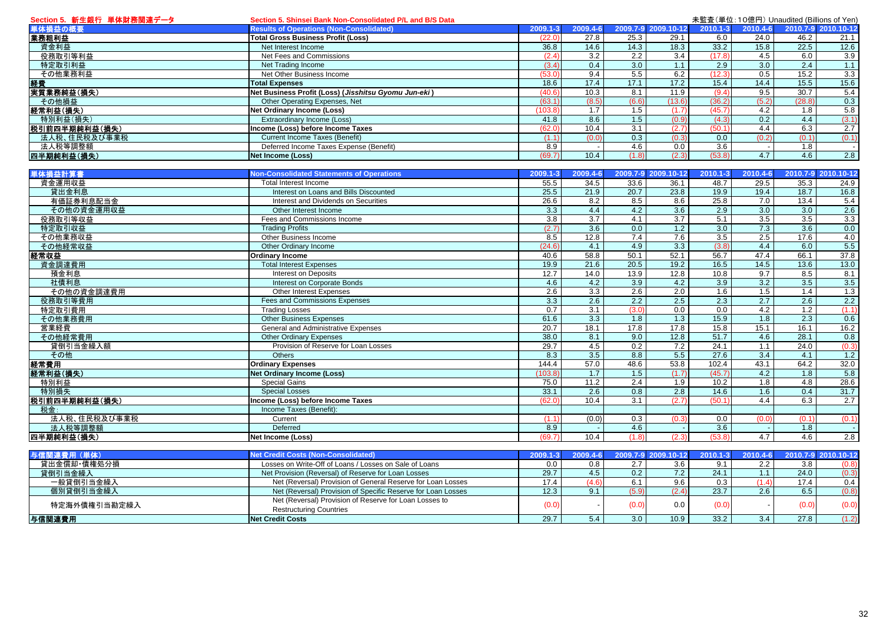## Section 5. 新生銀行 単体財務関連データ / Section 5. Shinsei Bank Non-Consolidated P/L and B/S Data

未監査(単位:10億円) Unaudited (Billions of Yen)

| 単体損益の概要 | Results of Operations (Non-Consolidated) | 2009.1-3 | 2009.4-6 | 2009.7-9 | 2009.10-12 | 2010.1-3 | 2010.4-6 | 2010.7-9 | 2010.10-12 |
|---|---|---|---|---|---|---|---|---|---|
| 業務粗利益 | Total Gross Business Profit (Loss) | (22.0) | 27.8 | 25.3 | 29.1 | 6.0 | 24.0 | 46.2 | 21.1 |
| 資金利益 | Net Interest Income | 36.8 | 14.6 | 14.3 | 18.3 | 33.2 | 15.8 | 22.5 | 12.6 |
| 役務取引等利益 | Net Fees and Commissions | (2.4) | 3.2 | 2.2 | 3.4 | (17.8) | 4.5 | 6.0 | 3.9 |
| 特定取引利益 | Net Trading Income | (3.4) | 0.4 | 3.0 | 1.1 | 2.9 | 3.0 | 2.4 | 1.1 |
| その他業務利益 | Net Other Business Income | (53.0) | 9.4 | 5.5 | 6.2 | (12.3) | 0.5 | 15.2 | 3.3 |
| 経費 | Total Expenses | 18.6 | 17.4 | 17.1 | 17.2 | 15.4 | 14.4 | 15.5 | 15.6 |
| 実質業務純益(損失) | Net Business Profit (Loss) (*Jisshitsu Gyomu Jun-eki*) | (40.6) | 10.3 | 8.1 | 11.9 | (9.4) | 9.5 | 30.7 | 5.4 |
| その他損益 | Other Operating Expenses, Net | (63.1) | (8.5) | (6.6) | (13.6) | (36.2) | (5.2) | (28.8) | 0.3 |
| 経常利益(損失) | Net Ordinary Income (Loss) | (103.8) | 1.7 | 1.5 | (1.7) | (45.7) | 4.2 | 1.8 | 5.8 |
| 特別利益(損失) | Extraordinary Income (Loss) | 41.8 | 8.6 | 1.5 | (0.9) | (4.3) | 0.2 | 4.4 | (3.1) |
| 税引前四半期純利益(損失) | Income (Loss) before Income Taxes | (62.0) | 10.4 | 3.1 | (2.7) | (50.1) | 4.4 | 6.3 | 2.7 |
| 法人税、住民税及び事業税 | Current Income Taxes (Benefit) | (1.1) | (0.0) | 0.3 | (0.3) | 0.0 | (0.2) | (0.1) | (0.1) |
| 法人税等調整額 | Deferred Income Taxes Expense (Benefit) | 8.9 | - | 4.6 | 0.0 | 3.6 | - | 1.8 | - |
| 四半期純利益(損失) | Net Income (Loss) | (69.7) | 10.4 | (1.8) | (2.3) | (53.8) | 4.7 | 4.6 | 2.8 |

| 単体損益計算書 | Non-Consolidated Statements of Operations | 2009.1-3 | 2009.4-6 | 2009.7-9 | 2009.10-12 | 2010.1-3 | 2010.4-6 | 2010.7-9 | 2010.10-12 |
|---|---|---|---|---|---|---|---|---|---|
| 資金運用収益 | Total Interest Income | 55.5 | 34.5 | 33.6 | 36.1 | 48.7 | 29.5 | 35.3 | 24.9 |
| 貸出金利息 | Interest on Loans and Bills Discounted | 25.5 | 21.9 | 20.7 | 23.8 | 19.9 | 19.4 | 18.7 | 16.8 |
| 有価証券利息配当金 | Interest and Dividends on Securities | 26.6 | 8.2 | 8.5 | 8.6 | 25.8 | 7.0 | 13.4 | 5.4 |
| その他の資金運用収益 | Other Interest Income | 3.3 | 4.4 | 4.2 | 3.6 | 2.9 | 3.0 | 3.0 | 2.6 |
| 役務取引等収益 | Fees and Commissions Income | 3.8 | 3.7 | 4.1 | 3.7 | 5.1 | 3.5 | 3.5 | 3.3 |
| 特定取引収益 | Trading Profits | (2.7) | 3.6 | 0.0 | 1.2 | 3.0 | 7.3 | 3.6 | 0.0 |
| その他業務収益 | Other Business Income | 8.5 | 12.8 | 7.4 | 7.6 | 3.5 | 2.5 | 17.6 | 4.0 |
| その他経常収益 | Other Ordinary Income | (24.6) | 4.1 | 4.9 | 3.3 | (3.8) | 4.4 | 6.0 | 5.5 |
| 経常収益 | Ordinary Income | 40.6 | 58.8 | 50.1 | 52.1 | 56.7 | 47.4 | 66.1 | 37.8 |
| 資金調達費用 | Total Interest Expenses | 19.9 | 21.6 | 20.5 | 19.2 | 16.5 | 14.5 | 13.6 | 13.0 |
| 預金利息 | Interest on Deposits | 12.7 | 14.0 | 13.9 | 12.8 | 10.8 | 9.7 | 8.5 | 8.1 |
| 社債利息 | Interest on Corporate Bonds | 4.6 | 4.2 | 3.9 | 4.2 | 3.9 | 3.2 | 3.5 | 3.5 |
| その他の資金調達費用 | Other Interest Expenses | 2.6 | 3.3 | 2.6 | 2.0 | 1.6 | 1.5 | 1.4 | 1.3 |
| 役務取引等費用 | Fees and Commissions Expenses | 3.3 | 2.6 | 2.2 | 2.5 | 2.3 | 2.7 | 2.6 | 2.2 |
| 特定取引費用 | Trading Losses | 0.7 | 3.1 | (3.0) | 0.0 | 0.0 | 4.2 | 1.2 | (1.1) |
| その他業務費用 | Other Business Expenses | 61.6 | 3.3 | 1.8 | 1.3 | 15.9 | 1.8 | 2.3 | 0.6 |
| 営業経費 | General and Administrative Expenses | 20.7 | 18.1 | 17.8 | 17.8 | 15.8 | 15.1 | 16.1 | 16.2 |
| その他経常費用 | Other Ordinary Expenses | 38.0 | 8.1 | 9.0 | 12.8 | 51.7 | 4.6 | 28.1 | 0.8 |
| 貸倒引当金繰入額 | Provision of Reserve for Loan Losses | 29.7 | 4.5 | 0.2 | 7.2 | 24.1 | 1.1 | 24.0 | (0.3) |
| その他 | Others | 8.3 | 3.5 | 8.8 | 5.5 | 27.6 | 3.4 | 4.1 | 1.2 |
| 経常費用 | Ordinary Expenses | 144.4 | 57.0 | 48.6 | 53.8 | 102.4 | 43.1 | 64.2 | 32.0 |
| 経常利益(損失) | Net Ordinary Income (Loss) | (103.8) | 1.7 | 1.5 | (1.7) | (45.7) | 4.2 | 1.8 | 5.8 |
| 特別利益 | Special Gains | 75.0 | 11.2 | 2.4 | 1.9 | 10.2 | 1.8 | 4.8 | 28.6 |
| 特別損失 | Special Losses | 33.1 | 2.6 | 0.8 | 2.8 | 14.6 | 1.6 | 0.4 | 31.7 |
| 税引前四半期純利益(損失) | Income (Loss) before Income Taxes | (62.0) | 10.4 | 3.1 | (2.7) | (50.1) | 4.4 | 6.3 | 2.7 |
| 税金: | Income Taxes (Benefit): | | | | | | | | |
| 法人税、住民税及び事業税 | Current | (1.1) | (0.0) | 0.3 | (0.3) | 0.0 | (0.0) | (0.1) | (0.1) |
| 法人税等調整額 | Deferred | 8.9 | - | 4.6 | - | 3.6 | - | 1.8 | - |
| 四半期純利益(損失) | Net Income (Loss) | (69.7) | 10.4 | (1.8) | (2.3) | (53.8) | 4.7 | 4.6 | 2.8 |

| 与信関連費用(単体) | Net Credit Costs (Non-Consolidated) | 2009.1-3 | 2009.4-6 | 2009.7-9 | 2009.10-12 | 2010.1-3 | 2010.4-6 | 2010.7-9 | 2010.10-12 |
|---|---|---|---|---|---|---|---|---|---|
| 貸出金償却・債権処分損 | Losses on Write-Off of Loans / Losses on Sale of Loans | 0.0 | 0.8 | 2.7 | 3.6 | 9.1 | 2.2 | 3.8 | (0.8) |
| 貸倒引当金繰入 | Net Provision (Reversal) of Reserve for Loan Losses | 29.7 | 4.5 | 0.2 | 7.2 | 24.1 | 1.1 | 24.0 | (0.3) |
| 一般貸倒引当金繰入 | Net (Reversal) Provision of General Reserve for Loan Losses | 17.4 | (4.6) | 6.1 | 9.6 | 0.3 | (1.4) | 17.4 | 0.4 |
| 個別貸倒引当金繰入 | Net (Reversal) Provision of Specific Reserve for Loan Losses | 12.3 | 9.1 | (5.9) | (2.4) | 23.7 | 2.6 | 6.5 | (0.8) |
| 特定海外債権引当勘定繰入 | Net (Reversal) Provision of Reserve for Loan Losses to Restructuring Countries | (0.0) | - | (0.0) | 0.0 | (0.0) | - | (0.0) | (0.0) |
| 与信関連費用 | Net Credit Costs | 29.7 | 5.4 | 3.0 | 10.9 | 33.2 | 3.4 | 27.8 | (1.2) |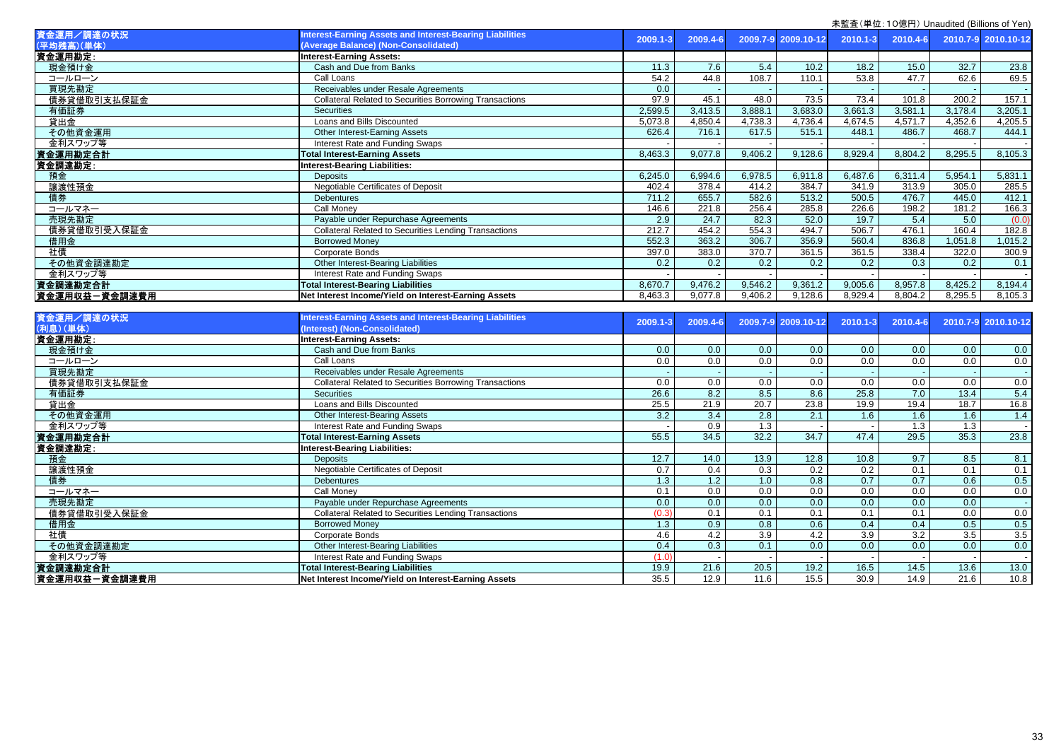未監査(単位:10億円) Unaudited (Billions of Yen)

| 資金運用／調達の状況(平均残高)(単体) | Interest-Earning Assets and Interest-Bearing Liabilities (Average Balance) (Non-Consolidated) | 2009.1-3 | 2009.4-6 | 2009.7-9 | 2009.10-12 | 2010.1-3 | 2010.4-6 | 2010.7-9 | 2010.10-12 |
|---|---|---|---|---|---|---|---|---|---|
| 資金運用勘定: | Interest-Earning Assets: | | | | | | | | |
| 現金預け金 | Cash and Due from Banks | 11.3 | 7.6 | 5.4 | 10.2 | 18.2 | 15.0 | 32.7 | 23.8 |
| コールローン | Call Loans | 54.2 | 44.8 | 108.7 | 110.1 | 53.8 | 47.7 | 62.6 | 69.5 |
| 買現先勘定 | Receivables under Resale Agreements | 0.0 | - | - | - | - | - | - | - |
| 債券貸借取引支払保証金 | Collateral Related to Securities Borrowing Transactions | 97.9 | 45.1 | 48.0 | 73.5 | 73.4 | 101.8 | 200.2 | 157.1 |
| 有価証券 | Securities | 2,599.5 | 3,413.5 | 3,888.1 | 3,683.0 | 3,661.3 | 3,581.1 | 3,178.4 | 3,205.1 |
| 貸出金 | Loans and Bills Discounted | 5,073.8 | 4,850.4 | 4,738.3 | 4,736.4 | 4,674.5 | 4,571.7 | 4,352.6 | 4,205.5 |
| その他資金運用 | Other Interest-Earning Assets | 626.4 | 716.1 | 617.5 | 515.1 | 448.1 | 486.7 | 468.7 | 444.1 |
| 金利スワップ等 | Interest Rate and Funding Swaps | - | - | - | - | - | - | - | - |
| **資金運用勘定合計** | **Total Interest-Earning Assets** | 8,463.3 | 9,077.8 | 9,406.2 | 9,128.6 | 8,929.4 | 8,804.2 | 8,295.5 | 8,105.3 |
| 資金調達勘定: | Interest-Bearing Liabilities: | | | | | | | | |
| 預金 | Deposits | 6,245.0 | 6,994.6 | 6,978.5 | 6,911.8 | 6,487.6 | 6,311.4 | 5,954.1 | 5,831.1 |
| 譲渡性預金 | Negotiable Certificates of Deposit | 402.4 | 378.4 | 414.2 | 384.7 | 341.9 | 313.9 | 305.0 | 285.5 |
| 債券 | Debentures | 711.2 | 655.7 | 582.6 | 513.2 | 500.5 | 476.7 | 445.0 | 412.1 |
| コールマネー | Call Money | 146.6 | 221.8 | 256.4 | 285.8 | 226.6 | 198.2 | 181.2 | 166.3 |
| 売現先勘定 | Payable under Repurchase Agreements | 2.9 | 24.7 | 82.3 | 52.0 | 19.7 | 5.4 | 5.0 | (0.0) |
| 債券貸借取引受入保証金 | Collateral Related to Securities Lending Transactions | 212.7 | 454.2 | 554.3 | 494.7 | 506.7 | 476.1 | 160.4 | 182.8 |
| 借用金 | Borrowed Money | 552.3 | 363.2 | 306.7 | 356.9 | 560.4 | 836.8 | 1,051.8 | 1,015.2 |
| 社債 | Corporate Bonds | 397.0 | 383.0 | 370.7 | 361.5 | 361.5 | 338.4 | 322.0 | 300.9 |
| その他資金調達勘定 | Other Interest-Bearing Liabilities | 0.2 | 0.2 | 0.2 | 0.2 | 0.2 | 0.3 | 0.2 | 0.1 |
| 金利スワップ等 | Interest Rate and Funding Swaps | - | - | - | - | - | - | - | - |
| **資金調達勘定合計** | **Total Interest-Bearing Liabilities** | 8,670.7 | 9,476.2 | 9,546.2 | 9,361.2 | 9,005.6 | 8,957.8 | 8,425.2 | 8,194.4 |
| **資金運用収益－資金調達費用** | **Net Interest Income/Yield on Interest-Earning Assets** | 8,463.3 | 9,077.8 | 9,406.2 | 9,128.6 | 8,929.4 | 8,804.2 | 8,295.5 | 8,105.3 |

| 資金運用／調達の状況(利息)(単体) | Interest-Earning Assets and Interest-Bearing Liabilities (Interest) (Non-Consolidated) | 2009.1-3 | 2009.4-6 | 2009.7-9 | 2009.10-12 | 2010.1-3 | 2010.4-6 | 2010.7-9 | 2010.10-12 |
|---|---|---|---|---|---|---|---|---|---|
| 資金運用勘定: | Interest-Earning Assets: | | | | | | | | |
| 現金預け金 | Cash and Due from Banks | 0.0 | 0.0 | 0.0 | 0.0 | 0.0 | 0.0 | 0.0 | 0.0 |
| コールローン | Call Loans | 0.0 | 0.0 | 0.0 | 0.0 | 0.0 | 0.0 | 0.0 | 0.0 |
| 買現先勘定 | Receivables under Resale Agreements | - | - | - | - | - | - | - | - |
| 債券貸借取引支払保証金 | Collateral Related to Securities Borrowing Transactions | 0.0 | 0.0 | 0.0 | 0.0 | 0.0 | 0.0 | 0.0 | 0.0 |
| 有価証券 | Securities | 26.6 | 8.2 | 8.5 | 8.6 | 25.8 | 7.0 | 13.4 | 5.4 |
| 貸出金 | Loans and Bills Discounted | 25.5 | 21.9 | 20.7 | 23.8 | 19.9 | 19.4 | 18.7 | 16.8 |
| その他資金運用 | Other Interest-Bearing Assets | 3.2 | 3.4 | 2.8 | 2.1 | 1.6 | 1.6 | 1.6 | 1.4 |
| 金利スワップ等 | Interest Rate and Funding Swaps | - | 0.9 | 1.3 | - | - | 1.3 | 1.3 | - |
| **資金運用勘定合計** | **Total Interest-Earning Assets** | 55.5 | 34.5 | 32.2 | 34.7 | 47.4 | 29.5 | 35.3 | 23.8 |
| 資金調達勘定: | Interest-Bearing Liabilities: | | | | | | | | |
| 預金 | Deposits | 12.7 | 14.0 | 13.9 | 12.8 | 10.8 | 9.7 | 8.5 | 8.1 |
| 譲渡性預金 | Negotiable Certificates of Deposit | 0.7 | 0.4 | 0.3 | 0.2 | 0.2 | 0.1 | 0.1 | 0.1 |
| 債券 | Debentures | 1.3 | 1.2 | 1.0 | 0.8 | 0.7 | 0.7 | 0.6 | 0.5 |
| コールマネー | Call Money | 0.1 | 0.0 | 0.0 | 0.0 | 0.0 | 0.0 | 0.0 | 0.0 |
| 売現先勘定 | Payable under Repurchase Agreements | 0.0 | 0.0 | 0.0 | 0.0 | 0.0 | 0.0 | 0.0 | - |
| 債券貸借取引受入保証金 | Collateral Related to Securities Lending Transactions | (0.3) | 0.1 | 0.1 | 0.1 | 0.1 | 0.1 | 0.0 | 0.0 |
| 借用金 | Borrowed Money | 1.3 | 0.9 | 0.8 | 0.6 | 0.4 | 0.4 | 0.5 | 0.5 |
| 社債 | Corporate Bonds | 4.6 | 4.2 | 3.9 | 4.2 | 3.9 | 3.2 | 3.5 | 3.5 |
| その他資金調達勘定 | Other Interest-Bearing Liabilities | 0.4 | 0.3 | 0.1 | 0.0 | 0.0 | 0.0 | 0.0 | 0.0 |
| 金利スワップ等 | Interest Rate and Funding Swaps | (1.0) | - | - | - | - | - | - | - |
| **資金調達勘定合計** | **Total Interest-Bearing Liabilities** | 19.9 | 21.6 | 20.5 | 19.2 | 16.5 | 14.5 | 13.6 | 13.0 |
| **資金運用収益－資金調達費用** | **Net Interest Income/Yield on Interest-Earning Assets** | 35.5 | 12.9 | 11.6 | 15.5 | 30.9 | 14.9 | 21.6 | 10.8 |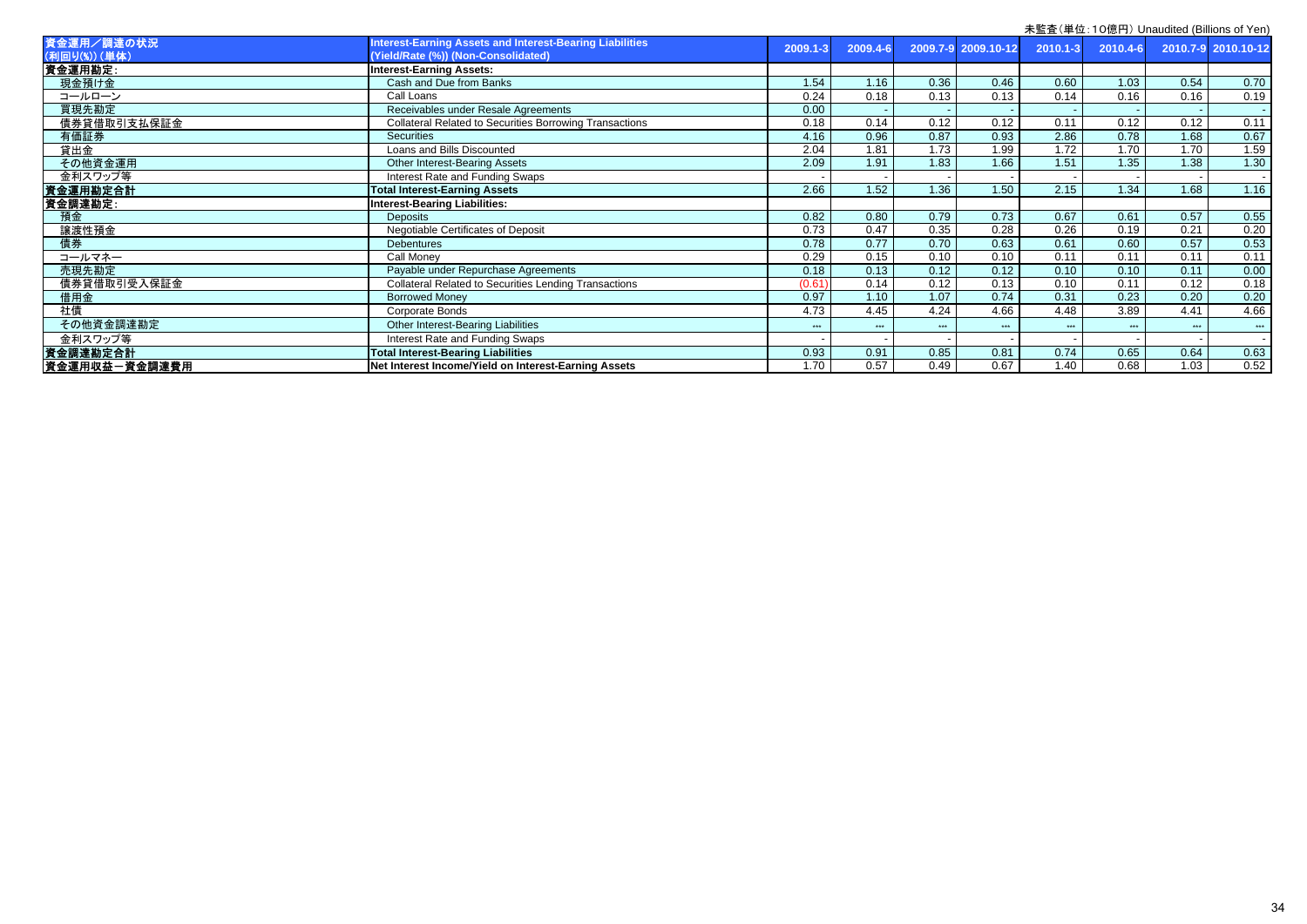未監査（単位：10億円） Unaudited (Billions of Yen)

| 資金運用／調達の状況 (利回り(%)) (単体) | Interest-Earning Assets and Interest-Bearing Liabilities (Yield/Rate (%)) (Non-Consolidated) | 2009.1-3 | 2009.4-6 | 2009.7-9 | 2009.10-12 | 2010.1-3 | 2010.4-6 | 2010.7-9 | 2010.10-12 |
|---|---|---|---|---|---|---|---|---|---|
| **資金運用勘定:** | **Interest-Earning Assets:** | | | | | | | | |
| 現金預け金 | Cash and Due from Banks | 1.54 | 1.16 | 0.36 | 0.46 | 0.60 | 1.03 | 0.54 | 0.70 |
| コールローン | Call Loans | 0.24 | 0.18 | 0.13 | 0.13 | 0.14 | 0.16 | 0.16 | 0.19 |
| 買現先勘定 | Receivables under Resale Agreements | 0.00 | - | - | - | - | - | - | - |
| 債券貸借取引支払保証金 | Collateral Related to Securities Borrowing Transactions | 0.18 | 0.14 | 0.12 | 0.12 | 0.11 | 0.12 | 0.12 | 0.11 |
| 有価証券 | Securities | 4.16 | 0.96 | 0.87 | 0.93 | 2.86 | 0.78 | 1.68 | 0.67 |
| 貸出金 | Loans and Bills Discounted | 2.04 | 1.81 | 1.73 | 1.99 | 1.72 | 1.70 | 1.70 | 1.59 |
| その他資金運用 | Other Interest-Bearing Assets | 2.09 | 1.91 | 1.83 | 1.66 | 1.51 | 1.35 | 1.38 | 1.30 |
| 金利スワップ等 | Interest Rate and Funding Swaps | - | - | - | - | - | - | - | - |
| **資金運用勘定合計** | **Total Interest-Earning Assets** | 2.66 | 1.52 | 1.36 | 1.50 | 2.15 | 1.34 | 1.68 | 1.16 |
| **資金調達勘定:** | **Interest-Bearing Liabilities:** | | | | | | | | |
| 預金 | Deposits | 0.82 | 0.80 | 0.79 | 0.73 | 0.67 | 0.61 | 0.57 | 0.55 |
| 譲渡性預金 | Negotiable Certificates of Deposit | 0.73 | 0.47 | 0.35 | 0.28 | 0.26 | 0.19 | 0.21 | 0.20 |
| 債券 | Debentures | 0.78 | 0.77 | 0.70 | 0.63 | 0.61 | 0.60 | 0.57 | 0.53 |
| コールマネー | Call Money | 0.29 | 0.15 | 0.10 | 0.10 | 0.11 | 0.11 | 0.11 | 0.11 |
| 売現先勘定 | Payable under Repurchase Agreements | 0.18 | 0.13 | 0.12 | 0.12 | 0.10 | 0.10 | 0.11 | 0.00 |
| 債券貸借取引受入保証金 | Collateral Related to Securities Lending Transactions | (0.61) | 0.14 | 0.12 | 0.13 | 0.10 | 0.11 | 0.12 | 0.18 |
| 借用金 | Borrowed Money | 0.97 | 1.10 | 1.07 | 0.74 | 0.31 | 0.23 | 0.20 | 0.20 |
| 社債 | Corporate Bonds | 4.73 | 4.45 | 4.24 | 4.66 | 4.48 | 3.89 | 4.41 | 4.66 |
| その他資金調達勘定 | Other Interest-Bearing Liabilities | *** | *** | *** | *** | *** | *** | *** | *** |
| 金利スワップ等 | Interest Rate and Funding Swaps | - | - | - | - | - | - | - | - |
| **資金調達勘定合計** | **Total Interest-Bearing Liabilities** | 0.93 | 0.91 | 0.85 | 0.81 | 0.74 | 0.65 | 0.64 | 0.63 |
| **資金運用収益－資金調達費用** | **Net Interest Income/Yield on Interest-Earning Assets** | 1.70 | 0.57 | 0.49 | 0.67 | 1.40 | 0.68 | 1.03 | 0.52 |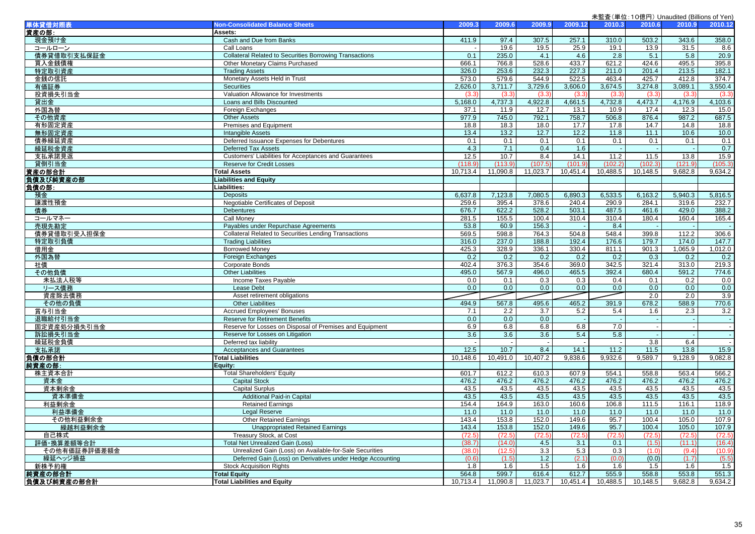未監査(単位:10億円) Unaudited (Billions of Yen)

| 単体貸借対照表 | Non-Consolidated Balance Sheets | 2009.3 | 2009.6 | 2009.9 | 2009.12 | 2010.3 | 2010.6 | 2010.9 | 2010.12 |
|---|---|---|---|---|---|---|---|---|---|
| 資産の部: | Assets: | | | | | | | | |
| 現金預け金 | Cash and Due from Banks | 411.9 | 97.4 | 307.5 | 257.1 | 310.0 | 503.2 | 343.6 | 358.0 |
| コールローン | Call Loans | - | 19.6 | 19.5 | 25.9 | 19.1 | 13.9 | 31.5 | 8.6 |
| 債券貸借取引支払保証金 | Collateral Related to Securities Borrowing Transactions | 0.1 | 235.0 | 4.1 | 4.6 | 2.8 | 5.1 | 5.8 | 20.9 |
| 買入金銭債権 | Other Monetary Claims Purchased | 666.1 | 766.8 | 528.6 | 433.7 | 621.2 | 424.6 | 495.5 | 395.8 |
| 特定取引資産 | Trading Assets | 326.0 | 253.6 | 232.3 | 227.3 | 211.0 | 201.4 | 213.5 | 182.1 |
| 金銭の信託 | Monetary Assets Held in Trust | 573.0 | 579.6 | 544.9 | 522.5 | 463.4 | 425.7 | 412.8 | 374.7 |
| 有価証券 | Securities | 2,626.0 | 3,711.7 | 3,729.6 | 3,606.0 | 3,674.5 | 3,274.8 | 3,089.1 | 3,550.4 |
| 投資損失引当金 | Valuation Allowance for Investments | (3.3) | (3.3) | (3.3) | (3.3) | (3.3) | (3.3) | (3.3) | (3.3) |
| 貸出金 | Loans and Bills Discounted | 5,168.0 | 4,737.3 | 4,922.8 | 4,661.5 | 4,732.8 | 4,473.7 | 4,176.9 | 4,103.6 |
| 外国為替 | Foreign Exchanges | 37.1 | 11.9 | 12.7 | 13.1 | 10.9 | 17.4 | 12.3 | 15.0 |
| その他資産 | Other Assets | 977.9 | 745.0 | 792.1 | 758.7 | 506.8 | 876.4 | 987.2 | 687.5 |
| 有形固定資産 | Premises and Equipment | 18.8 | 18.3 | 18.0 | 17.7 | 17.8 | 14.7 | 14.8 | 18.8 |
| 無形固定資産 | Intangible Assets | 13.4 | 13.2 | 12.7 | 12.2 | 11.8 | 11.1 | 10.6 | 10.0 |
| 債券繰延資産 | Deferred Issuance Expenses for Debentures | 0.1 | 0.1 | 0.1 | 0.1 | 0.1 | 0.1 | 0.1 | 0.1 |
| 繰延税金資産 | Deferred Tax Assets | 4.3 | 7.1 | 0.4 | 1.6 | - | - | - | 0.7 |
| 支払承諾見返 | Customers' Liabilities for Acceptances and Guarantees | 12.5 | 10.7 | 8.4 | 14.1 | 11.2 | 11.5 | 13.8 | 15.9 |
| 貸倒引当金 | Reserve for Credit Losses | (118.9) | (113.9) | (107.5) | (101.9) | (102.2) | (102.3) | (121.9) | (105.3) |
| 資産の部合計 | Total Assets | 10,713.4 | 11,090.8 | 11,023.7 | 10,451.4 | 10,488.5 | 10,148.5 | 9,682.8 | 9,634.2 |
| 負債及び純資産の部 | Liabilities and Equity | | | | | | | | |
| 負債の部: | Liabilities: | | | | | | | | |
| 預金 | Deposits | 6,637.8 | 7,123.8 | 7,080.5 | 6,890.3 | 6,533.5 | 6,163.2 | 5,940.3 | 5,816.5 |
| 譲渡性預金 | Negotiable Certificates of Deposit | 259.6 | 395.4 | 378.6 | 240.4 | 290.9 | 284.1 | 319.6 | 232.7 |
| 債券 | Debentures | 676.7 | 622.2 | 528.2 | 503.1 | 487.5 | 461.6 | 429.0 | 388.2 |
| コールマネー | Call Money | 281.5 | 155.5 | 100.4 | 310.4 | 310.4 | 180.4 | 160.4 | 165.4 |
| 売現先勘定 | Payables under Repurchase Agreements | 53.8 | 60.9 | 156.3 | - | 8.4 | - | - | - |
| 債券貸借取引受入担保金 | Collateral Related to Securities Lending Transactions | 569.5 | 598.8 | 764.3 | 504.8 | 548.4 | 399.8 | 112.2 | 306.6 |
| 特定取引負債 | Trading Liabilities | 316.0 | 237.0 | 188.8 | 192.4 | 176.6 | 179.7 | 174.0 | 147.7 |
| 借用金 | Borrowed Money | 425.3 | 328.9 | 336.1 | 330.4 | 811.1 | 901.3 | 1,065.9 | 1,012.0 |
| 外国為替 | Foreign Exchanges | 0.2 | 0.2 | 0.2 | 0.2 | 0.2 | 0.3 | 0.2 | 0.2 |
| 社債 | Corporate Bonds | 402.4 | 376.3 | 354.6 | 369.0 | 342.5 | 321.4 | 313.0 | 219.3 |
| その他負債 | Other Liabilities | 495.0 | 567.9 | 496.0 | 465.5 | 392.4 | 680.4 | 591.2 | 774.6 |
| 未払法人税等 | Income Taxes Payable | 0.0 | 0.1 | 0.3 | 0.3 | 0.4 | 0.1 | 0.2 | 0.0 |
| リース債務 | Lease Debt | 0.0 | 0.0 | 0.0 | 0.0 | 0.0 | 0.0 | 0.0 | 0.0 |
| 資産除去債務 | Asset retirement obligations | | | | | | 2.0 | 2.0 | 3.9 |
| その他の負債 | Other Liabilities | 494.9 | 567.8 | 495.6 | 465.2 | 391.9 | 678.2 | 588.9 | 770.6 |
| 賞与引当金 | Accrued Employees' Bonuses | 7.1 | 2.2 | 3.7 | 5.2 | 5.4 | 1.6 | 2.3 | 3.2 |
| 退職給付引当金 | Reserve for Retirement Benefits | 0.0 | 0.0 | 0.0 | - | - | - | - | - |
| 固定資産処分損失引当金 | Reserve for Losses on Disposal of Premises and Equipment | 6.9 | 6.8 | 6.8 | 6.8 | 7.0 | - | - | - |
| 訴訟損失引当金 | Reserve for Losses on Litigation | 3.6 | 3.6 | 3.6 | 5.4 | 5.8 | - | - | - |
| 繰延税金負債 | Deferred tax liability | - | - | - | - | - | 3.8 | 6.4 | - |
| 支払承諾 | Acceptances and Guarantees | 12.5 | 10.7 | 8.4 | 14.1 | 11.2 | 11.5 | 13.8 | 15.9 |
| 負債の部合計 | Total Liabilities | 10,148.6 | 10,491.0 | 10,407.2 | 9,838.6 | 9,932.6 | 9,589.7 | 9,128.9 | 9,082.8 |
| 純資産の部: | Equity: | | | | | | | | |
| 株主資本合計 | Total Shareholders' Equity | 601.7 | 612.2 | 610.3 | 607.9 | 554.1 | 558.8 | 563.4 | 566.2 |
| 資本金 | Capital Stock | 476.2 | 476.2 | 476.2 | 476.2 | 476.2 | 476.2 | 476.2 | 476.2 |
| 資本剰余金 | Capital Surplus | 43.5 | 43.5 | 43.5 | 43.5 | 43.5 | 43.5 | 43.5 | 43.5 |
| 資本準備金 | Additional Paid-in Capital | 43.5 | 43.5 | 43.5 | 43.5 | 43.5 | 43.5 | 43.5 | 43.5 |
| 利益剰余金 | Retained Earnings | 154.4 | 164.9 | 163.0 | 160.6 | 106.8 | 111.5 | 116.1 | 118.9 |
| 利益準備金 | Legal Reserve | 11.0 | 11.0 | 11.0 | 11.0 | 11.0 | 11.0 | 11.0 | 11.0 |
| その他利益剰余金 | Other Retained Earnings | 143.4 | 153.8 | 152.0 | 149.6 | 95.7 | 100.4 | 105.0 | 107.9 |
| 繰越利益剰余金 | Unappropriated Retained Earnings | 143.4 | 153.8 | 152.0 | 149.6 | 95.7 | 100.4 | 105.0 | 107.9 |
| 自己株式 | Treasury Stock, at Cost | (72.5) | (72.5) | (72.5) | (72.5) | (72.5) | (72.5) | (72.5) | (72.5) |
| 評価・換算差額等合計 | Total Net Unrealized Gain (Loss) | (38.7) | (14.0) | 4.5 | 3.1 | 0.1 | (1.5) | (11.1) | (16.4) |
| その他有価証券評価差額金 | Unrealized Gain (Loss) on Available-for-Sale Securities | (38.0) | (12.5) | 3.3 | 5.3 | 0.3 | (1.0) | (9.4) | (10.9) |
| 繰延ヘッジ損益 | Deferred Gain (Loss) on Derivatives under Hedge Accounting | (0.6) | (1.5) | 1.2 | (2.1) | (0.0) | (0.0) | (1.7) | (5.5) |
| 新株予約権 | Stock Acquisition Rights | 1.8 | 1.6 | 1.5 | 1.6 | 1.6 | 1.5 | 1.6 | 1.5 |
| 純資産の部合計 | Total Equity | 564.8 | 599.7 | 616.4 | 612.7 | 555.9 | 558.8 | 553.8 | 551.3 |
| 負債及び純資産の部合計 | Total Liabilities and Equity | 10,713.4 | 11,090.8 | 11,023.7 | 10,451.4 | 10,488.5 | 10,148.5 | 9,682.8 | 9,634.2 |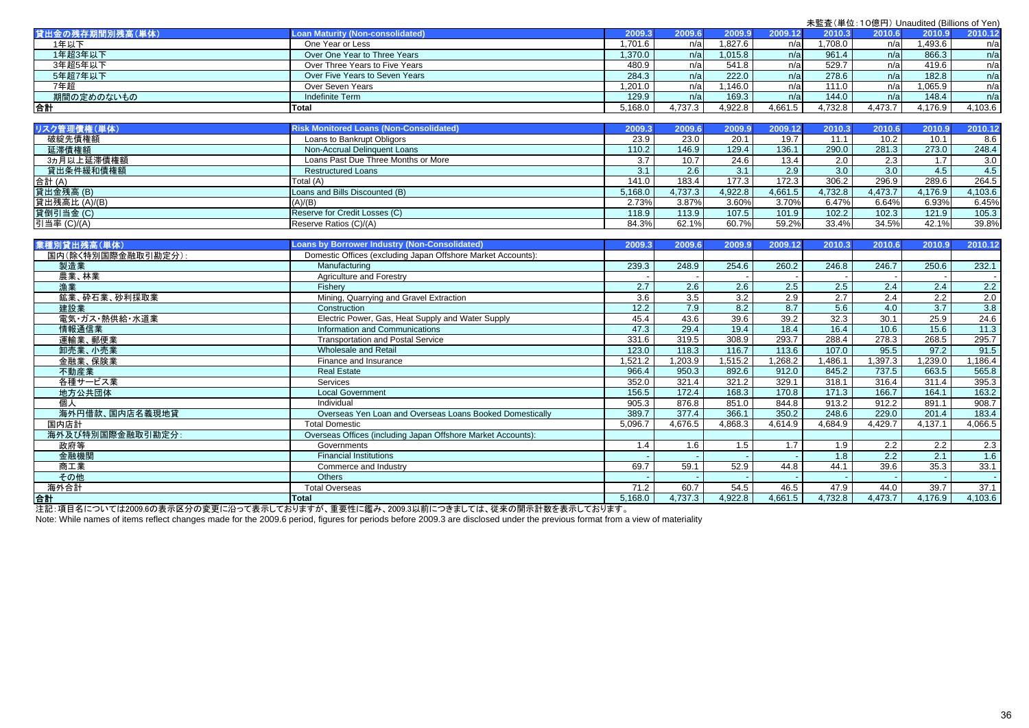未監査(単位:10億円) Unaudited (Billions of Yen)

| 貸出金の残存期間別残高(単体) | Loan Maturity (Non-consolidated) | 2009.3 | 2009.6 | 2009.9 | 2009.12 | 2010.3 | 2010.6 | 2010.9 | 2010.12 |
|---|---|---|---|---|---|---|---|---|---|
| 1年以下 | One Year or Less | 1,701.6 | n/a | 1,827.6 | n/a | 1,708.0 | n/a | 1,493.6 | n/a |
| 1年超3年以下 | Over One Year to Three Years | 1,370.0 | n/a | 1,015.8 | n/a | 961.4 | n/a | 866.3 | n/a |
| 3年超5年以下 | Over Three Years to Five Years | 480.9 | n/a | 541.8 | n/a | 529.7 | n/a | 419.6 | n/a |
| 5年超7年以下 | Over Five Years to Seven Years | 284.3 | n/a | 222.0 | n/a | 278.6 | n/a | 182.8 | n/a |
| 7年超 | Over Seven Years | 1,201.0 | n/a | 1,146.0 | n/a | 111.0 | n/a | 1,065.9 | n/a |
| 期間の定めのないもの | Indefinite Term | 129.9 | n/a | 169.3 | n/a | 144.0 | n/a | 148.4 | n/a |
| 合計 | Total | 5,168.0 | 4,737.3 | 4,922.8 | 4,661.5 | 4,732.8 | 4,473.7 | 4,176.9 | 4,103.6 |

| リスク管理債権(単体) | Risk Monitored Loans (Non-Consolidated) | 2009.3 | 2009.6 | 2009.9 | 2009.12 | 2010.3 | 2010.6 | 2010.9 | 2010.12 |
|---|---|---|---|---|---|---|---|---|---|
| 破綻先債権額 | Loans to Bankrupt Obligors | 23.9 | 23.0 | 20.1 | 19.7 | 11.1 | 10.2 | 10.1 | 8.6 |
| 延滞債権額 | Non-Accrual Delinquent Loans | 110.2 | 146.9 | 129.4 | 136.1 | 290.0 | 281.3 | 273.0 | 248.4 |
| 3ヵ月以上延滞債権額 | Loans Past Due Three Months or More | 3.7 | 10.7 | 24.6 | 13.4 | 2.0 | 2.3 | 1.7 | 3.0 |
| 貸出条件緩和債権額 | Restructured Loans | 3.1 | 2.6 | 3.1 | 2.9 | 3.0 | 3.0 | 4.5 | 4.5 |
| 合計 (A) | Total (A) | 141.0 | 183.4 | 177.3 | 172.3 | 306.2 | 296.9 | 289.6 | 264.5 |
| 貸出金残高 (B) | Loans and Bills Discounted (B) | 5,168.0 | 4,737.3 | 4,922.8 | 4,661.5 | 4,732.8 | 4,473.7 | 4,176.9 | 4,103.6 |
| 貸出残高比 (A)/(B) | (A)/(B) | 2.73% | 3.87% | 3.60% | 3.70% | 6.47% | 6.64% | 6.93% | 6.45% |
| 貸倒引当金 (C) | Reserve for Credit Losses (C) | 118.9 | 113.9 | 107.5 | 101.9 | 102.2 | 102.3 | 121.9 | 105.3 |
| 引当率 (C)/(A) | Reserve Ratios (C)/(A) | 84.3% | 62.1% | 60.7% | 59.2% | 33.4% | 34.5% | 42.1% | 39.8% |

| 業種別貸出残高(単体) | Loans by Borrower Industry (Non-Consolidated) | 2009.3 | 2009.6 | 2009.9 | 2009.12 | 2010.3 | 2010.6 | 2010.9 | 2010.12 |
|---|---|---|---|---|---|---|---|---|---|
| 国内(除く特別国際金融取引勘定分): | Domestic Offices (excluding Japan Offshore Market Accounts): | | | | | | | | |
| 製造業 | Manufacturing | 239.3 | 248.9 | 254.6 | 260.2 | 246.8 | 246.7 | 250.6 | 232.1 |
| 農業、林業 | Agriculture and Forestry | - | - | - | - | - | - | - | - |
| 漁業 | Fishery | 2.7 | 2.6 | 2.6 | 2.5 | 2.5 | 2.4 | 2.4 | 2.2 |
| 鉱業、砕石業、砂利採取業 | Mining, Quarrying and Gravel Extraction | 3.6 | 3.5 | 3.2 | 2.9 | 2.7 | 2.4 | 2.2 | 2.0 |
| 建設業 | Construction | 12.2 | 7.9 | 8.2 | 8.7 | 5.6 | 4.0 | 3.7 | 3.8 |
| 電気・ガス・熱供給・水道業 | Electric Power, Gas, Heat Supply and Water Supply | 45.4 | 43.6 | 39.6 | 39.2 | 32.3 | 30.1 | 25.9 | 24.6 |
| 情報通信業 | Information and Communications | 47.3 | 29.4 | 19.4 | 18.4 | 16.4 | 10.6 | 15.6 | 11.3 |
| 運輸業、郵便業 | Transportation and Postal Service | 331.6 | 319.5 | 308.9 | 293.7 | 288.4 | 278.3 | 268.5 | 295.7 |
| 卸売業、小売業 | Wholesale and Retail | 123.0 | 118.3 | 116.7 | 113.6 | 107.0 | 95.5 | 97.2 | 91.5 |
| 金融業、保険業 | Finance and Insurance | 1,521.2 | 1,203.9 | 1,515.2 | 1,268.2 | 1,486.1 | 1,397.3 | 1,239.0 | 1,186.4 |
| 不動産業 | Real Estate | 966.4 | 950.3 | 892.6 | 912.0 | 845.2 | 737.5 | 663.5 | 565.8 |
| 各種サービス業 | Services | 352.0 | 321.4 | 321.2 | 329.1 | 318.1 | 316.4 | 311.4 | 395.3 |
| 地方公共団体 | Local Government | 156.5 | 172.4 | 168.3 | 170.8 | 171.3 | 166.7 | 164.1 | 163.2 |
| 個人 | Individual | 905.3 | 876.8 | 851.0 | 844.8 | 913.2 | 912.2 | 891.1 | 908.7 |
| 海外円借款、国内店名義現地貸 | Overseas Yen Loan and Overseas Loans Booked Domestically | 389.7 | 377.4 | 366.1 | 350.2 | 248.6 | 229.0 | 201.4 | 183.4 |
| 国内店計 | Total Domestic | 5,096.7 | 4,676.5 | 4,868.3 | 4,614.9 | 4,684.9 | 4,429.7 | 4,137.1 | 4,066.5 |
| 海外及び特別国際金融取引勘定分: | Overseas Offices (including Japan Offshore Market Accounts): | | | | | | | | |
| 政府等 | Governments | 1.4 | 1.6 | 1.5 | 1.7 | 1.9 | 2.2 | 2.2 | 2.3 |
| 金融機関 | Financial Institutions | - | - | - | - | 1.8 | 2.2 | 2.1 | 1.6 |
| 商工業 | Commerce and Industry | 69.7 | 59.1 | 52.9 | 44.8 | 44.1 | 39.6 | 35.3 | 33.1 |
| その他 | Others | - | - | - | - | - | - | - | - |
| 海外合計 | Total Overseas | 71.2 | 60.7 | 54.5 | 46.5 | 47.9 | 44.0 | 39.7 | 37.1 |
| 合計 | Total | 5,168.0 | 4,737.3 | 4,922.8 | 4,661.5 | 4,732.8 | 4,473.7 | 4,176.9 | 4,103.6 |

注記:項目名については2009.6の表示区分の変更に沿って表示しておりますが、重要性に鑑み、2009.3以前につきましては、従来の開示計数を表示しております。

Note: While names of items reflect changes made for the 2009.6 period, figures for periods before 2009.3 are disclosed under the previous format from a view of materiality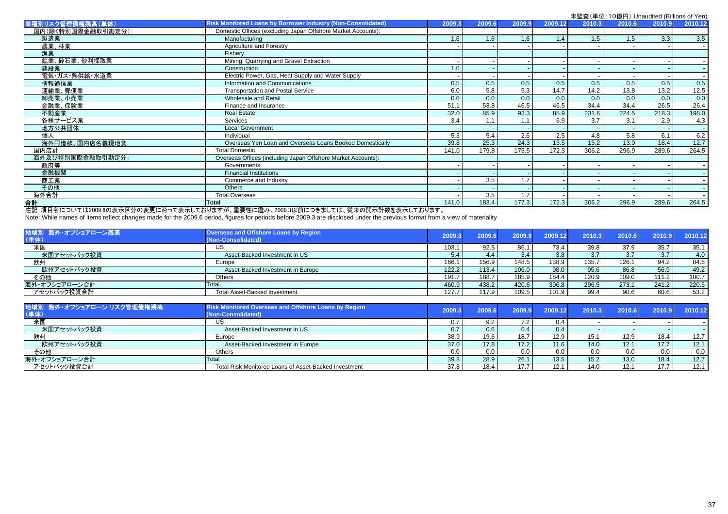未監査（単位：10億円）Unaudited (Billions of Yen)

| 業種別リスク管理債権残高（単体） | Risk Monitored Loans by Borrower Industry (Non-Consolidated) | 2009.3 | 2009.6 | 2009.9 | 2009.12 | 2010.3 | 2010.6 | 2010.9 | 2010.12 |
|---|---|---|---|---|---|---|---|---|---|
| 国内（除く特別国際金融取引勘定分）: | Domestic Offices (excluding Japan Offshore Market Accounts): | | | | | | | | |
| 製造業 | Manufacturing | 1.6 | 1.6 | 1.6 | 1.4 | 1.5 | 1.5 | 3.3 | 3.5 |
| 農業、林業 | Agriculture and Forestry | - | - | - | - | - | - | - | - |
| 漁業 | Fishery | - | - | - | - | - | - | - | - |
| 鉱業、砕石業、砂利採取業 | Mining, Quarrying and Gravel Extraction | - | - | - | - | - | - | - | - |
| 建設業 | Construction | 1.0 | - | - | - | - | - | - | - |
| 電気・ガス・熱供給・水道業 | Electric Power, Gas, Heat Supply and Water Supply | - | - | - | - | - | - | - | - |
| 情報通信業 | Information and Communications | 0.5 | 0.5 | 0.5 | 0.5 | 0.5 | 0.5 | 0.5 | 0.5 |
| 運輸業、郵便業 | Transportation and Postal Service | 6.0 | 5.8 | 5.3 | 14.7 | 14.2 | 13.8 | 13.2 | 12.5 |
| 卸売業、小売業 | Wholesale and Retail | 0.0 | 0.0 | 0.0 | 0.0 | 0.0 | 0.0 | 0.0 | 0.0 |
| 金融業、保険業 | Finance and Insurance | 51.1 | 53.8 | 46.5 | 46.5 | 34.4 | 34.4 | 26.5 | 26.4 |
| 不動産業 | Real Estate | 32.0 | 85.9 | 93.3 | 85.9 | 231.6 | 224.5 | 218.3 | 198.0 |
| 各種サービス業 | Services | 3.4 | 1.1 | 1.1 | 6.9 | 3.7 | 3.1 | 2.9 | 4.3 |
| 地方公共団体 | Local Government | - | - | - | - | - | - | - | - |
| 個人 | Individual | 5.3 | 5.4 | 2.6 | 2.5 | 4.8 | 5.8 | 6.1 | 6.2 |
| 海外円借款、国内店名義現地貸 | Overseas Yen Loan and Overseas Loans Booked Domestically | 39.8 | 25.3 | 24.3 | 13.5 | 15.2 | 13.0 | 18.4 | 12.7 |
| 国内店計 | Total Domestic | 141.0 | 179.8 | 175.5 | 172.3 | 306.2 | 296.9 | 289.6 | 264.5 |
| 海外及び特別国際金融取引勘定分: | Overseas Offices (including Japan Offshore Market Accounts): | | | | | | | | |
| 政府等 | Governments | - | - | - | - | - | - | - | - |
| 金融機関 | Financial Institutions | - | - | - | - | - | - | - | - |
| 商工業 | Commerce and Industry | - | 3.5 | 1.7 | - | - | - | - | - |
| その他 | Others | - | - | - | - | - | - | - | - |
| 海外合計 | Total Overseas | - | 3.5 | 1.7 | - | - | - | - | - |
| **合計** | **Total** | 141.0 | 183.4 | 177.3 | 172.3 | 306.2 | 296.9 | 289.6 | 264.5 |

注記：項目名については2009.6の表示区分の変更に沿って表示しておりますが、重要性に鑑み、2009.3以前につきましては、従来の開示計数を表示しております。
Note: While names of items reflect changes made for the 2009.6 period, figures for periods before 2009.3 are disclosed under the previous format from a view of materiality

| 地域別 海外・オフショアローン残高（単体） | Overseas and Offshore Loans by Region (Non-Consolidated) | 2009.3 | 2009.6 | 2009.9 | 2009.12 | 2010.3 | 2010.6 | 2010.9 | 2010.12 |
|---|---|---|---|---|---|---|---|---|---|
| 米国 | US | 103.1 | 92.5 | 86.1 | 73.4 | 39.8 | 37.9 | 35.7 | 35.1 |
| 米国アセットバック投資 | Asset-Backed Investment in US | 5.4 | 4.4 | 3.4 | 3.8 | 3.7 | 3.7 | 3.7 | 4.0 |
| 欧州 | Europe | 166.1 | 156.9 | 148.5 | 138.9 | 135.7 | 126.1 | 94.2 | 84.6 |
| 欧州アセットバック投資 | Asset-Backed Investment in Europe | 122.2 | 113.4 | 106.0 | 98.0 | 95.6 | 86.8 | 56.9 | 49.2 |
| その他 | Others | 191.7 | 188.7 | 185.9 | 184.4 | 120.9 | 109.0 | 111.2 | 100.7 |
| 海外・オフショアローン合計 | Total | 460.9 | 438.2 | 420.6 | 396.8 | 296.5 | 273.1 | 241.2 | 220.5 |
| アセットバック投資合計 | Total Asset-Backed Investment | 127.7 | 117.9 | 109.5 | 101.9 | 99.4 | 90.6 | 60.6 | 53.2 |

| 地域別 海外・オフショアローン リスク管理債権残高（単体） | Risk Monitored Overseas and Offshore Loans by Region (Non-Consolidated) | 2009.3 | 2009.6 | 2009.9 | 2009.12 | 2010.3 | 2010.6 | 2010.9 | 2010.12 |
|---|---|---|---|---|---|---|---|---|---|
| 米国 | US | 0.7 | 9.2 | 7.2 | 0.4 | - | - | - | - |
| 米国アセットバック投資 | Asset-Backed Investment in US | 0.7 | 0.6 | 0.4 | 0.4 | - | - | - | - |
| 欧州 | Europe | 38.9 | 19.6 | 18.7 | 12.9 | 15.1 | 12.9 | 18.4 | 12.7 |
| 欧州アセットバック投資 | Asset-Backed Investment in Europe | 37.0 | 17.8 | 17.2 | 11.6 | 14.0 | 12.1 | 17.7 | 12.1 |
| その他 | Others | 0.0 | 0.0 | 0.0 | 0.0 | 0.0 | 0.0 | 0.0 | 0.0 |
| 海外・オフショアローン合計 | Total | 39.8 | 28.9 | 26.1 | 13.5 | 15.2 | 13.0 | 18.4 | 12.7 |
| アセットバック投資合計 | Total Risk Monitored Loans of Asset-Backed Investment | 37.8 | 18.4 | 17.7 | 12.1 | 14.0 | 12.1 | 17.7 | 12.1 |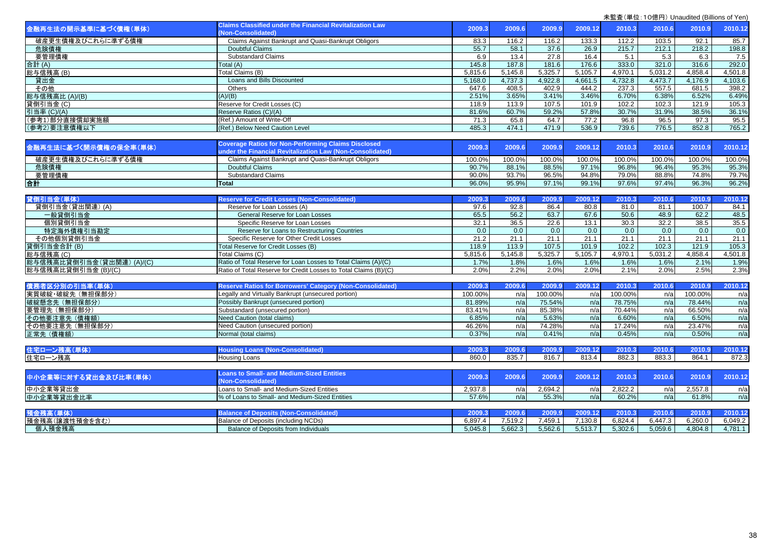未監査（単位：10億円）Unaudited (Billions of Yen)

| 金融再生法の開示基準に基づく債権（単体） | Claims Classified under the Financial Revitalization Law (Non-Consolidated) | 2009.3 | 2009.6 | 2009.9 | 2009.12 | 2010.3 | 2010.6 | 2010.9 | 2010.12 |
|---|---|---|---|---|---|---|---|---|---|
| 破産更生債権及びこれらに準ずる債権 | Claims Against Bankrupt and Quasi-Bankrupt Obligors | 83.3 | 116.2 | 116.2 | 133.3 | 112.2 | 103.5 | 92.1 | 85.7 |
| 危険債権 | Doubtful Claims | 55.7 | 58.1 | 37.6 | 26.9 | 215.7 | 212.1 | 218.2 | 198.8 |
| 要管理債権 | Substandard Claims | 6.9 | 13.4 | 27.8 | 16.4 | 5.1 | 5.3 | 6.3 | 7.5 |
| 合計 (A) | Total (A) | 145.8 | 187.8 | 181.6 | 176.6 | 333.0 | 321.0 | 316.6 | 292.0 |
| 総与信残高 (B) | Total Claims (B) | 5,815.6 | 5,145.8 | 5,325.7 | 5,105.7 | 4,970.1 | 5,031.2 | 4,858.4 | 4,501.8 |
| 貸出金 | Loans and Bills Discounted | 5,168.0 | 4,737.3 | 4,922.8 | 4,661.5 | 4,732.8 | 4,473.7 | 4,176.9 | 4,103.6 |
| その他 | Others | 647.6 | 408.5 | 402.9 | 444.2 | 237.3 | 557.5 | 681.5 | 398.2 |
| 総与信残高比 (A)/(B) | (A)/(B) | 2.51% | 3.65% | 3.41% | 3.46% | 6.70% | 6.38% | 6.52% | 6.49% |
| 貸倒引当金 (C) | Reserve for Credit Losses (C) | 118.9 | 113.9 | 107.5 | 101.9 | 102.2 | 102.3 | 121.9 | 105.3 |
| 引当率 (C)/(A) | Reserve Ratios (C)/(A) | 81.6% | 60.7% | 59.2% | 57.8% | 30.7% | 31.9% | 38.5% | 36.1% |
| (参考1)部分直接償却実施額 | (Ref.) Amount of Write-Off | 71.3 | 65.8 | 64.7 | 77.2 | 96.8 | 96.5 | 97.3 | 95.5 |
| (参考2)要注意債権以下 | (Ref.) Below Need Caution Level | 485.3 | 474.1 | 471.9 | 536.9 | 739.6 | 776.5 | 852.8 | 765.2 |

| 金融再生法に基づく開示債権の保全率(単体) | Coverage Ratios for Non-Performing Claims Disclosed under the Financial Revitalization Law (Non-Consolidated) | 2009.3 | 2009.6 | 2009.9 | 2009.12 | 2010.3 | 2010.6 | 2010.9 | 2010.12 |
|---|---|---|---|---|---|---|---|---|---|
| 破産更生債権及びこれらに準ずる債権 | Claims Against Bankrupt and Quasi-Bankrupt Obligors | 100.0% | 100.0% | 100.0% | 100.0% | 100.0% | 100.0% | 100.0% | 100.0% |
| 危険債権 | Doubtful Claims | 90.7% | 88.1% | 88.5% | 97.1% | 96.8% | 96.4% | 95.3% | 95.3% |
| 要管理債権 | Substandard Claims | 90.0% | 93.7% | 96.5% | 94.8% | 79.0% | 88.8% | 74.8% | 79.7% |
| 合計 | Total | 96.0% | 95.9% | 97.1% | 99.1% | 97.6% | 97.4% | 96.3% | 96.2% |

| 貸倒引当金(単体) | Reserve for Credit Losses (Non-Consolidated) | 2009.3 | 2009.6 | 2009.9 | 2009.12 | 2010.3 | 2010.6 | 2010.9 | 2010.12 |
|---|---|---|---|---|---|---|---|---|---|
| 貸倒引当金(貸出関連) (A) | Reserve for Loan Losses (A) | 97.6 | 92.8 | 86.4 | 80.8 | 81.0 | 81.1 | 100.7 | 84.1 |
| 一般貸倒引当金 | General Reserve for Loan Losses | 65.5 | 56.2 | 63.7 | 67.6 | 50.6 | 48.9 | 62.2 | 48.5 |
| 個別貸倒引当金 | Specific Reserve for Loan Losses | 32.1 | 36.5 | 22.6 | 13.1 | 30.3 | 32.2 | 38.5 | 35.5 |
| 特定海外債権引当勘定 | Reserve for Loans to Restructuring Countries | 0.0 | 0.0 | 0.0 | 0.0 | 0.0 | 0.0 | 0.0 | 0.0 |
| その他個別貸倒引当金 | Specific Reserve for Other Credit Losses | 21.2 | 21.1 | 21.1 | 21.1 | 21.1 | 21.1 | 21.1 | 21.1 |
| 貸倒引当金合計 (B) | Total Reserve for Credit Losses (B) | 118.9 | 113.9 | 107.5 | 101.9 | 102.2 | 102.3 | 121.9 | 105.3 |
| 総与信残高 (C) | Total Claims (C) | 5,815.6 | 5,145.8 | 5,325.7 | 5,105.7 | 4,970.1 | 5,031.2 | 4,858.4 | 4,501.8 |
| 総与信残高比貸倒引当金(貸出関連) (A)/(C) | Ratio of Total Reserve for Loan Losses to Total Claims (A)/(C) | 1.7% | 1.8% | 1.6% | 1.6% | 1.6% | 1.6% | 2.1% | 1.9% |
| 総与信残高比貸倒引当金 (B)/(C) | Ratio of Total Reserve for Credit Losses to Total Claims (B)/(C) | 2.0% | 2.2% | 2.0% | 2.0% | 2.1% | 2.0% | 2.5% | 2.3% |

| 債務者区分別の引当率(単体) | Reserve Ratios for Borrowers' Category (Non-Consolidated) | 2009.3 | 2009.6 | 2009.9 | 2009.12 | 2010.3 | 2010.6 | 2010.9 | 2010.12 |
|---|---|---|---|---|---|---|---|---|---|
| 実質破綻・破綻先（無担保部分） | Legally and Virtually Bankrupt (unsecured portion) | 100.00% | n/a | 100.00% | n/a | 100.00% | n/a | 100.00% | n/a |
| 破綻懸念先（無担保部分） | Possibly Bankrupt (unsecured portion) | 81.89% | n/a | 75.54% | n/a | 78.75% | n/a | 78.44% | n/a |
| 要管理先（無担保部分） | Substandard (unsecured portion) | 83.41% | n/a | 85.38% | n/a | 70.44% | n/a | 66.50% | n/a |
| その他要注意先（債権額） | Need Caution (total claims) | 6.85% | n/a | 5.63% | n/a | 6.60% | n/a | 6.50% | n/a |
| その他要注意先（無担保部分） | Need Caution (unsecured portion) | 46.26% | n/a | 74.28% | n/a | 17.24% | n/a | 23.47% | n/a |
| 正常先（債権額） | Normal (total claims) | 0.37% | n/a | 0.41% | n/a | 0.45% | n/a | 0.50% | n/a |

| 住宅ローン残高(単体) | Housing Loans (Non-Consolidated) | 2009.3 | 2009.6 | 2009.9 | 2009.12 | 2010.3 | 2010.6 | 2010.9 | 2010.12 |
|---|---|---|---|---|---|---|---|---|---|
| 住宅ローン残高 | Housing Loans | 860.0 | 835.7 | 816.7 | 813.4 | 882.3 | 883.3 | 864.1 | 872.3 |

| 中小企業等に対する貸出金及び比率(単体) | Loans to Small- and Medium-Sized Entities (Non-Consolidated) | 2009.3 | 2009.6 | 2009.9 | 2009.12 | 2010.3 | 2010.6 | 2010.9 | 2010.12 |
|---|---|---|---|---|---|---|---|---|---|
| 中小企業等貸出金 | Loans to Small- and Medium-Sized Entities | 2,937.8 | n/a | 2,694.2 | n/a | 2,822.2 | n/a | 2,557.8 | n/a |
| 中小企業等貸出金比率 | % of Loans to Small- and Medium-Sized Entities | 57.6% | n/a | 55.3% | n/a | 60.2% | n/a | 61.8% | n/a |

| 預金残高(単体) | Balance of Deposits (Non-Consolidated) | 2009.3 | 2009.6 | 2009.9 | 2009.12 | 2010.3 | 2010.6 | 2010.9 | 2010.12 |
|---|---|---|---|---|---|---|---|---|---|
| 預金残高(譲渡性預金を含む) | Balance of Deposits (including NCDs) | 6,897.4 | 7,519.2 | 7,459.1 | 7,130.8 | 6,824.4 | 6,447.3 | 6,260.0 | 6,049.2 |
| 個人預金残高 | Balance of Deposits from Individuals | 5,045.8 | 5,662.3 | 5,562.6 | 5,513.7 | 5,302.6 | 5,059.6 | 4,804.8 | 4,781.1 |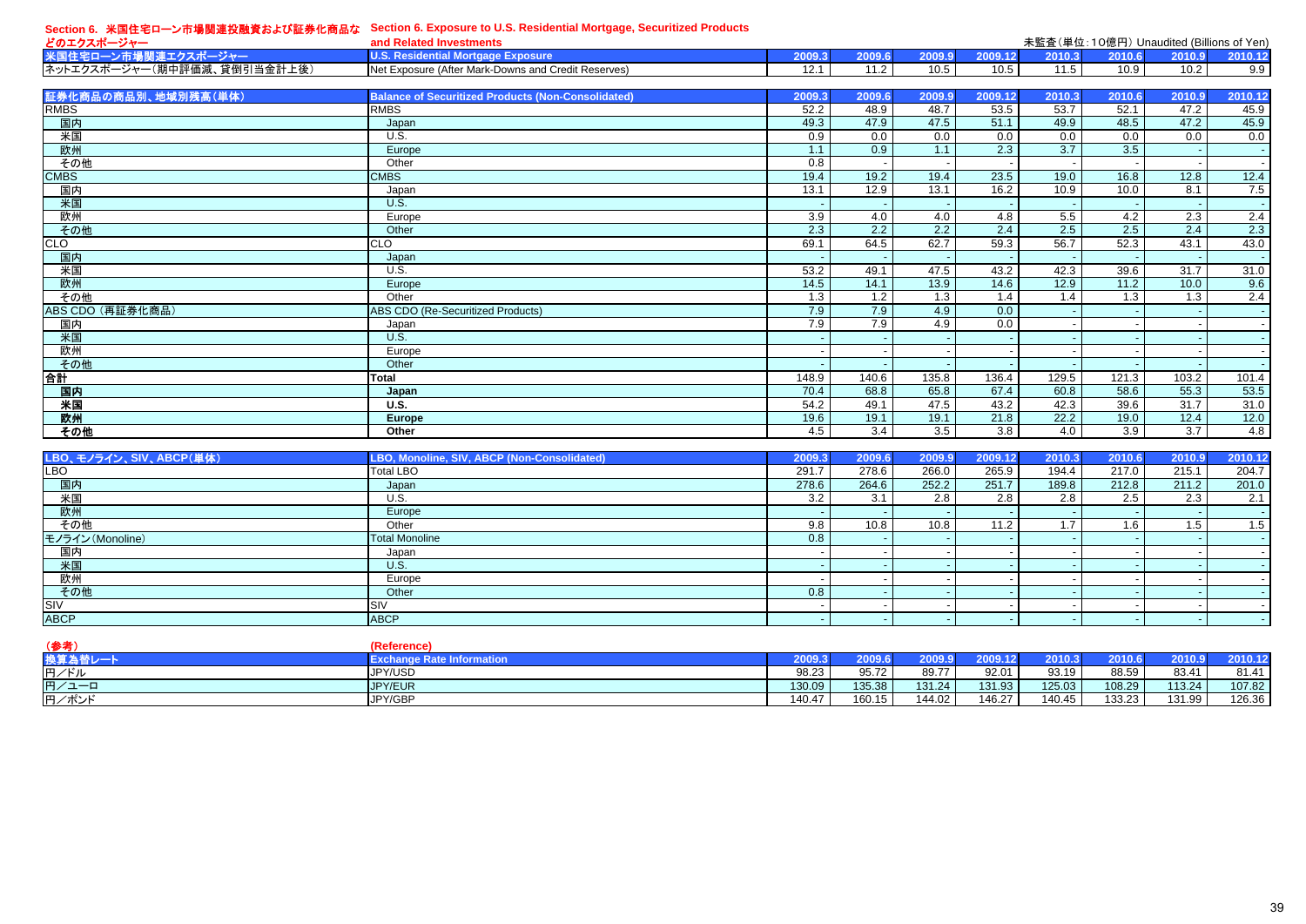## Section 6. 米国住宅ローン市場関連投融資および証券化商品などのエクスポージャー / Section 6. Exposure to U.S. Residential Mortgage, Securitized Products and Related Investments

未監査（単位：10億円） Unaudited (Billions of Yen)

| 米国住宅ローン市場関連エクスポージャー | U.S. Residential Mortgage Exposure | 2009.3 | 2009.6 | 2009.9 | 2009.12 | 2010.3 | 2010.6 | 2010.9 | 2010.12 |
|---|---|---|---|---|---|---|---|---|---|
| ネットエクスポージャー（期中評価減、貸倒引当金計上後） | Net Exposure (After Mark-Downs and Credit Reserves) | 12.1 | 11.2 | 10.5 | 10.5 | 11.5 | 10.9 | 10.2 | 9.9 |

| 証券化商品の商品別、地域別残高（単体） | Balance of Securitized Products (Non-Consolidated) | 2009.3 | 2009.6 | 2009.9 | 2009.12 | 2010.3 | 2010.6 | 2010.9 | 2010.12 |
|---|---|---|---|---|---|---|---|---|---|
| RMBS | RMBS | 52.2 | 48.9 | 48.7 | 53.5 | 53.7 | 52.1 | 47.2 | 45.9 |
| 国内 | Japan | 49.3 | 47.9 | 47.5 | 51.1 | 49.9 | 48.5 | 47.2 | 45.9 |
| 米国 | U.S. | 0.9 | 0.0 | 0.0 | 0.0 | 0.0 | 0.0 | 0.0 | 0.0 |
| 欧州 | Europe | 1.1 | 0.9 | 1.1 | 2.3 | 3.7 | 3.5 | - | - |
| その他 | Other | 0.8 | - | - | - | - | - | - | - |
| CMBS | CMBS | 19.4 | 19.2 | 19.4 | 23.5 | 19.0 | 16.8 | 12.8 | 12.4 |
| 国内 | Japan | 13.1 | 12.9 | 13.1 | 16.2 | 10.9 | 10.0 | 8.1 | 7.5 |
| 米国 | U.S. | - | - | - | - | - | - | - | - |
| 欧州 | Europe | 3.9 | 4.0 | 4.0 | 4.8 | 5.5 | 4.2 | 2.3 | 2.4 |
| その他 | Other | 2.3 | 2.2 | 2.2 | 2.4 | 2.5 | 2.5 | 2.4 | 2.3 |
| CLO | CLO | 69.1 | 64.5 | 62.7 | 59.3 | 56.7 | 52.3 | 43.1 | 43.0 |
| 国内 | Japan | - | - | - | - | - | - | - | - |
| 米国 | U.S. | 53.2 | 49.1 | 47.5 | 43.2 | 42.3 | 39.6 | 31.7 | 31.0 |
| 欧州 | Europe | 14.5 | 14.1 | 13.9 | 14.6 | 12.9 | 11.2 | 10.0 | 9.6 |
| その他 | Other | 1.3 | 1.2 | 1.3 | 1.4 | 1.4 | 1.3 | 1.3 | 2.4 |
| ABS CDO（再証券化商品） | ABS CDO (Re-Securitized Products) | 7.9 | 7.9 | 4.9 | 0.0 | - | - | - | - |
| 国内 | Japan | 7.9 | 7.9 | 4.9 | 0.0 | - | - | - | - |
| 米国 | U.S. | - | - | - | - | - | - | - | - |
| 欧州 | Europe | - | - | - | - | - | - | - | - |
| その他 | Other | - | - | - | - | - | - | - | - |
| **合計** | **Total** | 148.9 | 140.6 | 135.8 | 136.4 | 129.5 | 121.3 | 103.2 | 101.4 |
| **国内** | **Japan** | 70.4 | 68.8 | 65.8 | 67.4 | 60.8 | 58.6 | 55.3 | 53.5 |
| **米国** | **U.S.** | 54.2 | 49.1 | 47.5 | 43.2 | 42.3 | 39.6 | 31.7 | 31.0 |
| **欧州** | **Europe** | 19.6 | 19.1 | 19.1 | 21.8 | 22.2 | 19.0 | 12.4 | 12.0 |
| **その他** | **Other** | 4.5 | 3.4 | 3.5 | 3.8 | 4.0 | 3.9 | 3.7 | 4.8 |

| LBO、モノライン、SIV、ABCP（単体） | LBO, Monoline, SIV, ABCP (Non-Consolidated) | 2009.3 | 2009.6 | 2009.9 | 2009.12 | 2010.3 | 2010.6 | 2010.9 | 2010.12 |
|---|---|---|---|---|---|---|---|---|---|
| LBO | Total LBO | 291.7 | 278.6 | 266.0 | 265.9 | 194.4 | 217.0 | 215.1 | 204.7 |
| 国内 | Japan | 278.6 | 264.6 | 252.2 | 251.7 | 189.8 | 212.8 | 211.2 | 201.0 |
| 米国 | U.S. | 3.2 | 3.1 | 2.8 | 2.8 | 2.8 | 2.5 | 2.3 | 2.1 |
| 欧州 | Europe | - | - | - | - | - | - | - | - |
| その他 | Other | 9.8 | 10.8 | 10.8 | 11.2 | 1.7 | 1.6 | 1.5 | 1.5 |
| モノライン（Monoline） | Total Monoline | 0.8 | - | - | - | - | - | - | - |
| 国内 | Japan | - | - | - | - | - | - | - | - |
| 米国 | U.S. | - | - | - | - | - | - | - | - |
| 欧州 | Europe | - | - | - | - | - | - | - | - |
| その他 | Other | 0.8 | - | - | - | - | - | - | - |
| SIV | SIV | - | - | - | - | - | - | - | - |
| ABCP | ABCP | - | - | - | - | - | - | - | - |

（参考） (Reference)

| 換算為替レート | Exchange Rate Information | 2009.3 | 2009.6 | 2009.9 | 2009.12 | 2010.3 | 2010.6 | 2010.9 | 2010.12 |
|---|---|---|---|---|---|---|---|---|---|
| 円／ドル | JPY/USD | 98.23 | 95.72 | 89.77 | 92.01 | 93.19 | 88.59 | 83.41 | 81.41 |
| 円／ユーロ | JPY/EUR | 130.09 | 135.38 | 131.24 | 131.93 | 125.03 | 108.29 | 113.24 | 107.82 |
| 円／ポンド | JPY/GBP | 140.47 | 160.15 | 144.02 | 146.27 | 140.45 | 133.23 | 131.99 | 126.36 |